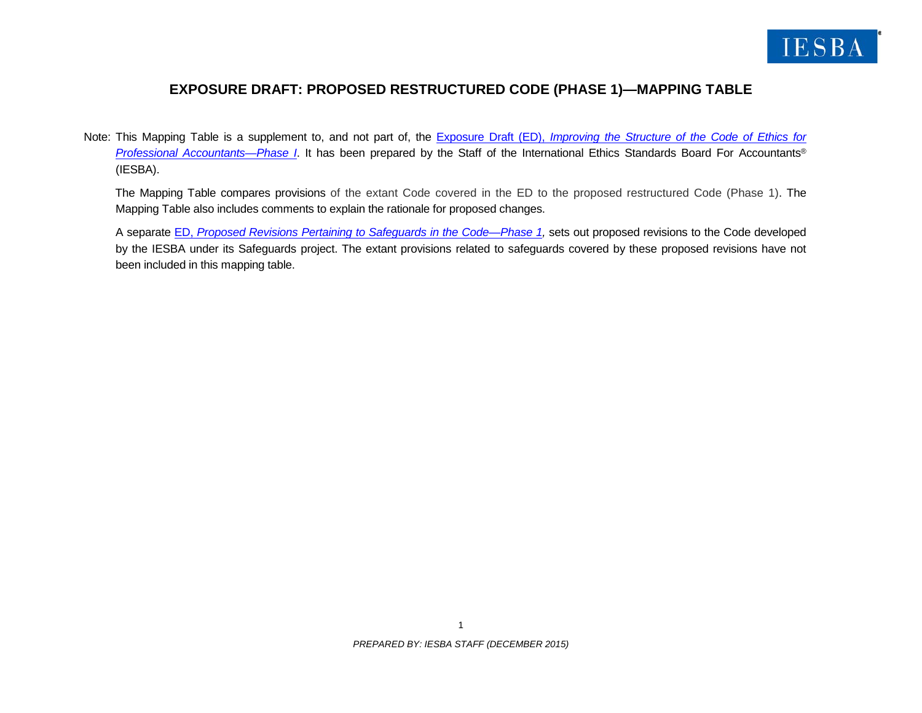# EXPOSURE DRAFT: PROPOSED RESTRUCTURED CODE (PHASE 1)—MAPPING TABLE

Note: This Mapping Table is a supplement to, and not part of, the [Exposure Draft (ED), *Improving the Structure of the Code of Ethics for Professional Accountants—Phase I*](). It has been prepared by the Staff of the International Ethics Standards Board For Accountants® (IESBA).

The Mapping Table compares provisions of the extant Code covered in the ED to the proposed restructured Code (Phase 1). The Mapping Table also includes comments to explain the rationale for proposed changes.

A separate [ED, *Proposed Revisions Pertaining to Safeguards in the Code—Phase 1*](), sets out proposed revisions to the Code developed by the IESBA under its Safeguards project. The extant provisions related to safeguards covered by these proposed revisions have not been included in this mapping table.

*PREPARED BY: IESBA STAFF (DECEMBER 2015)*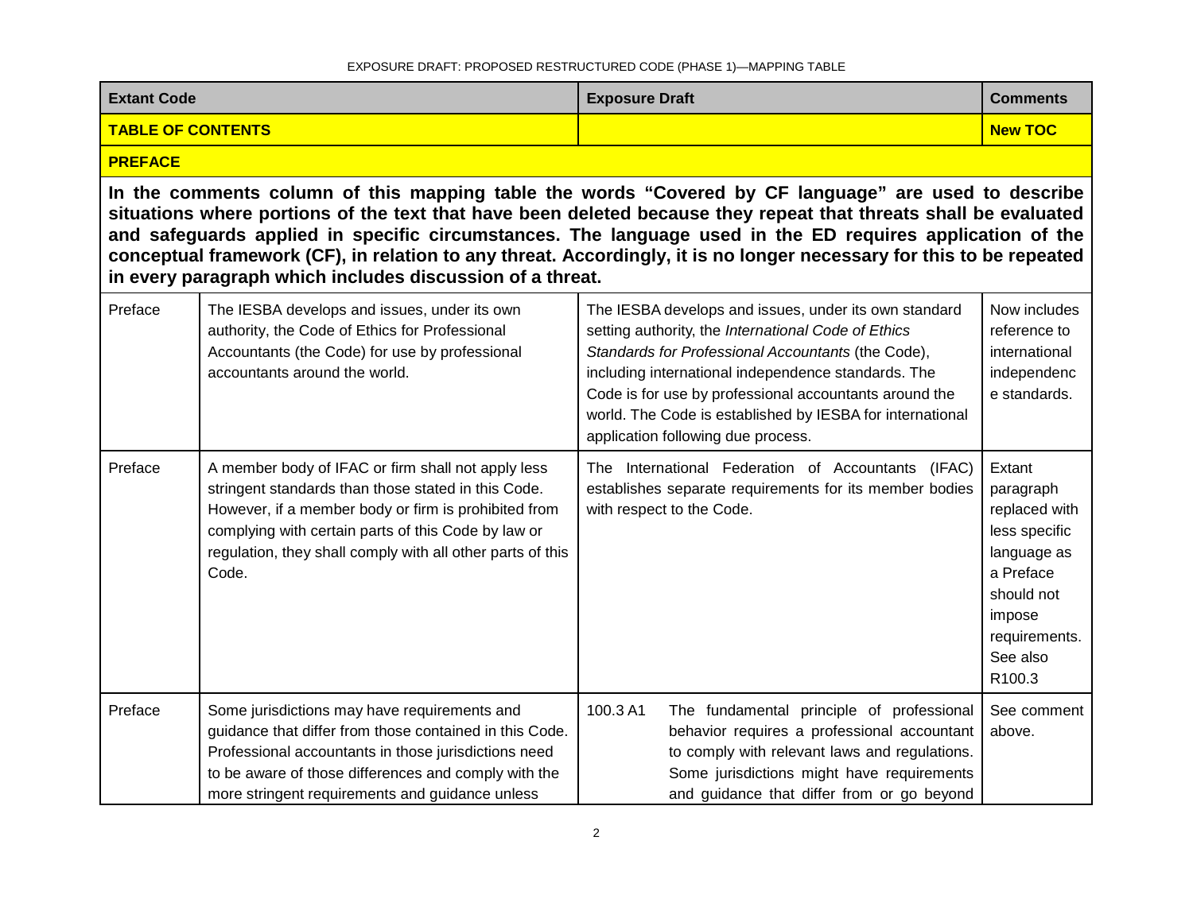| Extant Code | | Exposure Draft | Comments |
|---|---|---|---|
| **TABLE OF CONTENTS** | | | **New TOC** |
| **PREFACE** | | | |
| **In the comments column of this mapping table the words "Covered by CF language" are used to describe situations where portions of the text that have been deleted because they repeat that threats shall be evaluated and safeguards applied in specific circumstances. The language used in the ED requires application of the conceptual framework (CF), in relation to any threat. Accordingly, it is no longer necessary for this to be repeated in every paragraph which includes discussion of a threat.** | | | |
| Preface | The IESBA develops and issues, under its own authority, the Code of Ethics for Professional Accountants (the Code) for use by professional accountants around the world. | The IESBA develops and issues, under its own standard setting authority, the *International Code of Ethics Standards for Professional Accountants* (the Code), including international independence standards. The Code is for use by professional accountants around the world. The Code is established by IESBA for international application following due process. | Now includes reference to international independence standards. |
| Preface | A member body of IFAC or firm shall not apply less stringent standards than those stated in this Code. However, if a member body or firm is prohibited from complying with certain parts of this Code by law or regulation, they shall comply with all other parts of this Code. | The International Federation of Accountants (IFAC) establishes separate requirements for its member bodies with respect to the Code. | Extant paragraph replaced with less specific language as a Preface should not impose requirements. See also R100.3 |
| Preface | Some jurisdictions may have requirements and guidance that differ from those contained in this Code. Professional accountants in those jurisdictions need to be aware of those differences and comply with the more stringent requirements and guidance unless | 100.3 A1 The fundamental principle of professional behavior requires a professional accountant to comply with relevant laws and regulations. Some jurisdictions might have requirements and guidance that differ from or go beyond | See comment above. |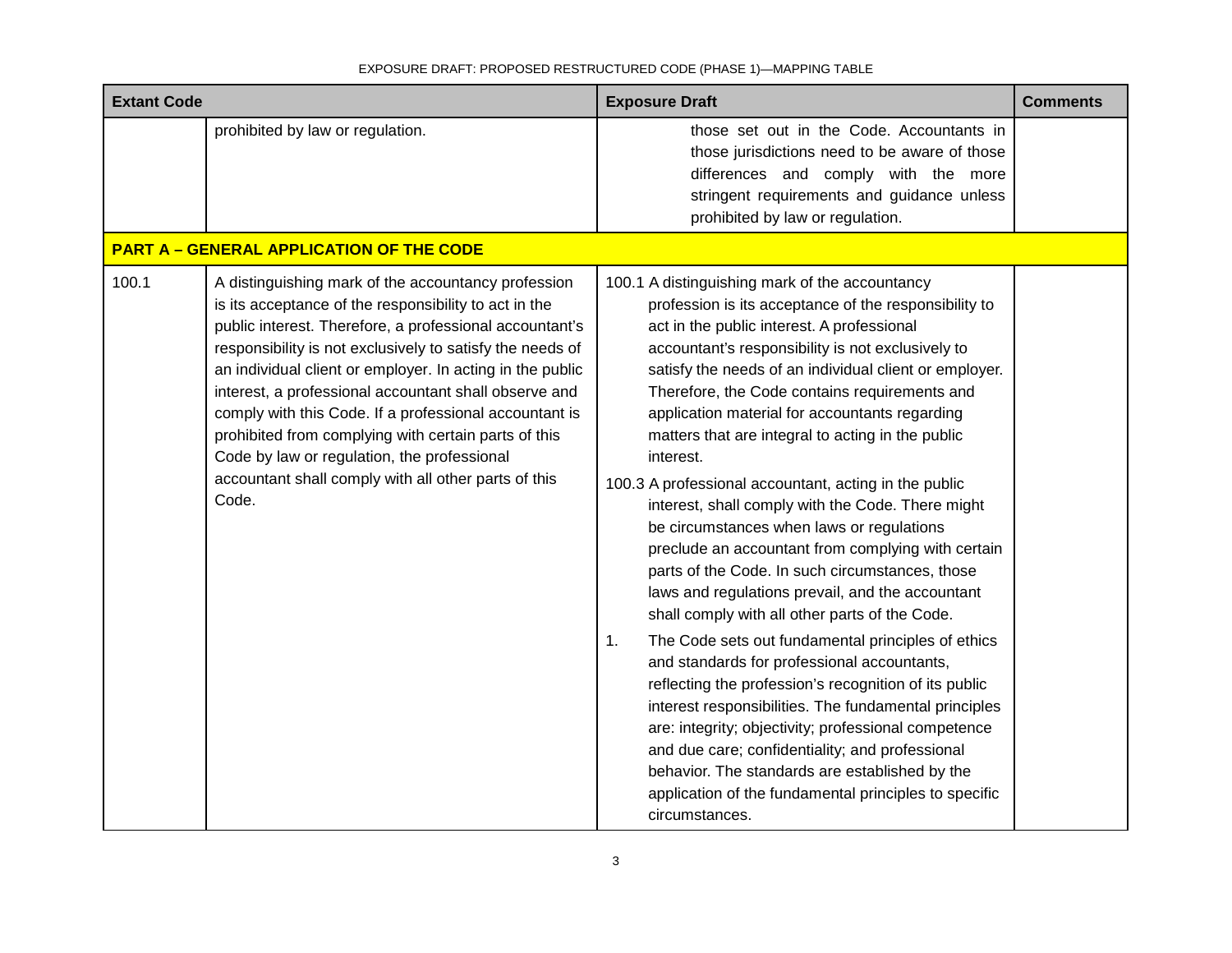| Extant Code | | Exposure Draft | Comments |
|---|---|---|---|
| | prohibited by law or regulation. | those set out in the Code. Accountants in those jurisdictions need to be aware of those differences and comply with the more stringent requirements and guidance unless prohibited by law or regulation. | |
| **PART A – GENERAL APPLICATION OF THE CODE** | | | |
| 100.1 | A distinguishing mark of the accountancy profession is its acceptance of the responsibility to act in the public interest. Therefore, a professional accountant's responsibility is not exclusively to satisfy the needs of an individual client or employer. In acting in the public interest, a professional accountant shall observe and comply with this Code. If a professional accountant is prohibited from complying with certain parts of this Code by law or regulation, the professional accountant shall comply with all other parts of this Code. | 100.1 A distinguishing mark of the accountancy profession is its acceptance of the responsibility to act in the public interest. A professional accountant's responsibility is not exclusively to satisfy the needs of an individual client or employer. Therefore, the Code contains requirements and application material for accountants regarding matters that are integral to acting in the public interest.<br><br>100.3 A professional accountant, acting in the public interest, shall comply with the Code. There might be circumstances when laws or regulations preclude an accountant from complying with certain parts of the Code. In such circumstances, those laws and regulations prevail, and the accountant shall comply with all other parts of the Code.<br><br>1. The Code sets out fundamental principles of ethics and standards for professional accountants, reflecting the profession's recognition of its public interest responsibilities. The fundamental principles are: integrity; objectivity; professional competence and due care; confidentiality; and professional behavior. The standards are established by the application of the fundamental principles to specific circumstances. | |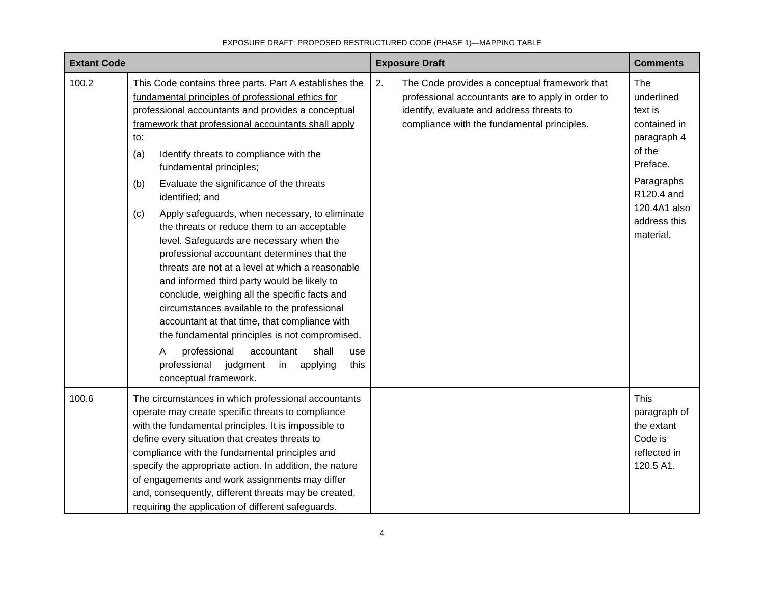| Extant Code | | Exposure Draft | Comments |
|---|---|---|---|
| 100.2 | <u>This Code contains three parts. Part A establishes the fundamental principles of professional ethics for professional accountants and provides a conceptual framework that professional accountants shall apply to:</u><br>(a) Identify threats to compliance with the fundamental principles;<br>(b) Evaluate the significance of the threats identified; and<br>(c) Apply safeguards, when necessary, to eliminate the threats or reduce them to an acceptable level. Safeguards are necessary when the professional accountant determines that the threats are not at a level at which a reasonable and informed third party would be likely to conclude, weighing all the specific facts and circumstances available to the professional accountant at that time, that compliance with the fundamental principles is not compromised.<br>A professional accountant shall use professional judgment in applying this conceptual framework. | 2. The Code provides a conceptual framework that professional accountants are to apply in order to identify, evaluate and address threats to compliance with the fundamental principles. | The underlined text is contained in paragraph 4 of the Preface.<br>Paragraphs R120.4 and 120.4A1 also address this material. |
| 100.6 | The circumstances in which professional accountants operate may create specific threats to compliance with the fundamental principles. It is impossible to define every situation that creates threats to compliance with the fundamental principles and specify the appropriate action. In addition, the nature of engagements and work assignments may differ and, consequently, different threats may be created, requiring the application of different safeguards. | | This paragraph of the extant Code is reflected in 120.5 A1. |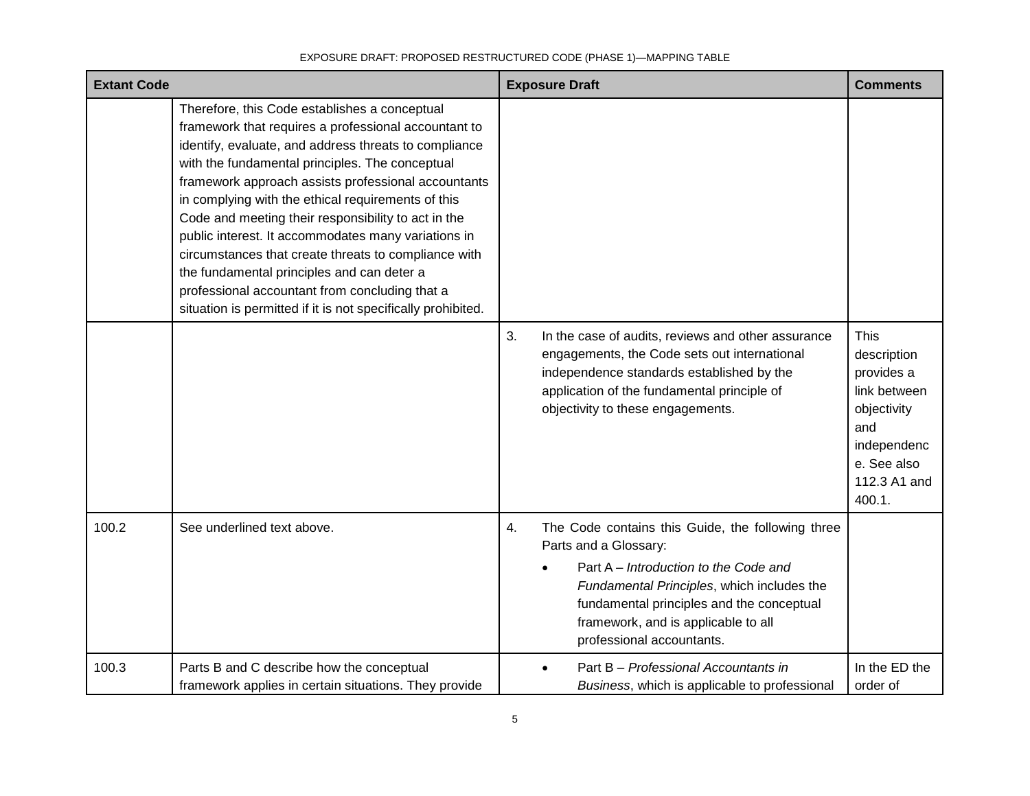| Extant Code | | Exposure Draft | Comments |
|---|---|---|---|
| | Therefore, this Code establishes a conceptual framework that requires a professional accountant to identify, evaluate, and address threats to compliance with the fundamental principles. The conceptual framework approach assists professional accountants in complying with the ethical requirements of this Code and meeting their responsibility to act in the public interest. It accommodates many variations in circumstances that create threats to compliance with the fundamental principles and can deter a professional accountant from concluding that a situation is permitted if it is not specifically prohibited. | | |
| | | 3. In the case of audits, reviews and other assurance engagements, the Code sets out international independence standards established by the application of the fundamental principle of objectivity to these engagements. | This description provides a link between objectivity and independence. See also 112.3 A1 and 400.1. |
| 100.2 | See underlined text above. | 4. The Code contains this Guide, the following three Parts and a Glossary:<br>• Part A – *Introduction to the Code and Fundamental Principles*, which includes the fundamental principles and the conceptual framework, and is applicable to all professional accountants. | |
| 100.3 | Parts B and C describe how the conceptual framework applies in certain situations. They provide | • Part B – *Professional Accountants in Business*, which is applicable to professional | In the ED the order of |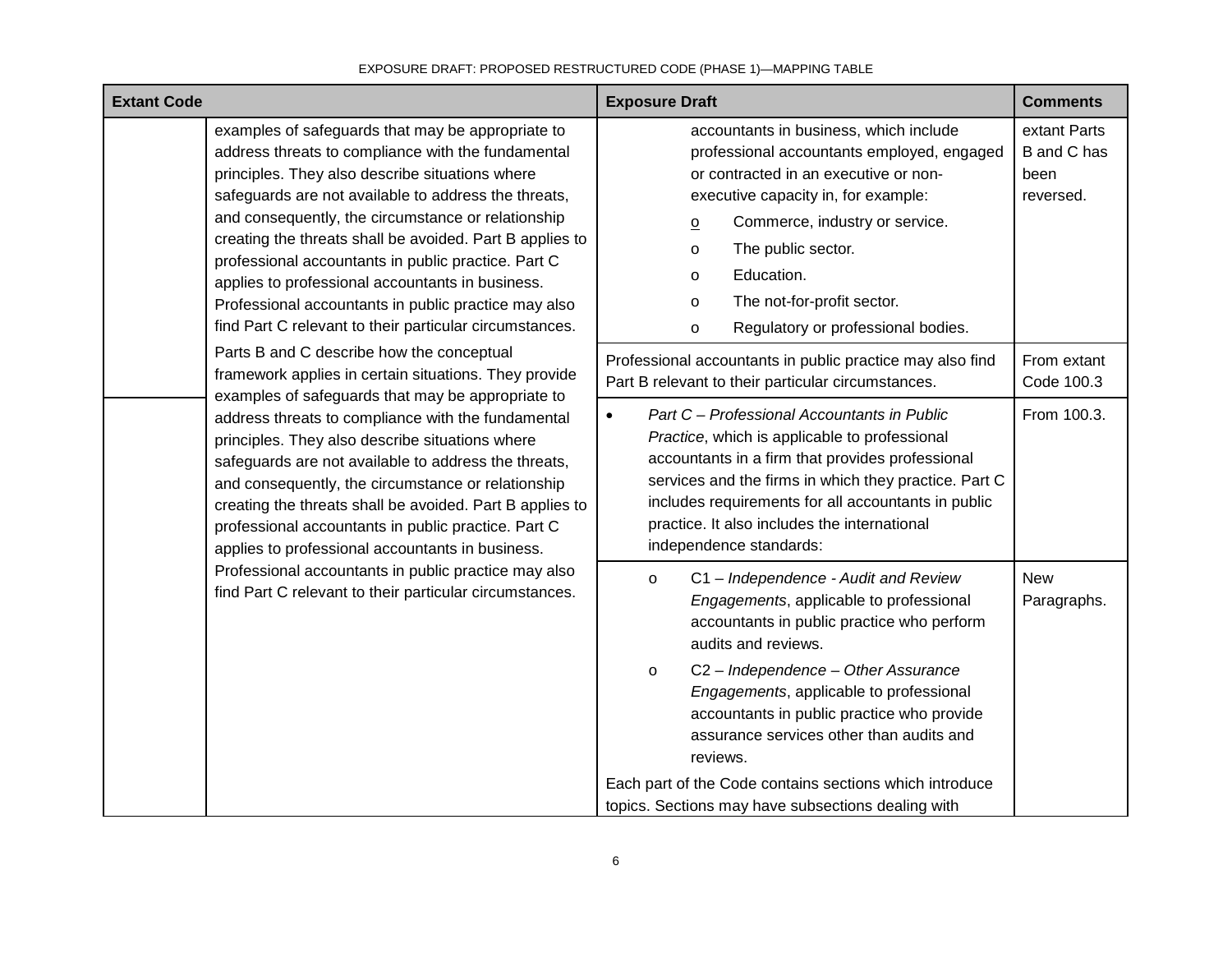| Extant Code | | Exposure Draft | Comments |
|---|---|---|---|
| | examples of safeguards that may be appropriate to address threats to compliance with the fundamental principles. They also describe situations where safeguards are not available to address the threats, and consequently, the circumstance or relationship creating the threats shall be avoided. Part B applies to professional accountants in public practice. Part C applies to professional accountants in business. Professional accountants in public practice may also find Part C relevant to their particular circumstances. | accountants in business, which include professional accountants employed, engaged or contracted in an executive or non-executive capacity in, for example:<br>o Commerce, industry or service.<br>o The public sector.<br>o Education.<br>o The not-for-profit sector.<br>o Regulatory or professional bodies. | extant Parts B and C has been reversed. |
| | Parts B and C describe how the conceptual framework applies in certain situations. They provide examples of safeguards that may be appropriate to address threats to compliance with the fundamental principles. They also describe situations where safeguards are not available to address the threats, and consequently, the circumstance or relationship creating the threats shall be avoided. Part B applies to professional accountants in public practice. Part C applies to professional accountants in business. Professional accountants in public practice may also find Part C relevant to their particular circumstances. | Professional accountants in public practice may also find Part B relevant to their particular circumstances. | From extant Code 100.3 |
| | | • *Part C – Professional Accountants in Public Practice*, which is applicable to professional accountants in a firm that provides professional services and the firms in which they practice. Part C includes requirements for all accountants in public practice. It also includes the international independence standards: | From 100.3. |
| | | o C1 – *Independence - Audit and Review Engagements*, applicable to professional accountants in public practice who perform audits and reviews.<br>o C2 – *Independence – Other Assurance Engagements*, applicable to professional accountants in public practice who provide assurance services other than audits and reviews.<br>Each part of the Code contains sections which introduce topics. Sections may have subsections dealing with | New Paragraphs. |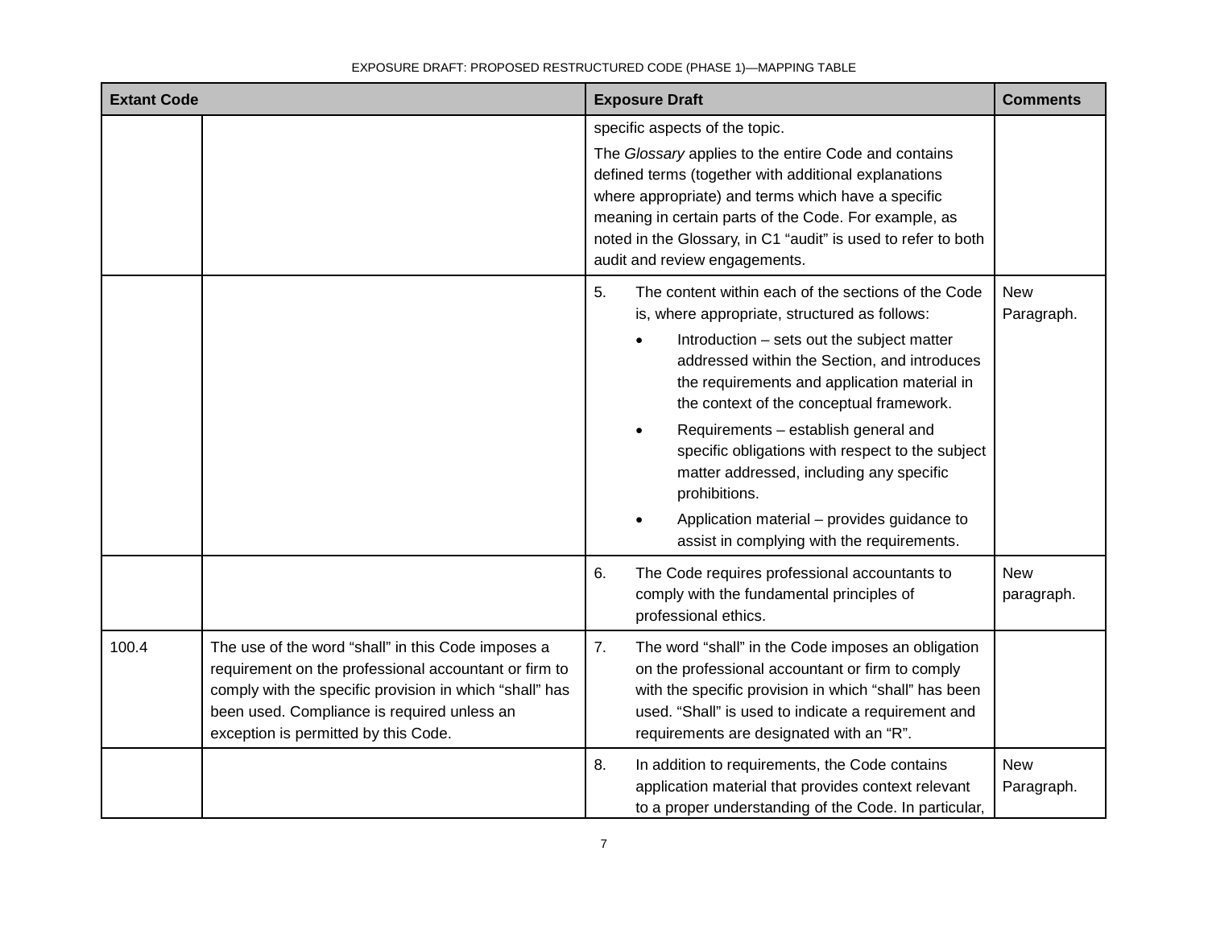| Extant Code | | Exposure Draft | Comments |
|---|---|---|---|
| | | specific aspects of the topic.<br><br>The *Glossary* applies to the entire Code and contains defined terms (together with additional explanations where appropriate) and terms which have a specific meaning in certain parts of the Code. For example, as noted in the Glossary, in C1 “audit” is used to refer to both audit and review engagements. | |
| | | 5. The content within each of the sections of the Code is, where appropriate, structured as follows:<br>• Introduction – sets out the subject matter addressed within the Section, and introduces the requirements and application material in the context of the conceptual framework.<br>• Requirements – establish general and specific obligations with respect to the subject matter addressed, including any specific prohibitions.<br>• Application material – provides guidance to assist in complying with the requirements. | New Paragraph. |
| | | 6. The Code requires professional accountants to comply with the fundamental principles of professional ethics. | New paragraph. |
| 100.4 | The use of the word “shall” in this Code imposes a requirement on the professional accountant or firm to comply with the specific provision in which “shall” has been used. Compliance is required unless an exception is permitted by this Code. | 7. The word “shall” in the Code imposes an obligation on the professional accountant or firm to comply with the specific provision in which “shall” has been used. “Shall” is used to indicate a requirement and requirements are designated with an “R”. | |
| | | 8. In addition to requirements, the Code contains application material that provides context relevant to a proper understanding of the Code. In particular, | New Paragraph. |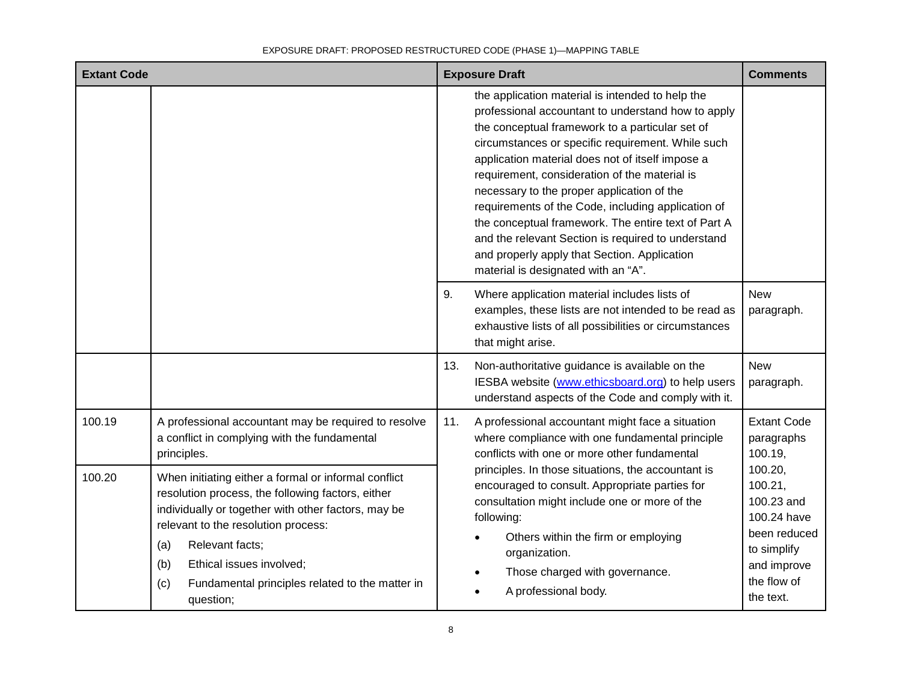| Extant Code | | Exposure Draft | | Comments |
|---|---|---|---|---|
| | | | the application material is intended to help the professional accountant to understand how to apply the conceptual framework to a particular set of circumstances or specific requirement. While such application material does not of itself impose a requirement, consideration of the material is necessary to the proper application of the requirements of the Code, including application of the conceptual framework. The entire text of Part A and the relevant Section is required to understand and properly apply that Section. Application material is designated with an "A". | |
| | | 9. | Where application material includes lists of examples, these lists are not intended to be read as exhaustive lists of all possibilities or circumstances that might arise. | New paragraph. |
| | | 13. | Non-authoritative guidance is available on the IESBA website ([www.ethicsboard.org](http://www.ethicsboard.org)) to help users understand aspects of the Code and comply with it. | New paragraph. |
| 100.19 | A professional accountant may be required to resolve a conflict in complying with the fundamental principles. | 11. | A professional accountant might face a situation where compliance with one fundamental principle conflicts with one or more other fundamental principles. In those situations, the accountant is encouraged to consult. Appropriate parties for consultation might include one or more of the following:<br>• Others within the firm or employing organization.<br>• Those charged with governance.<br>• A professional body. | Extant Code paragraphs 100.19, 100.20, 100.21, 100.23 and 100.24 have been reduced to simplify and improve the flow of the text. |
| 100.20 | When initiating either a formal or informal conflict resolution process, the following factors, either individually or together with other factors, may be relevant to the resolution process:<br>(a) Relevant facts;<br>(b) Ethical issues involved;<br>(c) Fundamental principles related to the matter in question; | | | |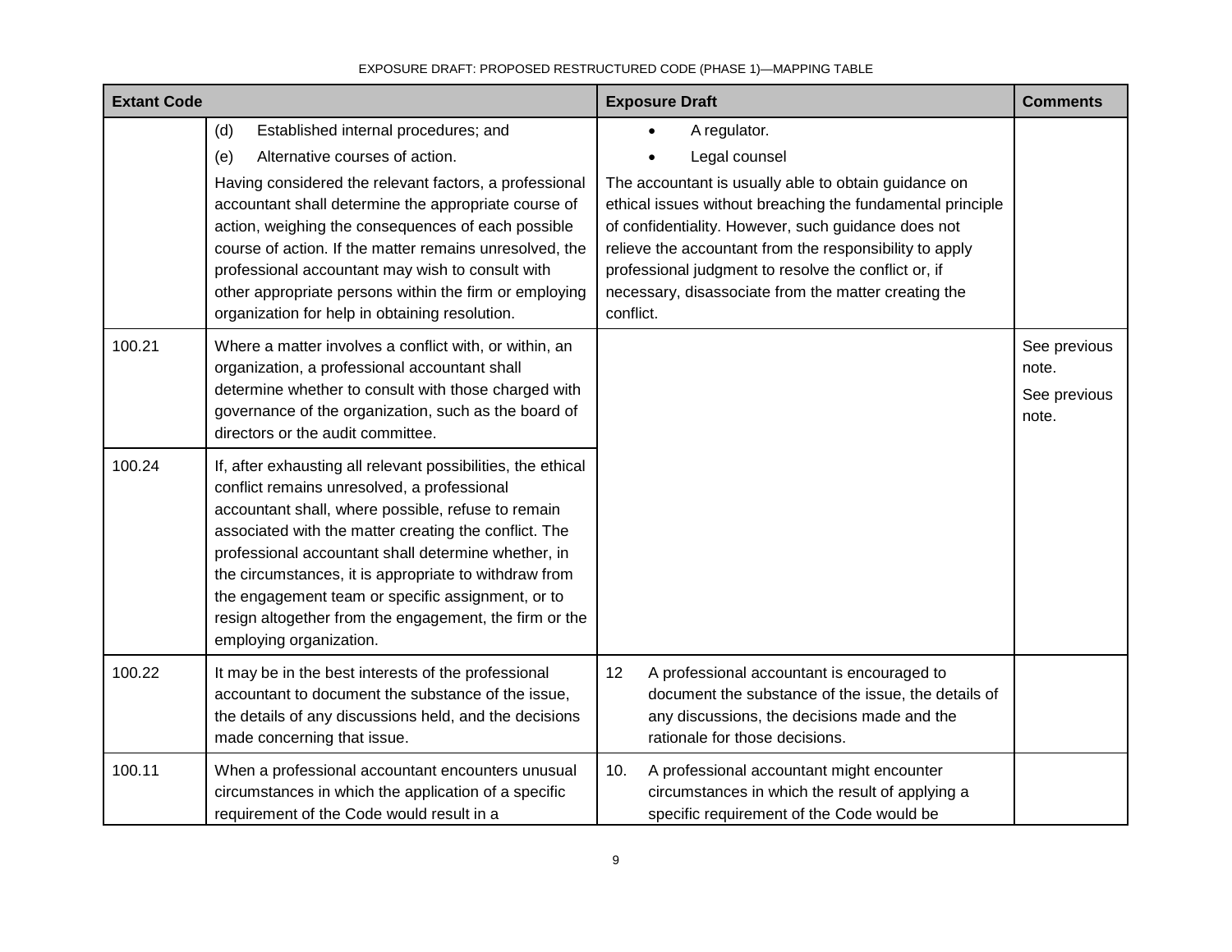| Extant Code | | Exposure Draft | Comments |
|---|---|---|---|
| | (d) Established internal procedures; and<br>(e) Alternative courses of action.<br>Having considered the relevant factors, a professional accountant shall determine the appropriate course of action, weighing the consequences of each possible course of action. If the matter remains unresolved, the professional accountant may wish to consult with other appropriate persons within the firm or employing organization for help in obtaining resolution. | • A regulator.<br>• Legal counsel<br>The accountant is usually able to obtain guidance on ethical issues without breaching the fundamental principle of confidentiality. However, such guidance does not relieve the accountant from the responsibility to apply professional judgment to resolve the conflict or, if necessary, disassociate from the matter creating the conflict. | |
| 100.21 | Where a matter involves a conflict with, or within, an organization, a professional accountant shall determine whether to consult with those charged with governance of the organization, such as the board of directors or the audit committee. | | See previous note.<br>See previous note. |
| 100.24 | If, after exhausting all relevant possibilities, the ethical conflict remains unresolved, a professional accountant shall, where possible, refuse to remain associated with the matter creating the conflict. The professional accountant shall determine whether, in the circumstances, it is appropriate to withdraw from the engagement team or specific assignment, or to resign altogether from the engagement, the firm or the employing organization. | | |
| 100.22 | It may be in the best interests of the professional accountant to document the substance of the issue, the details of any discussions held, and the decisions made concerning that issue. | 12 A professional accountant is encouraged to document the substance of the issue, the details of any discussions, the decisions made and the rationale for those decisions. | |
| 100.11 | When a professional accountant encounters unusual circumstances in which the application of a specific requirement of the Code would result in a | 10. A professional accountant might encounter circumstances in which the result of applying a specific requirement of the Code would be | |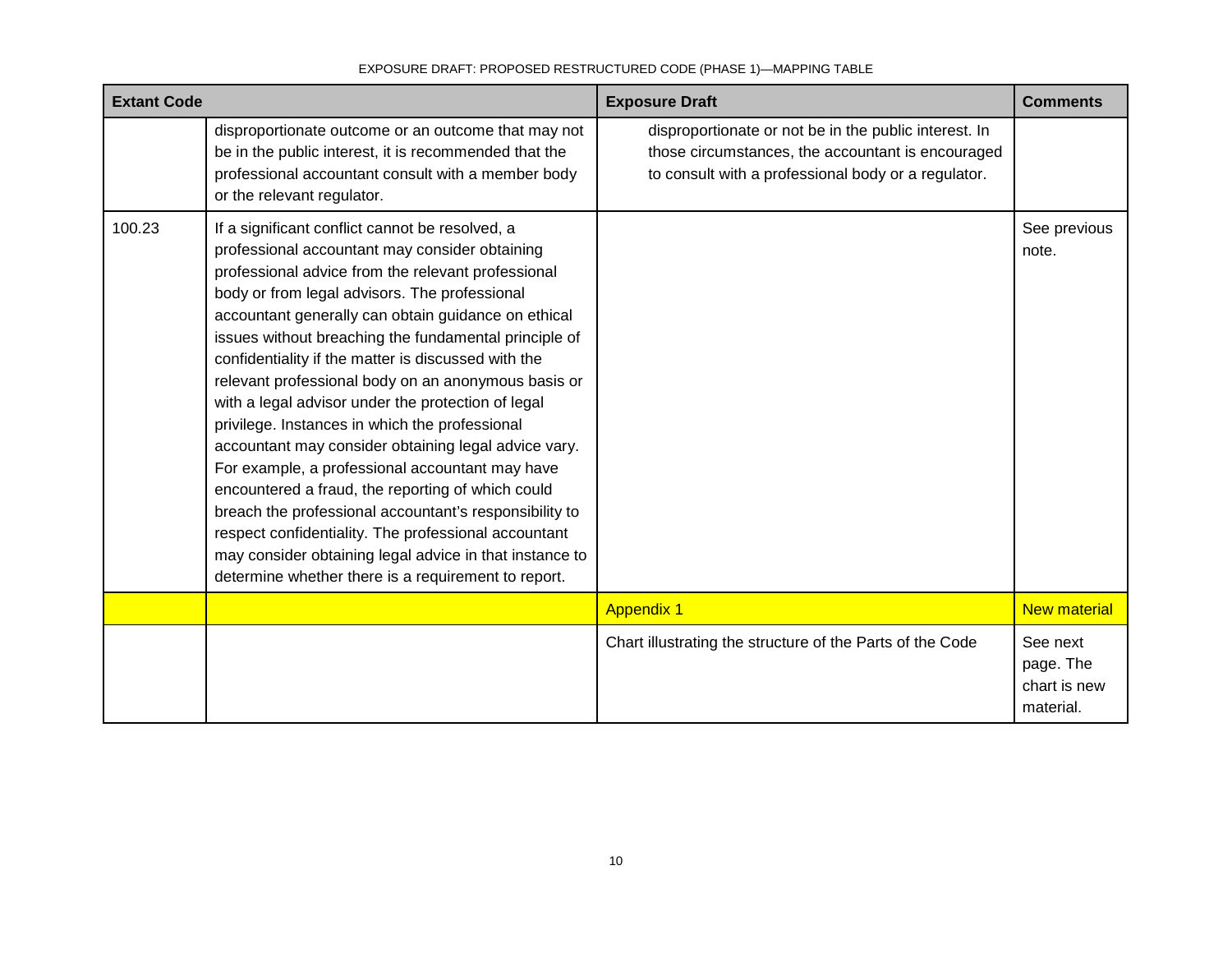| Extant Code | | Exposure Draft | Comments |
|---|---|---|---|
| | disproportionate outcome or an outcome that may not be in the public interest, it is recommended that the professional accountant consult with a member body or the relevant regulator. | disproportionate or not be in the public interest. In those circumstances, the accountant is encouraged to consult with a professional body or a regulator. | |
| 100.23 | If a significant conflict cannot be resolved, a professional accountant may consider obtaining professional advice from the relevant professional body or from legal advisors. The professional accountant generally can obtain guidance on ethical issues without breaching the fundamental principle of confidentiality if the matter is discussed with the relevant professional body on an anonymous basis or with a legal advisor under the protection of legal privilege. Instances in which the professional accountant may consider obtaining legal advice vary. For example, a professional accountant may have encountered a fraud, the reporting of which could breach the professional accountant's responsibility to respect confidentiality. The professional accountant may consider obtaining legal advice in that instance to determine whether there is a requirement to report. | | See previous note. |
| | | Appendix 1 | New material |
| | | Chart illustrating the structure of the Parts of the Code | See next page. The chart is new material. |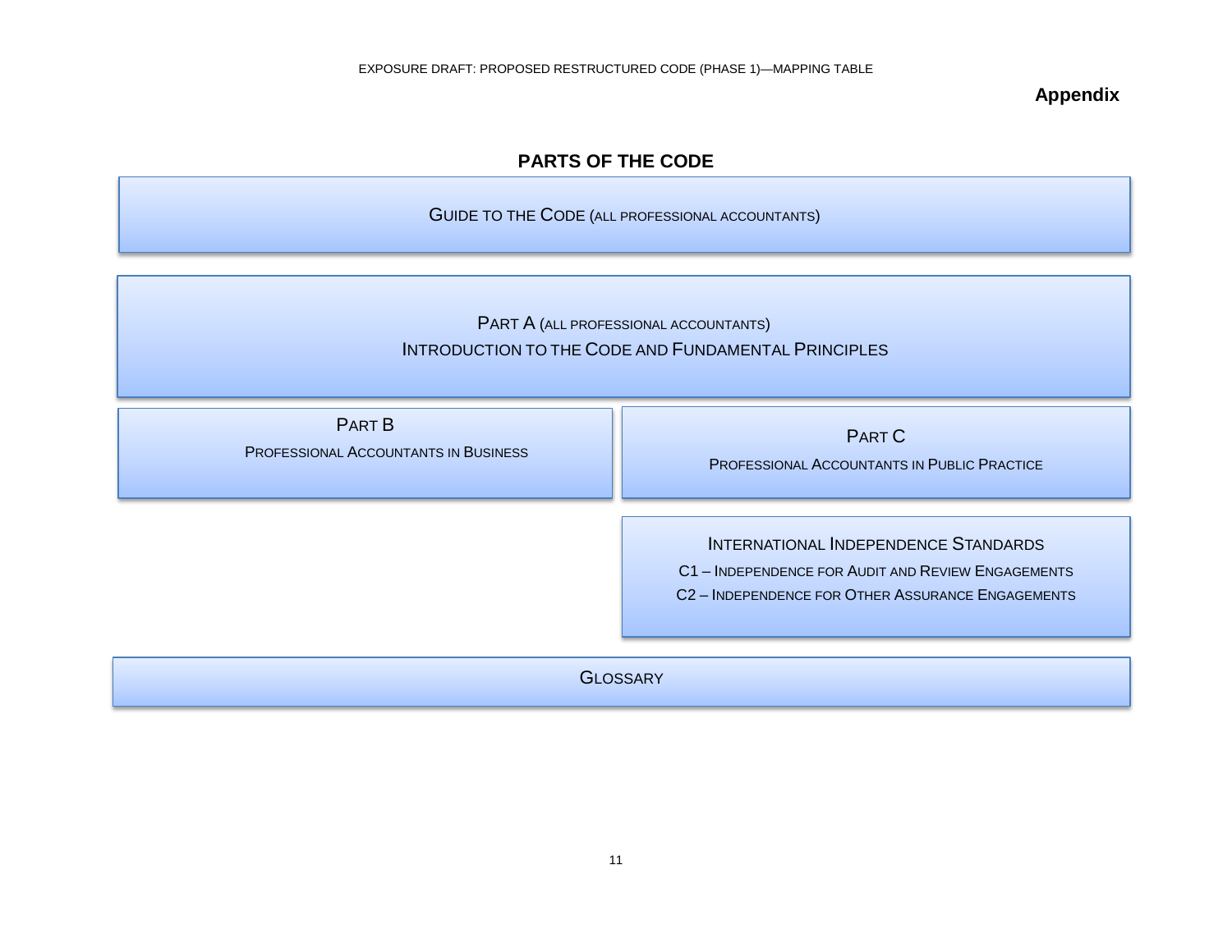**Appendix**

## PARTS OF THE CODE

GUIDE TO THE CODE (ALL PROFESSIONAL ACCOUNTANTS)

PART A (ALL PROFESSIONAL ACCOUNTANTS)

INTRODUCTION TO THE CODE AND FUNDAMENTAL PRINCIPLES

PART B

PROFESSIONAL ACCOUNTANTS IN BUSINESS

PART C

PROFESSIONAL ACCOUNTANTS IN PUBLIC PRACTICE

INTERNATIONAL INDEPENDENCE STANDARDS

C1 – INDEPENDENCE FOR AUDIT AND REVIEW ENGAGEMENTS

C2 – INDEPENDENCE FOR OTHER ASSURANCE ENGAGEMENTS

GLOSSARY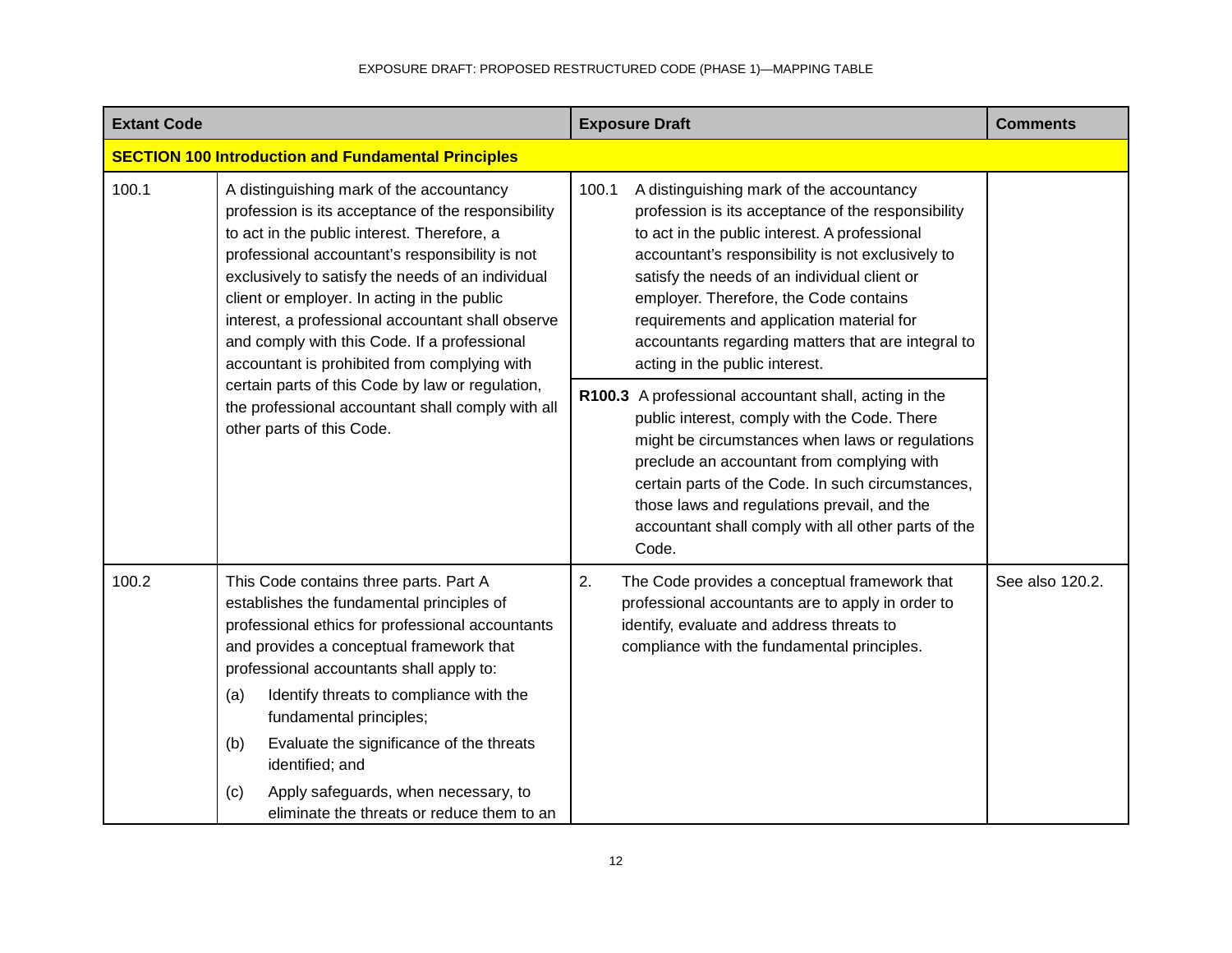| Extant Code | | Exposure Draft | Comments |
|---|---|---|---|
| **SECTION 100 Introduction and Fundamental Principles** | | | |
| 100.1 | A distinguishing mark of the accountancy profession is its acceptance of the responsibility to act in the public interest. Therefore, a professional accountant's responsibility is not exclusively to satisfy the needs of an individual client or employer. In acting in the public interest, a professional accountant shall observe and comply with this Code. If a professional accountant is prohibited from complying with certain parts of this Code by law or regulation, the professional accountant shall comply with all other parts of this Code. | 100.1 A distinguishing mark of the accountancy profession is its acceptance of the responsibility to act in the public interest. A professional accountant's responsibility is not exclusively to satisfy the needs of an individual client or employer. Therefore, the Code contains requirements and application material for accountants regarding matters that are integral to acting in the public interest. | |
| | | **R100.3** A professional accountant shall, acting in the public interest, comply with the Code. There might be circumstances when laws or regulations preclude an accountant from complying with certain parts of the Code. In such circumstances, those laws and regulations prevail, and the accountant shall comply with all other parts of the Code. | |
| 100.2 | This Code contains three parts. Part A establishes the fundamental principles of professional ethics for professional accountants and provides a conceptual framework that professional accountants shall apply to:<br>(a) Identify threats to compliance with the fundamental principles;<br>(b) Evaluate the significance of the threats identified; and<br>(c) Apply safeguards, when necessary, to eliminate the threats or reduce them to an | 2. The Code provides a conceptual framework that professional accountants are to apply in order to identify, evaluate and address threats to compliance with the fundamental principles. | See also 120.2. |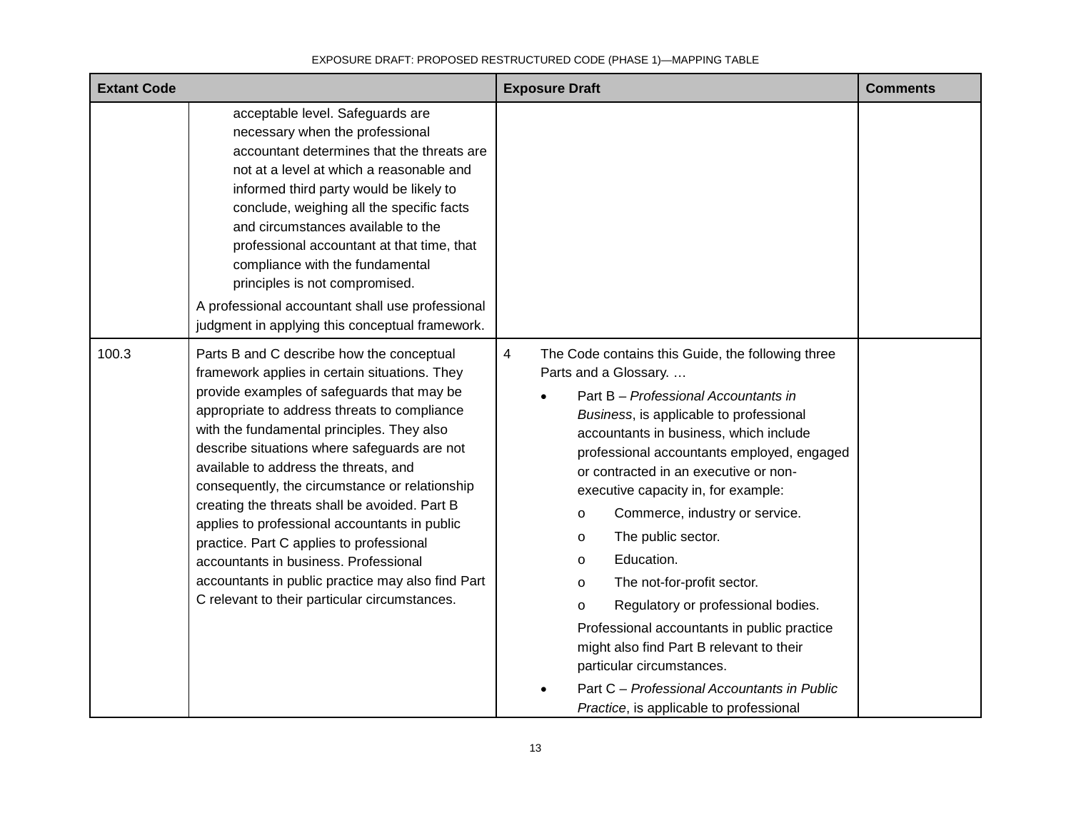| Extant Code | | Exposure Draft | Comments |
|---|---|---|---|
| | acceptable level. Safeguards are necessary when the professional accountant determines that the threats are not at a level at which a reasonable and informed third party would be likely to conclude, weighing all the specific facts and circumstances available to the professional accountant at that time, that compliance with the fundamental principles is not compromised.<br><br>A professional accountant shall use professional judgment in applying this conceptual framework. | | |
| 100.3 | Parts B and C describe how the conceptual framework applies in certain situations. They provide examples of safeguards that may be appropriate to address threats to compliance with the fundamental principles. They also describe situations where safeguards are not available to address the threats, and consequently, the circumstance or relationship creating the threats shall be avoided. Part B applies to professional accountants in public practice. Part C applies to professional accountants in business. Professional accountants in public practice may also find Part C relevant to their particular circumstances. | 4 The Code contains this Guide, the following three Parts and a Glossary. …<br><br>• Part B – *Professional Accountants in Business*, is applicable to professional accountants in business, which include professional accountants employed, engaged or contracted in an executive or non-executive capacity in, for example:<br>o Commerce, industry or service.<br>o The public sector.<br>o Education.<br>o The not-for-profit sector.<br>o Regulatory or professional bodies.<br><br>Professional accountants in public practice might also find Part B relevant to their particular circumstances.<br><br>• Part C – *Professional Accountants in Public Practice*, is applicable to professional | |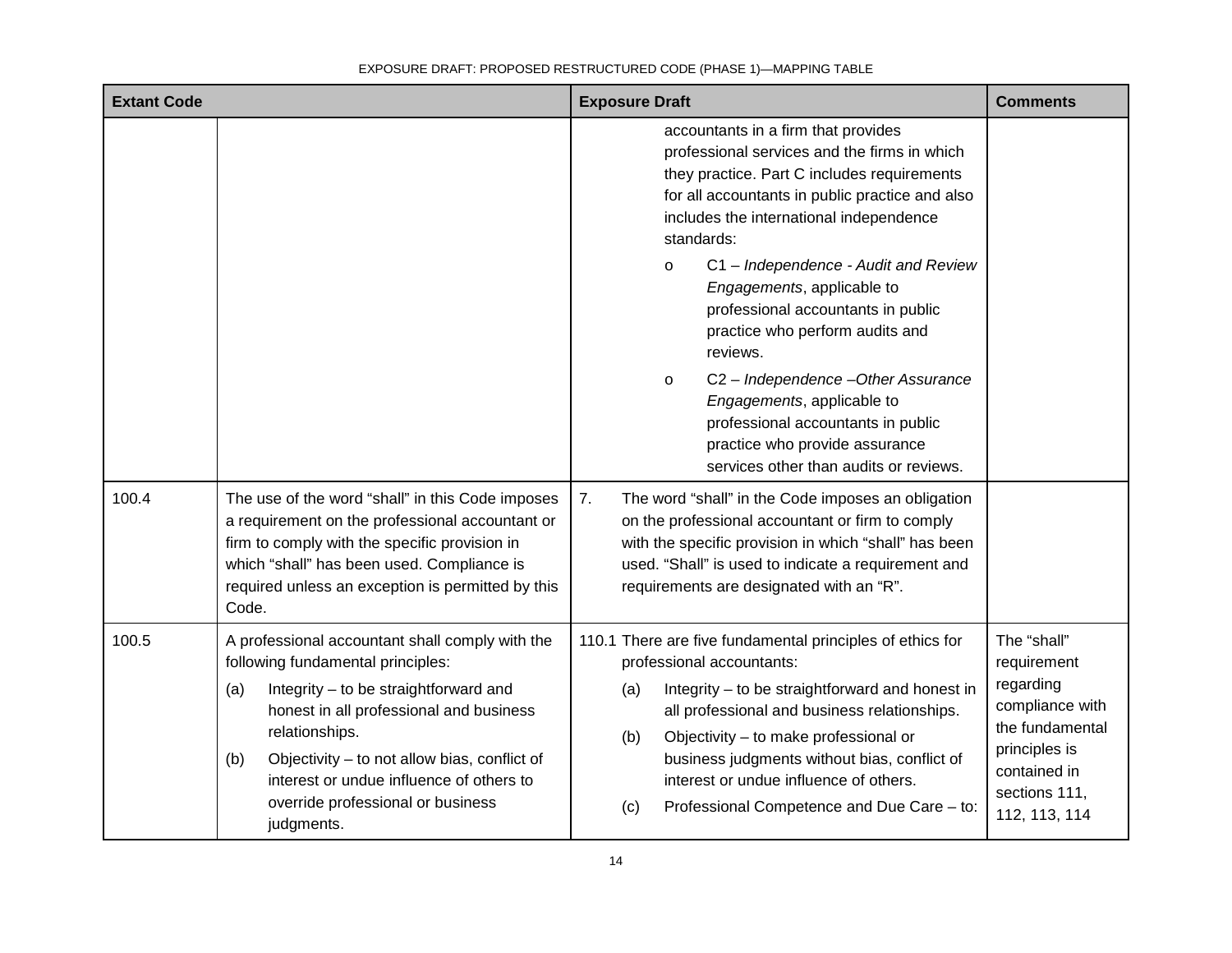| Extant Code | | Exposure Draft | Comments |
|---|---|---|---|
| | | accountants in a firm that provides professional services and the firms in which they practice. Part C includes requirements for all accountants in public practice and also includes the international independence standards:<br>o C1 – *Independence - Audit and Review Engagements*, applicable to professional accountants in public practice who perform audits and reviews.<br>o C2 – *Independence –Other Assurance Engagements*, applicable to professional accountants in public practice who provide assurance services other than audits or reviews. | |
| 100.4 | The use of the word "shall" in this Code imposes a requirement on the professional accountant or firm to comply with the specific provision in which "shall" has been used. Compliance is required unless an exception is permitted by this Code. | 7. The word "shall" in the Code imposes an obligation on the professional accountant or firm to comply with the specific provision in which "shall" has been used. "Shall" is used to indicate a requirement and requirements are designated with an "R". | |
| 100.5 | A professional accountant shall comply with the following fundamental principles:<br>(a) Integrity – to be straightforward and honest in all professional and business relationships.<br>(b) Objectivity – to not allow bias, conflict of interest or undue influence of others to override professional or business judgments. | 110.1 There are five fundamental principles of ethics for professional accountants:<br>(a) Integrity – to be straightforward and honest in all professional and business relationships.<br>(b) Objectivity – to make professional or business judgments without bias, conflict of interest or undue influence of others.<br>(c) Professional Competence and Due Care – to: | The "shall" requirement regarding compliance with the fundamental principles is contained in sections 111, 112, 113, 114 |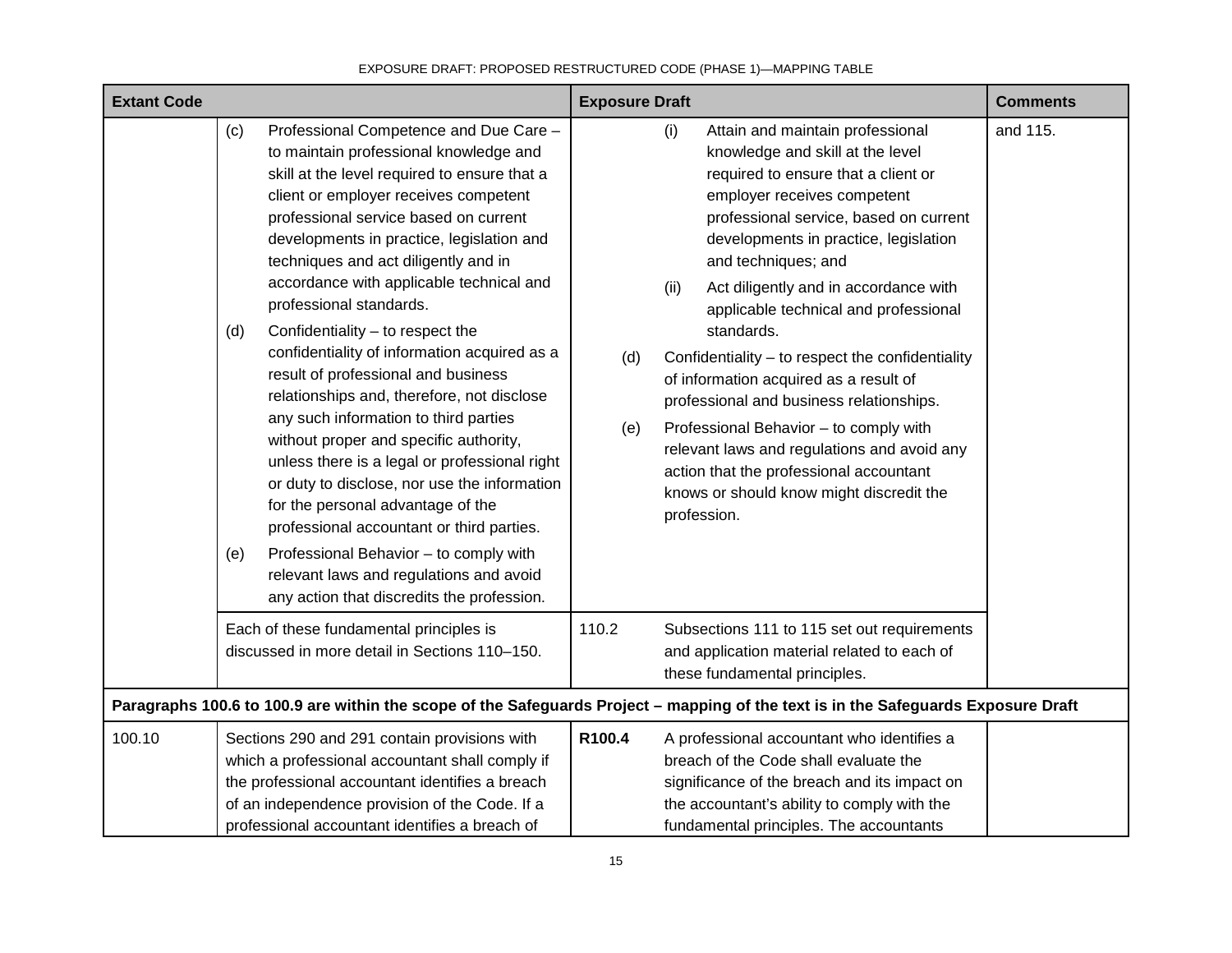| Extant Code | | Exposure Draft | | Comments |
| --- | --- | --- | --- | --- |
| | (c) Professional Competence and Due Care – to maintain professional knowledge and skill at the level required to ensure that a client or employer receives competent professional service based on current developments in practice, legislation and techniques and act diligently and in accordance with applicable technical and professional standards.<br>(d) Confidentiality – to respect the confidentiality of information acquired as a result of professional and business relationships and, therefore, not disclose any such information to third parties without proper and specific authority, unless there is a legal or professional right or duty to disclose, nor use the information for the personal advantage of the professional accountant or third parties.<br>(e) Professional Behavior – to comply with relevant laws and regulations and avoid any action that discredits the profession. | | (i) Attain and maintain professional knowledge and skill at the level required to ensure that a client or employer receives competent professional service, based on current developments in practice, legislation and techniques; and<br>(ii) Act diligently and in accordance with applicable technical and professional standards.<br>(d) Confidentiality – to respect the confidentiality of information acquired as a result of professional and business relationships.<br>(e) Professional Behavior – to comply with relevant laws and regulations and avoid any action that the professional accountant knows or should know might discredit the profession. | and 115. |
| | Each of these fundamental principles is discussed in more detail in Sections 110–150. | 110.2 | Subsections 111 to 115 set out requirements and application material related to each of these fundamental principles. | |
| **Paragraphs 100.6 to 100.9 are within the scope of the Safeguards Project – mapping of the text is in the Safeguards Exposure Draft** | | | | |
| 100.10 | Sections 290 and 291 contain provisions with which a professional accountant shall comply if the professional accountant identifies a breach of an independence provision of the Code. If a professional accountant identifies a breach of | **R100.4** | A professional accountant who identifies a breach of the Code shall evaluate the significance of the breach and its impact on the accountant's ability to comply with the fundamental principles. The accountants | |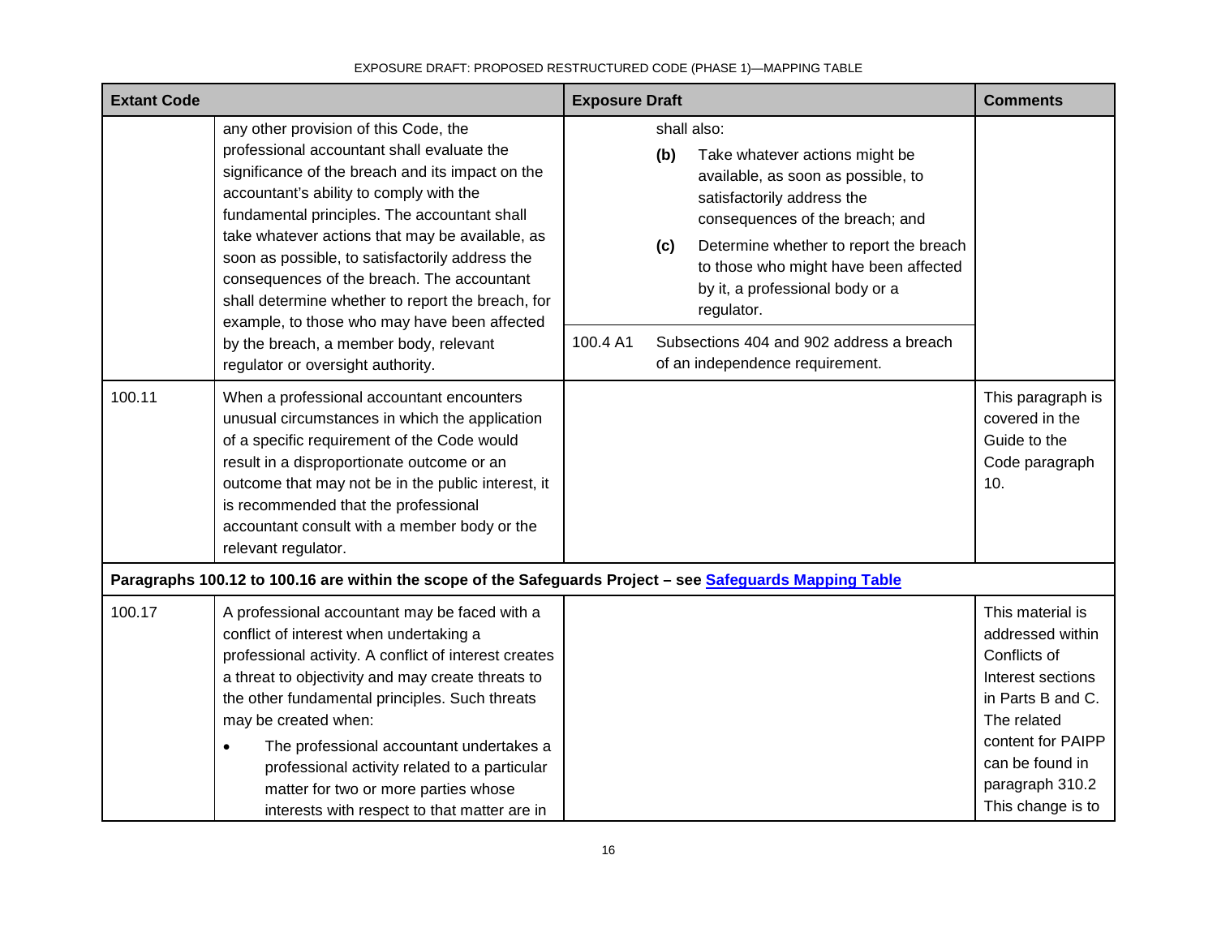| Extant Code | | Exposure Draft | | Comments |
|---|---|---|---|---|
| | any other provision of this Code, the professional accountant shall evaluate the significance of the breach and its impact on the accountant's ability to comply with the fundamental principles. The accountant shall take whatever actions that may be available, as soon as possible, to satisfactorily address the consequences of the breach. The accountant shall determine whether to report the breach, for example, to those who may have been affected by the breach, a member body, relevant regulator or oversight authority. | | shall also:<br>**(b)** Take whatever actions might be available, as soon as possible, to satisfactorily address the consequences of the breach; and<br>**(c)** Determine whether to report the breach to those who might have been affected by it, a professional body or a regulator. | |
| | | 100.4 A1 | Subsections 404 and 902 address a breach of an independence requirement. | |
| 100.11 | When a professional accountant encounters unusual circumstances in which the application of a specific requirement of the Code would result in a disproportionate outcome or an outcome that may not be in the public interest, it is recommended that the professional accountant consult with a member body or the relevant regulator. | | | This paragraph is covered in the Guide to the Code paragraph 10. |
| **Paragraphs 100.12 to 100.16 are within the scope of the Safeguards Project – see [Safeguards Mapping Table]()** | | | | |
| 100.17 | A professional accountant may be faced with a conflict of interest when undertaking a professional activity. A conflict of interest creates a threat to objectivity and may create threats to the other fundamental principles. Such threats may be created when:<br>• The professional accountant undertakes a professional activity related to a particular matter for two or more parties whose interests with respect to that matter are in | | | This material is addressed within Conflicts of Interest sections in Parts B and C. The related content for PAIPP can be found in paragraph 310.2 This change is to |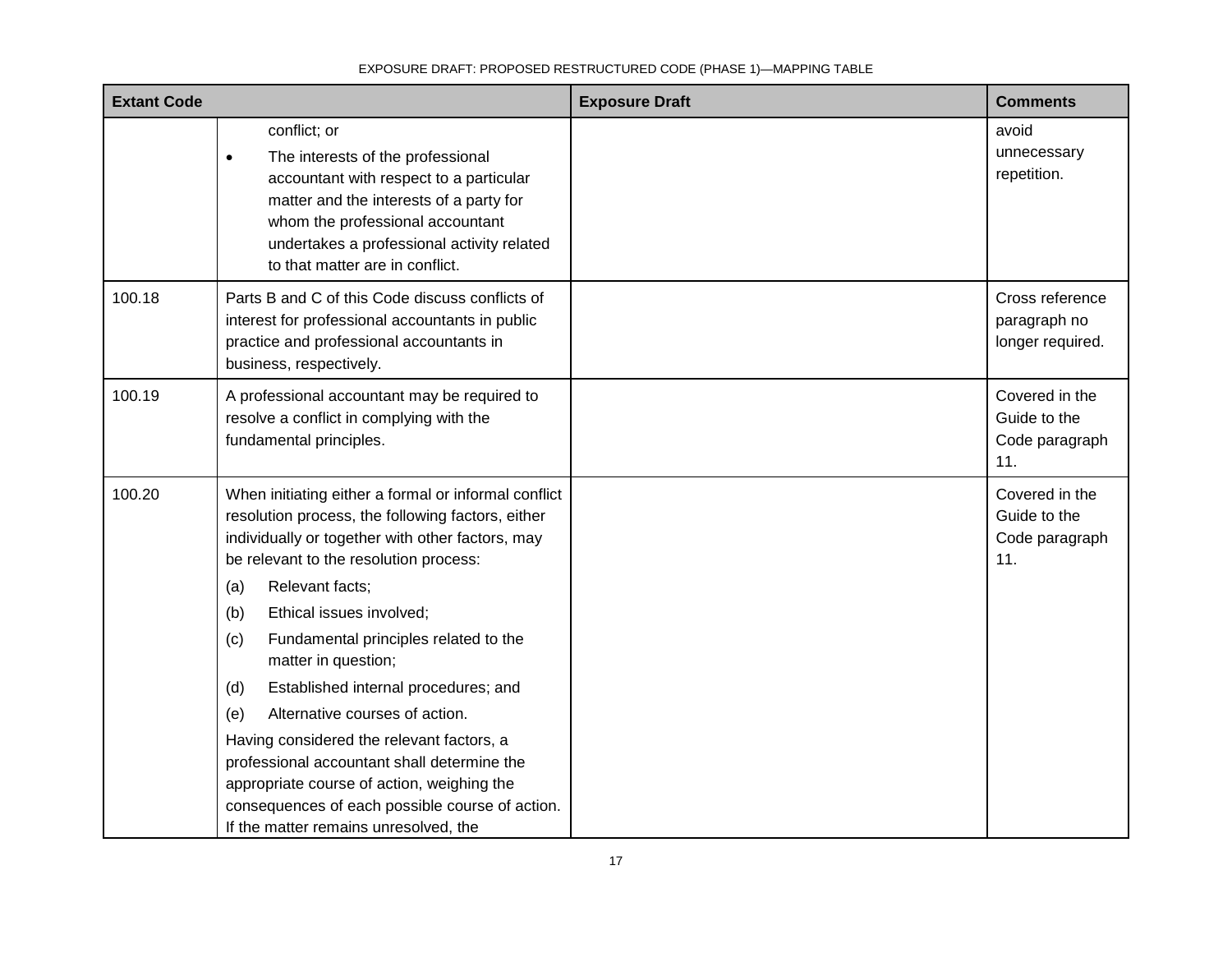| Extant Code | | Exposure Draft | Comments |
|---|---|---|---|
| | conflict; or<br>• The interests of the professional accountant with respect to a particular matter and the interests of a party for whom the professional accountant undertakes a professional activity related to that matter are in conflict. | | avoid unnecessary repetition. |
| 100.18 | Parts B and C of this Code discuss conflicts of interest for professional accountants in public practice and professional accountants in business, respectively. | | Cross reference paragraph no longer required. |
| 100.19 | A professional accountant may be required to resolve a conflict in complying with the fundamental principles. | | Covered in the Guide to the Code paragraph 11. |
| 100.20 | When initiating either a formal or informal conflict resolution process, the following factors, either individually or together with other factors, may be relevant to the resolution process:<br>(a) Relevant facts;<br>(b) Ethical issues involved;<br>(c) Fundamental principles related to the matter in question;<br>(d) Established internal procedures; and<br>(e) Alternative courses of action.<br>Having considered the relevant factors, a professional accountant shall determine the appropriate course of action, weighing the consequences of each possible course of action. If the matter remains unresolved, the | | Covered in the Guide to the Code paragraph 11. |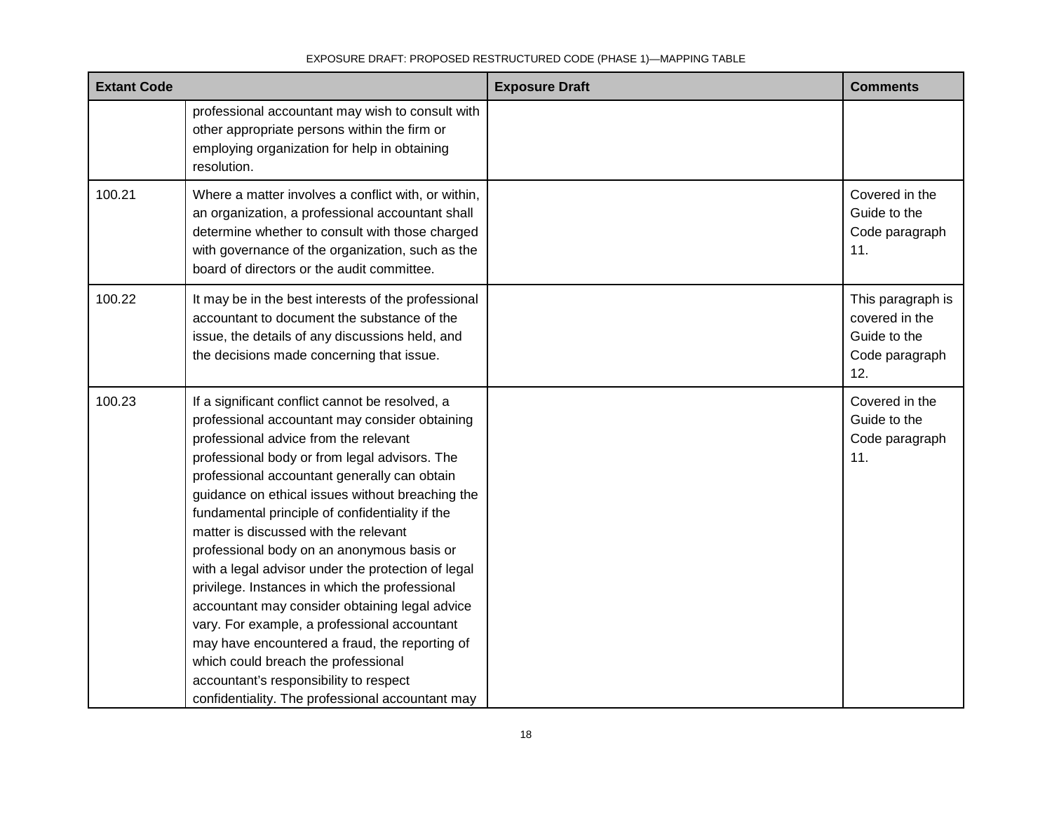| Extant Code | | Exposure Draft | Comments |
|---|---|---|---|
| | professional accountant may wish to consult with other appropriate persons within the firm or employing organization for help in obtaining resolution. | | |
| 100.21 | Where a matter involves a conflict with, or within, an organization, a professional accountant shall determine whether to consult with those charged with governance of the organization, such as the board of directors or the audit committee. | | Covered in the Guide to the Code paragraph 11. |
| 100.22 | It may be in the best interests of the professional accountant to document the substance of the issue, the details of any discussions held, and the decisions made concerning that issue. | | This paragraph is covered in the Guide to the Code paragraph 12. |
| 100.23 | If a significant conflict cannot be resolved, a professional accountant may consider obtaining professional advice from the relevant professional body or from legal advisors. The professional accountant generally can obtain guidance on ethical issues without breaching the fundamental principle of confidentiality if the matter is discussed with the relevant professional body on an anonymous basis or with a legal advisor under the protection of legal privilege. Instances in which the professional accountant may consider obtaining legal advice vary. For example, a professional accountant may have encountered a fraud, the reporting of which could breach the professional accountant's responsibility to respect confidentiality. The professional accountant may | | Covered in the Guide to the Code paragraph 11. |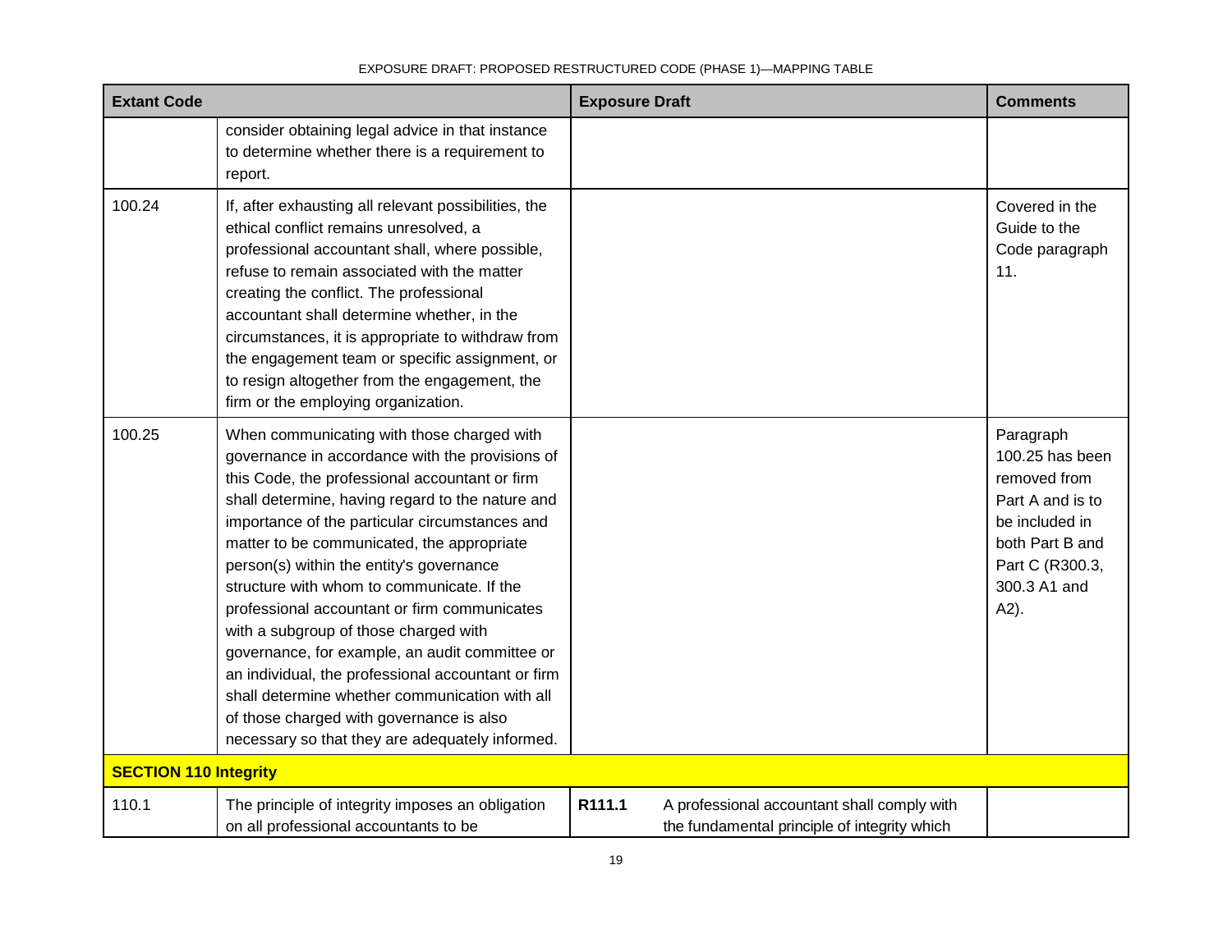| Extant Code | | Exposure Draft | | Comments |
|---|---|---|---|---|
| | consider obtaining legal advice in that instance to determine whether there is a requirement to report. | | | |
| 100.24 | If, after exhausting all relevant possibilities, the ethical conflict remains unresolved, a professional accountant shall, where possible, refuse to remain associated with the matter creating the conflict. The professional accountant shall determine whether, in the circumstances, it is appropriate to withdraw from the engagement team or specific assignment, or to resign altogether from the engagement, the firm or the employing organization. | | | Covered in the Guide to the Code paragraph 11. |
| 100.25 | When communicating with those charged with governance in accordance with the provisions of this Code, the professional accountant or firm shall determine, having regard to the nature and importance of the particular circumstances and matter to be communicated, the appropriate person(s) within the entity's governance structure with whom to communicate. If the professional accountant or firm communicates with a subgroup of those charged with governance, for example, an audit committee or an individual, the professional accountant or firm shall determine whether communication with all of those charged with governance is also necessary so that they are adequately informed. | | | Paragraph 100.25 has been removed from Part A and is to be included in both Part B and Part C (R300.3, 300.3 A1 and A2). |
| **SECTION 110 Integrity** | | | | |
| 110.1 | The principle of integrity imposes an obligation on all professional accountants to be | **R111.1** | A professional accountant shall comply with the fundamental principle of integrity which | |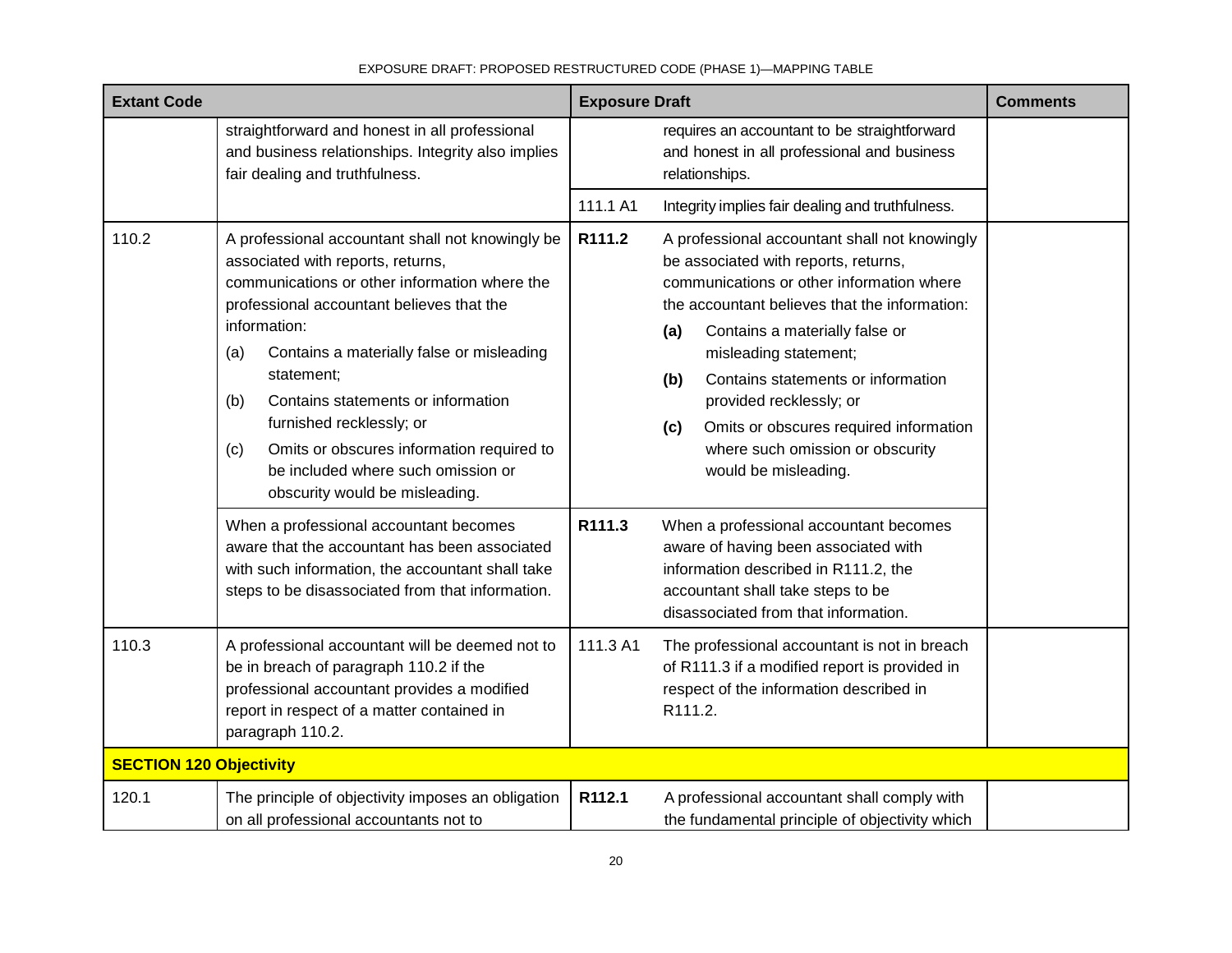| Extant Code | | Exposure Draft | | Comments |
|---|---|---|---|---|
| | straightforward and honest in all professional and business relationships. Integrity also implies fair dealing and truthfulness. | | requires an accountant to be straightforward and honest in all professional and business relationships. | |
| | | 111.1 A1 | Integrity implies fair dealing and truthfulness. | |
| 110.2 | A professional accountant shall not knowingly be associated with reports, returns, communications or other information where the professional accountant believes that the information: (a) Contains a materially false or misleading statement; (b) Contains statements or information furnished recklessly; or (c) Omits or obscures information required to be included where such omission or obscurity would be misleading. | **R111.2** | A professional accountant shall not knowingly be associated with reports, returns, communications or other information where the accountant believes that the information: **(a)** Contains a materially false or misleading statement; **(b)** Contains statements or information provided recklessly; or **(c)** Omits or obscures required information where such omission or obscurity would be misleading. | |
| | When a professional accountant becomes aware that the accountant has been associated with such information, the accountant shall take steps to be disassociated from that information. | **R111.3** | When a professional accountant becomes aware of having been associated with information described in R111.2, the accountant shall take steps to be disassociated from that information. | |
| 110.3 | A professional accountant will be deemed not to be in breach of paragraph 110.2 if the professional accountant provides a modified report in respect of a matter contained in paragraph 110.2. | 111.3 A1 | The professional accountant is not in breach of R111.3 if a modified report is provided in respect of the information described in R111.2. | |
| **SECTION 120 Objectivity** | | | | |
| 120.1 | The principle of objectivity imposes an obligation on all professional accountants not to | **R112.1** | A professional accountant shall comply with the fundamental principle of objectivity which | |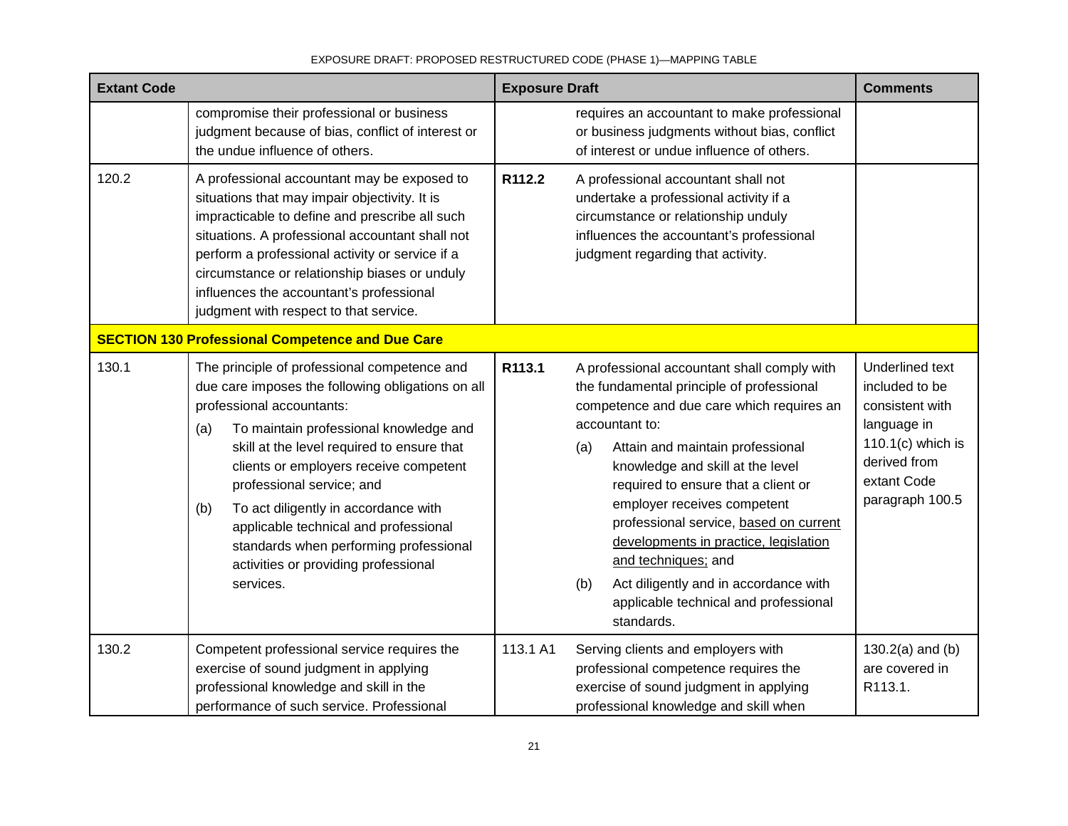| Extant Code | | Exposure Draft | | Comments |
|---|---|---|---|---|
| | compromise their professional or business judgment because of bias, conflict of interest or the undue influence of others. | | requires an accountant to make professional or business judgments without bias, conflict of interest or undue influence of others. | |
| 120.2 | A professional accountant may be exposed to situations that may impair objectivity. It is impracticable to define and prescribe all such situations. A professional accountant shall not perform a professional activity or service if a circumstance or relationship biases or unduly influences the accountant's professional judgment with respect to that service. | **R112.2** | A professional accountant shall not undertake a professional activity if a circumstance or relationship unduly influences the accountant's professional judgment regarding that activity. | |
| **SECTION 130 Professional Competence and Due Care** | | | | |
| 130.1 | The principle of professional competence and due care imposes the following obligations on all professional accountants:<br>(a) To maintain professional knowledge and skill at the level required to ensure that clients or employers receive competent professional service; and<br>(b) To act diligently in accordance with applicable technical and professional standards when performing professional activities or providing professional services. | **R113.1** | A professional accountant shall comply with the fundamental principle of professional competence and due care which requires an accountant to:<br>(a) Attain and maintain professional knowledge and skill at the level required to ensure that a client or employer receives competent professional service, <u>based on current developments in practice, legislation and techniques;</u> and<br>(b) Act diligently and in accordance with applicable technical and professional standards. | Underlined text included to be consistent with language in 110.1(c) which is derived from extant Code paragraph 100.5 |
| 130.2 | Competent professional service requires the exercise of sound judgment in applying professional knowledge and skill in the performance of such service. Professional | 113.1 A1 | Serving clients and employers with professional competence requires the exercise of sound judgment in applying professional knowledge and skill when | 130.2(a) and (b) are covered in R113.1. |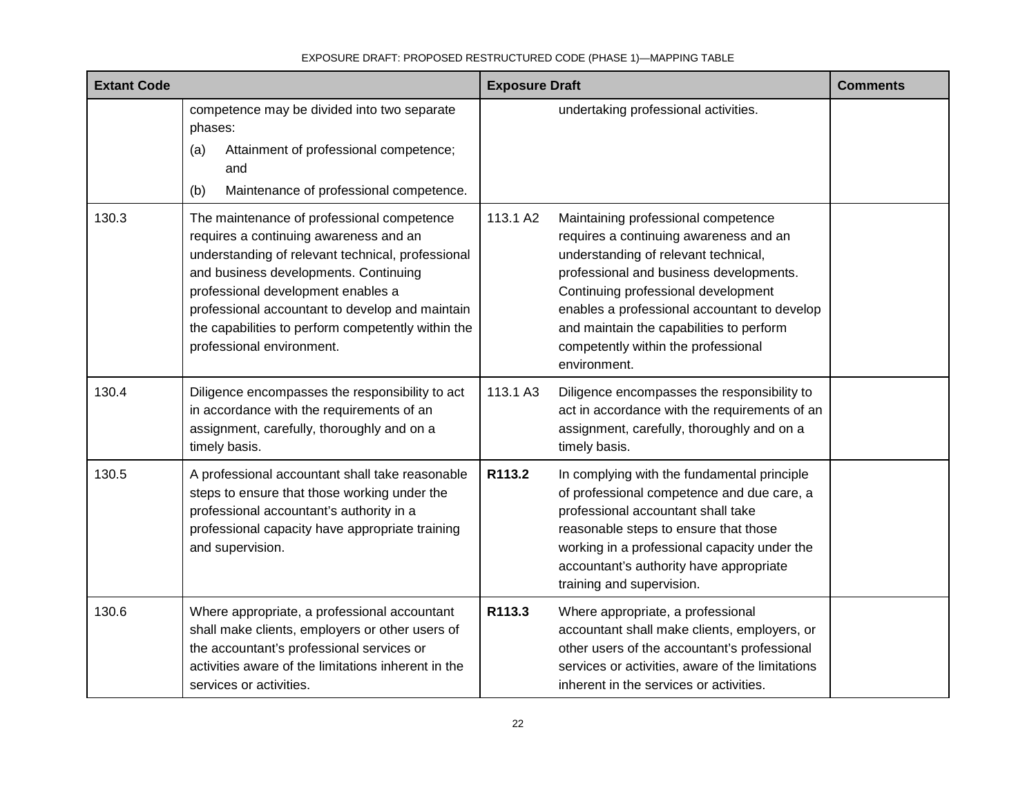| Extant Code | | Exposure Draft | | Comments |
|---|---|---|---|---|
| | competence may be divided into two separate phases:<br>(a) Attainment of professional competence; and<br>(b) Maintenance of professional competence. | | undertaking professional activities. | |
| 130.3 | The maintenance of professional competence requires a continuing awareness and an understanding of relevant technical, professional and business developments. Continuing professional development enables a professional accountant to develop and maintain the capabilities to perform competently within the professional environment. | 113.1 A2 | Maintaining professional competence requires a continuing awareness and an understanding of relevant technical, professional and business developments. Continuing professional development enables a professional accountant to develop and maintain the capabilities to perform competently within the professional environment. | |
| 130.4 | Diligence encompasses the responsibility to act in accordance with the requirements of an assignment, carefully, thoroughly and on a timely basis. | 113.1 A3 | Diligence encompasses the responsibility to act in accordance with the requirements of an assignment, carefully, thoroughly and on a timely basis. | |
| 130.5 | A professional accountant shall take reasonable steps to ensure that those working under the professional accountant's authority in a professional capacity have appropriate training and supervision. | **R113.2** | In complying with the fundamental principle of professional competence and due care, a professional accountant shall take reasonable steps to ensure that those working in a professional capacity under the accountant's authority have appropriate training and supervision. | |
| 130.6 | Where appropriate, a professional accountant shall make clients, employers or other users of the accountant's professional services or activities aware of the limitations inherent in the services or activities. | **R113.3** | Where appropriate, a professional accountant shall make clients, employers, or other users of the accountant's professional services or activities, aware of the limitations inherent in the services or activities. | |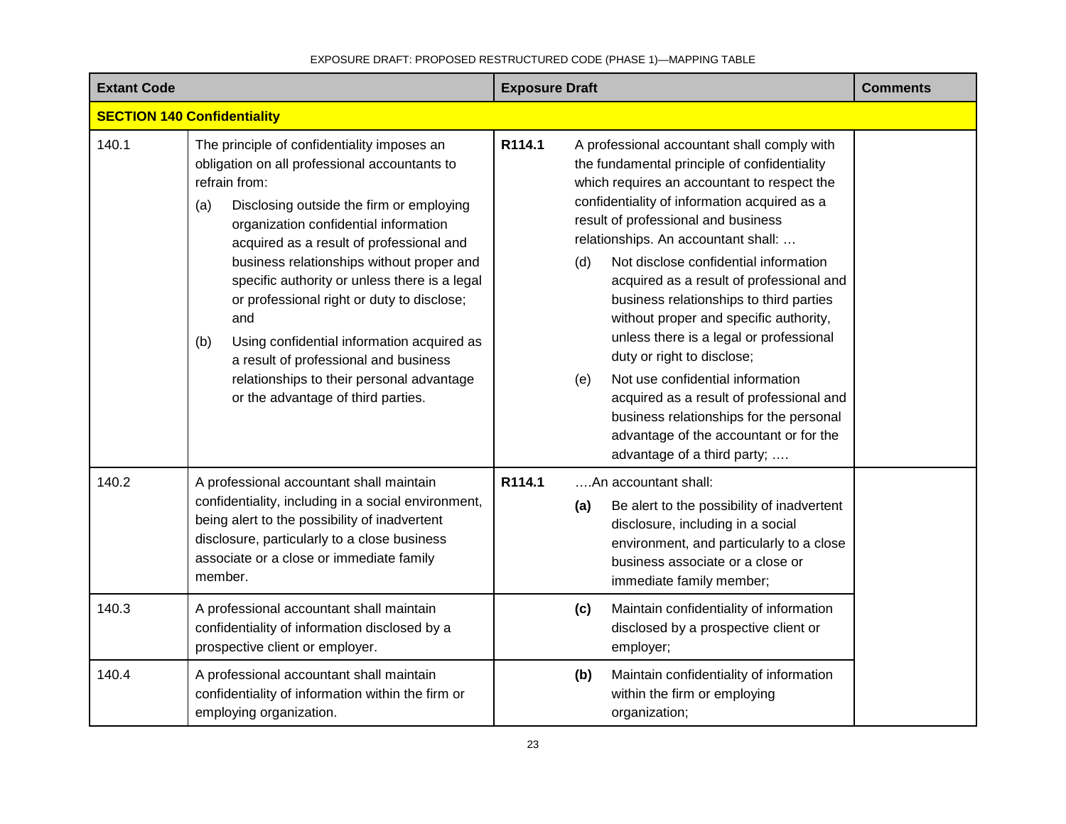EXPOSURE DRAFT: PROPOSED RESTRUCTURED CODE (PHASE 1)—MAPPING TABLE

| Extant Code | | Exposure Draft | | Comments |
|---|---|---|---|---|
| **SECTION 140 Confidentiality** | | | | |
| 140.1 | The principle of confidentiality imposes an obligation on all professional accountants to refrain from:<br>(a) Disclosing outside the firm or employing organization confidential information acquired as a result of professional and business relationships without proper and specific authority or unless there is a legal or professional right or duty to disclose; and<br>(b) Using confidential information acquired as a result of professional and business relationships to their personal advantage or the advantage of third parties. | **R114.1** | A professional accountant shall comply with the fundamental principle of confidentiality which requires an accountant to respect the confidentiality of information acquired as a result of professional and business relationships. An accountant shall: …<br>(d) Not disclose confidential information acquired as a result of professional and business relationships to third parties without proper and specific authority, unless there is a legal or professional duty or right to disclose;<br>(e) Not use confidential information acquired as a result of professional and business relationships for the personal advantage of the accountant or for the advantage of a third party; …. | |
| 140.2 | A professional accountant shall maintain confidentiality, including in a social environment, being alert to the possibility of inadvertent disclosure, particularly to a close business associate or a close or immediate family member. | **R114.1** | ….An accountant shall:<br>**(a)** Be alert to the possibility of inadvertent disclosure, including in a social environment, and particularly to a close business associate or a close or immediate family member; | |
| 140.3 | A professional accountant shall maintain confidentiality of information disclosed by a prospective client or employer. | | **(c)** Maintain confidentiality of information disclosed by a prospective client or employer; | |
| 140.4 | A professional accountant shall maintain confidentiality of information within the firm or employing organization. | | **(b)** Maintain confidentiality of information within the firm or employing organization; | |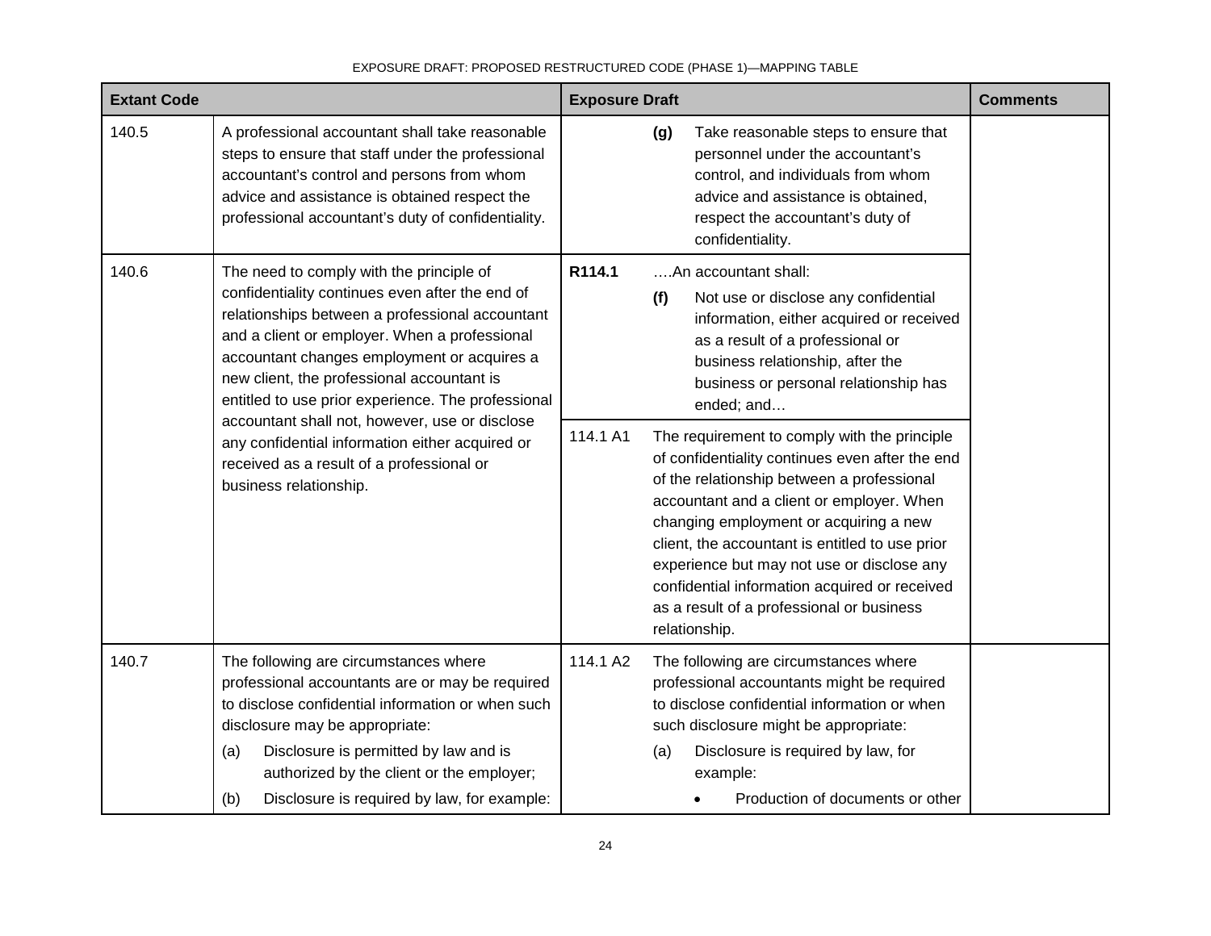| Extant Code | | Exposure Draft | | Comments |
|---|---|---|---|---|
| 140.5 | A professional accountant shall take reasonable steps to ensure that staff under the professional accountant's control and persons from whom advice and assistance is obtained respect the professional accountant's duty of confidentiality. | | **(g)** Take reasonable steps to ensure that personnel under the accountant's control, and individuals from whom advice and assistance is obtained, respect the accountant's duty of confidentiality. | |
| 140.6 | The need to comply with the principle of confidentiality continues even after the end of relationships between a professional accountant and a client or employer. When a professional accountant changes employment or acquires a new client, the professional accountant is entitled to use prior experience. The professional accountant shall not, however, use or disclose any confidential information either acquired or received as a result of a professional or business relationship. | **R114.1** | ….An accountant shall: **(f)** Not use or disclose any confidential information, either acquired or received as a result of a professional or business relationship, after the business or personal relationship has ended; and… | |
| | | 114.1 A1 | The requirement to comply with the principle of confidentiality continues even after the end of the relationship between a professional accountant and a client or employer. When changing employment or acquiring a new client, the accountant is entitled to use prior experience but may not use or disclose any confidential information acquired or received as a result of a professional or business relationship. | |
| 140.7 | The following are circumstances where professional accountants are or may be required to disclose confidential information or when such disclosure may be appropriate: (a) Disclosure is permitted by law and is authorized by the client or the employer; (b) Disclosure is required by law, for example: | 114.1 A2 | The following are circumstances where professional accountants might be required to disclose confidential information or when such disclosure might be appropriate: (a) Disclosure is required by law, for example: • Production of documents or other | |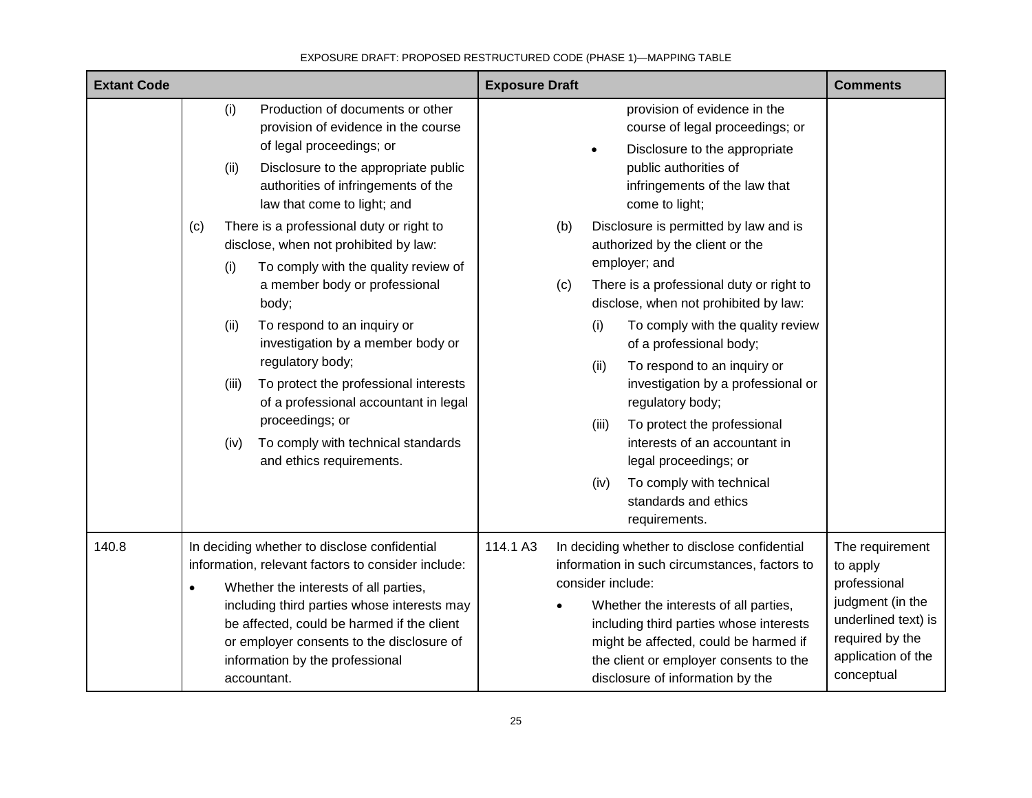| Extant Code | | Exposure Draft | | Comments |
|---|---|---|---|---|
| | (i) Production of documents or other provision of evidence in the course of legal proceedings; or<br>(ii) Disclosure to the appropriate public authorities of infringements of the law that come to light; and<br>(c) There is a professional duty or right to disclose, when not prohibited by law:<br>(i) To comply with the quality review of a member body or professional body;<br>(ii) To respond to an inquiry or investigation by a member body or regulatory body;<br>(iii) To protect the professional interests of a professional accountant in legal proceedings; or<br>(iv) To comply with technical standards and ethics requirements. | | provision of evidence in the course of legal proceedings; or<br>• Disclosure to the appropriate public authorities of infringements of the law that come to light;<br>(b) Disclosure is permitted by law and is authorized by the client or the employer; and<br>(c) There is a professional duty or right to disclose, when not prohibited by law:<br>(i) To comply with the quality review of a professional body;<br>(ii) To respond to an inquiry or investigation by a professional or regulatory body;<br>(iii) To protect the professional interests of an accountant in legal proceedings; or<br>(iv) To comply with technical standards and ethics requirements. | |
| 140.8 | In deciding whether to disclose confidential information, relevant factors to consider include:<br>• Whether the interests of all parties, including third parties whose interests may be affected, could be harmed if the client or employer consents to the disclosure of information by the professional accountant. | 114.1 A3 | In deciding whether to disclose confidential information in such circumstances, factors to consider include:<br>• Whether the interests of all parties, including third parties whose interests might be affected, could be harmed if the client or employer consents to the disclosure of information by the | The requirement to apply professional judgment (in the underlined text) is required by the application of the conceptual |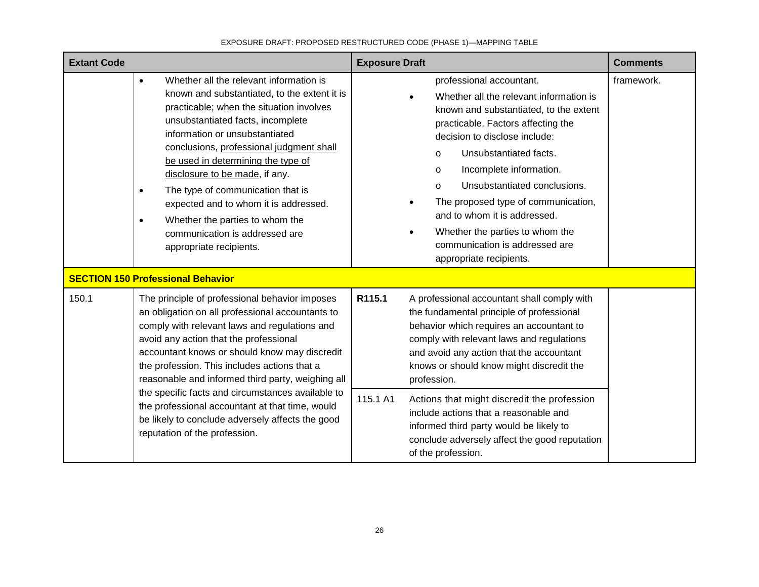| Extant Code | | Exposure Draft | | Comments |
|---|---|---|---|---|
| | • Whether all the relevant information is known and substantiated, to the extent it is practicable; when the situation involves unsubstantiated facts, incomplete information or unsubstantiated conclusions, <u>professional judgment shall be used in determining the type of disclosure to be made</u>, if any.<br>• The type of communication that is expected and to whom it is addressed.<br>• Whether the parties to whom the communication is addressed are appropriate recipients. | | professional accountant.<br>• Whether all the relevant information is known and substantiated, to the extent practicable. Factors affecting the decision to disclose include:<br>o Unsubstantiated facts.<br>o Incomplete information.<br>o Unsubstantiated conclusions.<br>• The proposed type of communication, and to whom it is addressed.<br>• Whether the parties to whom the communication is addressed are appropriate recipients. | framework. |
| **SECTION 150 Professional Behavior** | | | | |
| 150.1 | The principle of professional behavior imposes an obligation on all professional accountants to comply with relevant laws and regulations and avoid any action that the professional accountant knows or should know may discredit the profession. This includes actions that a reasonable and informed third party, weighing all the specific facts and circumstances available to the professional accountant at that time, would be likely to conclude adversely affects the good reputation of the profession. | **R115.1** | A professional accountant shall comply with the fundamental principle of professional behavior which requires an accountant to comply with relevant laws and regulations and avoid any action that the accountant knows or should know might discredit the profession. | |
| | | 115.1 A1 | Actions that might discredit the profession include actions that a reasonable and informed third party would be likely to conclude adversely affect the good reputation of the profession. | |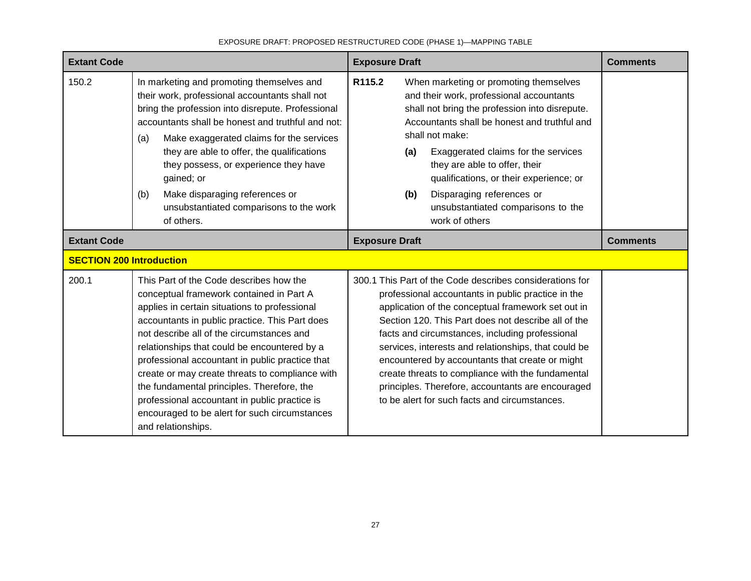| Extant Code | | Exposure Draft | | Comments |
|---|---|---|---|---|
| 150.2 | In marketing and promoting themselves and their work, professional accountants shall not bring the profession into disrepute. Professional accountants shall be honest and truthful and not:<br>(a) Make exaggerated claims for the services they are able to offer, the qualifications they possess, or experience they have gained; or<br>(b) Make disparaging references or unsubstantiated comparisons to the work of others. | **R115.2** | When marketing or promoting themselves and their work, professional accountants shall not bring the profession into disrepute. Accountants shall be honest and truthful and shall not make:<br>**(a)** Exaggerated claims for the services they are able to offer, their qualifications, or their experience; or<br>**(b)** Disparaging references or unsubstantiated comparisons to the work of others | |
| **Extant Code** | | **Exposure Draft** | | **Comments** |
| **SECTION 200 Introduction** | | | | |
| 200.1 | This Part of the Code describes how the conceptual framework contained in Part A applies in certain situations to professional accountants in public practice. This Part does not describe all of the circumstances and relationships that could be encountered by a professional accountant in public practice that create or may create threats to compliance with the fundamental principles. Therefore, the professional accountant in public practice is encouraged to be alert for such circumstances and relationships. | 300.1 | This Part of the Code describes considerations for professional accountants in public practice in the application of the conceptual framework set out in Section 120. This Part does not describe all of the facts and circumstances, including professional services, interests and relationships, that could be encountered by accountants that create or might create threats to compliance with the fundamental principles. Therefore, accountants are encouraged to be alert for such facts and circumstances. | |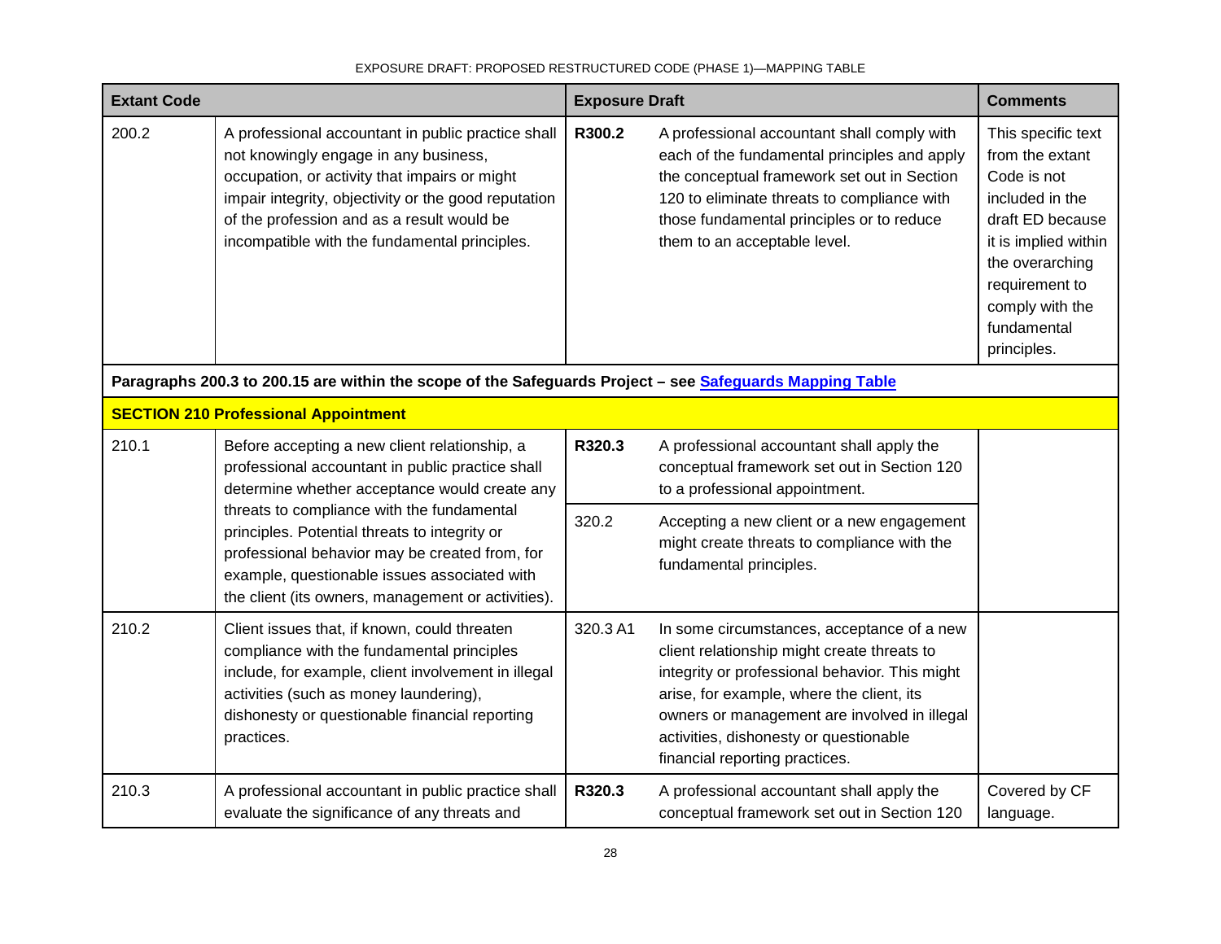| Extant Code | | Exposure Draft | | Comments |
|---|---|---|---|---|
| 200.2 | A professional accountant in public practice shall not knowingly engage in any business, occupation, or activity that impairs or might impair integrity, objectivity or the good reputation of the profession and as a result would be incompatible with the fundamental principles. | **R300.2** | A professional accountant shall comply with each of the fundamental principles and apply the conceptual framework set out in Section 120 to eliminate threats to compliance with those fundamental principles or to reduce them to an acceptable level. | This specific text from the extant Code is not included in the draft ED because it is implied within the overarching requirement to comply with the fundamental principles. |
| **Paragraphs 200.3 to 200.15 are within the scope of the Safeguards Project – see [Safeguards Mapping Table]()** | | | | |
| **SECTION 210 Professional Appointment** | | | | |
| 210.1 | Before accepting a new client relationship, a professional accountant in public practice shall determine whether acceptance would create any threats to compliance with the fundamental principles. Potential threats to integrity or professional behavior may be created from, for example, questionable issues associated with the client (its owners, management or activities). | **R320.3** | A professional accountant shall apply the conceptual framework set out in Section 120 to a professional appointment. | |
| | | 320.2 | Accepting a new client or a new engagement might create threats to compliance with the fundamental principles. | |
| 210.2 | Client issues that, if known, could threaten compliance with the fundamental principles include, for example, client involvement in illegal activities (such as money laundering), dishonesty or questionable financial reporting practices. | 320.3 A1 | In some circumstances, acceptance of a new client relationship might create threats to integrity or professional behavior. This might arise, for example, where the client, its owners or management are involved in illegal activities, dishonesty or questionable financial reporting practices. | |
| 210.3 | A professional accountant in public practice shall evaluate the significance of any threats and | **R320.3** | A professional accountant shall apply the conceptual framework set out in Section 120 | Covered by CF language. |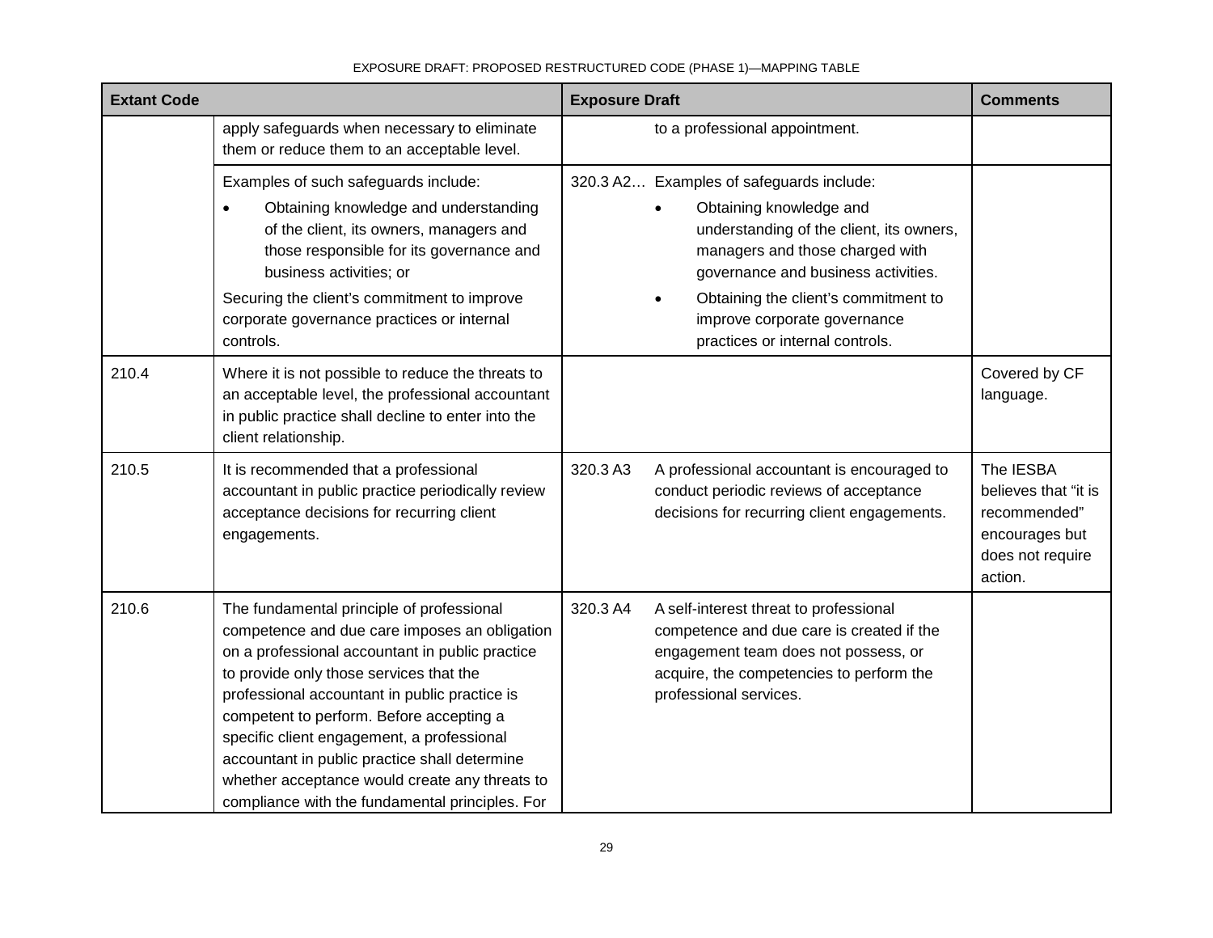| Extant Code | | Exposure Draft | | Comments |
|---|---|---|---|---|
| | apply safeguards when necessary to eliminate them or reduce them to an acceptable level. | | to a professional appointment. | |
| | Examples of such safeguards include:<br>• Obtaining knowledge and understanding of the client, its owners, managers and those responsible for its governance and business activities; or<br>Securing the client's commitment to improve corporate governance practices or internal controls. | 320.3 A2… | Examples of safeguards include:<br>• Obtaining knowledge and understanding of the client, its owners, managers and those charged with governance and business activities.<br>• Obtaining the client's commitment to improve corporate governance practices or internal controls. | |
| 210.4 | Where it is not possible to reduce the threats to an acceptable level, the professional accountant in public practice shall decline to enter into the client relationship. | | | Covered by CF language. |
| 210.5 | It is recommended that a professional accountant in public practice periodically review acceptance decisions for recurring client engagements. | 320.3 A3 | A professional accountant is encouraged to conduct periodic reviews of acceptance decisions for recurring client engagements. | The IESBA believes that "it is recommended" encourages but does not require action. |
| 210.6 | The fundamental principle of professional competence and due care imposes an obligation on a professional accountant in public practice to provide only those services that the professional accountant in public practice is competent to perform. Before accepting a specific client engagement, a professional accountant in public practice shall determine whether acceptance would create any threats to compliance with the fundamental principles. For | 320.3 A4 | A self-interest threat to professional competence and due care is created if the engagement team does not possess, or acquire, the competencies to perform the professional services. | |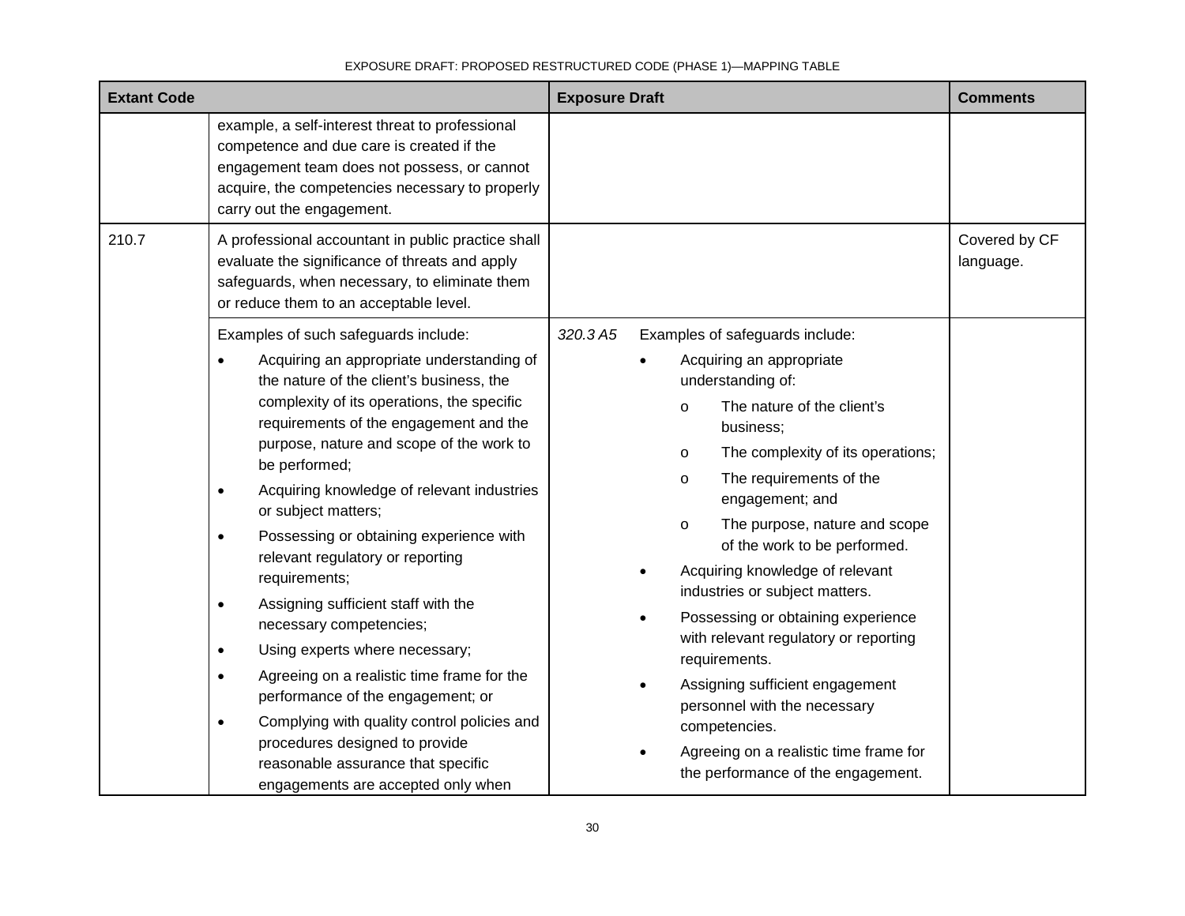EXPOSURE DRAFT: PROPOSED RESTRUCTURED CODE (PHASE 1)—MAPPING TABLE

| Extant Code | | Exposure Draft | | Comments |
|---|---|---|---|---|
| | example, a self-interest threat to professional competence and due care is created if the engagement team does not possess, or cannot acquire, the competencies necessary to properly carry out the engagement. | | | |
| 210.7 | A professional accountant in public practice shall evaluate the significance of threats and apply safeguards, when necessary, to eliminate them or reduce them to an acceptable level. | | | Covered by CF language. |
| | Examples of such safeguards include:<br>• Acquiring an appropriate understanding of the nature of the client's business, the complexity of its operations, the specific requirements of the engagement and the purpose, nature and scope of the work to be performed;<br>• Acquiring knowledge of relevant industries or subject matters;<br>• Possessing or obtaining experience with relevant regulatory or reporting requirements;<br>• Assigning sufficient staff with the necessary competencies;<br>• Using experts where necessary;<br>• Agreeing on a realistic time frame for the performance of the engagement; or<br>• Complying with quality control policies and procedures designed to provide reasonable assurance that specific engagements are accepted only when | *320.3 A5* | Examples of safeguards include:<br>• Acquiring an appropriate understanding of:<br>o The nature of the client's business;<br>o The complexity of its operations;<br>o The requirements of the engagement; and<br>o The purpose, nature and scope of the work to be performed.<br>• Acquiring knowledge of relevant industries or subject matters.<br>• Possessing or obtaining experience with relevant regulatory or reporting requirements.<br>• Assigning sufficient engagement personnel with the necessary competencies.<br>• Agreeing on a realistic time frame for the performance of the engagement. | |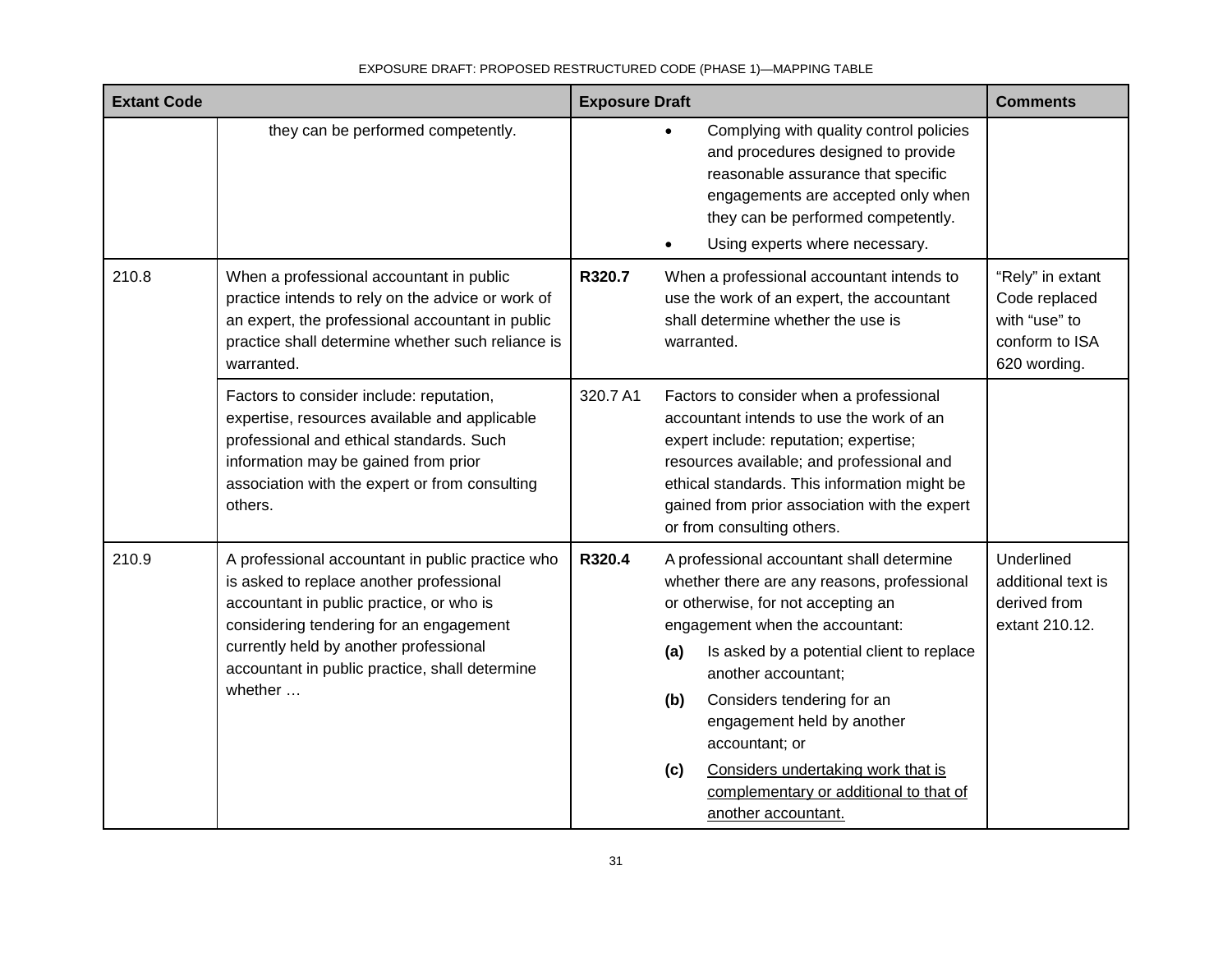| Extant Code | | Exposure Draft | | Comments |
|---|---|---|---|---|
| | they can be performed competently. | | • Complying with quality control policies and procedures designed to provide reasonable assurance that specific engagements are accepted only when they can be performed competently.<br>• Using experts where necessary. | |
| 210.8 | When a professional accountant in public practice intends to rely on the advice or work of an expert, the professional accountant in public practice shall determine whether such reliance is warranted. | **R320.7** | When a professional accountant intends to use the work of an expert, the accountant shall determine whether the use is warranted. | "Rely" in extant Code replaced with "use" to conform to ISA 620 wording. |
| | Factors to consider include: reputation, expertise, resources available and applicable professional and ethical standards. Such information may be gained from prior association with the expert or from consulting others. | 320.7 A1 | Factors to consider when a professional accountant intends to use the work of an expert include: reputation; expertise; resources available; and professional and ethical standards. This information might be gained from prior association with the expert or from consulting others. | |
| 210.9 | A professional accountant in public practice who is asked to replace another professional accountant in public practice, or who is considering tendering for an engagement currently held by another professional accountant in public practice, shall determine whether … | **R320.4** | A professional accountant shall determine whether there are any reasons, professional or otherwise, for not accepting an engagement when the accountant:<br>**(a)** Is asked by a potential client to replace another accountant;<br>**(b)** Considers tendering for an engagement held by another accountant; or<br>**(c)** <u>Considers undertaking work that is complementary or additional to that of another accountant.</u> | Underlined additional text is derived from extant 210.12. |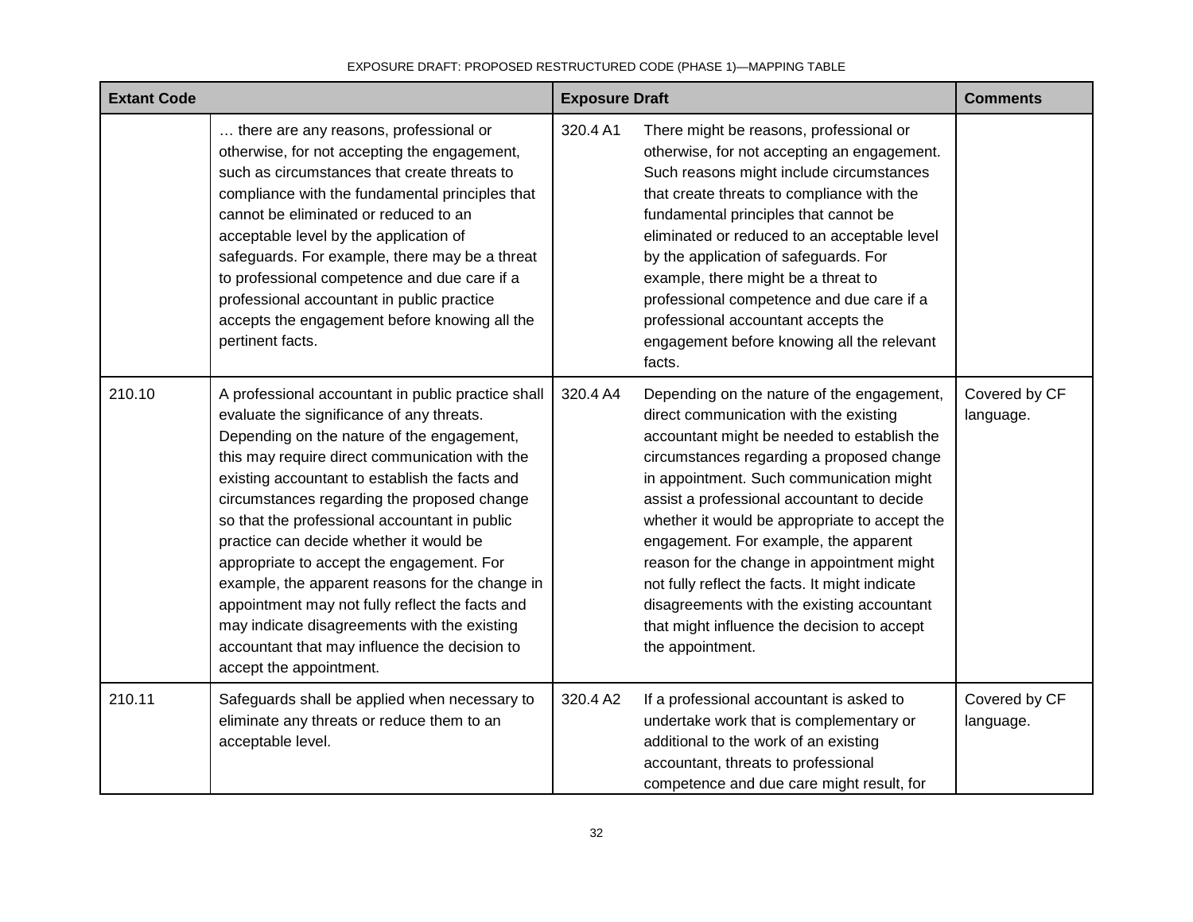| Extant Code | | Exposure Draft | | Comments |
|---|---|---|---|---|
| | … there are any reasons, professional or otherwise, for not accepting the engagement, such as circumstances that create threats to compliance with the fundamental principles that cannot be eliminated or reduced to an acceptable level by the application of safeguards. For example, there may be a threat to professional competence and due care if a professional accountant in public practice accepts the engagement before knowing all the pertinent facts. | 320.4 A1 | There might be reasons, professional or otherwise, for not accepting an engagement. Such reasons might include circumstances that create threats to compliance with the fundamental principles that cannot be eliminated or reduced to an acceptable level by the application of safeguards. For example, there might be a threat to professional competence and due care if a professional accountant accepts the engagement before knowing all the relevant facts. | |
| 210.10 | A professional accountant in public practice shall evaluate the significance of any threats. Depending on the nature of the engagement, this may require direct communication with the existing accountant to establish the facts and circumstances regarding the proposed change so that the professional accountant in public practice can decide whether it would be appropriate to accept the engagement. For example, the apparent reasons for the change in appointment may not fully reflect the facts and may indicate disagreements with the existing accountant that may influence the decision to accept the appointment. | 320.4 A4 | Depending on the nature of the engagement, direct communication with the existing accountant might be needed to establish the circumstances regarding a proposed change in appointment. Such communication might assist a professional accountant to decide whether it would be appropriate to accept the engagement. For example, the apparent reason for the change in appointment might not fully reflect the facts. It might indicate disagreements with the existing accountant that might influence the decision to accept the appointment. | Covered by CF language. |
| 210.11 | Safeguards shall be applied when necessary to eliminate any threats or reduce them to an acceptable level. | 320.4 A2 | If a professional accountant is asked to undertake work that is complementary or additional to the work of an existing accountant, threats to professional competence and due care might result, for | Covered by CF language. |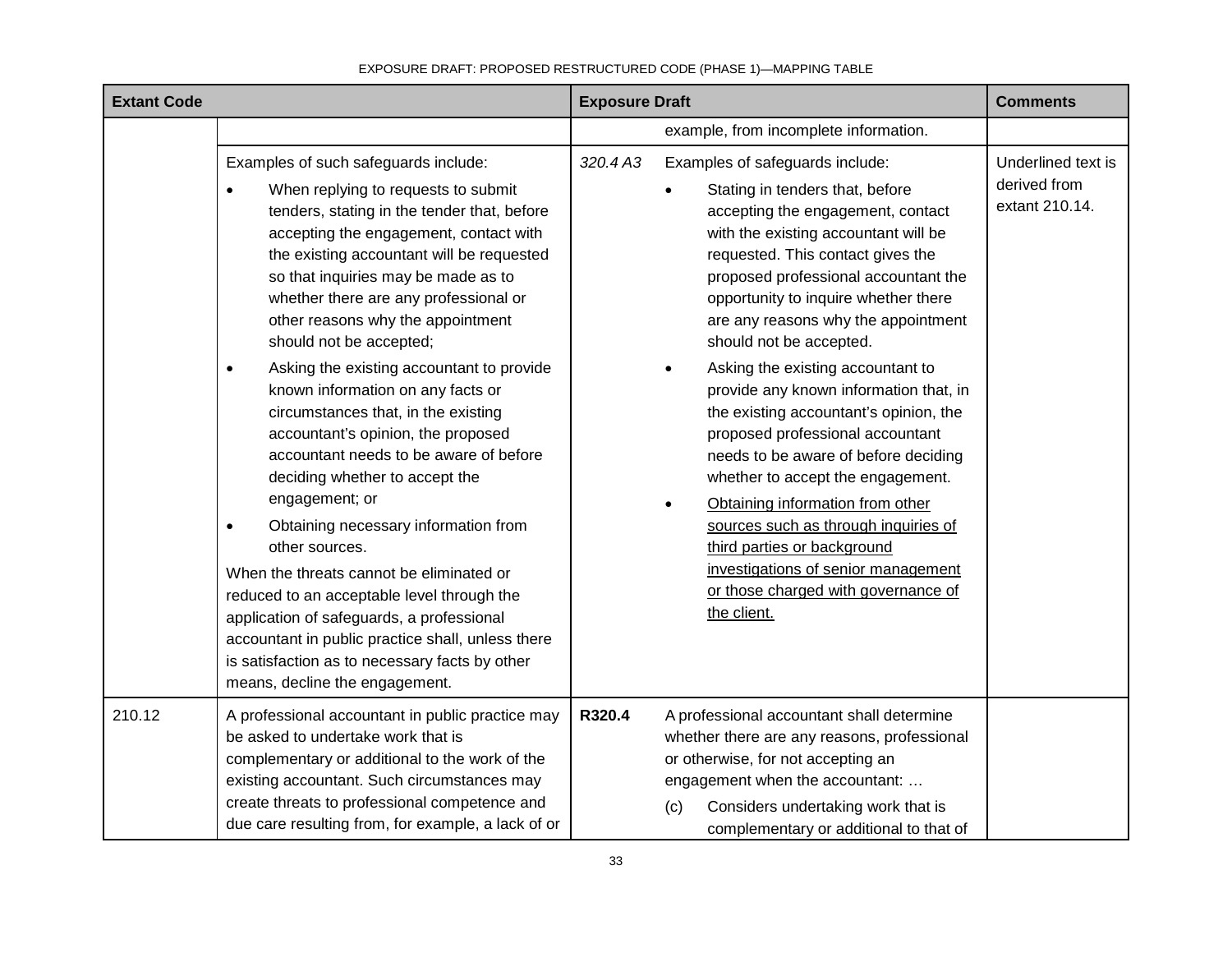| Extant Code | | Exposure Draft | | Comments |
|---|---|---|---|---|
| | | | example, from incomplete information. | |
| | Examples of such safeguards include:<br>• When replying to requests to submit tenders, stating in the tender that, before accepting the engagement, contact with the existing accountant will be requested so that inquiries may be made as to whether there are any professional or other reasons why the appointment should not be accepted;<br>• Asking the existing accountant to provide known information on any facts or circumstances that, in the existing accountant's opinion, the proposed accountant needs to be aware of before deciding whether to accept the engagement; or<br>• Obtaining necessary information from other sources.<br>When the threats cannot be eliminated or reduced to an acceptable level through the application of safeguards, a professional accountant in public practice shall, unless there is satisfaction as to necessary facts by other means, decline the engagement. | *320.4 A3* | Examples of safeguards include:<br>• Stating in tenders that, before accepting the engagement, contact with the existing accountant will be requested. This contact gives the proposed professional accountant the opportunity to inquire whether there are any reasons why the appointment should not be accepted.<br>• Asking the existing accountant to provide any known information that, in the existing accountant's opinion, the proposed professional accountant needs to be aware of before deciding whether to accept the engagement.<br>• <u>Obtaining information from other sources such as through inquiries of third parties or background investigations of senior management or those charged with governance of the client.</u> | Underlined text is derived from extant 210.14. |
| 210.12 | A professional accountant in public practice may be asked to undertake work that is complementary or additional to the work of the existing accountant. Such circumstances may create threats to professional competence and due care resulting from, for example, a lack of or | **R320.4** | A professional accountant shall determine whether there are any reasons, professional or otherwise, for not accepting an engagement when the accountant: …<br>(c) Considers undertaking work that is complementary or additional to that of | |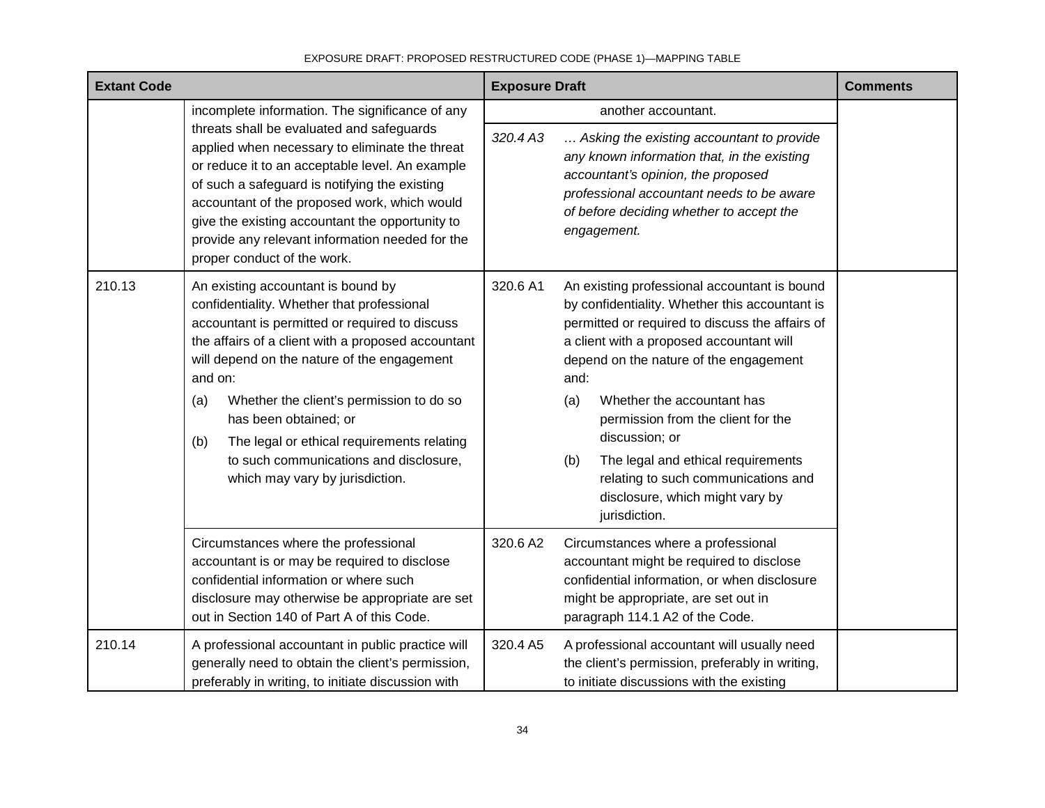| Extant Code | | Exposure Draft | | Comments |
|---|---|---|---|---|
| | incomplete information. The significance of any threats shall be evaluated and safeguards applied when necessary to eliminate the threat or reduce it to an acceptable level. An example of such a safeguard is notifying the existing accountant of the proposed work, which would give the existing accountant the opportunity to provide any relevant information needed for the proper conduct of the work. | | another accountant. | |
| | | *320.4 A3* | *… Asking the existing accountant to provide any known information that, in the existing accountant's opinion, the proposed professional accountant needs to be aware of before deciding whether to accept the engagement.* | |
| 210.13 | An existing accountant is bound by confidentiality. Whether that professional accountant is permitted or required to discuss the affairs of a client with a proposed accountant will depend on the nature of the engagement and on: <br>(a) Whether the client's permission to do so has been obtained; or <br>(b) The legal or ethical requirements relating to such communications and disclosure, which may vary by jurisdiction. | 320.6 A1 | An existing professional accountant is bound by confidentiality. Whether this accountant is permitted or required to discuss the affairs of a client with a proposed accountant will depend on the nature of the engagement and: <br>(a) Whether the accountant has permission from the client for the discussion; or <br>(b) The legal and ethical requirements relating to such communications and disclosure, which might vary by jurisdiction. | |
| | Circumstances where the professional accountant is or may be required to disclose confidential information or where such disclosure may otherwise be appropriate are set out in Section 140 of Part A of this Code. | 320.6 A2 | Circumstances where a professional accountant might be required to disclose confidential information, or when disclosure might be appropriate, are set out in paragraph 114.1 A2 of the Code. | |
| 210.14 | A professional accountant in public practice will generally need to obtain the client's permission, preferably in writing, to initiate discussion with | 320.4 A5 | A professional accountant will usually need the client's permission, preferably in writing, to initiate discussions with the existing | |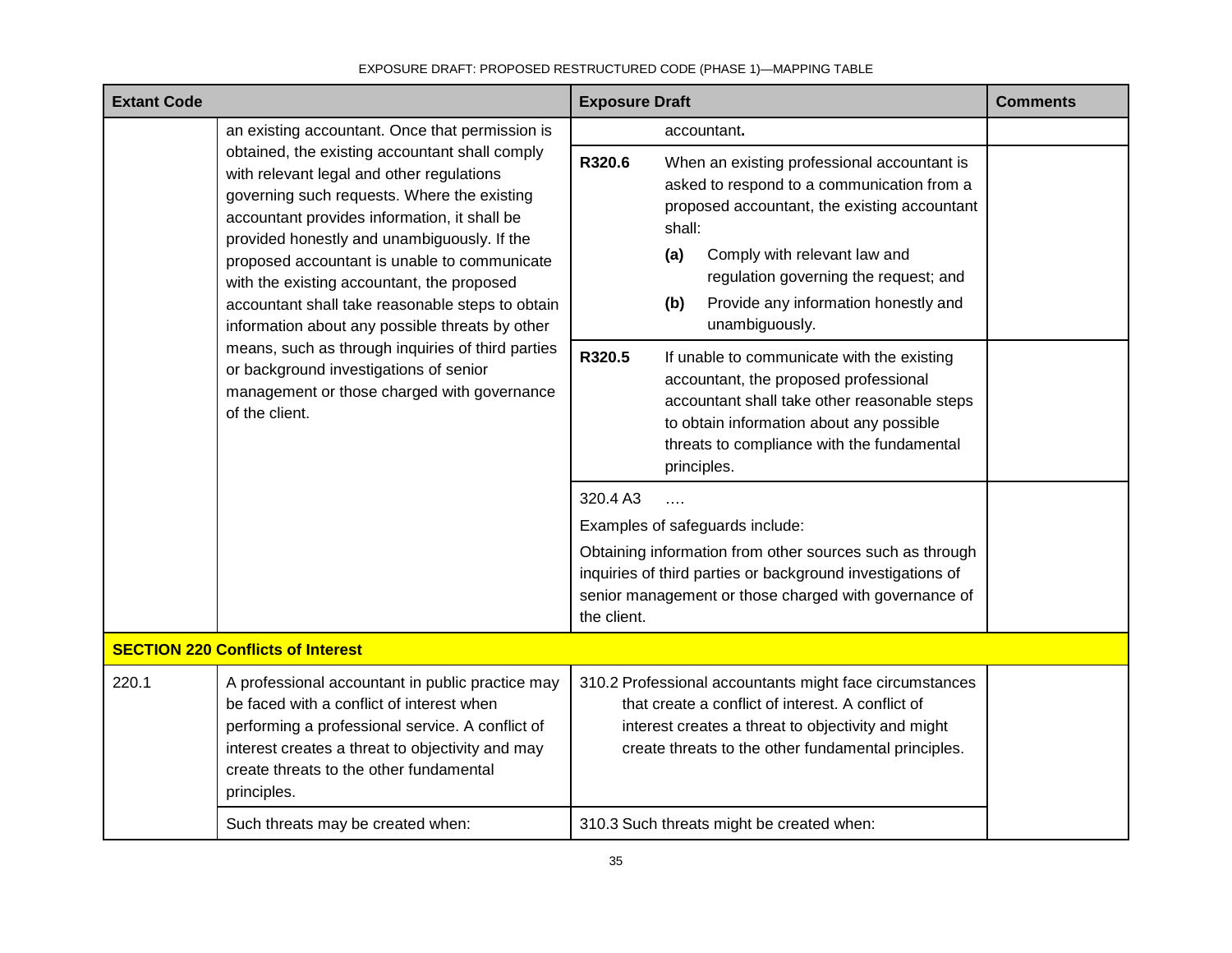| Extant Code | | Exposure Draft | Comments |
|---|---|---|---|
| | an existing accountant. Once that permission is obtained, the existing accountant shall comply with relevant legal and other regulations governing such requests. Where the existing accountant provides information, it shall be provided honestly and unambiguously. If the proposed accountant is unable to communicate with the existing accountant, the proposed accountant shall take reasonable steps to obtain information about any possible threats by other means, such as through inquiries of third parties or background investigations of senior management or those charged with governance of the client. | accountant. | |
| | | **R320.6** When an existing professional accountant is asked to respond to a communication from a proposed accountant, the existing accountant shall: **(a)** Comply with relevant law and regulation governing the request; and **(b)** Provide any information honestly and unambiguously. | |
| | | **R320.5** If unable to communicate with the existing accountant, the proposed professional accountant shall take other reasonable steps to obtain information about any possible threats to compliance with the fundamental principles. | |
| | | 320.4 A3 …. Examples of safeguards include: Obtaining information from other sources such as through inquiries of third parties or background investigations of senior management or those charged with governance of the client. | |
| **SECTION 220 Conflicts of Interest** | | | |
| 220.1 | A professional accountant in public practice may be faced with a conflict of interest when performing a professional service. A conflict of interest creates a threat to objectivity and may create threats to the other fundamental principles. | 310.2 Professional accountants might face circumstances that create a conflict of interest. A conflict of interest creates a threat to objectivity and might create threats to the other fundamental principles. | |
| | Such threats may be created when: | 310.3 Such threats might be created when: | |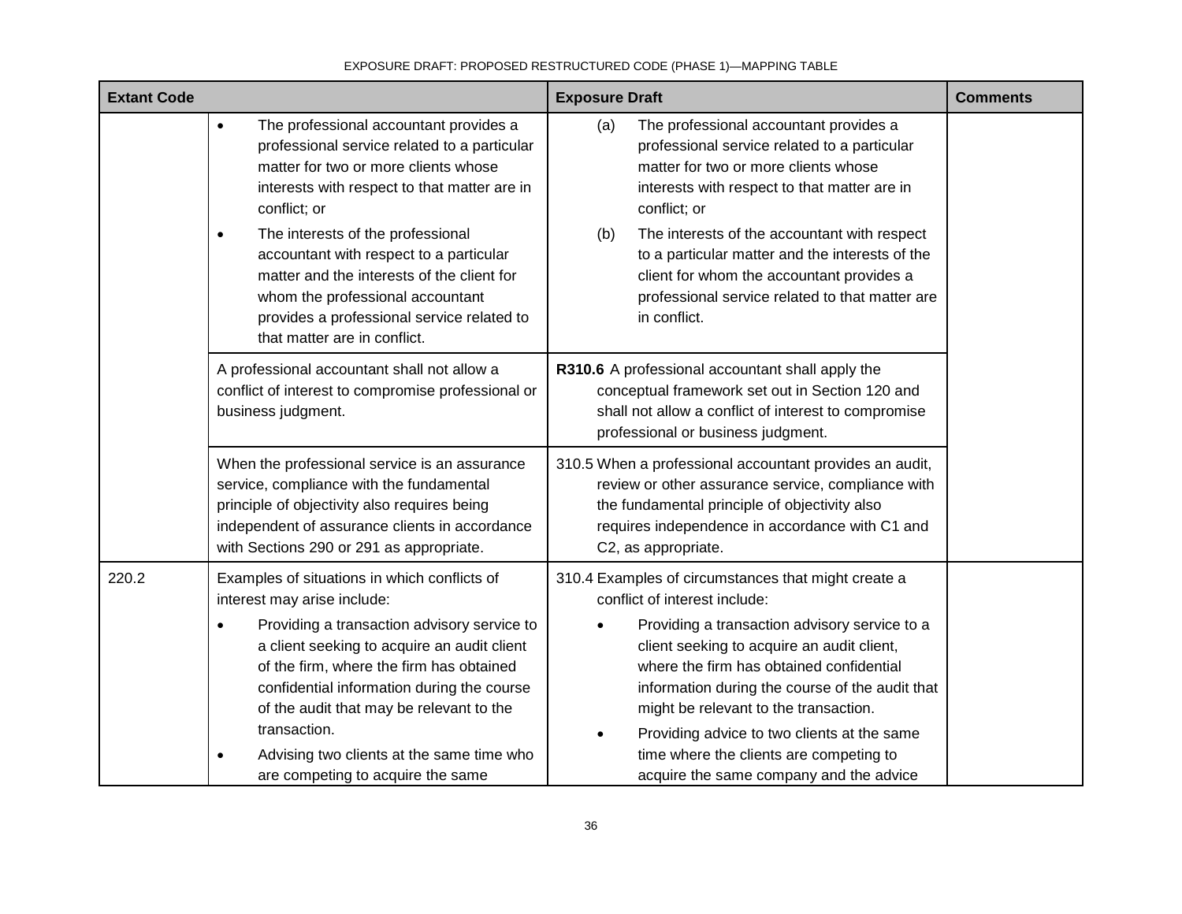| Extant Code | | Exposure Draft | Comments |
|---|---|---|---|
| | • The professional accountant provides a professional service related to a particular matter for two or more clients whose interests with respect to that matter are in conflict; or<br>• The interests of the professional accountant with respect to a particular matter and the interests of the client for whom the professional accountant provides a professional service related to that matter are in conflict. | (a) The professional accountant provides a professional service related to a particular matter for two or more clients whose interests with respect to that matter are in conflict; or<br>(b) The interests of the accountant with respect to a particular matter and the interests of the client for whom the accountant provides a professional service related to that matter are in conflict. | |
| | A professional accountant shall not allow a conflict of interest to compromise professional or business judgment. | **R310.6** A professional accountant shall apply the conceptual framework set out in Section 120 and shall not allow a conflict of interest to compromise professional or business judgment. | |
| | When the professional service is an assurance service, compliance with the fundamental principle of objectivity also requires being independent of assurance clients in accordance with Sections 290 or 291 as appropriate. | 310.5 When a professional accountant provides an audit, review or other assurance service, compliance with the fundamental principle of objectivity also requires independence in accordance with C1 and C2, as appropriate. | |
| 220.2 | Examples of situations in which conflicts of interest may arise include:<br>• Providing a transaction advisory service to a client seeking to acquire an audit client of the firm, where the firm has obtained confidential information during the course of the audit that may be relevant to the transaction.<br>• Advising two clients at the same time who are competing to acquire the same | 310.4 Examples of circumstances that might create a conflict of interest include:<br>• Providing a transaction advisory service to a client seeking to acquire an audit client, where the firm has obtained confidential information during the course of the audit that might be relevant to the transaction.<br>• Providing advice to two clients at the same time where the clients are competing to acquire the same company and the advice | |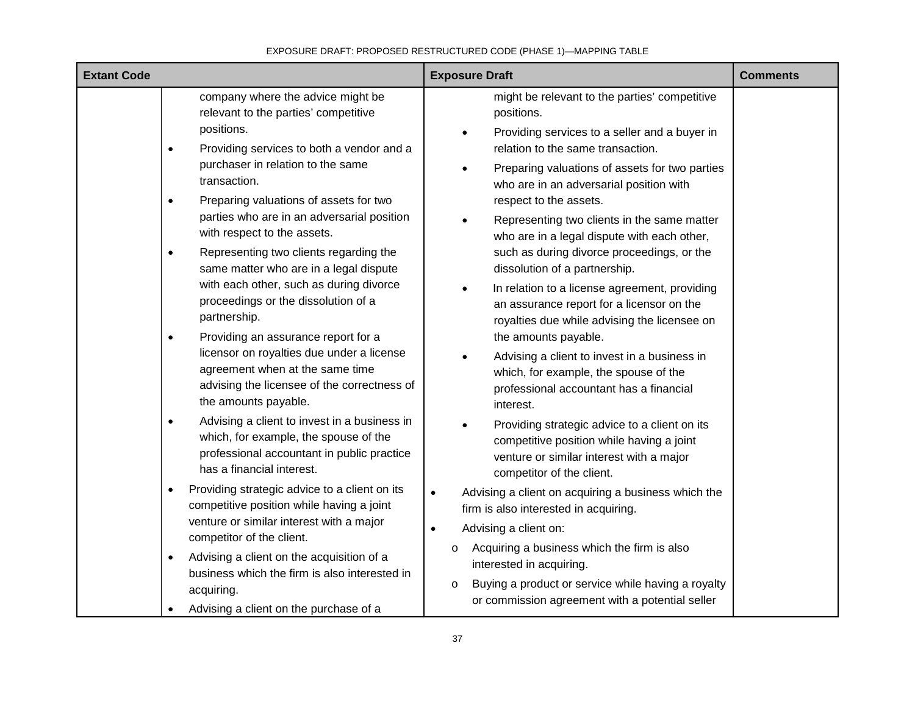| Extant Code | | Exposure Draft | Comments |
|---|---|---|---|
| | company where the advice might be relevant to the parties' competitive positions.<br>• Providing services to both a vendor and a purchaser in relation to the same transaction.<br>• Preparing valuations of assets for two parties who are in an adversarial position with respect to the assets.<br>• Representing two clients regarding the same matter who are in a legal dispute with each other, such as during divorce proceedings or the dissolution of a partnership.<br>• Providing an assurance report for a licensor on royalties due under a license agreement when at the same time advising the licensee of the correctness of the amounts payable.<br>• Advising a client to invest in a business in which, for example, the spouse of the professional accountant in public practice has a financial interest.<br>• Providing strategic advice to a client on its competitive position while having a joint venture or similar interest with a major competitor of the client.<br>• Advising a client on the acquisition of a business which the firm is also interested in acquiring.<br>• Advising a client on the purchase of a | might be relevant to the parties' competitive positions.<br>• Providing services to a seller and a buyer in relation to the same transaction.<br>• Preparing valuations of assets for two parties who are in an adversarial position with respect to the assets.<br>• Representing two clients in the same matter who are in a legal dispute with each other, such as during divorce proceedings, or the dissolution of a partnership.<br>• In relation to a license agreement, providing an assurance report for a licensor on the royalties due while advising the licensee on the amounts payable.<br>• Advising a client to invest in a business in which, for example, the spouse of the professional accountant has a financial interest.<br>• Providing strategic advice to a client on its competitive position while having a joint venture or similar interest with a major competitor of the client.<br>• Advising a client on acquiring a business which the firm is also interested in acquiring.<br>• Advising a client on:<br>o Acquiring a business which the firm is also interested in acquiring.<br>o Buying a product or service while having a royalty or commission agreement with a potential seller | |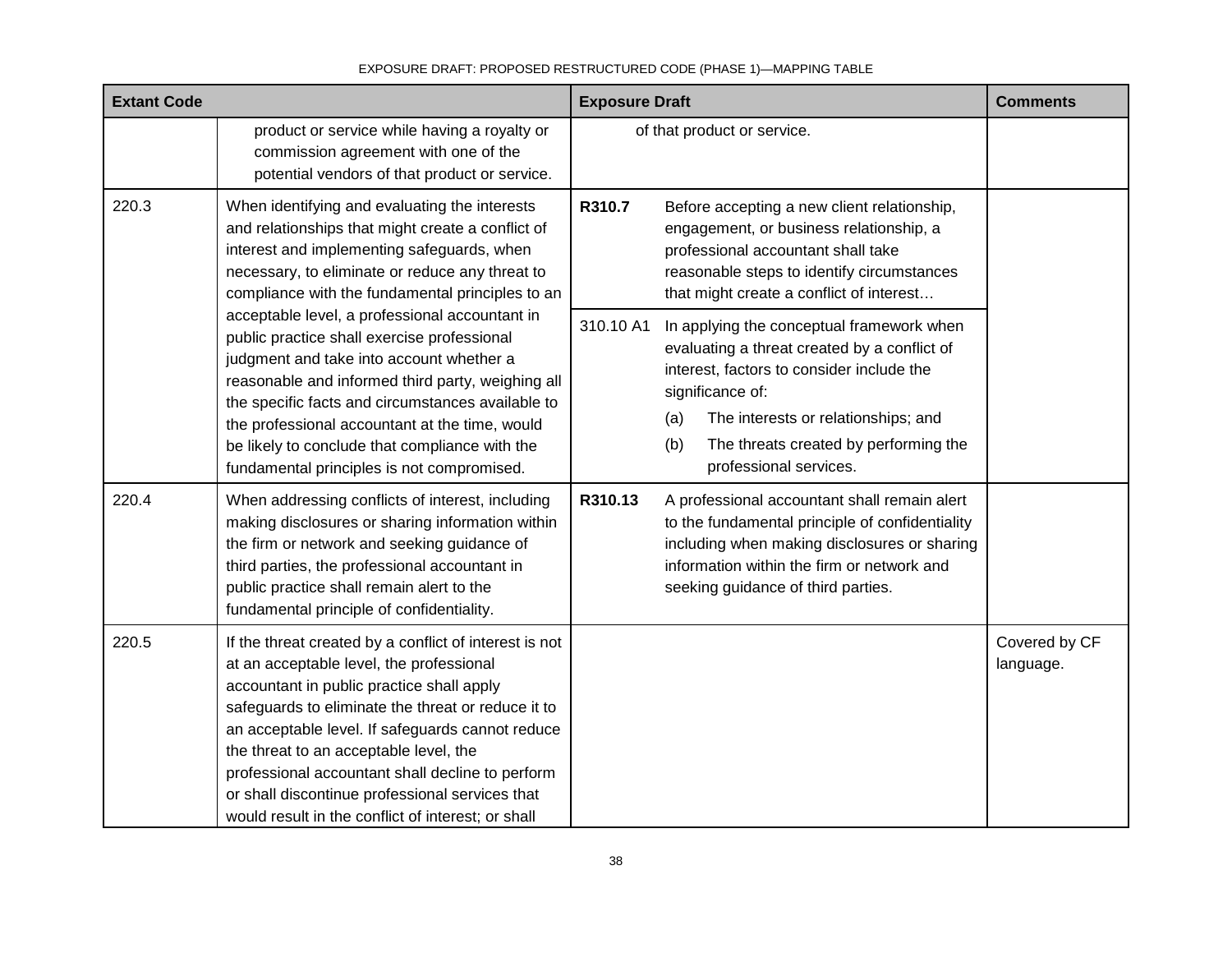| Extant Code | | Exposure Draft | | Comments |
|---|---|---|---|---|
| | product or service while having a royalty or commission agreement with one of the potential vendors of that product or service. | | of that product or service. | |
| 220.3 | When identifying and evaluating the interests and relationships that might create a conflict of interest and implementing safeguards, when necessary, to eliminate or reduce any threat to compliance with the fundamental principles to an acceptable level, a professional accountant in public practice shall exercise professional judgment and take into account whether a reasonable and informed third party, weighing all the specific facts and circumstances available to the professional accountant at the time, would be likely to conclude that compliance with the fundamental principles is not compromised. | **R310.7** | Before accepting a new client relationship, engagement, or business relationship, a professional accountant shall take reasonable steps to identify circumstances that might create a conflict of interest… | |
| | | 310.10 A1 | In applying the conceptual framework when evaluating a threat created by a conflict of interest, factors to consider include the significance of: (a) The interests or relationships; and (b) The threats created by performing the professional services. | |
| 220.4 | When addressing conflicts of interest, including making disclosures or sharing information within the firm or network and seeking guidance of third parties, the professional accountant in public practice shall remain alert to the fundamental principle of confidentiality. | **R310.13** | A professional accountant shall remain alert to the fundamental principle of confidentiality including when making disclosures or sharing information within the firm or network and seeking guidance of third parties. | |
| 220.5 | If the threat created by a conflict of interest is not at an acceptable level, the professional accountant in public practice shall apply safeguards to eliminate the threat or reduce it to an acceptable level. If safeguards cannot reduce the threat to an acceptable level, the professional accountant shall decline to perform or shall discontinue professional services that would result in the conflict of interest; or shall | | | Covered by CF language. |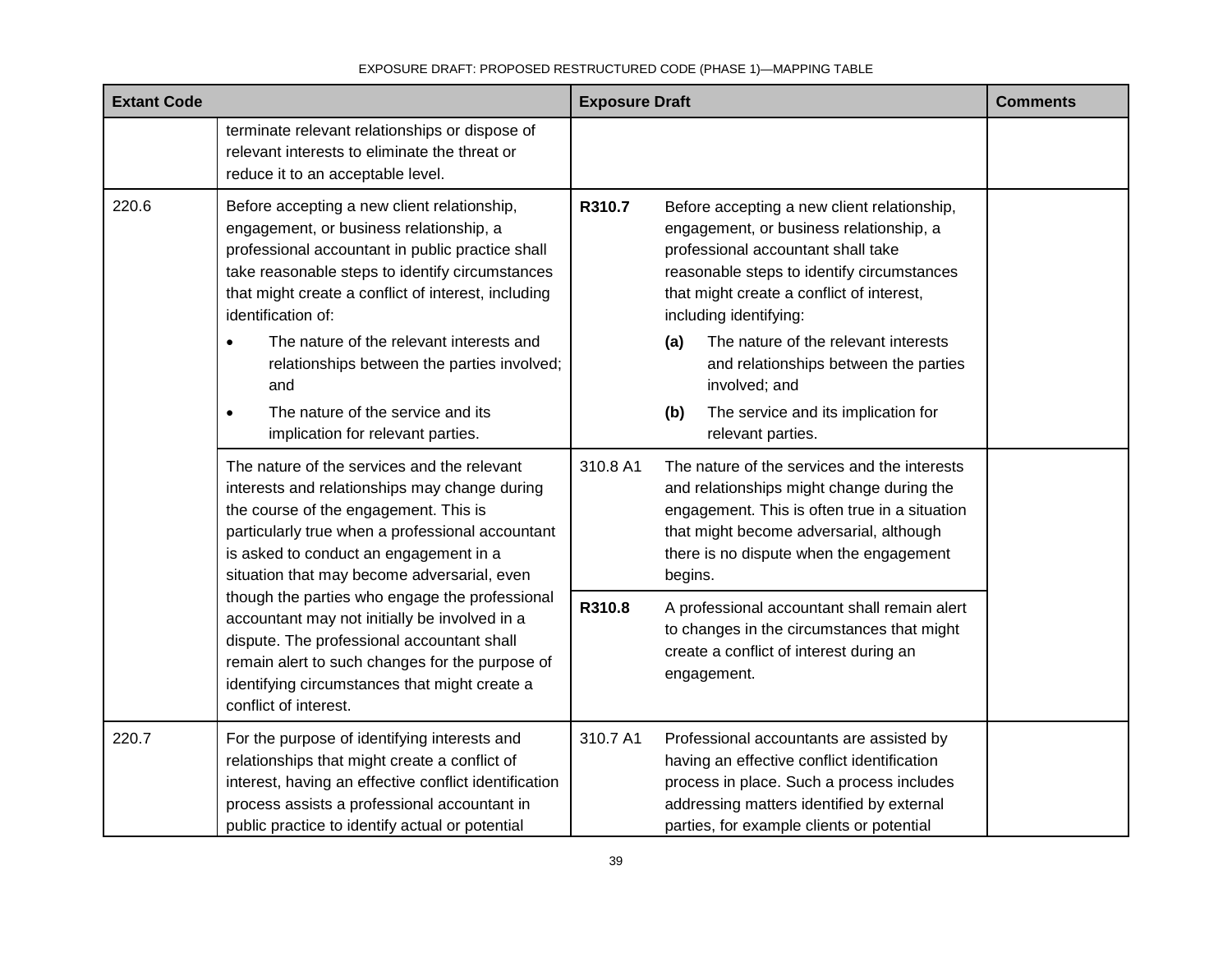| Extant Code | | Exposure Draft | | Comments |
|---|---|---|---|---|
| | terminate relevant relationships or dispose of relevant interests to eliminate the threat or reduce it to an acceptable level. | | | |
| 220.6 | Before accepting a new client relationship, engagement, or business relationship, a professional accountant in public practice shall take reasonable steps to identify circumstances that might create a conflict of interest, including identification of:<br>• The nature of the relevant interests and relationships between the parties involved; and<br>• The nature of the service and its implication for relevant parties. | **R310.7** | Before accepting a new client relationship, engagement, or business relationship, a professional accountant shall take reasonable steps to identify circumstances that might create a conflict of interest, including identifying:<br>**(a)** The nature of the relevant interests and relationships between the parties involved; and<br>**(b)** The service and its implication for relevant parties. | |
| | The nature of the services and the relevant interests and relationships may change during the course of the engagement. This is particularly true when a professional accountant is asked to conduct an engagement in a situation that may become adversarial, even though the parties who engage the professional accountant may not initially be involved in a dispute. The professional accountant shall remain alert to such changes for the purpose of identifying circumstances that might create a conflict of interest. | 310.8 A1 | The nature of the services and the interests and relationships might change during the engagement. This is often true in a situation that might become adversarial, although there is no dispute when the engagement begins. | |
| | | **R310.8** | A professional accountant shall remain alert to changes in the circumstances that might create a conflict of interest during an engagement. | |
| 220.7 | For the purpose of identifying interests and relationships that might create a conflict of interest, having an effective conflict identification process assists a professional accountant in public practice to identify actual or potential | 310.7 A1 | Professional accountants are assisted by having an effective conflict identification process in place. Such a process includes addressing matters identified by external parties, for example clients or potential | |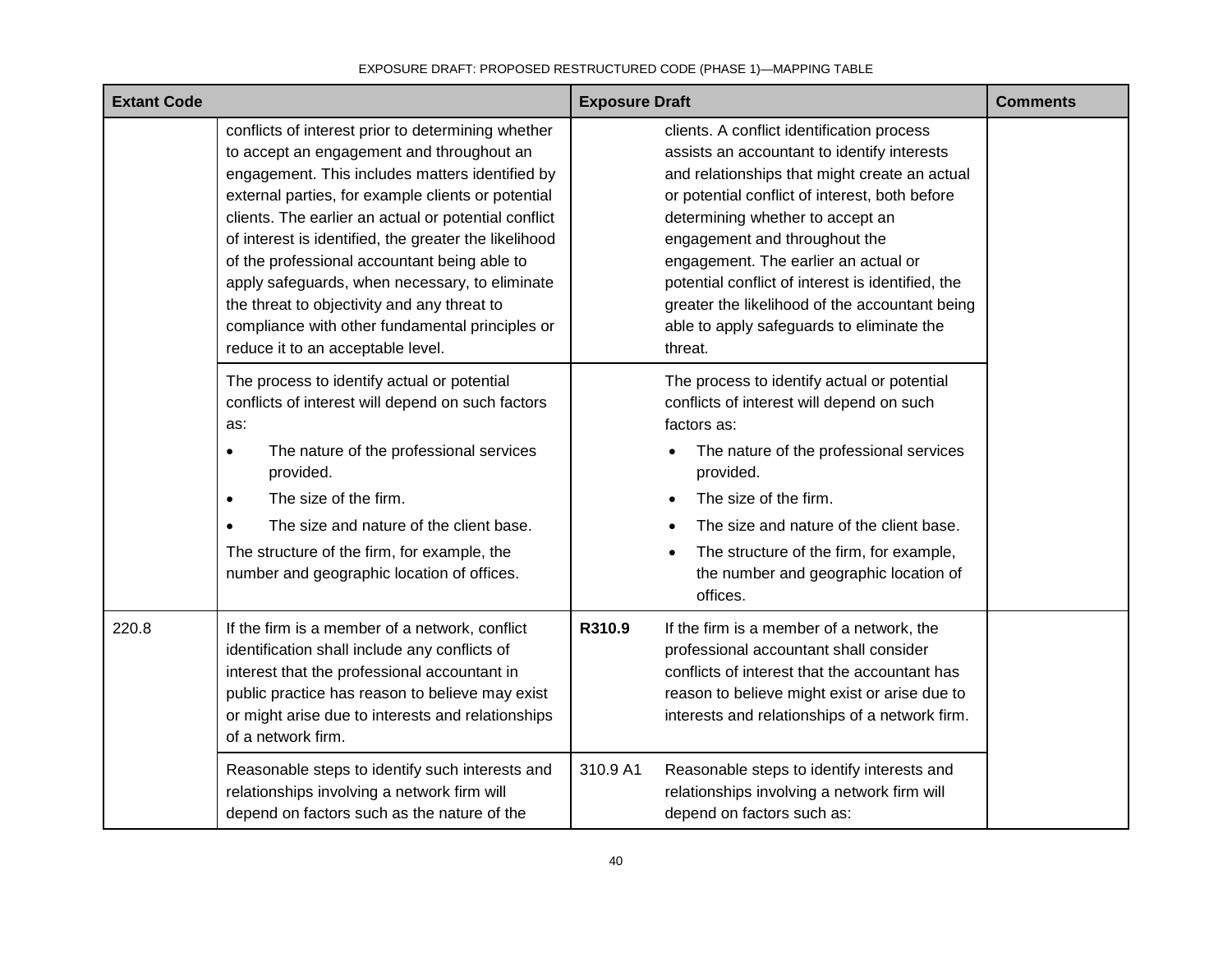| Extant Code | | Exposure Draft | | Comments |
|---|---|---|---|---|
| | conflicts of interest prior to determining whether to accept an engagement and throughout an engagement. This includes matters identified by external parties, for example clients or potential clients. The earlier an actual or potential conflict of interest is identified, the greater the likelihood of the professional accountant being able to apply safeguards, when necessary, to eliminate the threat to objectivity and any threat to compliance with other fundamental principles or reduce it to an acceptable level. | | clients. A conflict identification process assists an accountant to identify interests and relationships that might create an actual or potential conflict of interest, both before determining whether to accept an engagement and throughout the engagement. The earlier an actual or potential conflict of interest is identified, the greater the likelihood of the accountant being able to apply safeguards to eliminate the threat. | |
| | The process to identify actual or potential conflicts of interest will depend on such factors as:<br>• The nature of the professional services provided.<br>• The size of the firm.<br>• The size and nature of the client base.<br>The structure of the firm, for example, the number and geographic location of offices. | | The process to identify actual or potential conflicts of interest will depend on such factors as:<br>• The nature of the professional services provided.<br>• The size of the firm.<br>• The size and nature of the client base.<br>• The structure of the firm, for example, the number and geographic location of offices. | |
| 220.8 | If the firm is a member of a network, conflict identification shall include any conflicts of interest that the professional accountant in public practice has reason to believe may exist or might arise due to interests and relationships of a network firm. | **R310.9** | If the firm is a member of a network, the professional accountant shall consider conflicts of interest that the accountant has reason to believe might exist or arise due to interests and relationships of a network firm. | |
| | Reasonable steps to identify such interests and relationships involving a network firm will depend on factors such as the nature of the | 310.9 A1 | Reasonable steps to identify interests and relationships involving a network firm will depend on factors such as: | |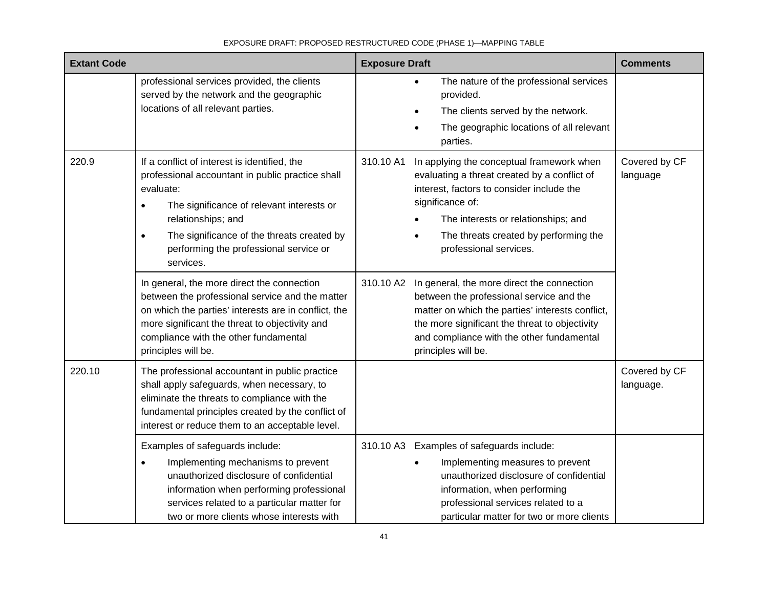| Extant Code | | Exposure Draft | | Comments |
|---|---|---|---|---|
| | professional services provided, the clients served by the network and the geographic locations of all relevant parties. | | • The nature of the professional services provided.<br>• The clients served by the network.<br>• The geographic locations of all relevant parties. | |
| 220.9 | If a conflict of interest is identified, the professional accountant in public practice shall evaluate:<br>• The significance of relevant interests or relationships; and<br>• The significance of the threats created by performing the professional service or services. | 310.10 A1 | In applying the conceptual framework when evaluating a threat created by a conflict of interest, factors to consider include the significance of:<br>• The interests or relationships; and<br>• The threats created by performing the professional services. | Covered by CF language |
| | In general, the more direct the connection between the professional service and the matter on which the parties' interests are in conflict, the more significant the threat to objectivity and compliance with the other fundamental principles will be. | 310.10 A2 | In general, the more direct the connection between the professional service and the matter on which the parties' interests conflict, the more significant the threat to objectivity and compliance with the other fundamental principles will be. | |
| 220.10 | The professional accountant in public practice shall apply safeguards, when necessary, to eliminate the threats to compliance with the fundamental principles created by the conflict of interest or reduce them to an acceptable level. | | | Covered by CF language. |
| | Examples of safeguards include:<br>• Implementing mechanisms to prevent unauthorized disclosure of confidential information when performing professional services related to a particular matter for two or more clients whose interests with | 310.10 A3 | Examples of safeguards include:<br>• Implementing measures to prevent unauthorized disclosure of confidential information, when performing professional services related to a particular matter for two or more clients | |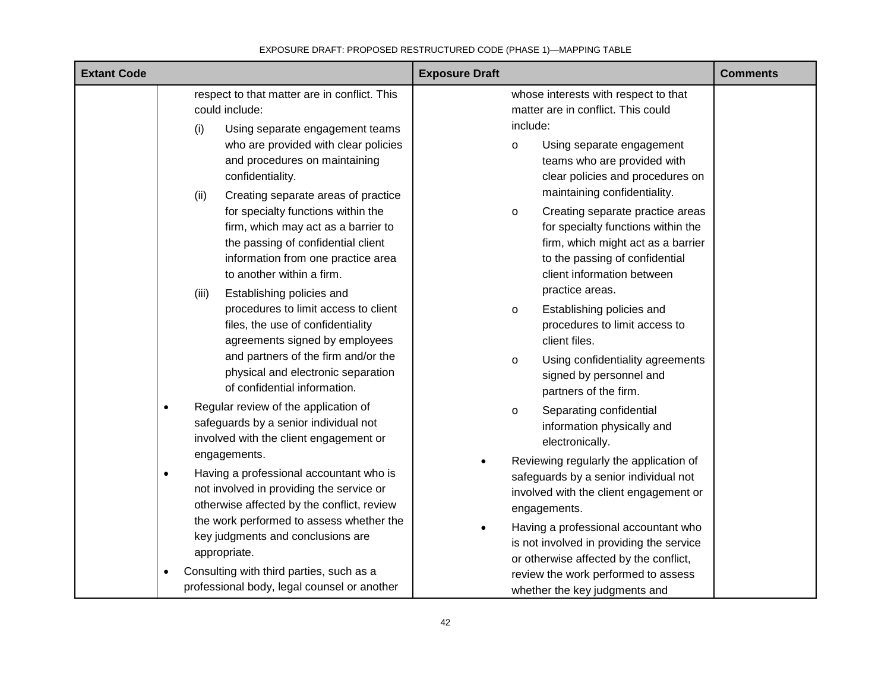| Extant Code | | Exposure Draft | Comments |
|---|---|---|---|
| | respect to that matter are in conflict. This could include:<br>(i) Using separate engagement teams who are provided with clear policies and procedures on maintaining confidentiality.<br>(ii) Creating separate areas of practice for specialty functions within the firm, which may act as a barrier to the passing of confidential client information from one practice area to another within a firm.<br>(iii) Establishing policies and procedures to limit access to client files, the use of confidentiality agreements signed by employees and partners of the firm and/or the physical and electronic separation of confidential information.<br>• Regular review of the application of safeguards by a senior individual not involved with the client engagement or engagements.<br>• Having a professional accountant who is not involved in providing the service or otherwise affected by the conflict, review the work performed to assess whether the key judgments and conclusions are appropriate.<br>• Consulting with third parties, such as a professional body, legal counsel or another | whose interests with respect to that matter are in conflict. This could include:<br>o Using separate engagement teams who are provided with clear policies and procedures on maintaining confidentiality.<br>o Creating separate practice areas for specialty functions within the firm, which might act as a barrier to the passing of confidential client information between practice areas.<br>o Establishing policies and procedures to limit access to client files.<br>o Using confidentiality agreements signed by personnel and partners of the firm.<br>o Separating confidential information physically and electronically.<br>• Reviewing regularly the application of safeguards by a senior individual not involved with the client engagement or engagements.<br>• Having a professional accountant who is not involved in providing the service or otherwise affected by the conflict, review the work performed to assess whether the key judgments and | |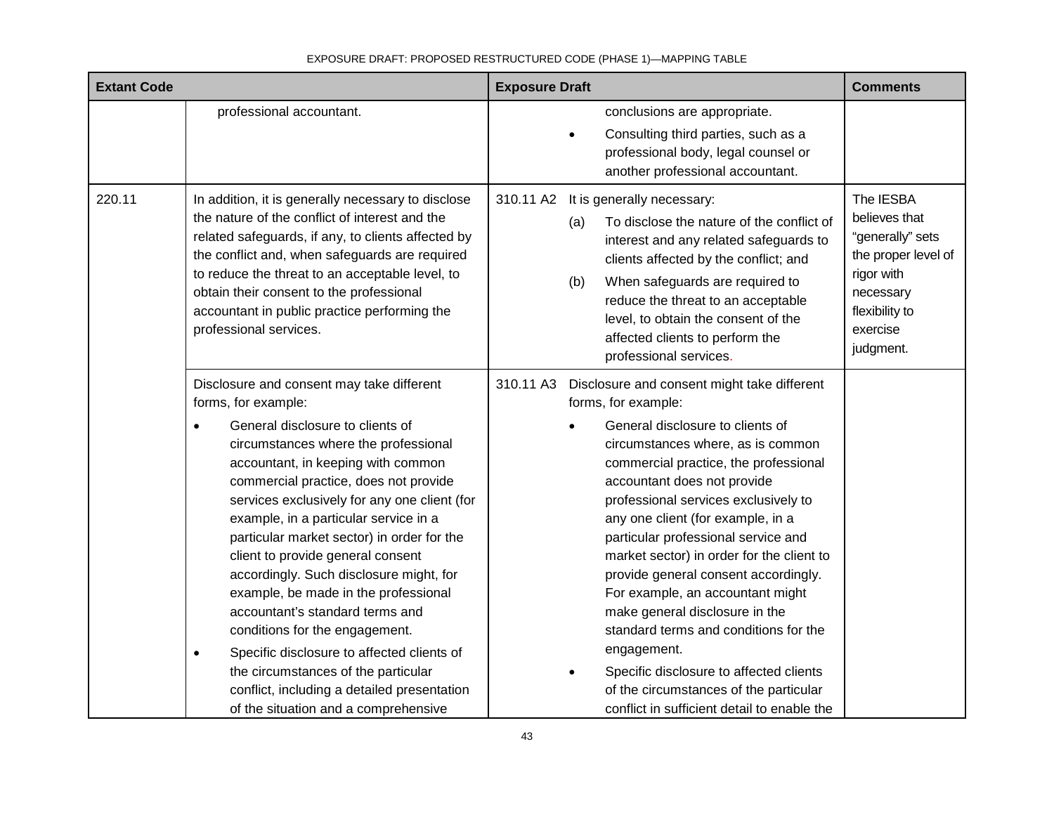| Extant Code | | Exposure Draft | | Comments |
|---|---|---|---|---|
| | professional accountant. | | conclusions are appropriate.<br>• Consulting third parties, such as a professional body, legal counsel or another professional accountant. | |
| 220.11 | In addition, it is generally necessary to disclose the nature of the conflict of interest and the related safeguards, if any, to clients affected by the conflict and, when safeguards are required to reduce the threat to an acceptable level, to obtain their consent to the professional accountant in public practice performing the professional services. | 310.11 A2 | It is generally necessary:<br>(a) To disclose the nature of the conflict of interest and any related safeguards to clients affected by the conflict; and<br>(b) When safeguards are required to reduce the threat to an acceptable level, to obtain the consent of the affected clients to perform the professional services. | The IESBA believes that "generally" sets the proper level of rigor with necessary flexibility to exercise judgment. |
| | Disclosure and consent may take different forms, for example:<br>• General disclosure to clients of circumstances where the professional accountant, in keeping with common commercial practice, does not provide services exclusively for any one client (for example, in a particular service in a particular market sector) in order for the client to provide general consent accordingly. Such disclosure might, for example, be made in the professional accountant's standard terms and conditions for the engagement.<br>• Specific disclosure to affected clients of the circumstances of the particular conflict, including a detailed presentation of the situation and a comprehensive | 310.11 A3 | Disclosure and consent might take different forms, for example:<br>• General disclosure to clients of circumstances where, as is common commercial practice, the professional accountant does not provide professional services exclusively to any one client (for example, in a particular professional service and market sector) in order for the client to provide general consent accordingly. For example, an accountant might make general disclosure in the standard terms and conditions for the engagement.<br>• Specific disclosure to affected clients of the circumstances of the particular conflict in sufficient detail to enable the | |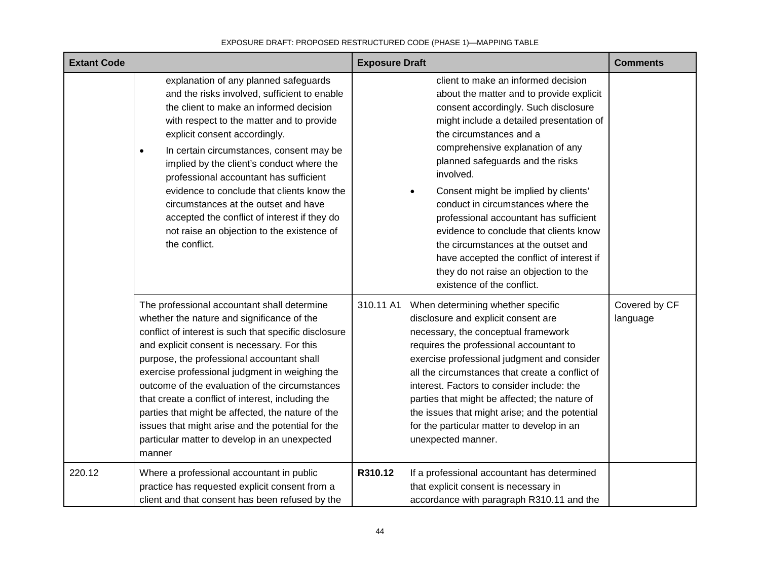| Extant Code | | Exposure Draft | | Comments |
| --- | --- | --- | --- | --- |
| | explanation of any planned safeguards and the risks involved, sufficient to enable the client to make an informed decision with respect to the matter and to provide explicit consent accordingly.<br>• In certain circumstances, consent may be implied by the client's conduct where the professional accountant has sufficient evidence to conclude that clients know the circumstances at the outset and have accepted the conflict of interest if they do not raise an objection to the existence of the conflict. | | client to make an informed decision about the matter and to provide explicit consent accordingly. Such disclosure might include a detailed presentation of the circumstances and a comprehensive explanation of any planned safeguards and the risks involved.<br>• Consent might be implied by clients' conduct in circumstances where the professional accountant has sufficient evidence to conclude that clients know the circumstances at the outset and have accepted the conflict of interest if they do not raise an objection to the existence of the conflict. | |
| | The professional accountant shall determine whether the nature and significance of the conflict of interest is such that specific disclosure and explicit consent is necessary. For this purpose, the professional accountant shall exercise professional judgment in weighing the outcome of the evaluation of the circumstances that create a conflict of interest, including the parties that might be affected, the nature of the issues that might arise and the potential for the particular matter to develop in an unexpected manner | 310.11 A1 | When determining whether specific disclosure and explicit consent are necessary, the conceptual framework requires the professional accountant to exercise professional judgment and consider all the circumstances that create a conflict of interest. Factors to consider include: the parties that might be affected; the nature of the issues that might arise; and the potential for the particular matter to develop in an unexpected manner. | Covered by CF language |
| 220.12 | Where a professional accountant in public practice has requested explicit consent from a client and that consent has been refused by the | **R310.12** | If a professional accountant has determined that explicit consent is necessary in accordance with paragraph R310.11 and the | |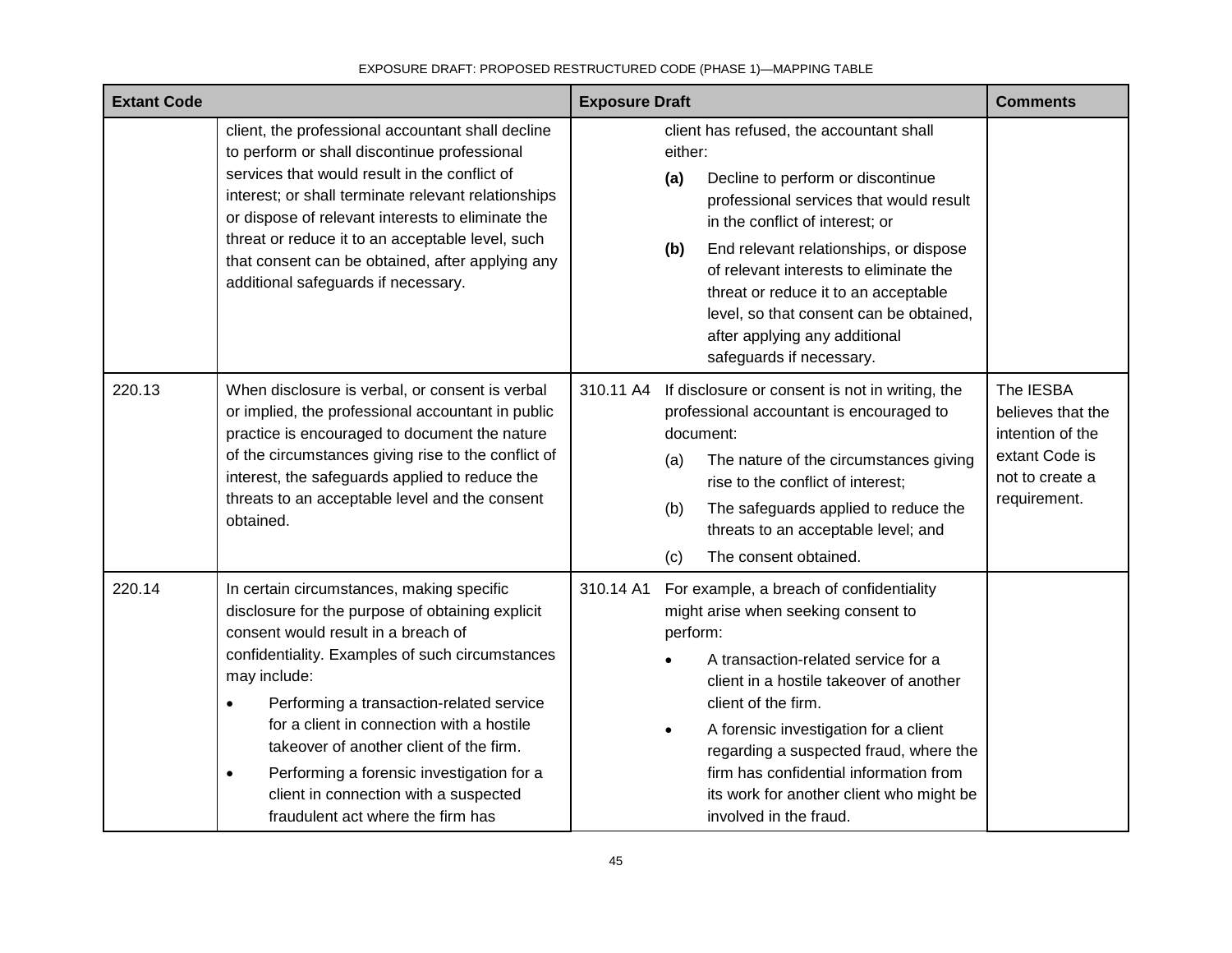| Extant Code | | Exposure Draft | | Comments |
|---|---|---|---|---|
| | client, the professional accountant shall decline to perform or shall discontinue professional services that would result in the conflict of interest; or shall terminate relevant relationships or dispose of relevant interests to eliminate the threat or reduce it to an acceptable level, such that consent can be obtained, after applying any additional safeguards if necessary. | | client has refused, the accountant shall either:<br>**(a)** Decline to perform or discontinue professional services that would result in the conflict of interest; or<br>**(b)** End relevant relationships, or dispose of relevant interests to eliminate the threat or reduce it to an acceptable level, so that consent can be obtained, after applying any additional safeguards if necessary. | |
| 220.13 | When disclosure is verbal, or consent is verbal or implied, the professional accountant in public practice is encouraged to document the nature of the circumstances giving rise to the conflict of interest, the safeguards applied to reduce the threats to an acceptable level and the consent obtained. | 310.11 A4 | If disclosure or consent is not in writing, the professional accountant is encouraged to document:<br>(a) The nature of the circumstances giving rise to the conflict of interest;<br>(b) The safeguards applied to reduce the threats to an acceptable level; and<br>(c) The consent obtained. | The IESBA believes that the intention of the extant Code is not to create a requirement. |
| 220.14 | In certain circumstances, making specific disclosure for the purpose of obtaining explicit consent would result in a breach of confidentiality. Examples of such circumstances may include:<br>• Performing a transaction-related service for a client in connection with a hostile takeover of another client of the firm.<br>• Performing a forensic investigation for a client in connection with a suspected fraudulent act where the firm has | 310.14 A1 | For example, a breach of confidentiality might arise when seeking consent to perform:<br>• A transaction-related service for a client in a hostile takeover of another client of the firm.<br>• A forensic investigation for a client regarding a suspected fraud, where the firm has confidential information from its work for another client who might be involved in the fraud. | |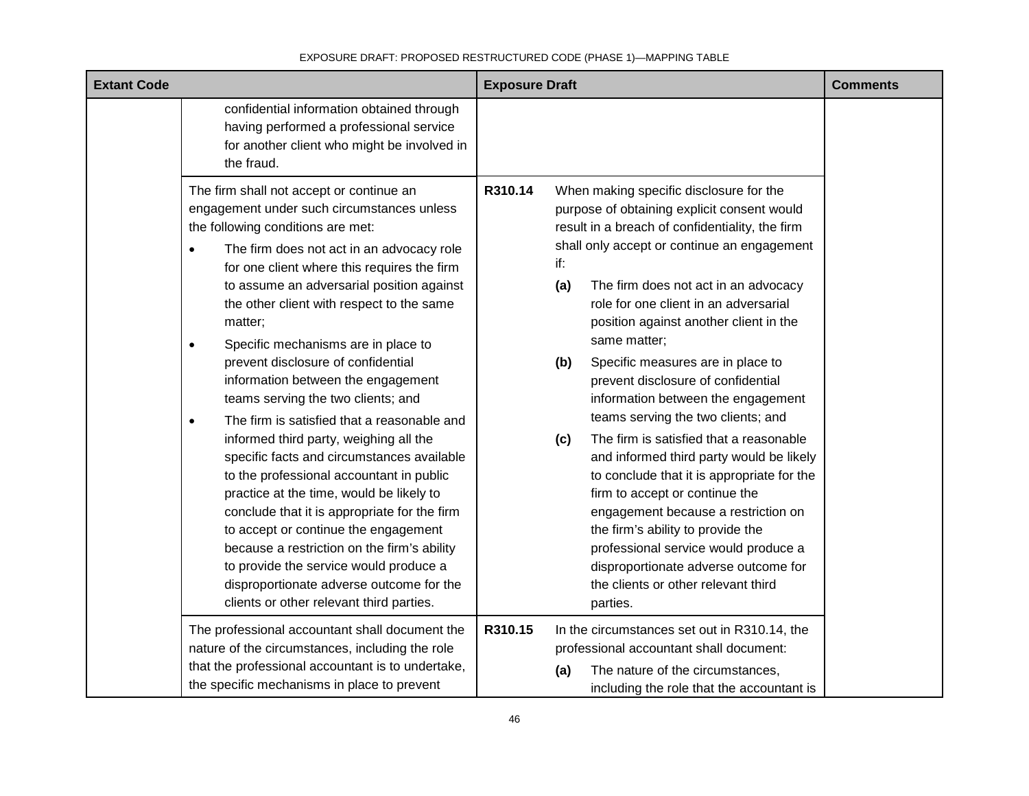| Extant Code | | Exposure Draft | | Comments |
|---|---|---|---|---|
| | confidential information obtained through having performed a professional service for another client who might be involved in the fraud. | | | |
| | The firm shall not accept or continue an engagement under such circumstances unless the following conditions are met:<br>• The firm does not act in an advocacy role for one client where this requires the firm to assume an adversarial position against the other client with respect to the same matter;<br>• Specific mechanisms are in place to prevent disclosure of confidential information between the engagement teams serving the two clients; and<br>• The firm is satisfied that a reasonable and informed third party, weighing all the specific facts and circumstances available to the professional accountant in public practice at the time, would be likely to conclude that it is appropriate for the firm to accept or continue the engagement because a restriction on the firm's ability to provide the service would produce a disproportionate adverse outcome for the clients or other relevant third parties. | **R310.14** | When making specific disclosure for the purpose of obtaining explicit consent would result in a breach of confidentiality, the firm shall only accept or continue an engagement if:<br>**(a)** The firm does not act in an advocacy role for one client in an adversarial position against another client in the same matter;<br>**(b)** Specific measures are in place to prevent disclosure of confidential information between the engagement teams serving the two clients; and<br>**(c)** The firm is satisfied that a reasonable and informed third party would be likely to conclude that it is appropriate for the firm to accept or continue the engagement because a restriction on the firm's ability to provide the professional service would produce a disproportionate adverse outcome for the clients or other relevant third parties. | |
| | The professional accountant shall document the nature of the circumstances, including the role that the professional accountant is to undertake, the specific mechanisms in place to prevent | **R310.15** | In the circumstances set out in R310.14, the professional accountant shall document:<br>**(a)** The nature of the circumstances, including the role that the accountant is | |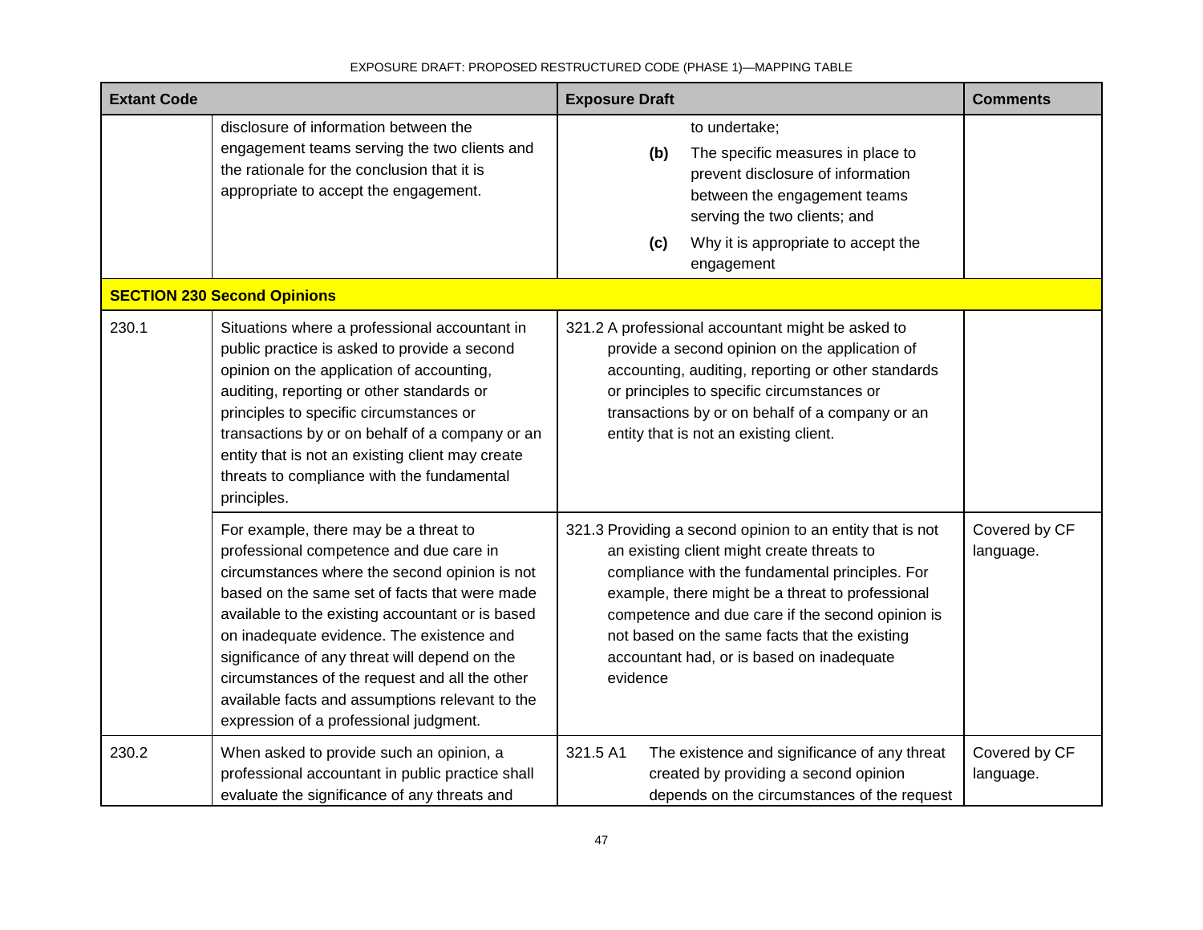| Extant Code | | Exposure Draft | Comments |
|---|---|---|---|
| | disclosure of information between the engagement teams serving the two clients and the rationale for the conclusion that it is appropriate to accept the engagement. | to undertake;<br>**(b)** The specific measures in place to prevent disclosure of information between the engagement teams serving the two clients; and<br>**(c)** Why it is appropriate to accept the engagement | |
| **SECTION 230 Second Opinions** | | | |
| 230.1 | Situations where a professional accountant in public practice is asked to provide a second opinion on the application of accounting, auditing, reporting or other standards or principles to specific circumstances or transactions by or on behalf of a company or an entity that is not an existing client may create threats to compliance with the fundamental principles. | 321.2 A professional accountant might be asked to provide a second opinion on the application of accounting, auditing, reporting or other standards or principles to specific circumstances or transactions by or on behalf of a company or an entity that is not an existing client. | |
| | For example, there may be a threat to professional competence and due care in circumstances where the second opinion is not based on the same set of facts that were made available to the existing accountant or is based on inadequate evidence. The existence and significance of any threat will depend on the circumstances of the request and all the other available facts and assumptions relevant to the expression of a professional judgment. | 321.3 Providing a second opinion to an entity that is not an existing client might create threats to compliance with the fundamental principles. For example, there might be a threat to professional competence and due care if the second opinion is not based on the same facts that the existing accountant had, or is based on inadequate evidence | Covered by CF language. |
| 230.2 | When asked to provide such an opinion, a professional accountant in public practice shall evaluate the significance of any threats and | 321.5 A1 The existence and significance of any threat created by providing a second opinion depends on the circumstances of the request | Covered by CF language. |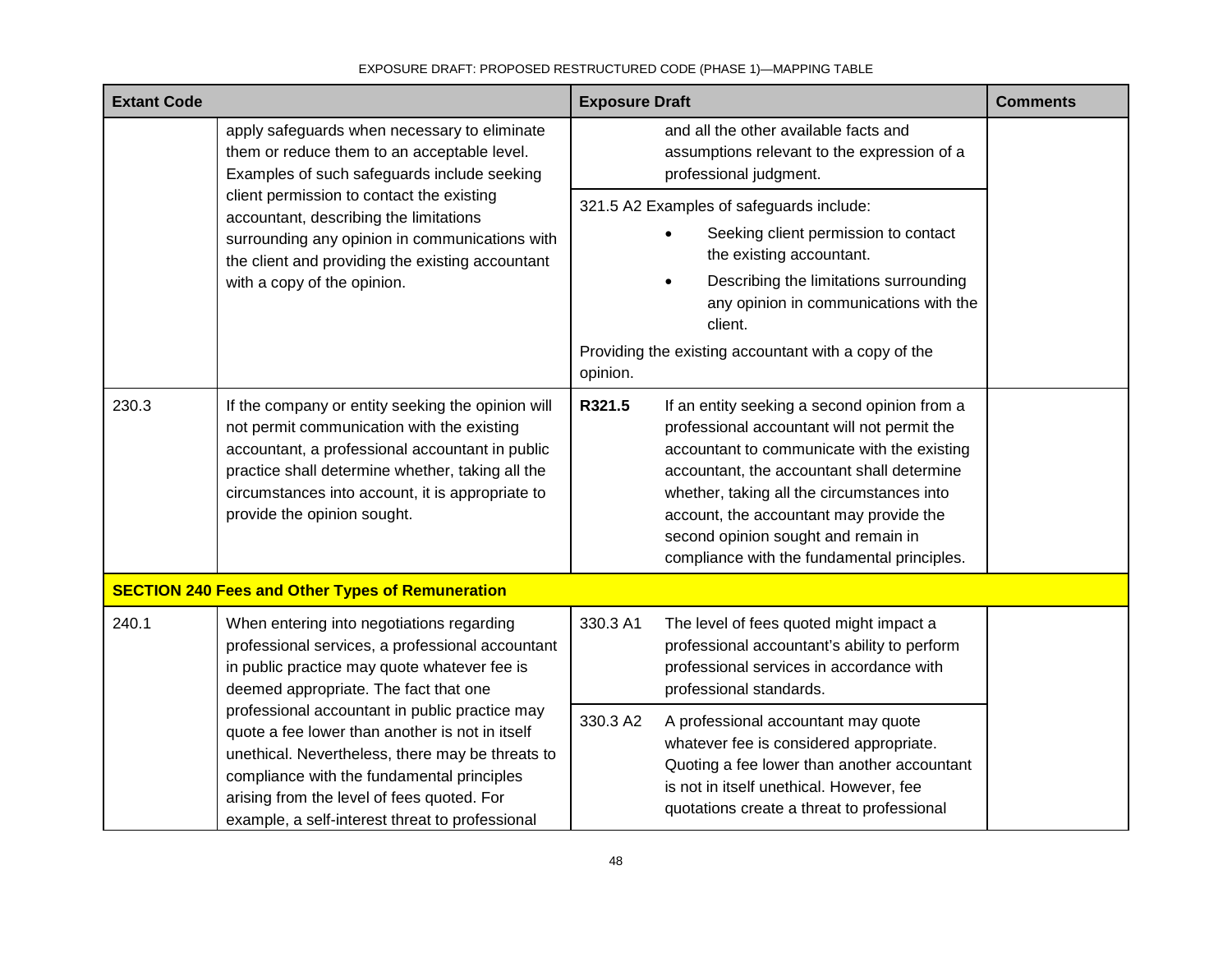| Extant Code | | Exposure Draft | | Comments |
|---|---|---|---|---|
| | apply safeguards when necessary to eliminate them or reduce them to an acceptable level. Examples of such safeguards include seeking client permission to contact the existing accountant, describing the limitations surrounding any opinion in communications with the client and providing the existing accountant with a copy of the opinion. | | and all the other available facts and assumptions relevant to the expression of a professional judgment. | |
| | | 321.5 A2 Examples of safeguards include:<br>• Seeking client permission to contact the existing accountant.<br>• Describing the limitations surrounding any opinion in communications with the client.<br>Providing the existing accountant with a copy of the opinion. | | |
| 230.3 | If the company or entity seeking the opinion will not permit communication with the existing accountant, a professional accountant in public practice shall determine whether, taking all the circumstances into account, it is appropriate to provide the opinion sought. | **R321.5** | If an entity seeking a second opinion from a professional accountant will not permit the accountant to communicate with the existing accountant, the accountant shall determine whether, taking all the circumstances into account, the accountant may provide the second opinion sought and remain in compliance with the fundamental principles. | |
| **SECTION 240 Fees and Other Types of Remuneration** | | | | |
| 240.1 | When entering into negotiations regarding professional services, a professional accountant in public practice may quote whatever fee is deemed appropriate. The fact that one professional accountant in public practice may quote a fee lower than another is not in itself unethical. Nevertheless, there may be threats to compliance with the fundamental principles arising from the level of fees quoted. For example, a self-interest threat to professional | 330.3 A1 | The level of fees quoted might impact a professional accountant's ability to perform professional services in accordance with professional standards. | |
| | | 330.3 A2 | A professional accountant may quote whatever fee is considered appropriate. Quoting a fee lower than another accountant is not in itself unethical. However, fee quotations create a threat to professional | |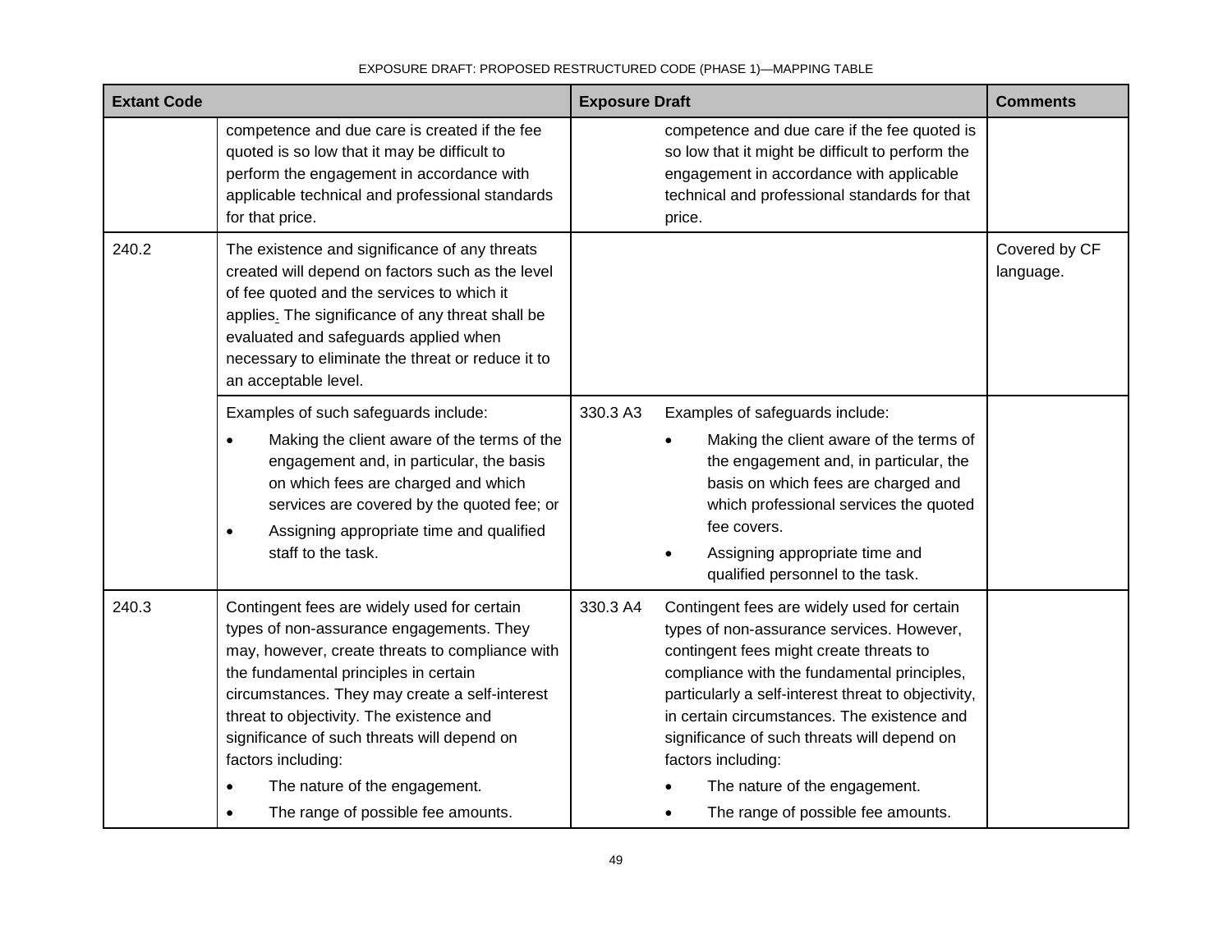| Extant Code | | Exposure Draft | | Comments |
|---|---|---|---|---|
| | competence and due care is created if the fee quoted is so low that it may be difficult to perform the engagement in accordance with applicable technical and professional standards for that price. | | competence and due care if the fee quoted is so low that it might be difficult to perform the engagement in accordance with applicable technical and professional standards for that price. | |
| 240.2 | The existence and significance of any threats created will depend on factors such as the level of fee quoted and the services to which it applies. The significance of any threat shall be evaluated and safeguards applied when necessary to eliminate the threat or reduce it to an acceptable level. | | | Covered by CF language. |
| | Examples of such safeguards include:<br>• Making the client aware of the terms of the engagement and, in particular, the basis on which fees are charged and which services are covered by the quoted fee; or<br>• Assigning appropriate time and qualified staff to the task. | 330.3 A3 | Examples of safeguards include:<br>• Making the client aware of the terms of the engagement and, in particular, the basis on which fees are charged and which professional services the quoted fee covers.<br>• Assigning appropriate time and qualified personnel to the task. | |
| 240.3 | Contingent fees are widely used for certain types of non-assurance engagements. They may, however, create threats to compliance with the fundamental principles in certain circumstances. They may create a self-interest threat to objectivity. The existence and significance of such threats will depend on factors including:<br>• The nature of the engagement.<br>• The range of possible fee amounts. | 330.3 A4 | Contingent fees are widely used for certain types of non-assurance services. However, contingent fees might create threats to compliance with the fundamental principles, particularly a self-interest threat to objectivity, in certain circumstances. The existence and significance of such threats will depend on factors including:<br>• The nature of the engagement.<br>• The range of possible fee amounts. | |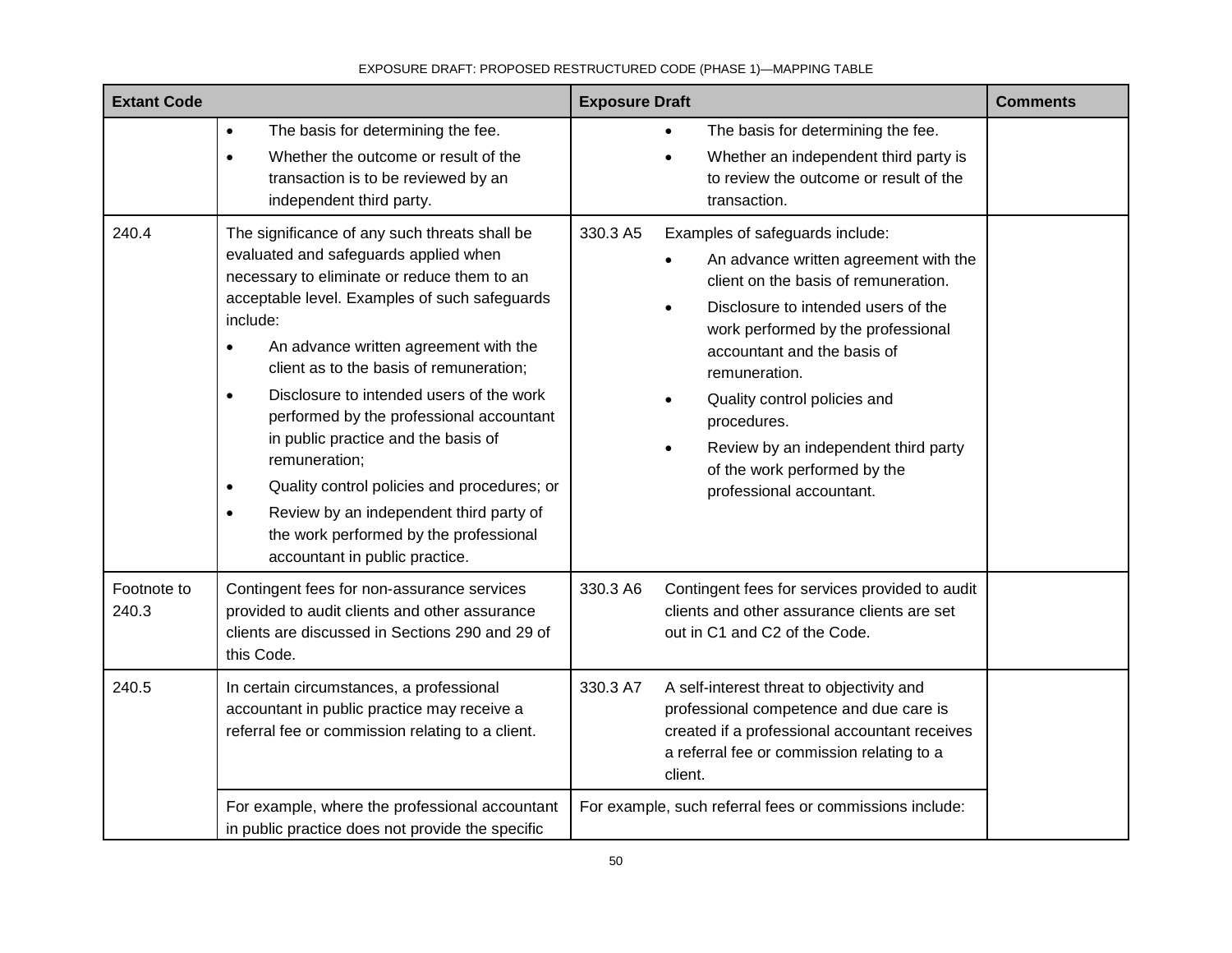EXPOSURE DRAFT: PROPOSED RESTRUCTURED CODE (PHASE 1)—MAPPING TABLE

| Extant Code | | Exposure Draft | | Comments |
|---|---|---|---|---|
| | • The basis for determining the fee.<br>• Whether the outcome or result of the transaction is to be reviewed by an independent third party. | | • The basis for determining the fee.<br>• Whether an independent third party is to review the outcome or result of the transaction. | |
| 240.4 | The significance of any such threats shall be evaluated and safeguards applied when necessary to eliminate or reduce them to an acceptable level. Examples of such safeguards include:<br>• An advance written agreement with the client as to the basis of remuneration;<br>• Disclosure to intended users of the work performed by the professional accountant in public practice and the basis of remuneration;<br>• Quality control policies and procedures; or<br>• Review by an independent third party of the work performed by the professional accountant in public practice. | 330.3 A5 | Examples of safeguards include:<br>• An advance written agreement with the client on the basis of remuneration.<br>• Disclosure to intended users of the work performed by the professional accountant and the basis of remuneration.<br>• Quality control policies and procedures.<br>• Review by an independent third party of the work performed by the professional accountant. | |
| Footnote to 240.3 | Contingent fees for non-assurance services provided to audit clients and other assurance clients are discussed in Sections 290 and 29 of this Code. | 330.3 A6 | Contingent fees for services provided to audit clients and other assurance clients are set out in C1 and C2 of the Code. | |
| 240.5 | In certain circumstances, a professional accountant in public practice may receive a referral fee or commission relating to a client. | 330.3 A7 | A self-interest threat to objectivity and professional competence and due care is created if a professional accountant receives a referral fee or commission relating to a client. | |
| | For example, where the professional accountant in public practice does not provide the specific | For example, such referral fees or commissions include: | | |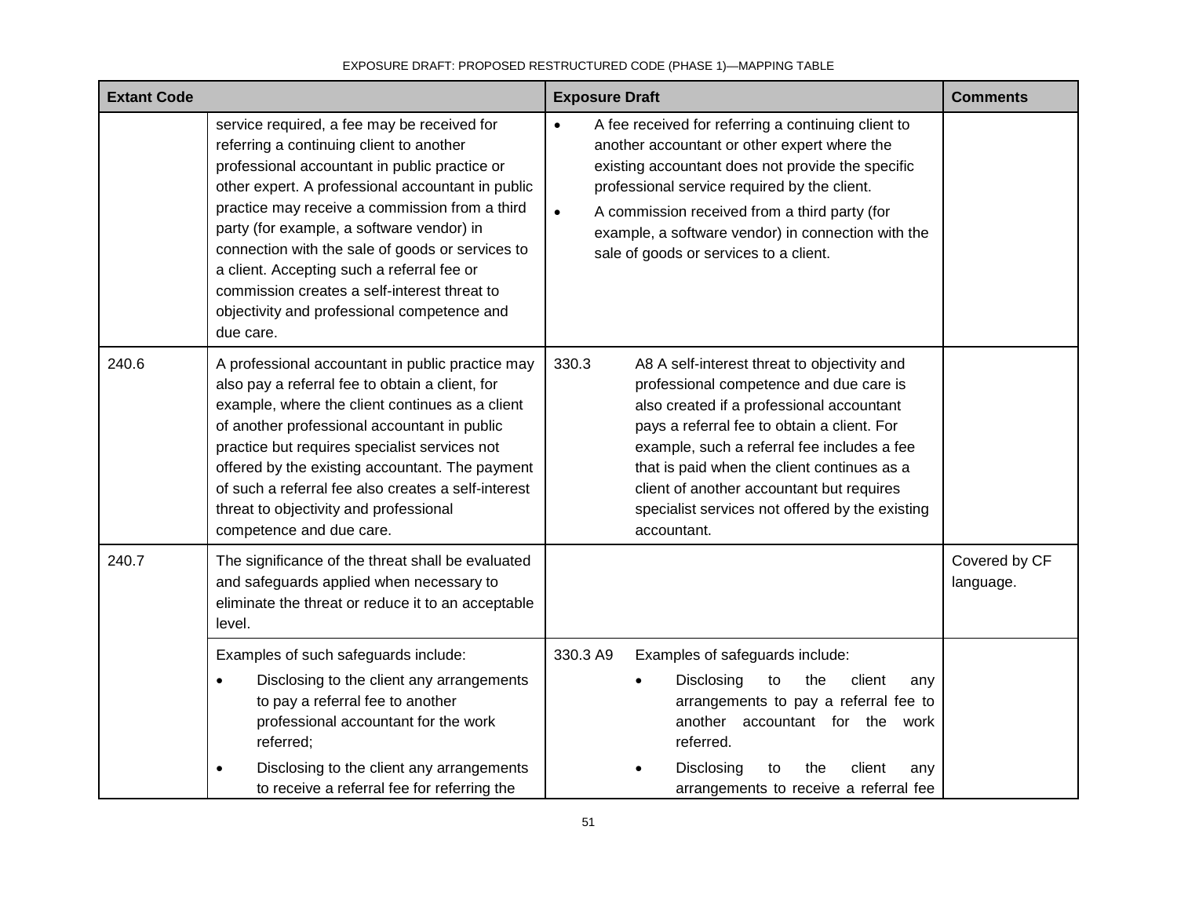EXPOSURE DRAFT: PROPOSED RESTRUCTURED CODE (PHASE 1)—MAPPING TABLE

| Extant Code | | Exposure Draft | | Comments |
|---|---|---|---|---|
| | service required, a fee may be received for referring a continuing client to another professional accountant in public practice or other expert. A professional accountant in public practice may receive a commission from a third party (for example, a software vendor) in connection with the sale of goods or services to a client. Accepting such a referral fee or commission creates a self-interest threat to objectivity and professional competence and due care. | | • A fee received for referring a continuing client to another accountant or other expert where the existing accountant does not provide the specific professional service required by the client.<br>• A commission received from a third party (for example, a software vendor) in connection with the sale of goods or services to a client. | |
| 240.6 | A professional accountant in public practice may also pay a referral fee to obtain a client, for example, where the client continues as a client of another professional accountant in public practice but requires specialist services not offered by the existing accountant. The payment of such a referral fee also creates a self-interest threat to objectivity and professional competence and due care. | 330.3 | A8 A self-interest threat to objectivity and professional competence and due care is also created if a professional accountant pays a referral fee to obtain a client. For example, such a referral fee includes a fee that is paid when the client continues as a client of another accountant but requires specialist services not offered by the existing accountant. | |
| 240.7 | The significance of the threat shall be evaluated and safeguards applied when necessary to eliminate the threat or reduce it to an acceptable level. | | | Covered by CF language. |
| | Examples of such safeguards include:<br>• Disclosing to the client any arrangements to pay a referral fee to another professional accountant for the work referred;<br>• Disclosing to the client any arrangements to receive a referral fee for referring the | 330.3 A9 | Examples of safeguards include:<br>• Disclosing to the client any arrangements to pay a referral fee to another accountant for the work referred.<br>• Disclosing to the client any arrangements to receive a referral fee | |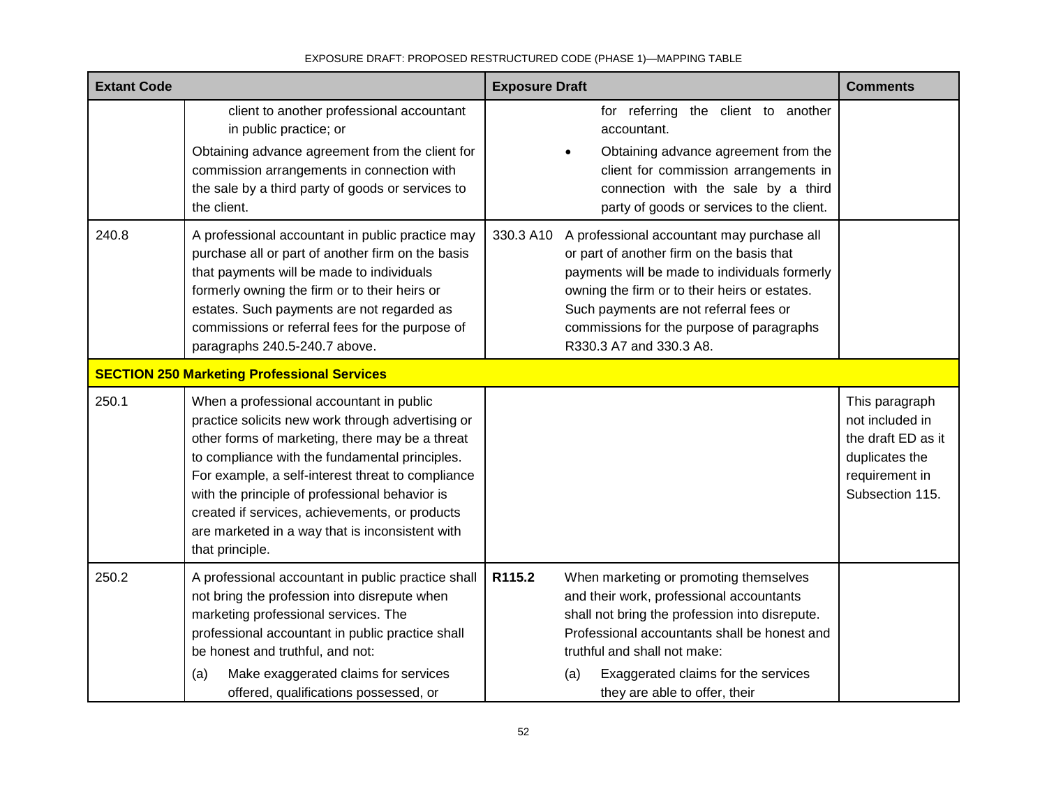EXPOSURE DRAFT: PROPOSED RESTRUCTURED CODE (PHASE 1)—MAPPING TABLE

| Extant Code | | Exposure Draft | | Comments |
|---|---|---|---|---|
| | client to another professional accountant in public practice; or<br><br>Obtaining advance agreement from the client for commission arrangements in connection with the sale by a third party of goods or services to the client. | | for referring the client to another accountant.<br><br>• Obtaining advance agreement from the client for commission arrangements in connection with the sale by a third party of goods or services to the client. | |
| 240.8 | A professional accountant in public practice may purchase all or part of another firm on the basis that payments will be made to individuals formerly owning the firm or to their heirs or estates. Such payments are not regarded as commissions or referral fees for the purpose of paragraphs 240.5-240.7 above. | 330.3 A10 | A professional accountant may purchase all or part of another firm on the basis that payments will be made to individuals formerly owning the firm or to their heirs or estates. Such payments are not referral fees or commissions for the purpose of paragraphs R330.3 A7 and 330.3 A8. | |
| **SECTION 250 Marketing Professional Services** | | | | |
| 250.1 | When a professional accountant in public practice solicits new work through advertising or other forms of marketing, there may be a threat to compliance with the fundamental principles. For example, a self-interest threat to compliance with the principle of professional behavior is created if services, achievements, or products are marketed in a way that is inconsistent with that principle. | | | This paragraph not included in the draft ED as it duplicates the requirement in Subsection 115. |
| 250.2 | A professional accountant in public practice shall not bring the profession into disrepute when marketing professional services. The professional accountant in public practice shall be honest and truthful, and not:<br><br>(a) Make exaggerated claims for services offered, qualifications possessed, or | **R115.2** | When marketing or promoting themselves and their work, professional accountants shall not bring the profession into disrepute. Professional accountants shall be honest and truthful and shall not make:<br><br>(a) Exaggerated claims for the services they are able to offer, their | |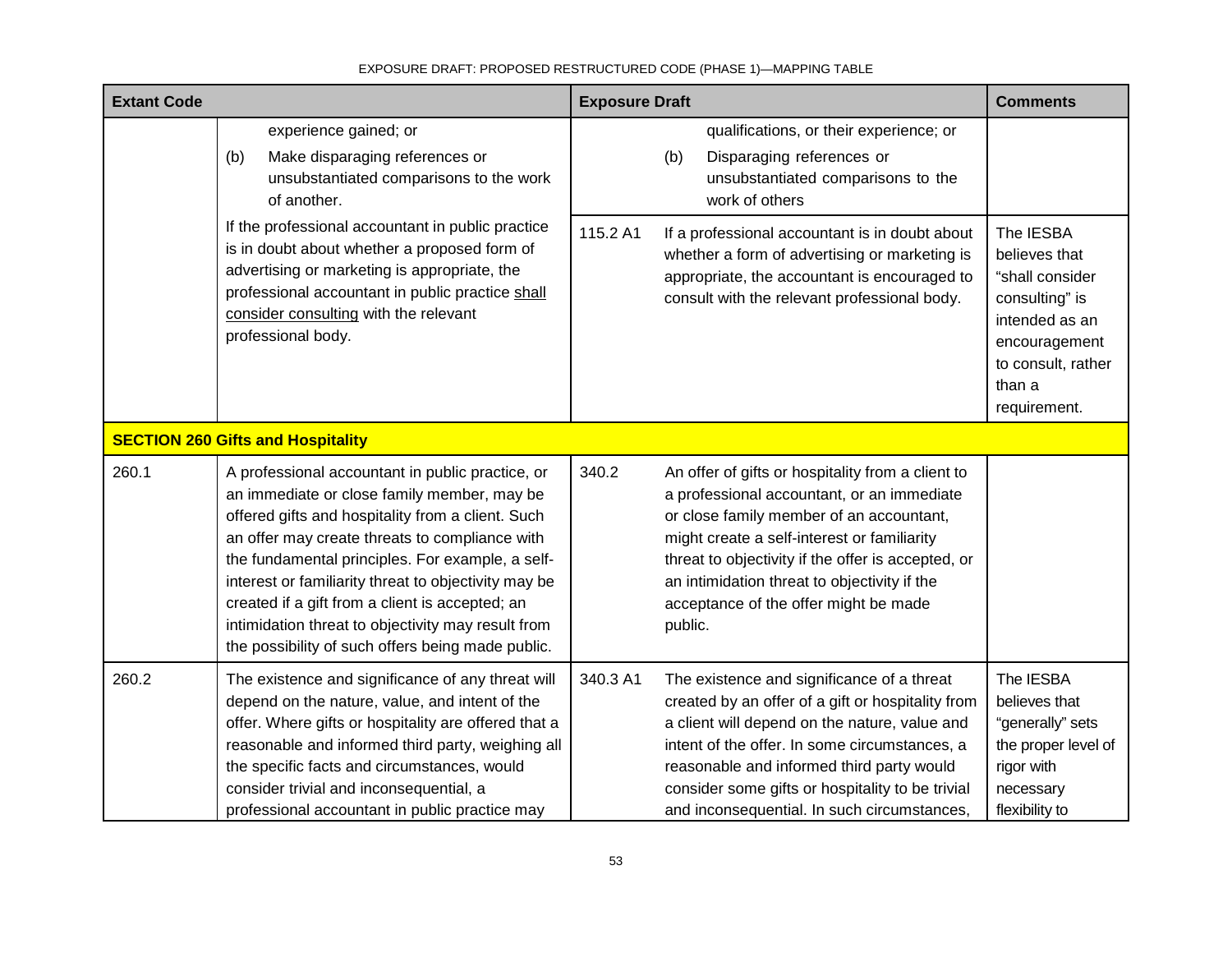| Extant Code | | Exposure Draft | | Comments |
|---|---|---|---|---|
| | experience gained; or<br>(b) Make disparaging references or unsubstantiated comparisons to the work of another. | | qualifications, or their experience; or<br>(b) Disparaging references or unsubstantiated comparisons to the work of others | |
| | If the professional accountant in public practice is in doubt about whether a proposed form of advertising or marketing is appropriate, the professional accountant in public practice shall consider consulting with the relevant professional body. | 115.2 A1 | If a professional accountant is in doubt about whether a form of advertising or marketing is appropriate, the accountant is encouraged to consult with the relevant professional body. | The IESBA believes that "shall consider consulting" is intended as an encouragement to consult, rather than a requirement. |
| **SECTION 260 Gifts and Hospitality** | | | | |
| 260.1 | A professional accountant in public practice, or an immediate or close family member, may be offered gifts and hospitality from a client. Such an offer may create threats to compliance with the fundamental principles. For example, a self-interest or familiarity threat to objectivity may be created if a gift from a client is accepted; an intimidation threat to objectivity may result from the possibility of such offers being made public. | 340.2 | An offer of gifts or hospitality from a client to a professional accountant, or an immediate or close family member of an accountant, might create a self-interest or familiarity threat to objectivity if the offer is accepted, or an intimidation threat to objectivity if the acceptance of the offer might be made public. | |
| 260.2 | The existence and significance of any threat will depend on the nature, value, and intent of the offer. Where gifts or hospitality are offered that a reasonable and informed third party, weighing all the specific facts and circumstances, would consider trivial and inconsequential, a professional accountant in public practice may | 340.3 A1 | The existence and significance of a threat created by an offer of a gift or hospitality from a client will depend on the nature, value and intent of the offer. In some circumstances, a reasonable and informed third party would consider some gifts or hospitality to be trivial and inconsequential. In such circumstances, | The IESBA believes that "generally" sets the proper level of rigor with necessary flexibility to |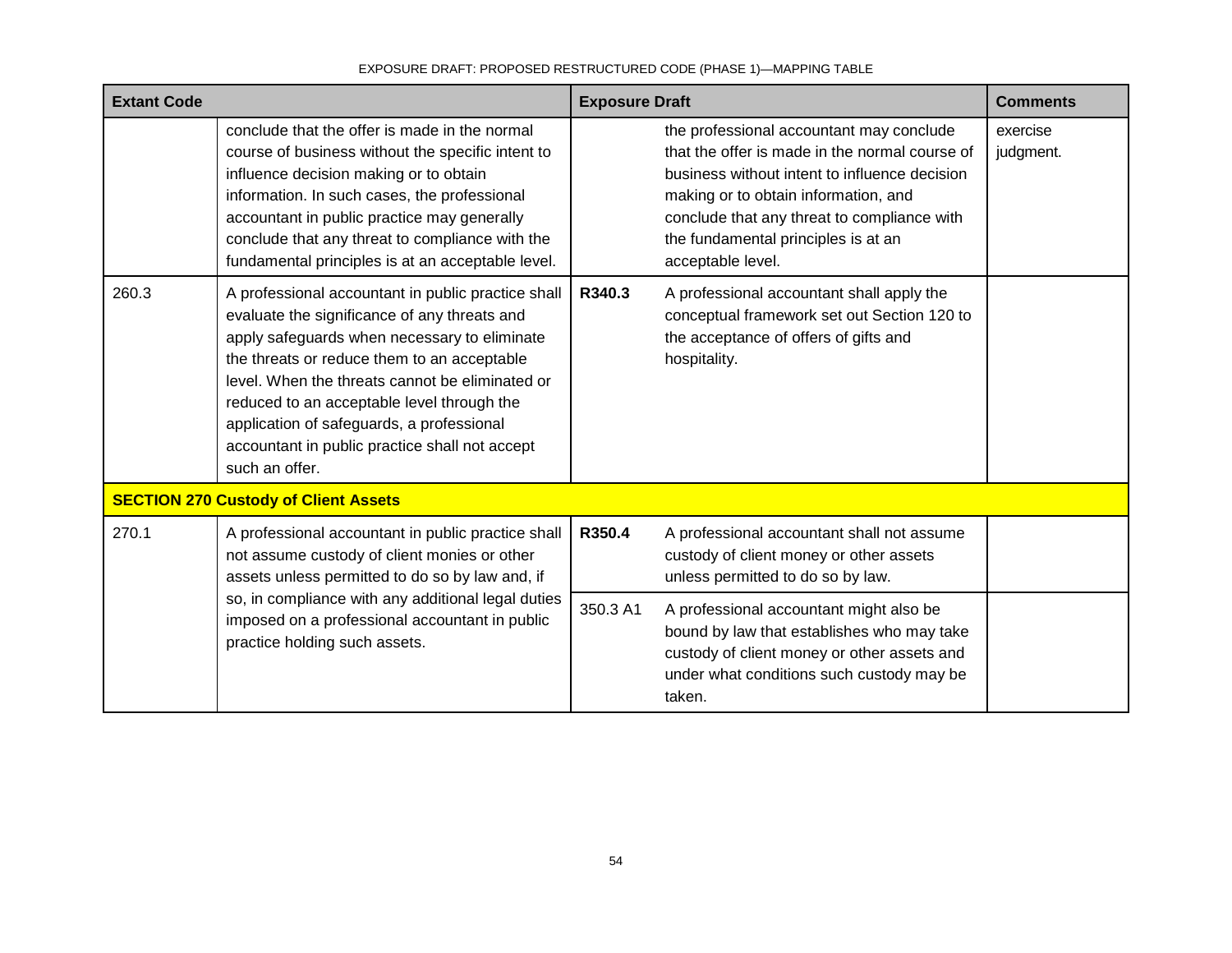| Extant Code | | Exposure Draft | | Comments |
|---|---|---|---|---|
| | conclude that the offer is made in the normal course of business without the specific intent to influence decision making or to obtain information. In such cases, the professional accountant in public practice may generally conclude that any threat to compliance with the fundamental principles is at an acceptable level. | | the professional accountant may conclude that the offer is made in the normal course of business without intent to influence decision making or to obtain information, and conclude that any threat to compliance with the fundamental principles is at an acceptable level. | exercise judgment. |
| 260.3 | A professional accountant in public practice shall evaluate the significance of any threats and apply safeguards when necessary to eliminate the threats or reduce them to an acceptable level. When the threats cannot be eliminated or reduced to an acceptable level through the application of safeguards, a professional accountant in public practice shall not accept such an offer. | **R340.3** | A professional accountant shall apply the conceptual framework set out Section 120 to the acceptance of offers of gifts and hospitality. | |
| **SECTION 270 Custody of Client Assets** | | | | |
| 270.1 | A professional accountant in public practice shall not assume custody of client monies or other assets unless permitted to do so by law and, if so, in compliance with any additional legal duties imposed on a professional accountant in public practice holding such assets. | **R350.4** | A professional accountant shall not assume custody of client money or other assets unless permitted to do so by law. | |
| | | 350.3 A1 | A professional accountant might also be bound by law that establishes who may take custody of client money or other assets and under what conditions such custody may be taken. | |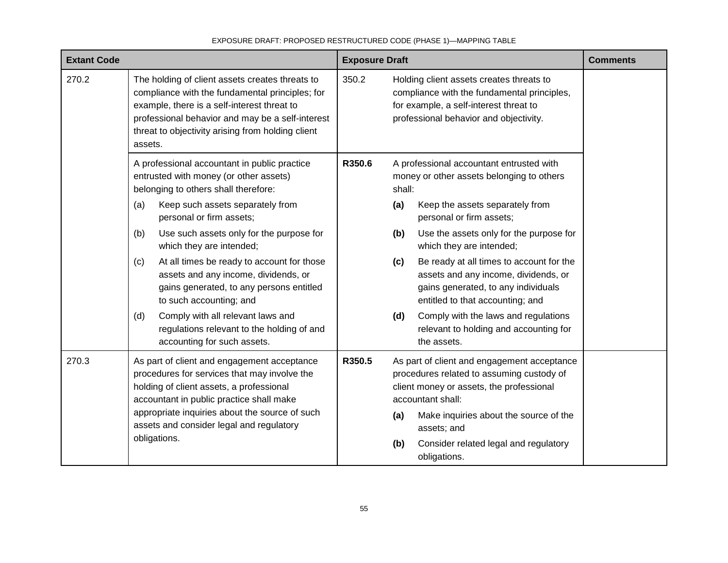| Extant Code | | Exposure Draft | | Comments |
|---|---|---|---|---|
| 270.2 | The holding of client assets creates threats to compliance with the fundamental principles; for example, there is a self-interest threat to professional behavior and may be a self-interest threat to objectivity arising from holding client assets. | 350.2 | Holding client assets creates threats to compliance with the fundamental principles, for example, a self-interest threat to professional behavior and objectivity. | |
| | A professional accountant in public practice entrusted with money (or other assets) belonging to others shall therefore:<br>(a) Keep such assets separately from personal or firm assets;<br>(b) Use such assets only for the purpose for which they are intended;<br>(c) At all times be ready to account for those assets and any income, dividends, or gains generated, to any persons entitled to such accounting; and<br>(d) Comply with all relevant laws and regulations relevant to the holding of and accounting for such assets. | **R350.6** | A professional accountant entrusted with money or other assets belonging to others shall:<br>**(a)** Keep the assets separately from personal or firm assets;<br>**(b)** Use the assets only for the purpose for which they are intended;<br>**(c)** Be ready at all times to account for the assets and any income, dividends, or gains generated, to any individuals entitled to that accounting; and<br>**(d)** Comply with the laws and regulations relevant to holding and accounting for the assets. | |
| 270.3 | As part of client and engagement acceptance procedures for services that may involve the holding of client assets, a professional accountant in public practice shall make appropriate inquiries about the source of such assets and consider legal and regulatory obligations. | **R350.5** | As part of client and engagement acceptance procedures related to assuming custody of client money or assets, the professional accountant shall:<br>**(a)** Make inquiries about the source of the assets; and<br>**(b)** Consider related legal and regulatory obligations. | |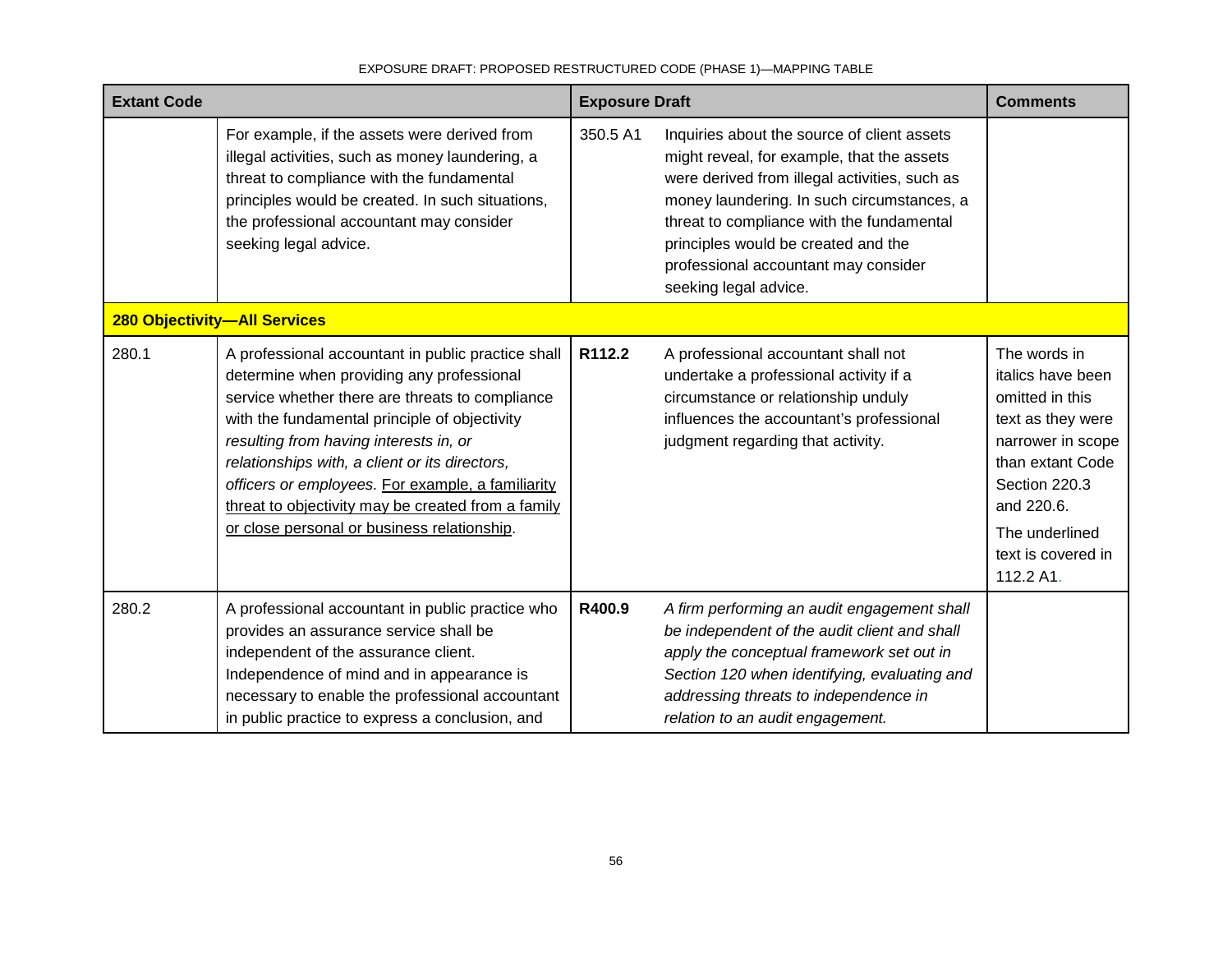| Extant Code | | Exposure Draft | | Comments |
|---|---|---|---|---|
| | For example, if the assets were derived from illegal activities, such as money laundering, a threat to compliance with the fundamental principles would be created. In such situations, the professional accountant may consider seeking legal advice. | 350.5 A1 | Inquiries about the source of client assets might reveal, for example, that the assets were derived from illegal activities, such as money laundering. In such circumstances, a threat to compliance with the fundamental principles would be created and the professional accountant may consider seeking legal advice. | |
| **280 Objectivity—All Services** | | | | |
| 280.1 | A professional accountant in public practice shall determine when providing any professional service whether there are threats to compliance with the fundamental principle of objectivity *resulting from having interests in, or relationships with, a client or its directors, officers or employees.* <u>For example, a familiarity threat to objectivity may be created from a family or close personal or business relationship</u>. | **R112.2** | A professional accountant shall not undertake a professional activity if a circumstance or relationship unduly influences the accountant's professional judgment regarding that activity. | The words in italics have been omitted in this text as they were narrower in scope than extant Code Section 220.3 and 220.6.<br><br>The underlined text is covered in 112.2 A1. |
| 280.2 | A professional accountant in public practice who provides an assurance service shall be independent of the assurance client. Independence of mind and in appearance is necessary to enable the professional accountant in public practice to express a conclusion, and | **R400.9** | *A firm performing an audit engagement shall be independent of the audit client and shall apply the conceptual framework set out in Section 120 when identifying, evaluating and addressing threats to independence in relation to an audit engagement.* | |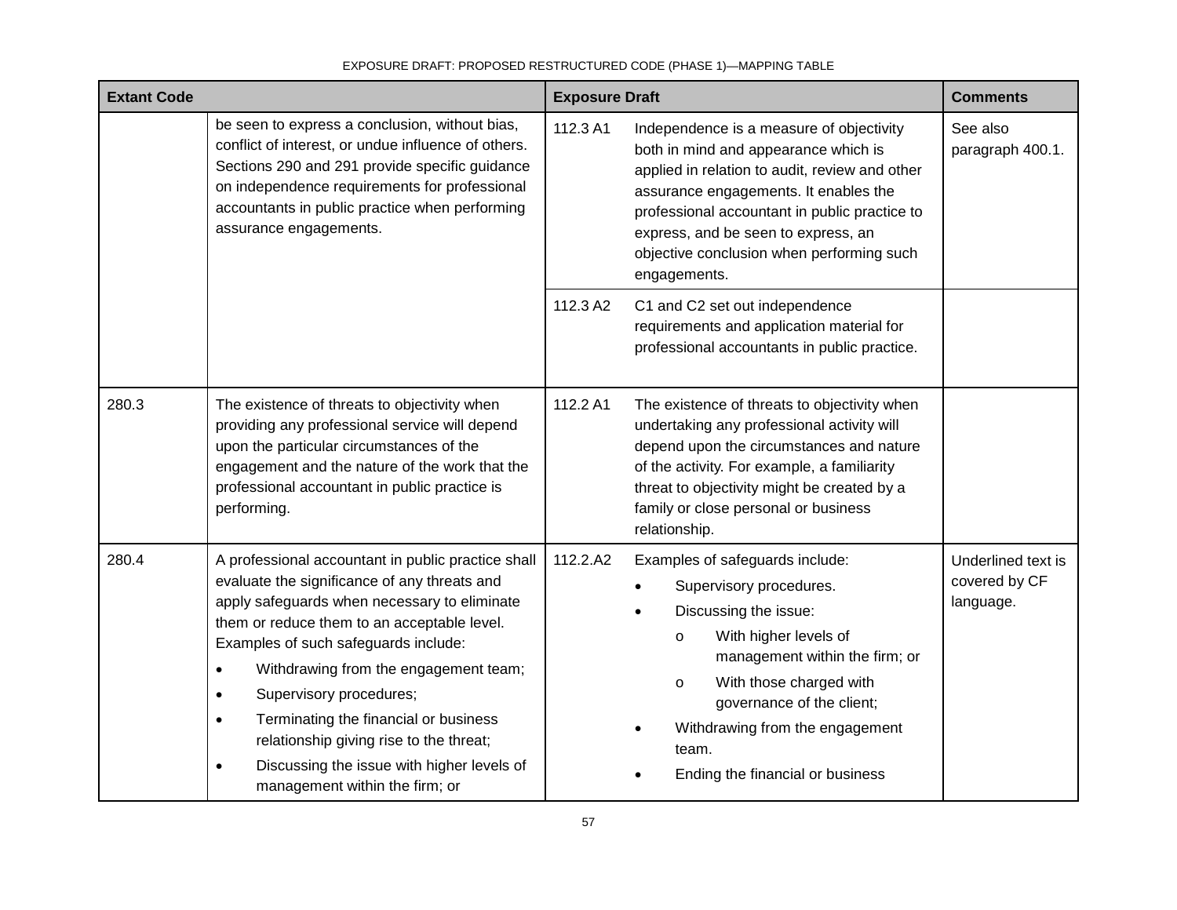| Extant Code | | Exposure Draft | | Comments |
|---|---|---|---|---|
| | be seen to express a conclusion, without bias, conflict of interest, or undue influence of others. Sections 290 and 291 provide specific guidance on independence requirements for professional accountants in public practice when performing assurance engagements. | 112.3 A1 | Independence is a measure of objectivity both in mind and appearance which is applied in relation to audit, review and other assurance engagements. It enables the professional accountant in public practice to express, and be seen to express, an objective conclusion when performing such engagements. | See also paragraph 400.1. |
| | | 112.3 A2 | C1 and C2 set out independence requirements and application material for professional accountants in public practice. | |
| 280.3 | The existence of threats to objectivity when providing any professional service will depend upon the particular circumstances of the engagement and the nature of the work that the professional accountant in public practice is performing. | 112.2 A1 | The existence of threats to objectivity when undertaking any professional activity will depend upon the circumstances and nature of the activity. For example, a familiarity threat to objectivity might be created by a family or close personal or business relationship. | |
| 280.4 | A professional accountant in public practice shall evaluate the significance of any threats and apply safeguards when necessary to eliminate them or reduce them to an acceptable level. Examples of such safeguards include:<br>• Withdrawing from the engagement team;<br>• Supervisory procedures;<br>• Terminating the financial or business relationship giving rise to the threat;<br>• Discussing the issue with higher levels of management within the firm; or | 112.2.A2 | Examples of safeguards include:<br>• Supervisory procedures.<br>• Discussing the issue:<br>o With higher levels of management within the firm; or<br>o With those charged with governance of the client;<br>• Withdrawing from the engagement team.<br>• Ending the financial or business | Underlined text is covered by CF language. |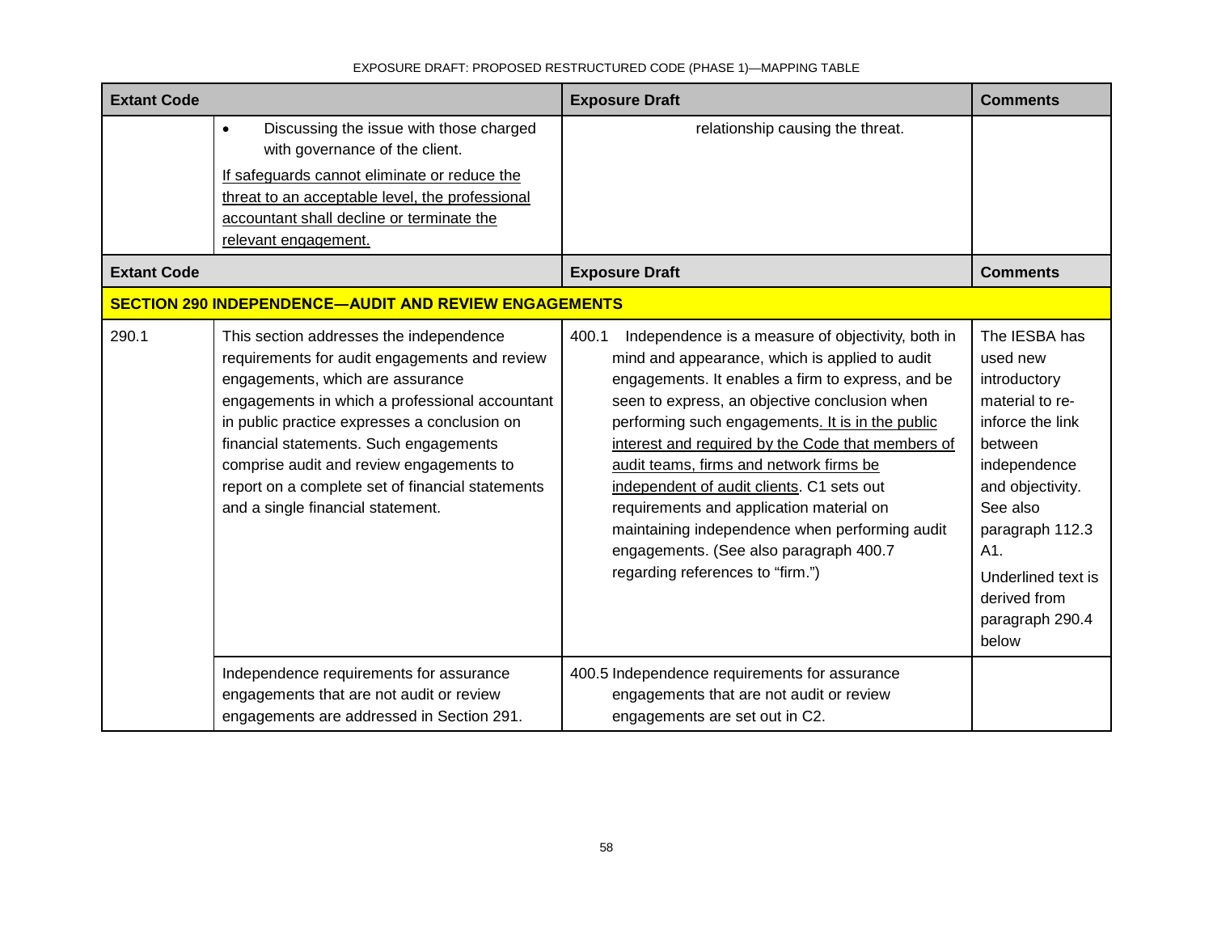| Extant Code | | Exposure Draft | Comments |
|---|---|---|---|
| | • Discussing the issue with those charged with governance of the client.<br><br><u>If safeguards cannot eliminate or reduce the threat to an acceptable level, the professional accountant shall decline or terminate the relevant engagement.</u> | relationship causing the threat. | |
| **Extant Code** | | **Exposure Draft** | **Comments** |
| **SECTION 290 INDEPENDENCE—AUDIT AND REVIEW ENGAGEMENTS** | | | |
| 290.1 | This section addresses the independence requirements for audit engagements and review engagements, which are assurance engagements in which a professional accountant in public practice expresses a conclusion on financial statements. Such engagements comprise audit and review engagements to report on a complete set of financial statements and a single financial statement. | 400.1 Independence is a measure of objectivity, both in mind and appearance, which is applied to audit engagements. It enables a firm to express, and be seen to express, an objective conclusion when performing such engagements<u>. It is in the public interest and required by the Code that members of audit teams, firms and network firms be independent of audit clients</u>. C1 sets out requirements and application material on maintaining independence when performing audit engagements. (See also paragraph 400.7 regarding references to "firm.") | The IESBA has used new introductory material to re-inforce the link between independence and objectivity. See also paragraph 112.3 A1.<br><br>Underlined text is derived from paragraph 290.4 below |
| | Independence requirements for assurance engagements that are not audit or review engagements are addressed in Section 291. | 400.5 Independence requirements for assurance engagements that are not audit or review engagements are set out in C2. | |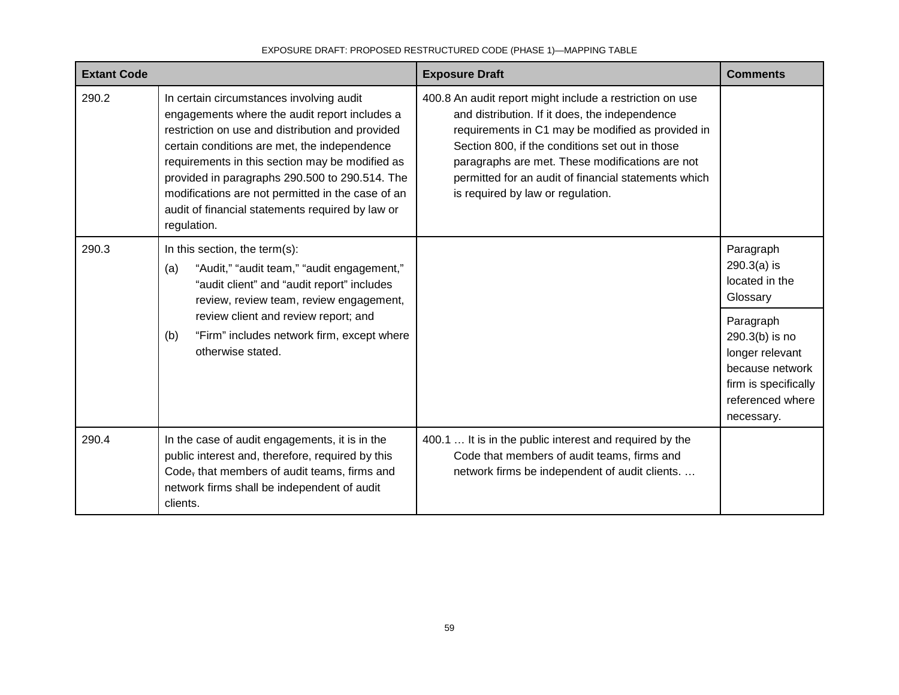| Extant Code | | Exposure Draft | Comments |
|---|---|---|---|
| 290.2 | In certain circumstances involving audit engagements where the audit report includes a restriction on use and distribution and provided certain conditions are met, the independence requirements in this section may be modified as provided in paragraphs 290.500 to 290.514. The modifications are not permitted in the case of an audit of financial statements required by law or regulation. | 400.8 An audit report might include a restriction on use and distribution. If it does, the independence requirements in C1 may be modified as provided in Section 800, if the conditions set out in those paragraphs are met. These modifications are not permitted for an audit of financial statements which is required by law or regulation. | |
| 290.3 | In this section, the term(s): (a) "Audit," "audit team," "audit engagement," "audit client" and "audit report" includes review, review team, review engagement, review client and review report; and (b) "Firm" includes network firm, except where otherwise stated. | | Paragraph 290.3(a) is located in the Glossary<br><br>Paragraph 290.3(b) is no longer relevant because network firm is specifically referenced where necessary. |
| 290.4 | In the case of audit engagements, it is in the public interest and, therefore, required by this Code, that members of audit teams, firms and network firms shall be independent of audit clients. | 400.1 … It is in the public interest and required by the Code that members of audit teams, firms and network firms be independent of audit clients. … | |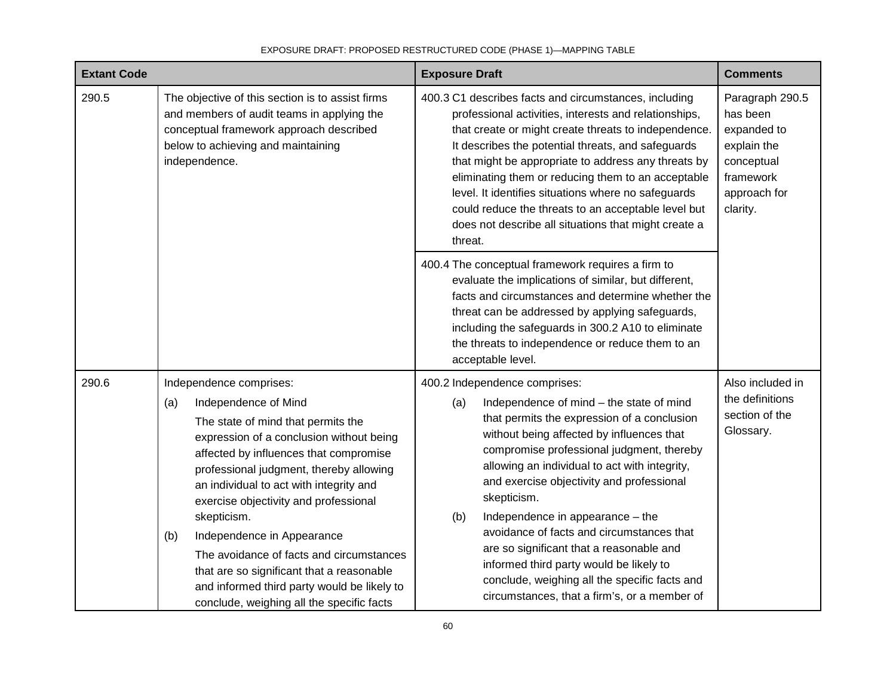| Extant Code | | Exposure Draft | Comments |
|---|---|---|---|
| 290.5 | The objective of this section is to assist firms and members of audit teams in applying the conceptual framework approach described below to achieving and maintaining independence. | 400.3 C1 describes facts and circumstances, including professional activities, interests and relationships, that create or might create threats to independence. It describes the potential threats, and safeguards that might be appropriate to address any threats by eliminating them or reducing them to an acceptable level. It identifies situations where no safeguards could reduce the threats to an acceptable level but does not describe all situations that might create a threat.<br><br>400.4 The conceptual framework requires a firm to evaluate the implications of similar, but different, facts and circumstances and determine whether the threat can be addressed by applying safeguards, including the safeguards in 300.2 A10 to eliminate the threats to independence or reduce them to an acceptable level. | Paragraph 290.5 has been expanded to explain the conceptual framework approach for clarity. |
| 290.6 | Independence comprises:<br>(a) Independence of Mind<br>The state of mind that permits the expression of a conclusion without being affected by influences that compromise professional judgment, thereby allowing an individual to act with integrity and exercise objectivity and professional skepticism.<br>(b) Independence in Appearance<br>The avoidance of facts and circumstances that are so significant that a reasonable and informed third party would be likely to conclude, weighing all the specific facts | 400.2 Independence comprises:<br>(a) Independence of mind – the state of mind that permits the expression of a conclusion without being affected by influences that compromise professional judgment, thereby allowing an individual to act with integrity, and exercise objectivity and professional skepticism.<br>(b) Independence in appearance – the avoidance of facts and circumstances that are so significant that a reasonable and informed third party would be likely to conclude, weighing all the specific facts and circumstances, that a firm's, or a member of | Also included in the definitions section of the Glossary. |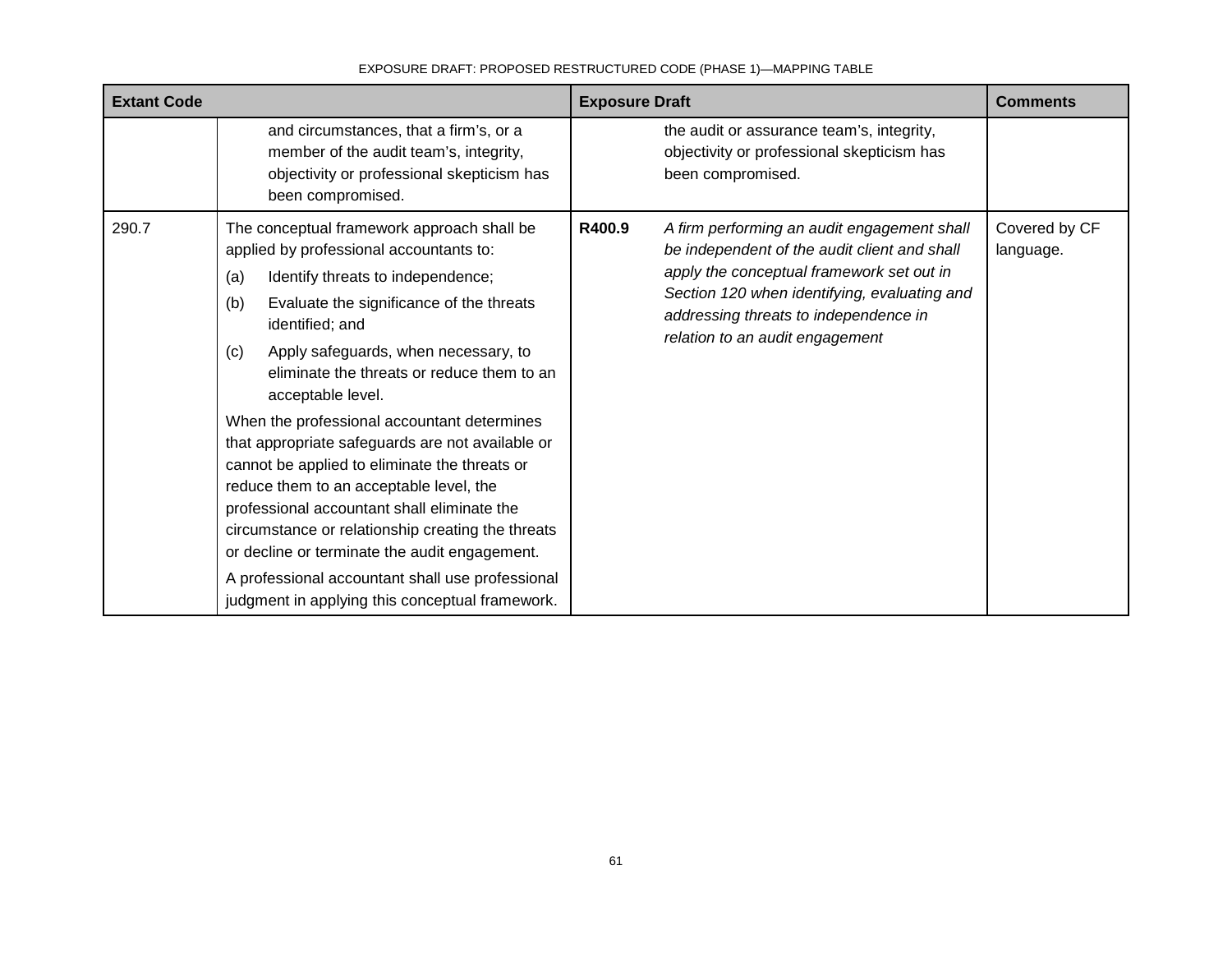| Extant Code | | Exposure Draft | | Comments |
|---|---|---|---|---|
| | and circumstances, that a firm's, or a member of the audit team's, integrity, objectivity or professional skepticism has been compromised. | | the audit or assurance team's, integrity, objectivity or professional skepticism has been compromised. | |
| 290.7 | The conceptual framework approach shall be applied by professional accountants to:<br>(a) Identify threats to independence;<br>(b) Evaluate the significance of the threats identified; and<br>(c) Apply safeguards, when necessary, to eliminate the threats or reduce them to an acceptable level.<br>When the professional accountant determines that appropriate safeguards are not available or cannot be applied to eliminate the threats or reduce them to an acceptable level, the professional accountant shall eliminate the circumstance or relationship creating the threats or decline or terminate the audit engagement.<br>A professional accountant shall use professional judgment in applying this conceptual framework. | **R400.9** | *A firm performing an audit engagement shall be independent of the audit client and shall apply the conceptual framework set out in Section 120 when identifying, evaluating and addressing threats to independence in relation to an audit engagement* | Covered by CF language. |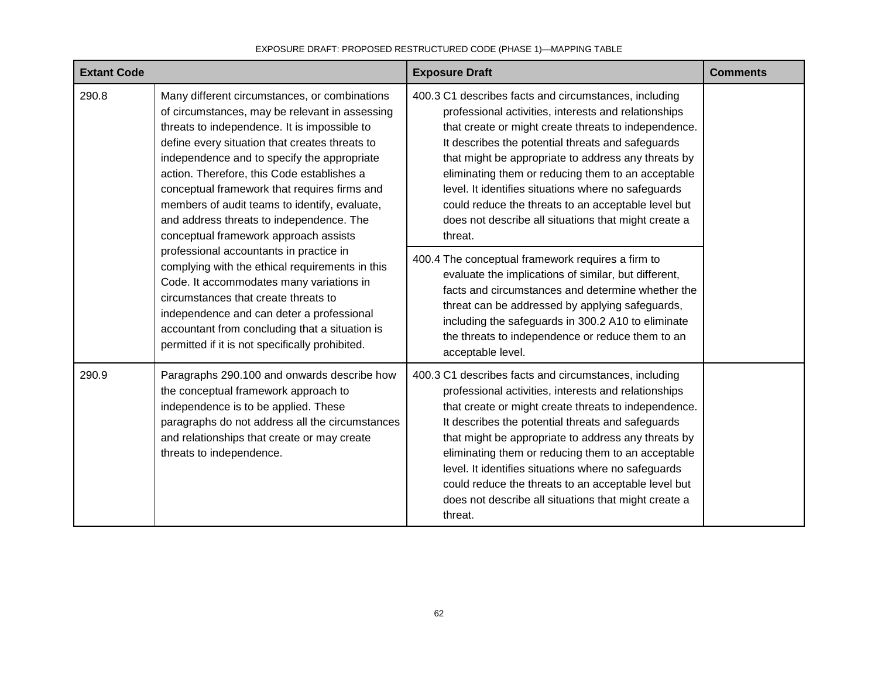| Extant Code | | Exposure Draft | Comments |
| --- | --- | --- | --- |
| 290.8 | Many different circumstances, or combinations of circumstances, may be relevant in assessing threats to independence. It is impossible to define every situation that creates threats to independence and to specify the appropriate action. Therefore, this Code establishes a conceptual framework that requires firms and members of audit teams to identify, evaluate, and address threats to independence. The conceptual framework approach assists professional accountants in practice in complying with the ethical requirements in this Code. It accommodates many variations in circumstances that create threats to independence and can deter a professional accountant from concluding that a situation is permitted if it is not specifically prohibited. | 400.3 C1 describes facts and circumstances, including professional activities, interests and relationships that create or might create threats to independence. It describes the potential threats and safeguards that might be appropriate to address any threats by eliminating them or reducing them to an acceptable level. It identifies situations where no safeguards could reduce the threats to an acceptable level but does not describe all situations that might create a threat. | |
| | | 400.4 The conceptual framework requires a firm to evaluate the implications of similar, but different, facts and circumstances and determine whether the threat can be addressed by applying safeguards, including the safeguards in 300.2 A10 to eliminate the threats to independence or reduce them to an acceptable level. | |
| 290.9 | Paragraphs 290.100 and onwards describe how the conceptual framework approach to independence is to be applied. These paragraphs do not address all the circumstances and relationships that create or may create threats to independence. | 400.3 C1 describes facts and circumstances, including professional activities, interests and relationships that create or might create threats to independence. It describes the potential threats and safeguards that might be appropriate to address any threats by eliminating them or reducing them to an acceptable level. It identifies situations where no safeguards could reduce the threats to an acceptable level but does not describe all situations that might create a threat. | |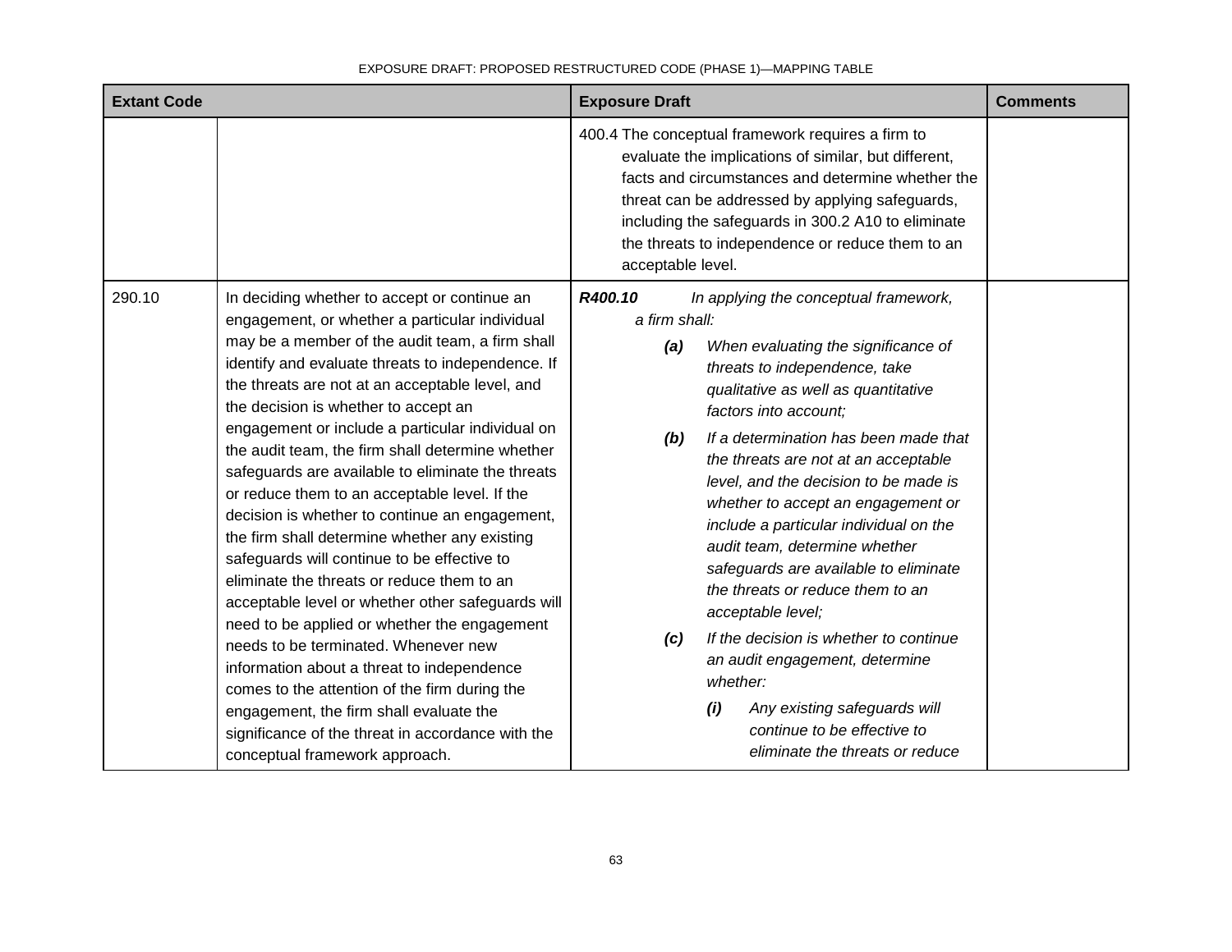| Extant Code | | Exposure Draft | Comments |
|---|---|---|---|
| | | 400.4 The conceptual framework requires a firm to evaluate the implications of similar, but different, facts and circumstances and determine whether the threat can be addressed by applying safeguards, including the safeguards in 300.2 A10 to eliminate the threats to independence or reduce them to an acceptable level. | |
| 290.10 | In deciding whether to accept or continue an engagement, or whether a particular individual may be a member of the audit team, a firm shall identify and evaluate threats to independence. If the threats are not at an acceptable level, and the decision is whether to accept an engagement or include a particular individual on the audit team, the firm shall determine whether safeguards are available to eliminate the threats or reduce them to an acceptable level. If the decision is whether to continue an engagement, the firm shall determine whether any existing safeguards will continue to be effective to eliminate the threats or reduce them to an acceptable level or whether other safeguards will need to be applied or whether the engagement needs to be terminated. Whenever new information about a threat to independence comes to the attention of the firm during the engagement, the firm shall evaluate the significance of the threat in accordance with the conceptual framework approach. | ***R400.10*** *In applying the conceptual framework, a firm shall:*<br>***(a)*** *When evaluating the significance of threats to independence, take qualitative as well as quantitative factors into account;*<br>***(b)*** *If a determination has been made that the threats are not at an acceptable level, and the decision to be made is whether to accept an engagement or include a particular individual on the audit team, determine whether safeguards are available to eliminate the threats or reduce them to an acceptable level;*<br>***(c)*** *If the decision is whether to continue an audit engagement, determine whether:*<br>***(i)*** *Any existing safeguards will continue to be effective to eliminate the threats or reduce* | |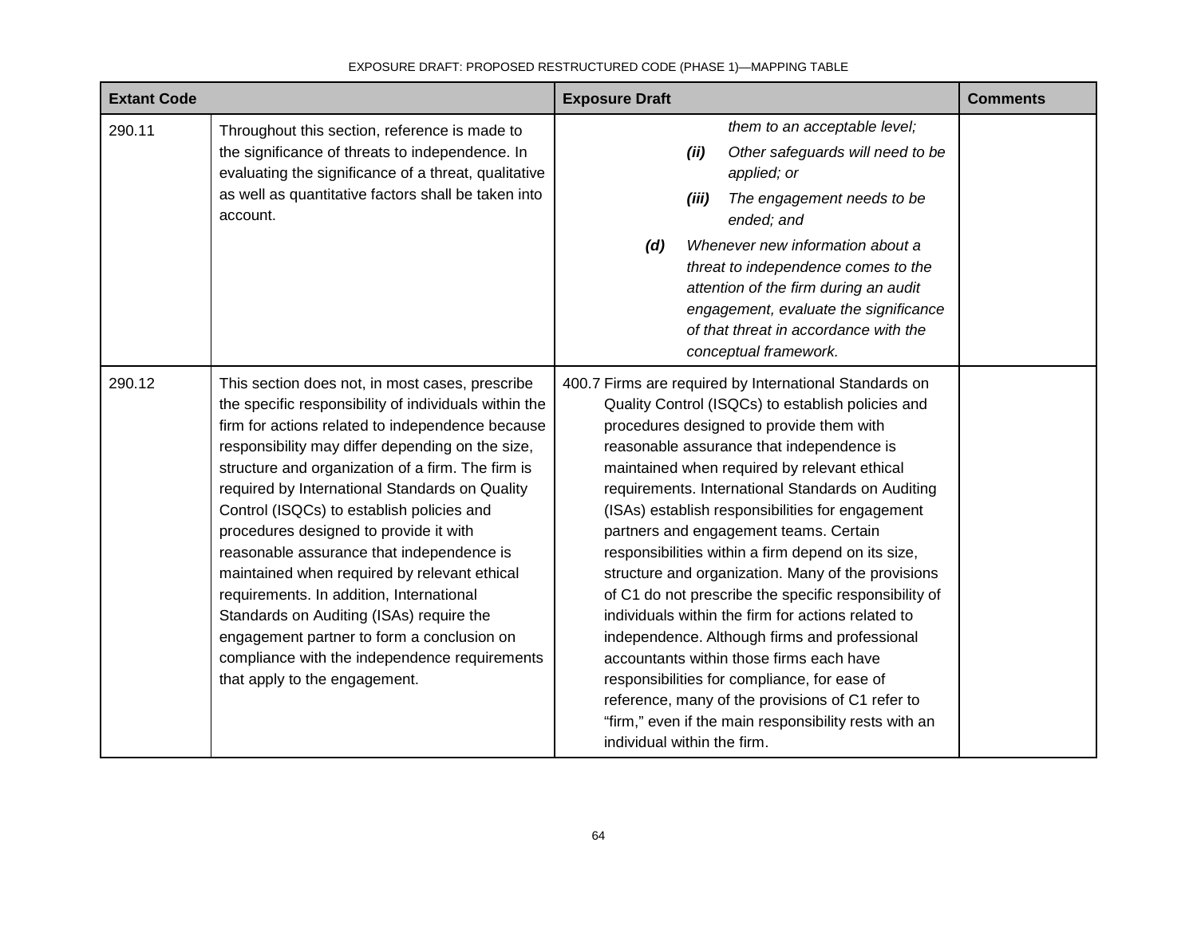| Extant Code | | Exposure Draft | Comments |
|---|---|---|---|
| 290.11 | Throughout this section, reference is made to the significance of threats to independence. In evaluating the significance of a threat, qualitative as well as quantitative factors shall be taken into account. | *them to an acceptable level;*<br>***(ii)*** *Other safeguards will need to be applied; or*<br>***(iii)*** *The engagement needs to be ended; and*<br>***(d)*** *Whenever new information about a threat to independence comes to the attention of the firm during an audit engagement, evaluate the significance of that threat in accordance with the conceptual framework.* | |
| 290.12 | This section does not, in most cases, prescribe the specific responsibility of individuals within the firm for actions related to independence because responsibility may differ depending on the size, structure and organization of a firm. The firm is required by International Standards on Quality Control (ISQCs) to establish policies and procedures designed to provide it with reasonable assurance that independence is maintained when required by relevant ethical requirements. In addition, International Standards on Auditing (ISAs) require the engagement partner to form a conclusion on compliance with the independence requirements that apply to the engagement. | 400.7 Firms are required by International Standards on Quality Control (ISQCs) to establish policies and procedures designed to provide them with reasonable assurance that independence is maintained when required by relevant ethical requirements. International Standards on Auditing (ISAs) establish responsibilities for engagement partners and engagement teams. Certain responsibilities within a firm depend on its size, structure and organization. Many of the provisions of C1 do not prescribe the specific responsibility of individuals within the firm for actions related to independence. Although firms and professional accountants within those firms each have responsibilities for compliance, for ease of reference, many of the provisions of C1 refer to "firm," even if the main responsibility rests with an individual within the firm. | |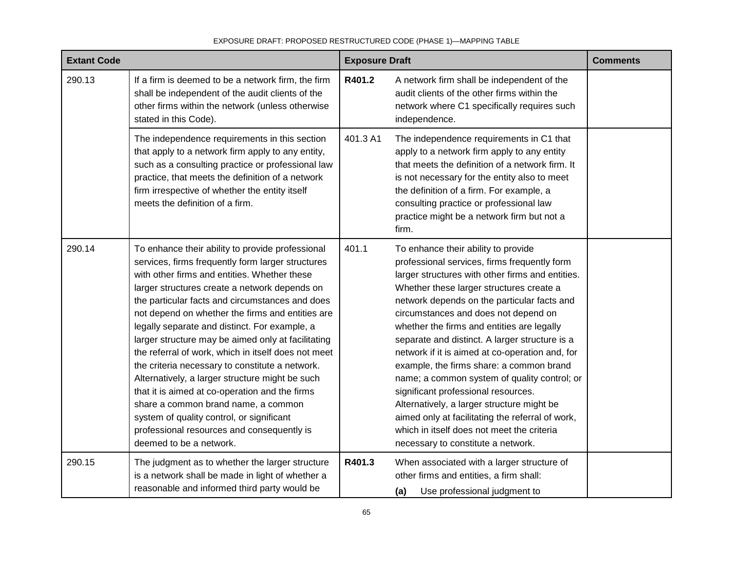| Extant Code | | Exposure Draft | | Comments |
|---|---|---|---|---|
| 290.13 | If a firm is deemed to be a network firm, the firm shall be independent of the audit clients of the other firms within the network (unless otherwise stated in this Code). | **R401.2** | A network firm shall be independent of the audit clients of the other firms within the network where C1 specifically requires such independence. | |
| | The independence requirements in this section that apply to a network firm apply to any entity, such as a consulting practice or professional law practice, that meets the definition of a network firm irrespective of whether the entity itself meets the definition of a firm. | 401.3 A1 | The independence requirements in C1 that apply to a network firm apply to any entity that meets the definition of a network firm. It is not necessary for the entity also to meet the definition of a firm. For example, a consulting practice or professional law practice might be a network firm but not a firm. | |
| 290.14 | To enhance their ability to provide professional services, firms frequently form larger structures with other firms and entities. Whether these larger structures create a network depends on the particular facts and circumstances and does not depend on whether the firms and entities are legally separate and distinct. For example, a larger structure may be aimed only at facilitating the referral of work, which in itself does not meet the criteria necessary to constitute a network. Alternatively, a larger structure might be such that it is aimed at co-operation and the firms share a common brand name, a common system of quality control, or significant professional resources and consequently is deemed to be a network. | 401.1 | To enhance their ability to provide professional services, firms frequently form larger structures with other firms and entities. Whether these larger structures create a network depends on the particular facts and circumstances and does not depend on whether the firms and entities are legally separate and distinct. A larger structure is a network if it is aimed at co-operation and, for example, the firms share: a common brand name; a common system of quality control; or significant professional resources. Alternatively, a larger structure might be aimed only at facilitating the referral of work, which in itself does not meet the criteria necessary to constitute a network. | |
| 290.15 | The judgment as to whether the larger structure is a network shall be made in light of whether a reasonable and informed third party would be | **R401.3** | When associated with a larger structure of other firms and entities, a firm shall:<br>**(a)** Use professional judgment to | |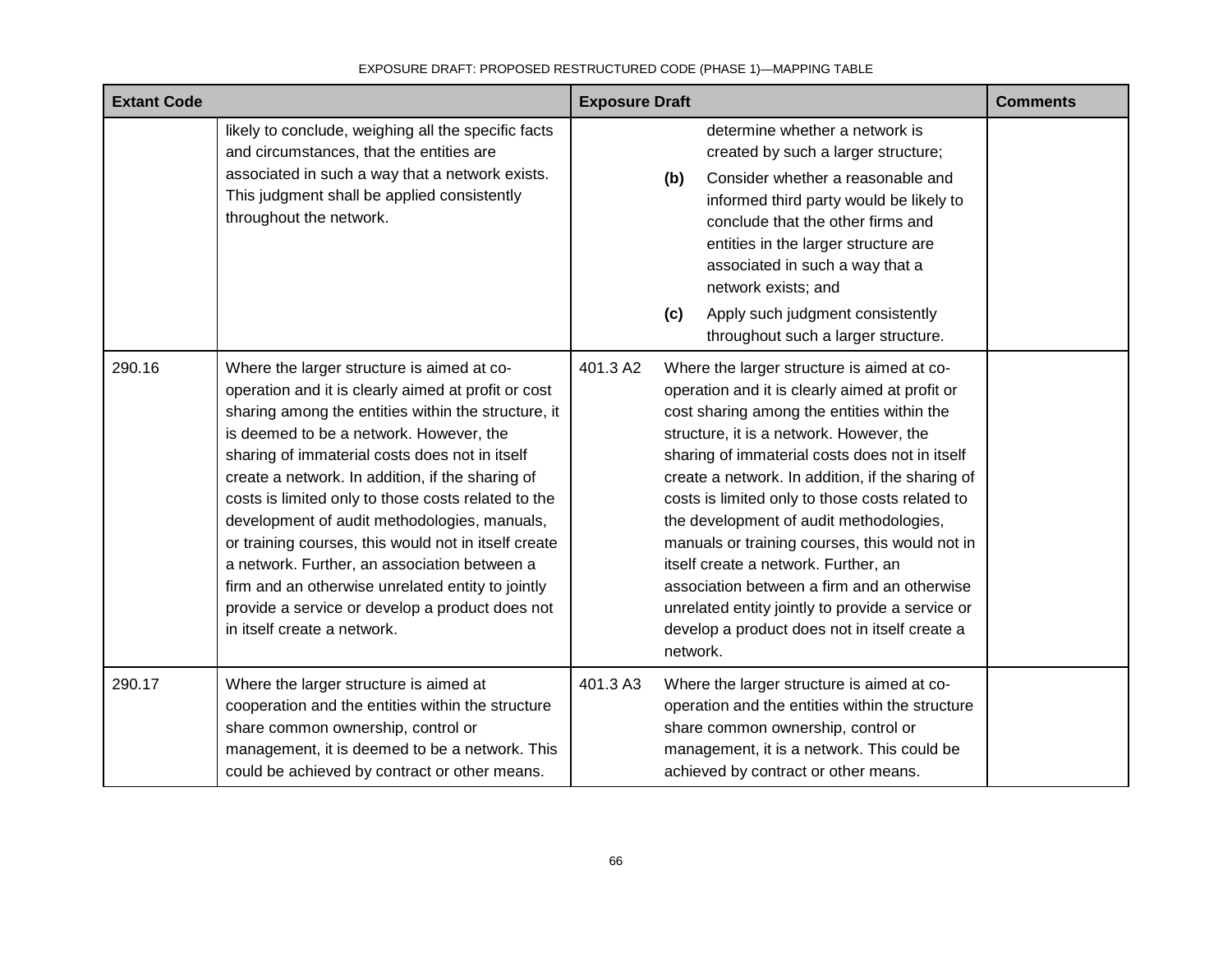| Extant Code | | Exposure Draft | | Comments |
|---|---|---|---|---|
| | likely to conclude, weighing all the specific facts and circumstances, that the entities are associated in such a way that a network exists. This judgment shall be applied consistently throughout the network. | | determine whether a network is created by such a larger structure;<br>**(b)** Consider whether a reasonable and informed third party would be likely to conclude that the other firms and entities in the larger structure are associated in such a way that a network exists; and<br>**(c)** Apply such judgment consistently throughout such a larger structure. | |
| 290.16 | Where the larger structure is aimed at co-operation and it is clearly aimed at profit or cost sharing among the entities within the structure, it is deemed to be a network. However, the sharing of immaterial costs does not in itself create a network. In addition, if the sharing of costs is limited only to those costs related to the development of audit methodologies, manuals, or training courses, this would not in itself create a network. Further, an association between a firm and an otherwise unrelated entity to jointly provide a service or develop a product does not in itself create a network. | 401.3 A2 | Where the larger structure is aimed at co-operation and it is clearly aimed at profit or cost sharing among the entities within the structure, it is a network. However, the sharing of immaterial costs does not in itself create a network. In addition, if the sharing of costs is limited only to those costs related to the development of audit methodologies, manuals or training courses, this would not in itself create a network. Further, an association between a firm and an otherwise unrelated entity jointly to provide a service or develop a product does not in itself create a network. | |
| 290.17 | Where the larger structure is aimed at cooperation and the entities within the structure share common ownership, control or management, it is deemed to be a network. This could be achieved by contract or other means. | 401.3 A3 | Where the larger structure is aimed at co-operation and the entities within the structure share common ownership, control or management, it is a network. This could be achieved by contract or other means. | |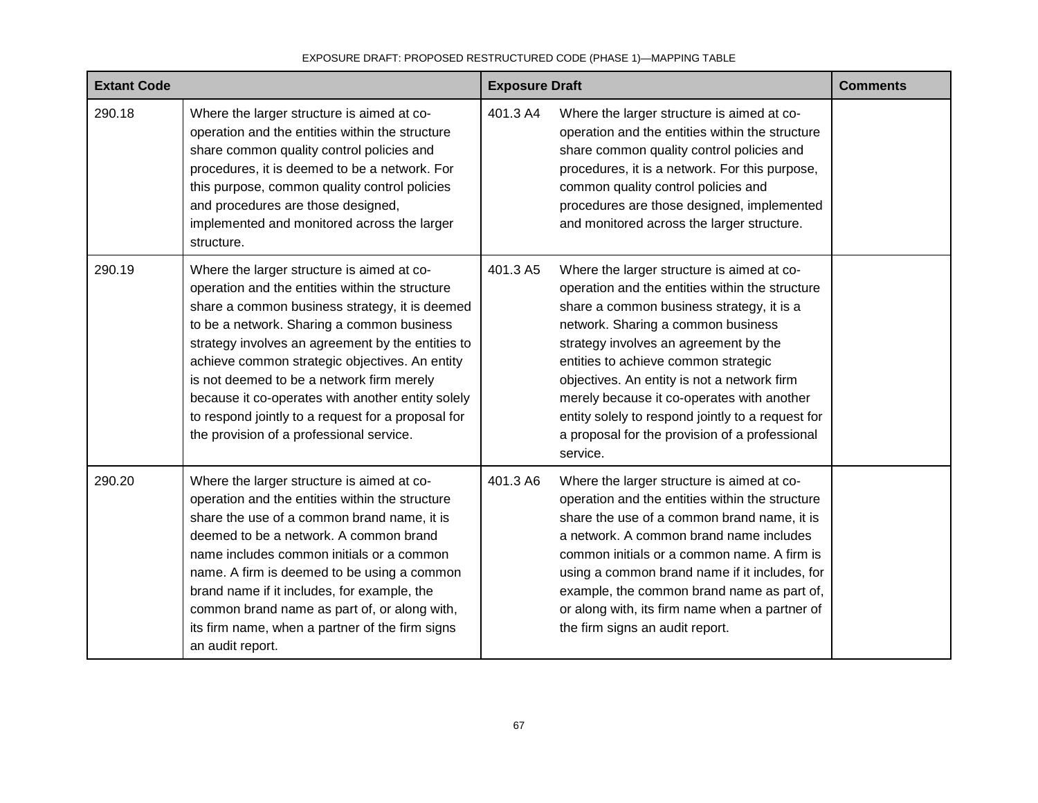| Extant Code | | Exposure Draft | | Comments |
|---|---|---|---|---|
| 290.18 | Where the larger structure is aimed at co-operation and the entities within the structure share common quality control policies and procedures, it is deemed to be a network. For this purpose, common quality control policies and procedures are those designed, implemented and monitored across the larger structure. | 401.3 A4 | Where the larger structure is aimed at co-operation and the entities within the structure share common quality control policies and procedures, it is a network. For this purpose, common quality control policies and procedures are those designed, implemented and monitored across the larger structure. | |
| 290.19 | Where the larger structure is aimed at co-operation and the entities within the structure share a common business strategy, it is deemed to be a network. Sharing a common business strategy involves an agreement by the entities to achieve common strategic objectives. An entity is not deemed to be a network firm merely because it co-operates with another entity solely to respond jointly to a request for a proposal for the provision of a professional service. | 401.3 A5 | Where the larger structure is aimed at co-operation and the entities within the structure share a common business strategy, it is a network. Sharing a common business strategy involves an agreement by the entities to achieve common strategic objectives. An entity is not a network firm merely because it co-operates with another entity solely to respond jointly to a request for a proposal for the provision of a professional service. | |
| 290.20 | Where the larger structure is aimed at co-operation and the entities within the structure share the use of a common brand name, it is deemed to be a network. A common brand name includes common initials or a common name. A firm is deemed to be using a common brand name if it includes, for example, the common brand name as part of, or along with, its firm name, when a partner of the firm signs an audit report. | 401.3 A6 | Where the larger structure is aimed at co-operation and the entities within the structure share the use of a common brand name, it is a network. A common brand name includes common initials or a common name. A firm is using a common brand name if it includes, for example, the common brand name as part of, or along with, its firm name when a partner of the firm signs an audit report. | |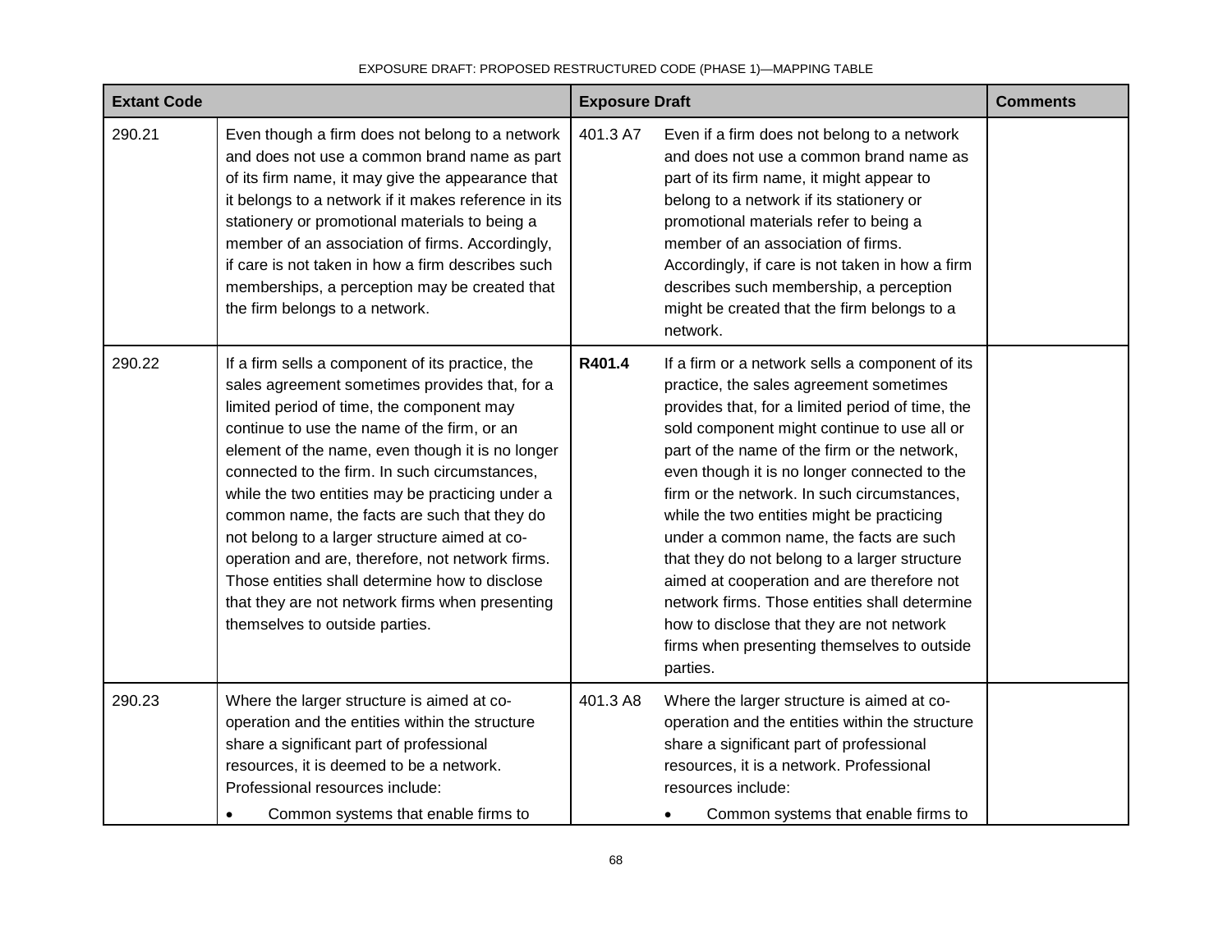| Extant Code | | Exposure Draft | | Comments |
|---|---|---|---|---|
| 290.21 | Even though a firm does not belong to a network and does not use a common brand name as part of its firm name, it may give the appearance that it belongs to a network if it makes reference in its stationery or promotional materials to being a member of an association of firms. Accordingly, if care is not taken in how a firm describes such memberships, a perception may be created that the firm belongs to a network. | 401.3 A7 | Even if a firm does not belong to a network and does not use a common brand name as part of its firm name, it might appear to belong to a network if its stationery or promotional materials refer to being a member of an association of firms. Accordingly, if care is not taken in how a firm describes such membership, a perception might be created that the firm belongs to a network. | |
| 290.22 | If a firm sells a component of its practice, the sales agreement sometimes provides that, for a limited period of time, the component may continue to use the name of the firm, or an element of the name, even though it is no longer connected to the firm. In such circumstances, while the two entities may be practicing under a common name, the facts are such that they do not belong to a larger structure aimed at co-operation and are, therefore, not network firms. Those entities shall determine how to disclose that they are not network firms when presenting themselves to outside parties. | **R401.4** | If a firm or a network sells a component of its practice, the sales agreement sometimes provides that, for a limited period of time, the sold component might continue to use all or part of the name of the firm or the network, even though it is no longer connected to the firm or the network. In such circumstances, while the two entities might be practicing under a common name, the facts are such that they do not belong to a larger structure aimed at cooperation and are therefore not network firms. Those entities shall determine how to disclose that they are not network firms when presenting themselves to outside parties. | |
| 290.23 | Where the larger structure is aimed at co-operation and the entities within the structure share a significant part of professional resources, it is deemed to be a network. Professional resources include:<br>• Common systems that enable firms to | 401.3 A8 | Where the larger structure is aimed at co-operation and the entities within the structure share a significant part of professional resources, it is a network. Professional resources include:<br>• Common systems that enable firms to | |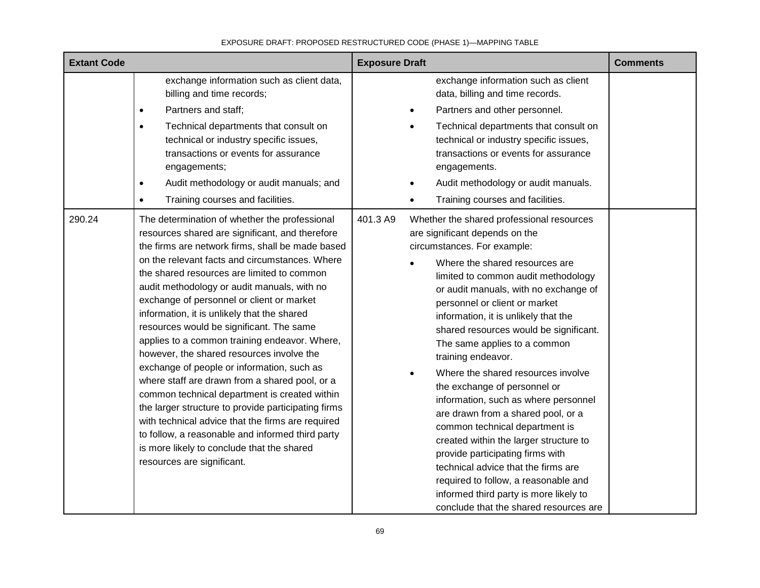| Extant Code | | Exposure Draft | | Comments |
|---|---|---|---|---|
| | exchange information such as client data, billing and time records;<br>• Partners and staff;<br>• Technical departments that consult on technical or industry specific issues, transactions or events for assurance engagements;<br>• Audit methodology or audit manuals; and<br>• Training courses and facilities. | | exchange information such as client data, billing and time records.<br>• Partners and other personnel.<br>• Technical departments that consult on technical or industry specific issues, transactions or events for assurance engagements.<br>• Audit methodology or audit manuals.<br>• Training courses and facilities. | |
| 290.24 | The determination of whether the professional resources shared are significant, and therefore the firms are network firms, shall be made based on the relevant facts and circumstances. Where the shared resources are limited to common audit methodology or audit manuals, with no exchange of personnel or client or market information, it is unlikely that the shared resources would be significant. The same applies to a common training endeavor. Where, however, the shared resources involve the exchange of people or information, such as where staff are drawn from a shared pool, or a common technical department is created within the larger structure to provide participating firms with technical advice that the firms are required to follow, a reasonable and informed third party is more likely to conclude that the shared resources are significant. | 401.3 A9 | Whether the shared professional resources are significant depends on the circumstances. For example:<br>• Where the shared resources are limited to common audit methodology or audit manuals, with no exchange of personnel or client or market information, it is unlikely that the shared resources would be significant. The same applies to a common training endeavor.<br>• Where the shared resources involve the exchange of personnel or information, such as where personnel are drawn from a shared pool, or a common technical department is created within the larger structure to provide participating firms with technical advice that the firms are required to follow, a reasonable and informed third party is more likely to conclude that the shared resources are | |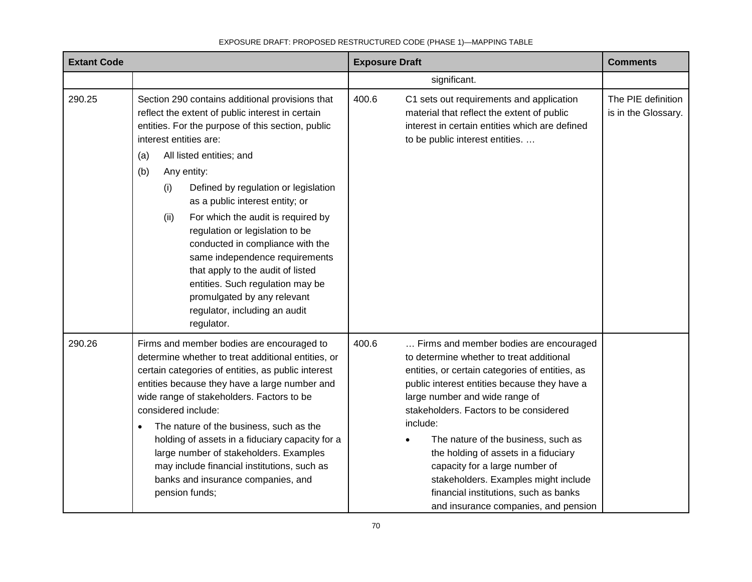| Extant Code | | Exposure Draft | | Comments |
|---|---|---|---|---|
| | | | significant. | |
| 290.25 | Section 290 contains additional provisions that reflect the extent of public interest in certain entities. For the purpose of this section, public interest entities are:<br>(a) All listed entities; and<br>(b) Any entity:<br>(i) Defined by regulation or legislation as a public interest entity; or<br>(ii) For which the audit is required by regulation or legislation to be conducted in compliance with the same independence requirements that apply to the audit of listed entities. Such regulation may be promulgated by any relevant regulator, including an audit regulator. | 400.6 | C1 sets out requirements and application material that reflect the extent of public interest in certain entities which are defined to be public interest entities. … | The PIE definition is in the Glossary. |
| 290.26 | Firms and member bodies are encouraged to determine whether to treat additional entities, or certain categories of entities, as public interest entities because they have a large number and wide range of stakeholders. Factors to be considered include:<br>• The nature of the business, such as the holding of assets in a fiduciary capacity for a large number of stakeholders. Examples may include financial institutions, such as banks and insurance companies, and pension funds; | 400.6 | … Firms and member bodies are encouraged to determine whether to treat additional entities, or certain categories of entities, as public interest entities because they have a large number and wide range of stakeholders. Factors to be considered include:<br>• The nature of the business, such as the holding of assets in a fiduciary capacity for a large number of stakeholders. Examples might include financial institutions, such as banks and insurance companies, and pension | |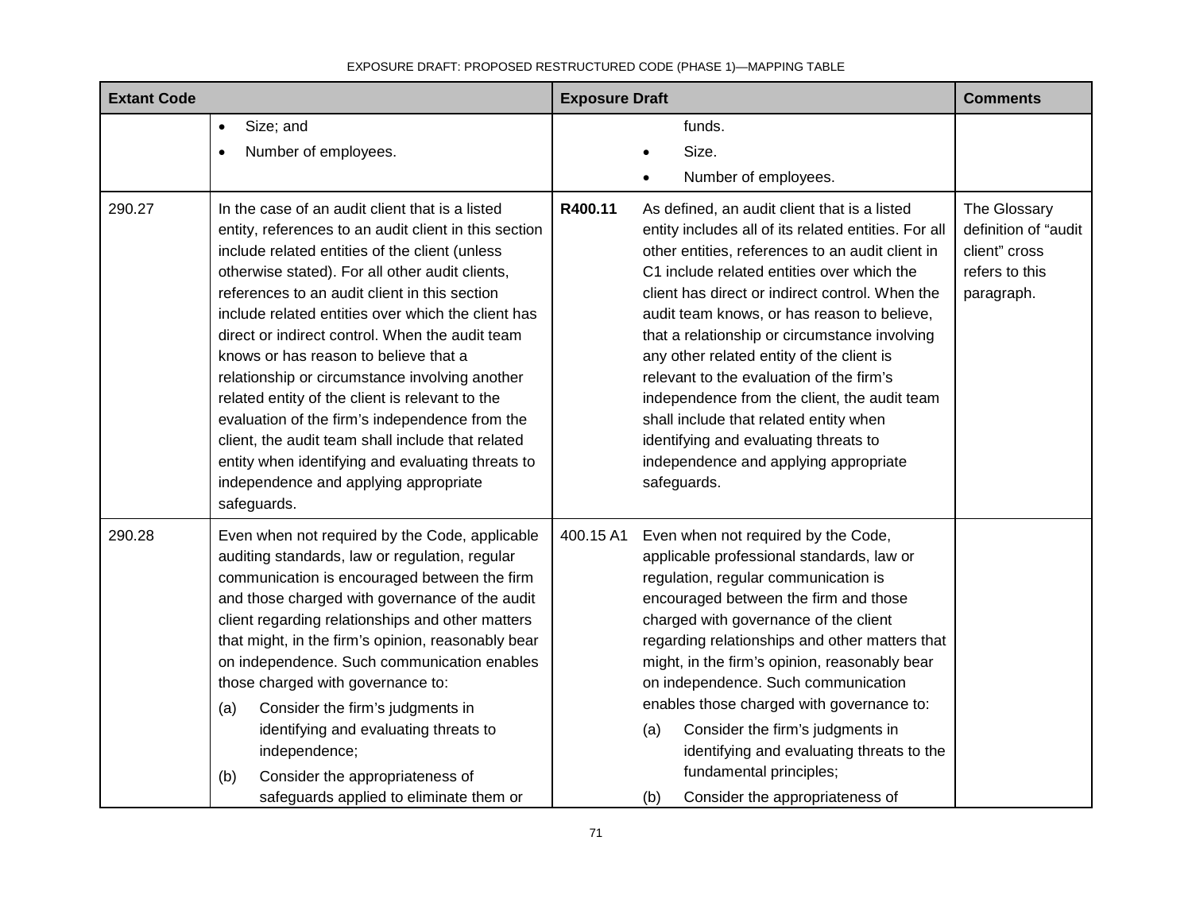| Extant Code | | Exposure Draft | | Comments |
|---|---|---|---|---|
| | • Size; and<br>• Number of employees. | | funds.<br>• Size.<br>• Number of employees. | |
| 290.27 | In the case of an audit client that is a listed entity, references to an audit client in this section include related entities of the client (unless otherwise stated). For all other audit clients, references to an audit client in this section include related entities over which the client has direct or indirect control. When the audit team knows or has reason to believe that a relationship or circumstance involving another related entity of the client is relevant to the evaluation of the firm's independence from the client, the audit team shall include that related entity when identifying and evaluating threats to independence and applying appropriate safeguards. | **R400.11** | As defined, an audit client that is a listed entity includes all of its related entities. For all other entities, references to an audit client in C1 include related entities over which the client has direct or indirect control. When the audit team knows, or has reason to believe, that a relationship or circumstance involving any other related entity of the client is relevant to the evaluation of the firm's independence from the client, the audit team shall include that related entity when identifying and evaluating threats to independence and applying appropriate safeguards. | The Glossary definition of "audit client" cross refers to this paragraph. |
| 290.28 | Even when not required by the Code, applicable auditing standards, law or regulation, regular communication is encouraged between the firm and those charged with governance of the audit client regarding relationships and other matters that might, in the firm's opinion, reasonably bear on independence. Such communication enables those charged with governance to:<br>(a) Consider the firm's judgments in identifying and evaluating threats to independence;<br>(b) Consider the appropriateness of safeguards applied to eliminate them or | 400.15 A1 | Even when not required by the Code, applicable professional standards, law or regulation, regular communication is encouraged between the firm and those charged with governance of the client regarding relationships and other matters that might, in the firm's opinion, reasonably bear on independence. Such communication enables those charged with governance to:<br>(a) Consider the firm's judgments in identifying and evaluating threats to the fundamental principles;<br>(b) Consider the appropriateness of | |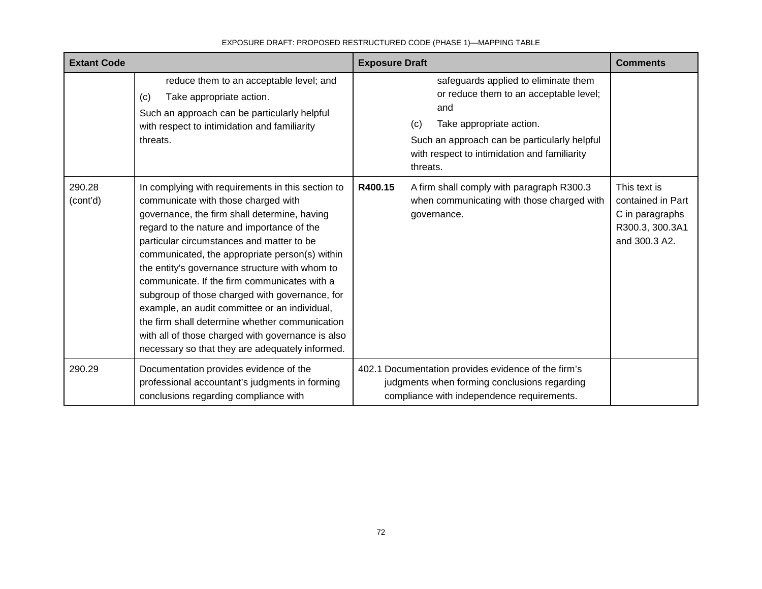| Extant Code | | Exposure Draft | | Comments |
|---|---|---|---|---|
| | reduce them to an acceptable level; and<br>(c) Take appropriate action.<br>Such an approach can be particularly helpful with respect to intimidation and familiarity threats. | | safeguards applied to eliminate them or reduce them to an acceptable level; and<br>(c) Take appropriate action.<br>Such an approach can be particularly helpful with respect to intimidation and familiarity threats. | |
| 290.28 (cont'd) | In complying with requirements in this section to communicate with those charged with governance, the firm shall determine, having regard to the nature and importance of the particular circumstances and matter to be communicated, the appropriate person(s) within the entity's governance structure with whom to communicate. If the firm communicates with a subgroup of those charged with governance, for example, an audit committee or an individual, the firm shall determine whether communication with all of those charged with governance is also necessary so that they are adequately informed. | **R400.15** | A firm shall comply with paragraph R300.3 when communicating with those charged with governance. | This text is contained in Part C in paragraphs R300.3, 300.3A1 and 300.3 A2. |
| 290.29 | Documentation provides evidence of the professional accountant's judgments in forming conclusions regarding compliance with | 402.1 | Documentation provides evidence of the firm's judgments when forming conclusions regarding compliance with independence requirements. | |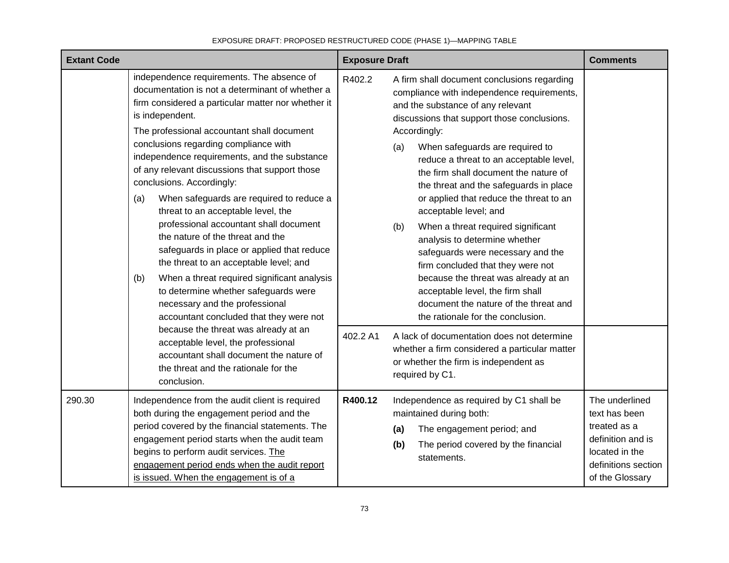| Extant Code | | Exposure Draft | | Comments |
|---|---|---|---|---|
| | independence requirements. The absence of documentation is not a determinant of whether a firm considered a particular matter nor whether it is independent.<br><br>The professional accountant shall document conclusions regarding compliance with independence requirements, and the substance of any relevant discussions that support those conclusions. Accordingly:<br><br>(a) When safeguards are required to reduce a threat to an acceptable level, the professional accountant shall document the nature of the threat and the safeguards in place or applied that reduce the threat to an acceptable level; and<br><br>(b) When a threat required significant analysis to determine whether safeguards were necessary and the professional accountant concluded that they were not because the threat was already at an acceptable level, the professional accountant shall document the nature of the threat and the rationale for the conclusion. | R402.2 | A firm shall document conclusions regarding compliance with independence requirements, and the substance of any relevant discussions that support those conclusions. Accordingly:<br><br>(a) When safeguards are required to reduce a threat to an acceptable level, the firm shall document the nature of the threat and the safeguards in place or applied that reduce the threat to an acceptable level; and<br><br>(b) When a threat required significant analysis to determine whether safeguards were necessary and the firm concluded that they were not because the threat was already at an acceptable level, the firm shall document the nature of the threat and the rationale for the conclusion. | |
| | | 402.2 A1 | A lack of documentation does not determine whether a firm considered a particular matter or whether the firm is independent as required by C1. | |
| 290.30 | Independence from the audit client is required both during the engagement period and the period covered by the financial statements. The engagement period starts when the audit team begins to perform audit services. <u>The engagement period ends when the audit report is issued. When the engagement is of a</u> | **R400.12** | Independence as required by C1 shall be maintained during both:<br><br>**(a)** The engagement period; and<br><br>**(b)** The period covered by the financial statements. | The underlined text has been treated as a definition and is located in the definitions section of the Glossary |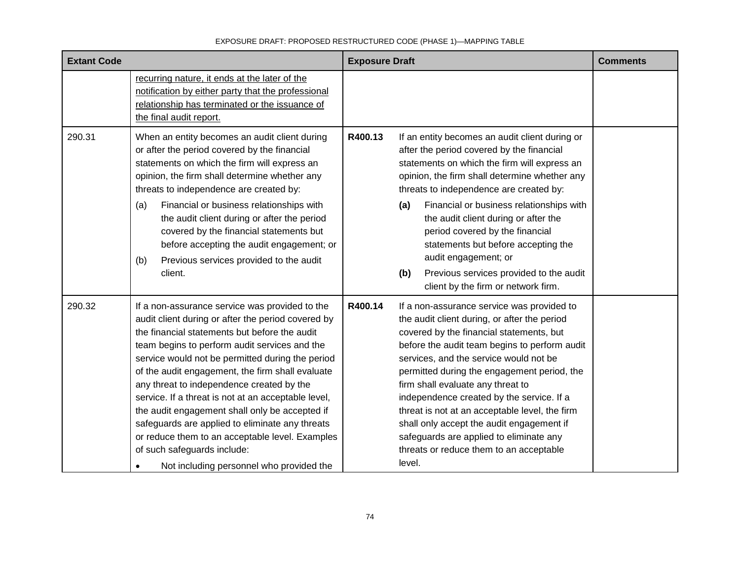| Extant Code | | Exposure Draft | | Comments |
|---|---|---|---|---|
| | recurring nature, it ends at the later of the notification by either party that the professional relationship has terminated or the issuance of the final audit report. | | | |
| 290.31 | When an entity becomes an audit client during or after the period covered by the financial statements on which the firm will express an opinion, the firm shall determine whether any threats to independence are created by:<br>(a) Financial or business relationships with the audit client during or after the period covered by the financial statements but before accepting the audit engagement; or<br>(b) Previous services provided to the audit client. | **R400.13** | If an entity becomes an audit client during or after the period covered by the financial statements on which the firm will express an opinion, the firm shall determine whether any threats to independence are created by:<br>**(a)** Financial or business relationships with the audit client during or after the period covered by the financial statements but before accepting the audit engagement; or<br>**(b)** Previous services provided to the audit client by the firm or network firm. | |
| 290.32 | If a non-assurance service was provided to the audit client during or after the period covered by the financial statements but before the audit team begins to perform audit services and the service would not be permitted during the period of the audit engagement, the firm shall evaluate any threat to independence created by the service. If a threat is not at an acceptable level, the audit engagement shall only be accepted if safeguards are applied to eliminate any threats or reduce them to an acceptable level. Examples of such safeguards include:<br>• Not including personnel who provided the | **R400.14** | If a non-assurance service was provided to the audit client during, or after the period covered by the financial statements, but before the audit team begins to perform audit services, and the service would not be permitted during the engagement period, the firm shall evaluate any threat to independence created by the service. If a threat is not at an acceptable level, the firm shall only accept the audit engagement if safeguards are applied to eliminate any threats or reduce them to an acceptable level. | |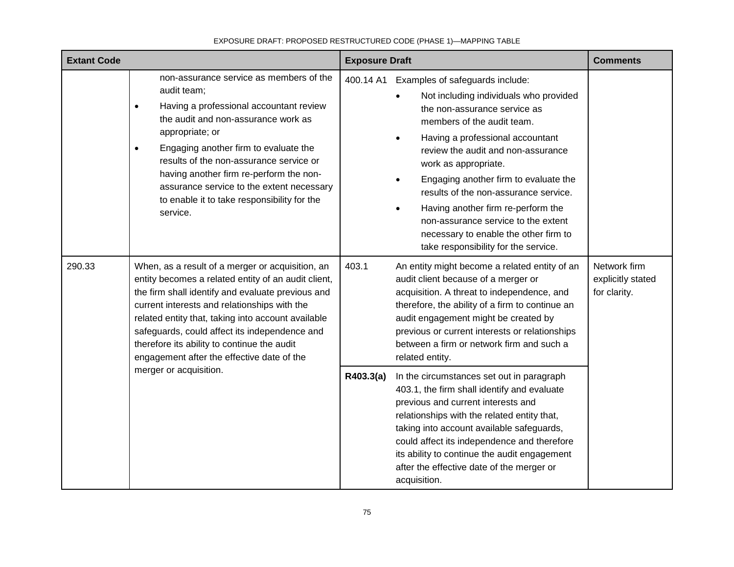| Extant Code | | Exposure Draft | | Comments |
|---|---|---|---|---|
| | non-assurance service as members of the audit team;<br>• Having a professional accountant review the audit and non-assurance work as appropriate; or<br>• Engaging another firm to evaluate the results of the non-assurance service or having another firm re-perform the non-assurance service to the extent necessary to enable it to take responsibility for the service. | 400.14 A1 | Examples of safeguards include:<br>• Not including individuals who provided the non-assurance service as members of the audit team.<br>• Having a professional accountant review the audit and non-assurance work as appropriate.<br>• Engaging another firm to evaluate the results of the non-assurance service.<br>• Having another firm re-perform the non-assurance service to the extent necessary to enable the other firm to take responsibility for the service. | |
| 290.33 | When, as a result of a merger or acquisition, an entity becomes a related entity of an audit client, the firm shall identify and evaluate previous and current interests and relationships with the related entity that, taking into account available safeguards, could affect its independence and therefore its ability to continue the audit engagement after the effective date of the merger or acquisition. | 403.1 | An entity might become a related entity of an audit client because of a merger or acquisition. A threat to independence, and therefore, the ability of a firm to continue an audit engagement might be created by previous or current interests or relationships between a firm or network firm and such a related entity. | Network firm explicitly stated for clarity. |
| | | **R403.3(a)** | In the circumstances set out in paragraph 403.1, the firm shall identify and evaluate previous and current interests and relationships with the related entity that, taking into account available safeguards, could affect its independence and therefore its ability to continue the audit engagement after the effective date of the merger or acquisition. | |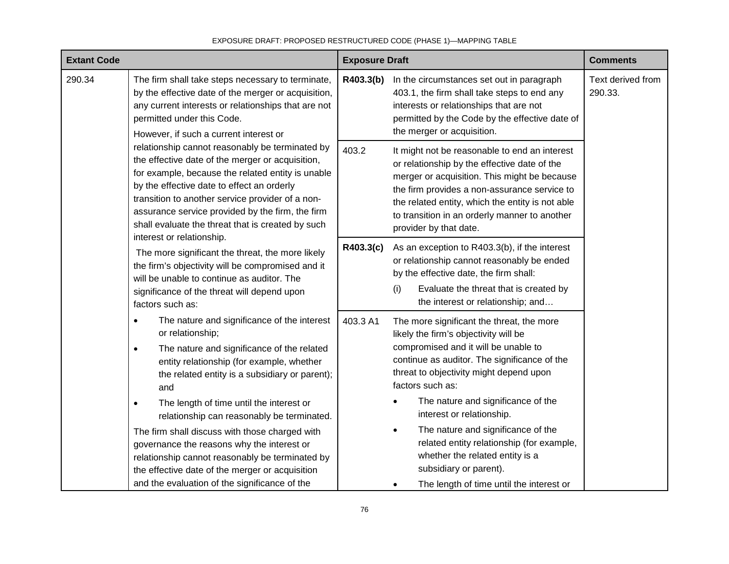| Extant Code | | Exposure Draft | | Comments |
|---|---|---|---|---|
| 290.34 | The firm shall take steps necessary to terminate, by the effective date of the merger or acquisition, any current interests or relationships that are not permitted under this Code.<br>However, if such a current interest or relationship cannot reasonably be terminated by the effective date of the merger or acquisition, for example, because the related entity is unable by the effective date to effect an orderly transition to another service provider of a non-assurance service provided by the firm, the firm shall evaluate the threat that is created by such interest or relationship.<br>The more significant the threat, the more likely the firm's objectivity will be compromised and it will be unable to continue as auditor. The significance of the threat will depend upon factors such as:<br>• The nature and significance of the interest or relationship;<br>• The nature and significance of the related entity relationship (for example, whether the related entity is a subsidiary or parent); and<br>• The length of time until the interest or relationship can reasonably be terminated.<br>The firm shall discuss with those charged with governance the reasons why the interest or relationship cannot reasonably be terminated by the effective date of the merger or acquisition and the evaluation of the significance of the | **R403.3(b)** | In the circumstances set out in paragraph 403.1, the firm shall take steps to end any interests or relationships that are not permitted by the Code by the effective date of the merger or acquisition. | Text derived from 290.33. |
| | | 403.2 | It might not be reasonable to end an interest or relationship by the effective date of the merger or acquisition. This might be because the firm provides a non-assurance service to the related entity, which the entity is not able to transition in an orderly manner to another provider by that date. | |
| | | **R403.3(c)** | As an exception to R403.3(b), if the interest or relationship cannot reasonably be ended by the effective date, the firm shall:<br>(i) Evaluate the threat that is created by the interest or relationship; and… | |
| | | 403.3 A1 | The more significant the threat, the more likely the firm's objectivity will be compromised and it will be unable to continue as auditor. The significance of the threat to objectivity might depend upon factors such as:<br>• The nature and significance of the interest or relationship.<br>• The nature and significance of the related entity relationship (for example, whether the related entity is a subsidiary or parent).<br>• The length of time until the interest or | |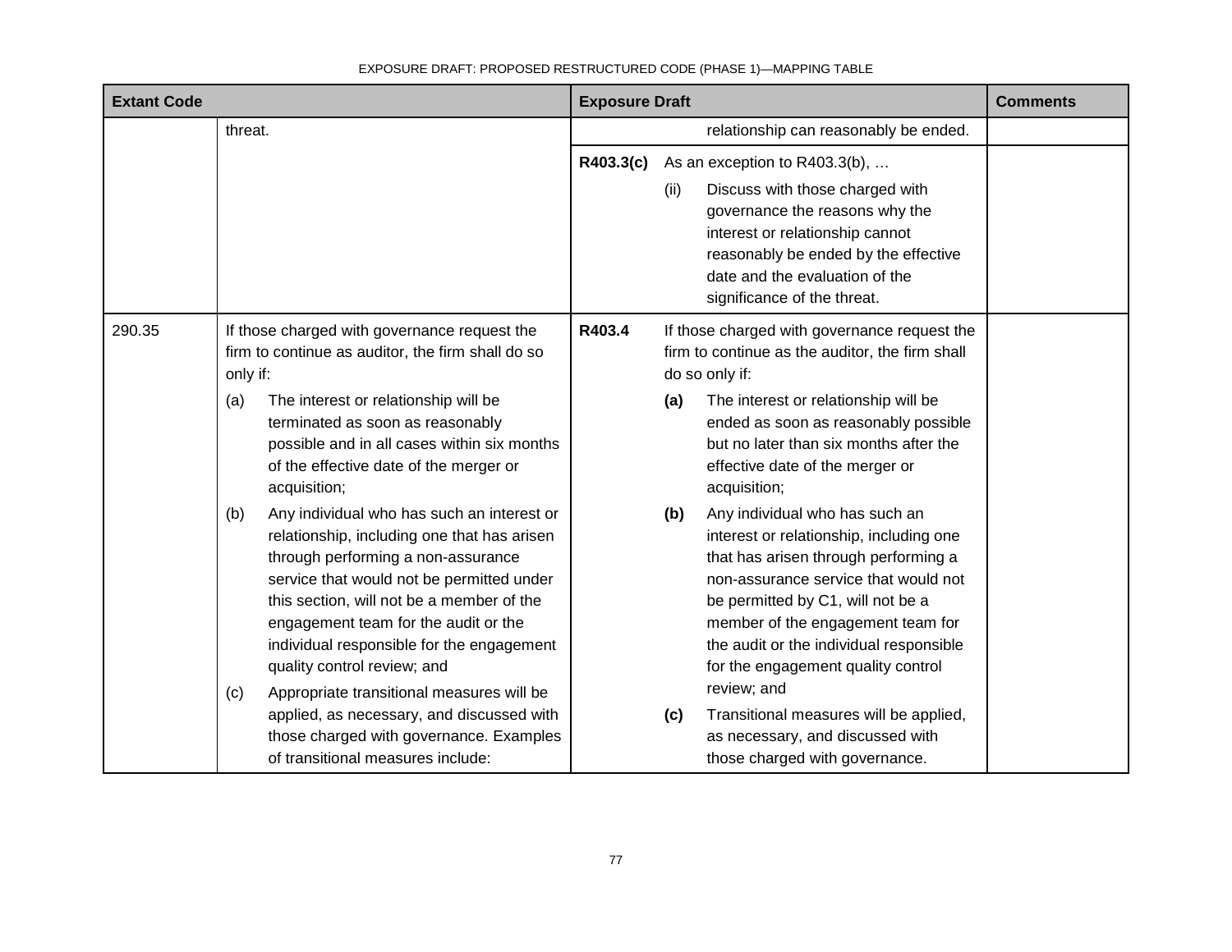| Extant Code | | Exposure Draft | | Comments |
|---|---|---|---|---|
| | threat. | | relationship can reasonably be ended. | |
| | | **R403.3(c)** | As an exception to R403.3(b), …<br>(ii) Discuss with those charged with governance the reasons why the interest or relationship cannot reasonably be ended by the effective date and the evaluation of the significance of the threat. | |
| 290.35 | If those charged with governance request the firm to continue as auditor, the firm shall do so only if:<br>(a) The interest or relationship will be terminated as soon as reasonably possible and in all cases within six months of the effective date of the merger or acquisition;<br>(b) Any individual who has such an interest or relationship, including one that has arisen through performing a non-assurance service that would not be permitted under this section, will not be a member of the engagement team for the audit or the individual responsible for the engagement quality control review; and<br>(c) Appropriate transitional measures will be applied, as necessary, and discussed with those charged with governance. Examples of transitional measures include: | **R403.4** | If those charged with governance request the firm to continue as the auditor, the firm shall do so only if:<br>**(a)** The interest or relationship will be ended as soon as reasonably possible but no later than six months after the effective date of the merger or acquisition;<br>**(b)** Any individual who has such an interest or relationship, including one that has arisen through performing a non-assurance service that would not be permitted by C1, will not be a member of the engagement team for the audit or the individual responsible for the engagement quality control review; and<br>**(c)** Transitional measures will be applied, as necessary, and discussed with those charged with governance. | |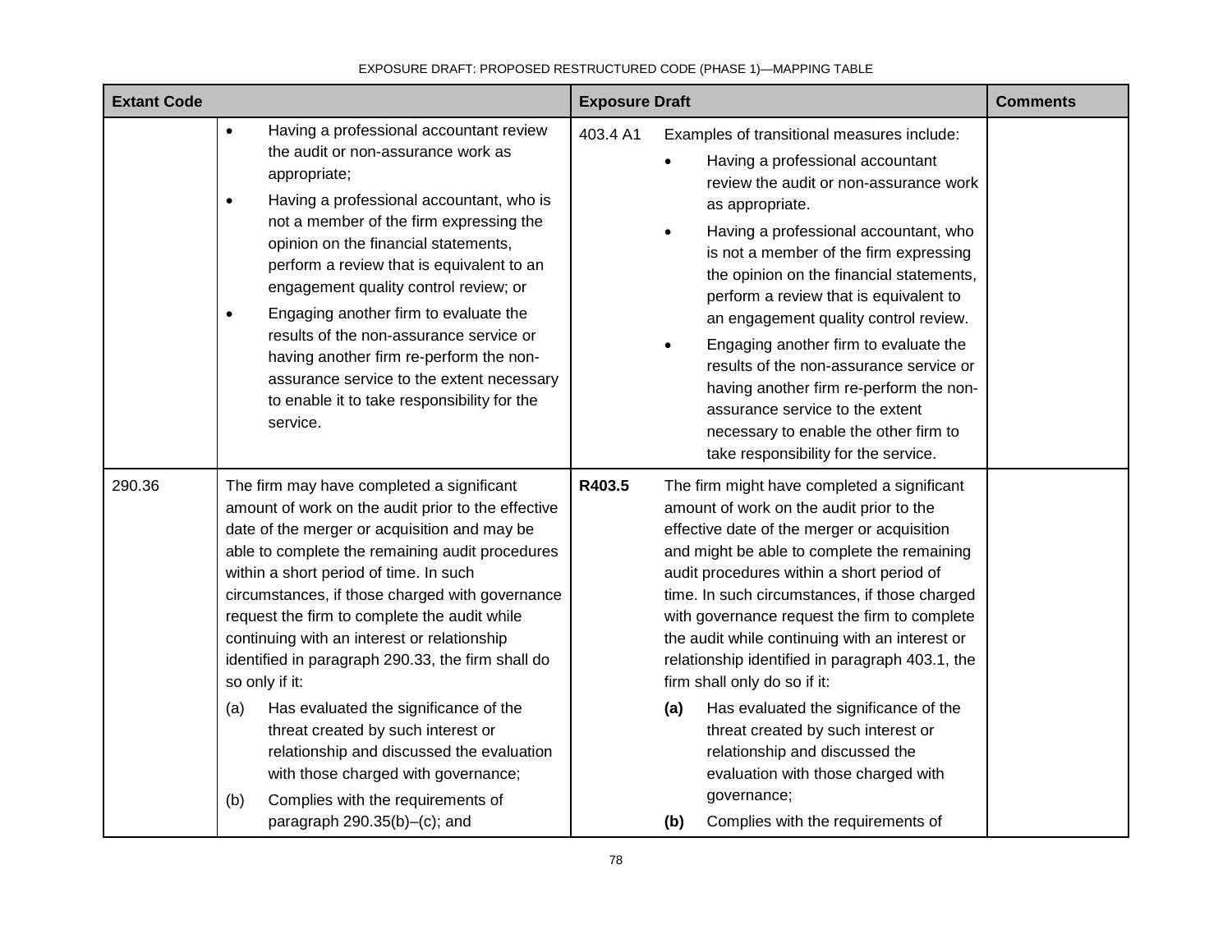| Extant Code | | Exposure Draft | | Comments |
|---|---|---|---|---|
| | • Having a professional accountant review the audit or non-assurance work as appropriate;<br>• Having a professional accountant, who is not a member of the firm expressing the opinion on the financial statements, perform a review that is equivalent to an engagement quality control review; or<br>• Engaging another firm to evaluate the results of the non-assurance service or having another firm re-perform the non-assurance service to the extent necessary to enable it to take responsibility for the service. | 403.4 A1 | Examples of transitional measures include:<br>• Having a professional accountant review the audit or non-assurance work as appropriate.<br>• Having a professional accountant, who is not a member of the firm expressing the opinion on the financial statements, perform a review that is equivalent to an engagement quality control review.<br>• Engaging another firm to evaluate the results of the non-assurance service or having another firm re-perform the non-assurance service to the extent necessary to enable the other firm to take responsibility for the service. | |
| 290.36 | The firm may have completed a significant amount of work on the audit prior to the effective date of the merger or acquisition and may be able to complete the remaining audit procedures within a short period of time. In such circumstances, if those charged with governance request the firm to complete the audit while continuing with an interest or relationship identified in paragraph 290.33, the firm shall do so only if it:<br>(a) Has evaluated the significance of the threat created by such interest or relationship and discussed the evaluation with those charged with governance;<br>(b) Complies with the requirements of paragraph 290.35(b)–(c); and | **R403.5** | The firm might have completed a significant amount of work on the audit prior to the effective date of the merger or acquisition and might be able to complete the remaining audit procedures within a short period of time. In such circumstances, if those charged with governance request the firm to complete the audit while continuing with an interest or relationship identified in paragraph 403.1, the firm shall only do so if it:<br>**(a)** Has evaluated the significance of the threat created by such interest or relationship and discussed the evaluation with those charged with governance;<br>**(b)** Complies with the requirements of | |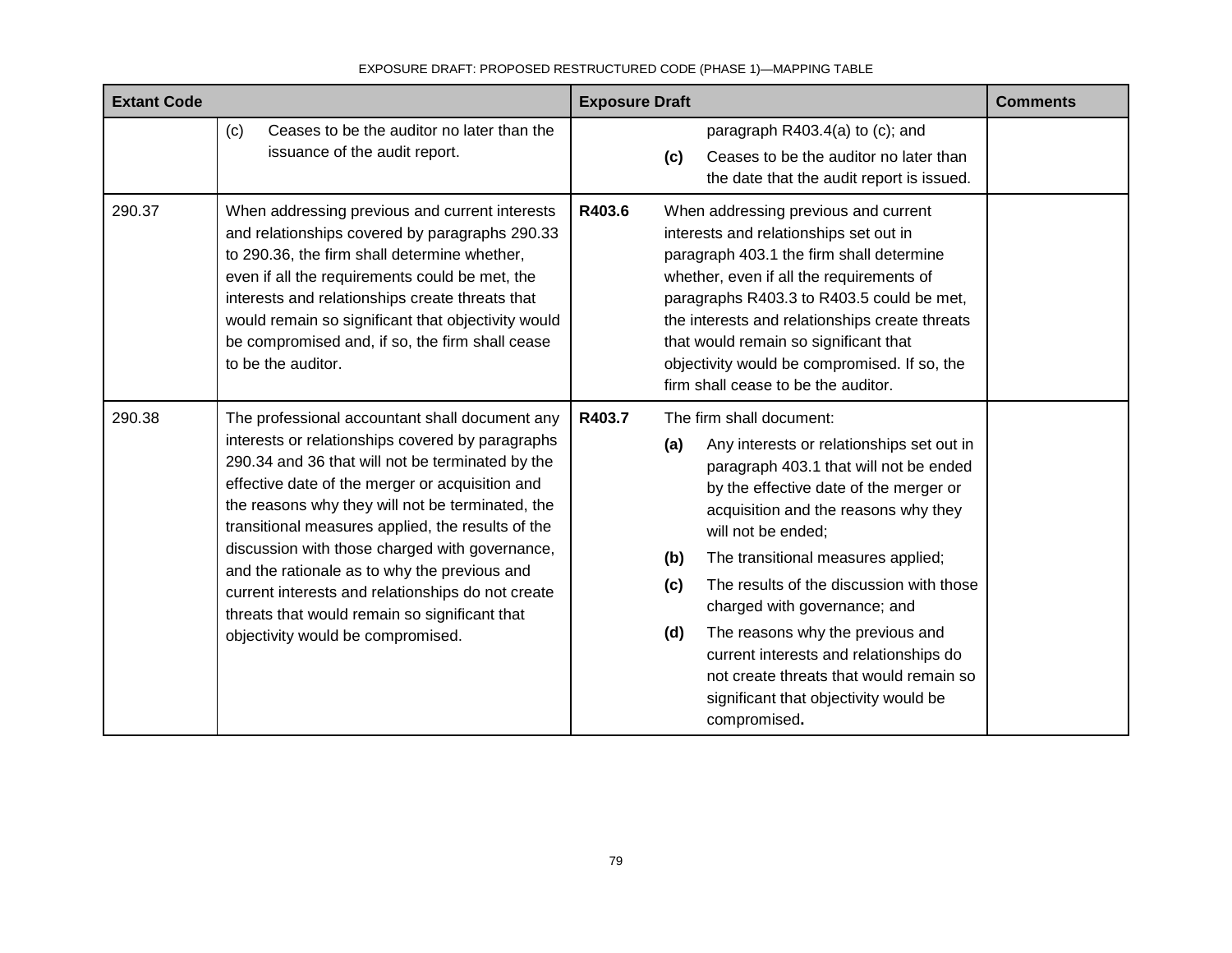| Extant Code | | Exposure Draft | | Comments |
|---|---|---|---|---|
| | (c) Ceases to be the auditor no later than the issuance of the audit report. | | paragraph R403.4(a) to (c); and<br>**(c)** Ceases to be the auditor no later than the date that the audit report is issued. | |
| 290.37 | When addressing previous and current interests and relationships covered by paragraphs 290.33 to 290.36, the firm shall determine whether, even if all the requirements could be met, the interests and relationships create threats that would remain so significant that objectivity would be compromised and, if so, the firm shall cease to be the auditor. | **R403.6** | When addressing previous and current interests and relationships set out in paragraph 403.1 the firm shall determine whether, even if all the requirements of paragraphs R403.3 to R403.5 could be met, the interests and relationships create threats that would remain so significant that objectivity would be compromised. If so, the firm shall cease to be the auditor. | |
| 290.38 | The professional accountant shall document any interests or relationships covered by paragraphs 290.34 and 36 that will not be terminated by the effective date of the merger or acquisition and the reasons why they will not be terminated, the transitional measures applied, the results of the discussion with those charged with governance, and the rationale as to why the previous and current interests and relationships do not create threats that would remain so significant that objectivity would be compromised. | **R403.7** | The firm shall document:<br>**(a)** Any interests or relationships set out in paragraph 403.1 that will not be ended by the effective date of the merger or acquisition and the reasons why they will not be ended;<br>**(b)** The transitional measures applied;<br>**(c)** The results of the discussion with those charged with governance; and<br>**(d)** The reasons why the previous and current interests and relationships do not create threats that would remain so significant that objectivity would be compromised**.** | |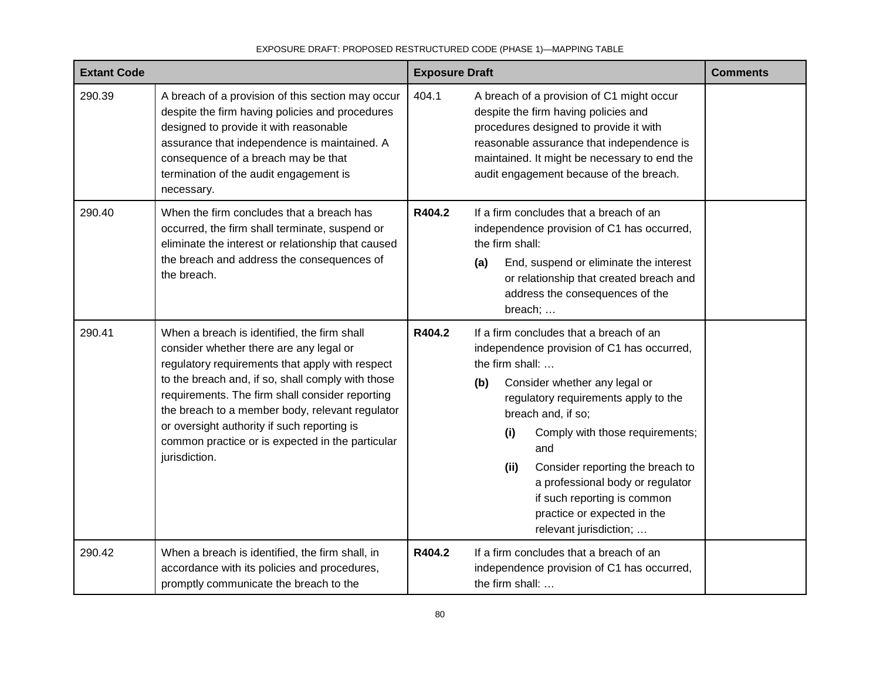| Extant Code | | Exposure Draft | | Comments |
|---|---|---|---|---|
| 290.39 | A breach of a provision of this section may occur despite the firm having policies and procedures designed to provide it with reasonable assurance that independence is maintained. A consequence of a breach may be that termination of the audit engagement is necessary. | 404.1 | A breach of a provision of C1 might occur despite the firm having policies and procedures designed to provide it with reasonable assurance that independence is maintained. It might be necessary to end the audit engagement because of the breach. | |
| 290.40 | When the firm concludes that a breach has occurred, the firm shall terminate, suspend or eliminate the interest or relationship that caused the breach and address the consequences of the breach. | **R404.2** | If a firm concludes that a breach of an independence provision of C1 has occurred, the firm shall:<br>**(a)** End, suspend or eliminate the interest or relationship that created breach and address the consequences of the breach; … | |
| 290.41 | When a breach is identified, the firm shall consider whether there are any legal or regulatory requirements that apply with respect to the breach and, if so, shall comply with those requirements. The firm shall consider reporting the breach to a member body, relevant regulator or oversight authority if such reporting is common practice or is expected in the particular jurisdiction. | **R404.2** | If a firm concludes that a breach of an independence provision of C1 has occurred, the firm shall: …<br>**(b)** Consider whether any legal or regulatory requirements apply to the breach and, if so;<br>**(i)** Comply with those requirements; and<br>**(ii)** Consider reporting the breach to a professional body or regulator if such reporting is common practice or expected in the relevant jurisdiction; … | |
| 290.42 | When a breach is identified, the firm shall, in accordance with its policies and procedures, promptly communicate the breach to the | **R404.2** | If a firm concludes that a breach of an independence provision of C1 has occurred, the firm shall: … | |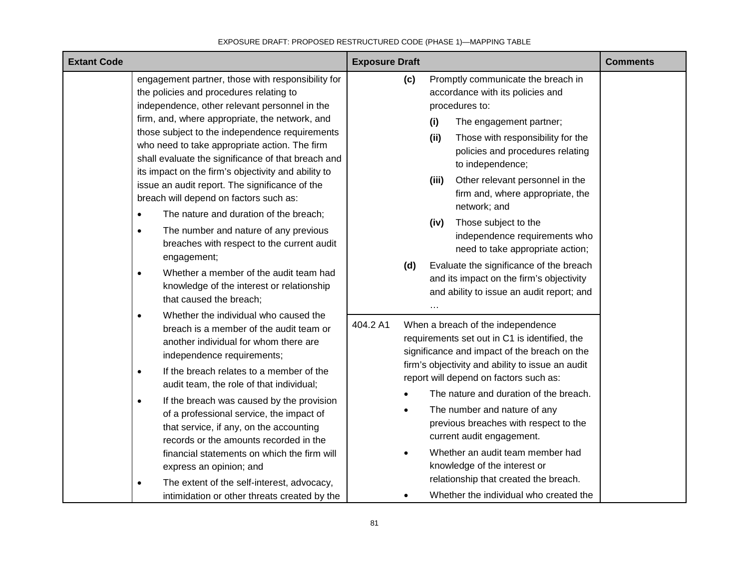| Extant Code | | Exposure Draft | | Comments |
|---|---|---|---|---|
| | engagement partner, those with responsibility for the policies and procedures relating to independence, other relevant personnel in the firm, and, where appropriate, the network, and those subject to the independence requirements who need to take appropriate action. The firm shall evaluate the significance of that breach and its impact on the firm's objectivity and ability to issue an audit report. The significance of the breach will depend on factors such as:<br>• The nature and duration of the breach;<br>• The number and nature of any previous breaches with respect to the current audit engagement;<br>• Whether a member of the audit team had knowledge of the interest or relationship that caused the breach;<br>• Whether the individual who caused the breach is a member of the audit team or another individual for whom there are independence requirements;<br>• If the breach relates to a member of the audit team, the role of that individual;<br>• If the breach was caused by the provision of a professional service, the impact of that service, if any, on the accounting records or the amounts recorded in the financial statements on which the firm will express an opinion; and<br>• The extent of the self-interest, advocacy, intimidation or other threats created by the | | **(c)** Promptly communicate the breach in accordance with its policies and procedures to:<br>**(i)** The engagement partner;<br>**(ii)** Those with responsibility for the policies and procedures relating to independence;<br>**(iii)** Other relevant personnel in the firm and, where appropriate, the network; and<br>**(iv)** Those subject to the independence requirements who need to take appropriate action;<br>**(d)** Evaluate the significance of the breach and its impact on the firm's objectivity and ability to issue an audit report; and<br>… | |
| | | 404.2 A1 | When a breach of the independence requirements set out in C1 is identified, the significance and impact of the breach on the firm's objectivity and ability to issue an audit report will depend on factors such as:<br>• The nature and duration of the breach.<br>• The number and nature of any previous breaches with respect to the current audit engagement.<br>• Whether an audit team member had knowledge of the interest or relationship that created the breach.<br>• Whether the individual who created the | |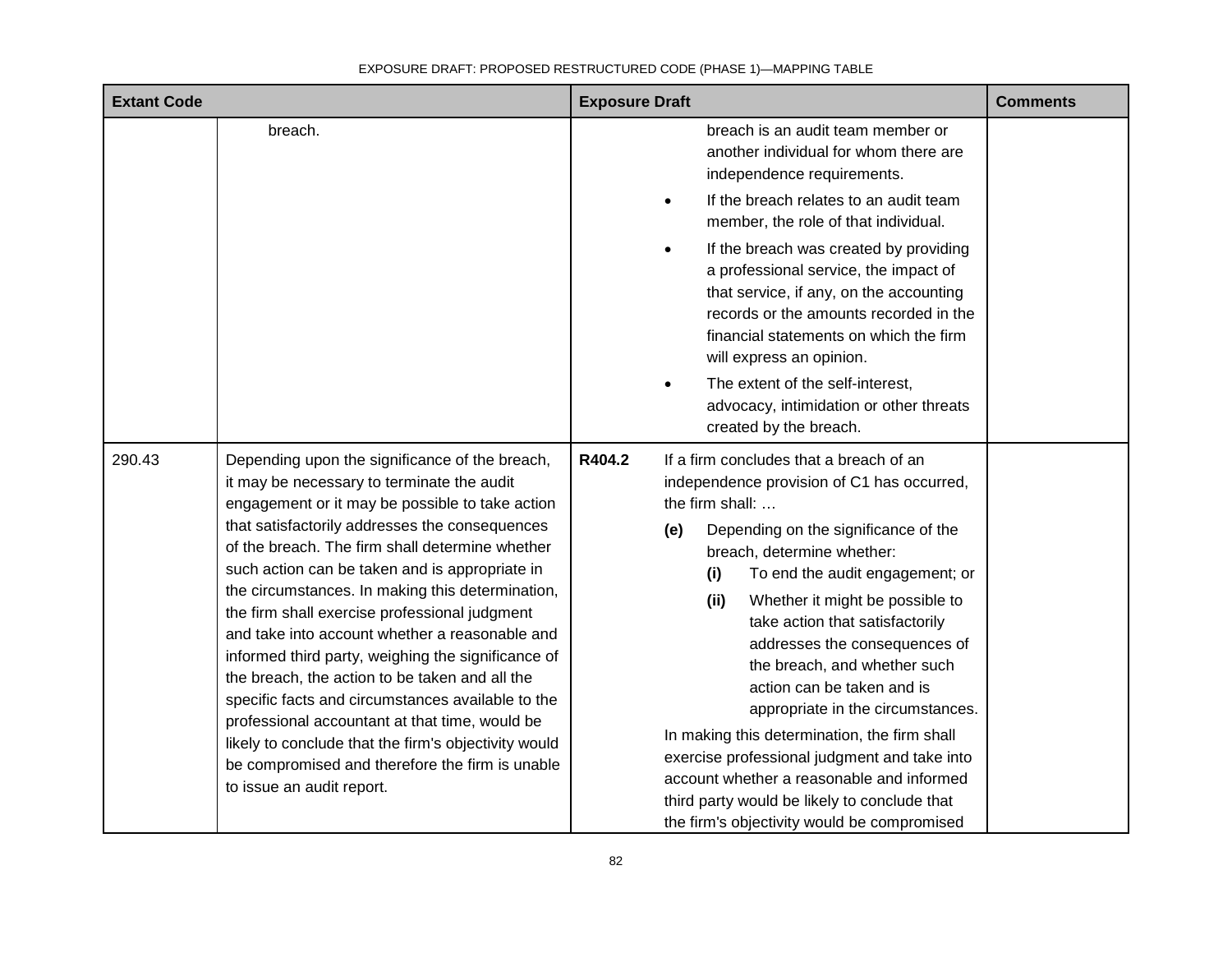| Extant Code | | Exposure Draft | | Comments |
|---|---|---|---|---|
| | breach. | | breach is an audit team member or another individual for whom there are independence requirements.<br>• If the breach relates to an audit team member, the role of that individual.<br>• If the breach was created by providing a professional service, the impact of that service, if any, on the accounting records or the amounts recorded in the financial statements on which the firm will express an opinion.<br>• The extent of the self-interest, advocacy, intimidation or other threats created by the breach. | |
| 290.43 | Depending upon the significance of the breach, it may be necessary to terminate the audit engagement or it may be possible to take action that satisfactorily addresses the consequences of the breach. The firm shall determine whether such action can be taken and is appropriate in the circumstances. In making this determination, the firm shall exercise professional judgment and take into account whether a reasonable and informed third party, weighing the significance of the breach, the action to be taken and all the specific facts and circumstances available to the professional accountant at that time, would be likely to conclude that the firm's objectivity would be compromised and therefore the firm is unable to issue an audit report. | **R404.2** | If a firm concludes that a breach of an independence provision of C1 has occurred, the firm shall: …<br>**(e)** Depending on the significance of the breach, determine whether:<br>**(i)** To end the audit engagement; or<br>**(ii)** Whether it might be possible to take action that satisfactorily addresses the consequences of the breach, and whether such action can be taken and is appropriate in the circumstances.<br>In making this determination, the firm shall exercise professional judgment and take into account whether a reasonable and informed third party would be likely to conclude that the firm's objectivity would be compromised | |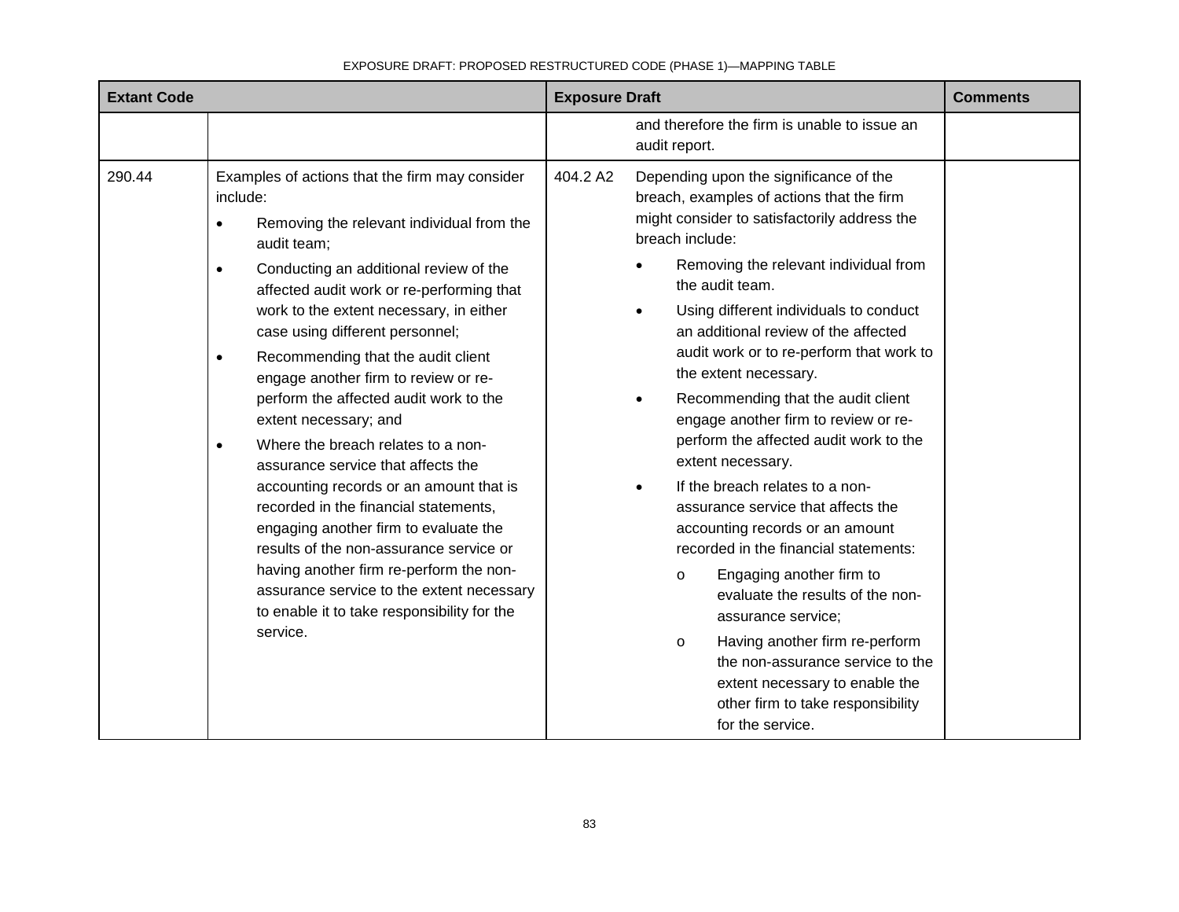| Extant Code | | Exposure Draft | | Comments |
|---|---|---|---|---|
| | | | and therefore the firm is unable to issue an audit report. | |
| 290.44 | Examples of actions that the firm may consider include:<br>• Removing the relevant individual from the audit team;<br>• Conducting an additional review of the affected audit work or re-performing that work to the extent necessary, in either case using different personnel;<br>• Recommending that the audit client engage another firm to review or re-perform the affected audit work to the extent necessary; and<br>• Where the breach relates to a non-assurance service that affects the accounting records or an amount that is recorded in the financial statements, engaging another firm to evaluate the results of the non-assurance service or having another firm re-perform the non-assurance service to the extent necessary to enable it to take responsibility for the service. | 404.2 A2 | Depending upon the significance of the breach, examples of actions that the firm might consider to satisfactorily address the breach include:<br>• Removing the relevant individual from the audit team.<br>• Using different individuals to conduct an additional review of the affected audit work or to re-perform that work to the extent necessary.<br>• Recommending that the audit client engage another firm to review or re-perform the affected audit work to the extent necessary.<br>• If the breach relates to a non-assurance service that affects the accounting records or an amount recorded in the financial statements:<br>o Engaging another firm to evaluate the results of the non-assurance service;<br>o Having another firm re-perform the non-assurance service to the extent necessary to enable the other firm to take responsibility for the service. | |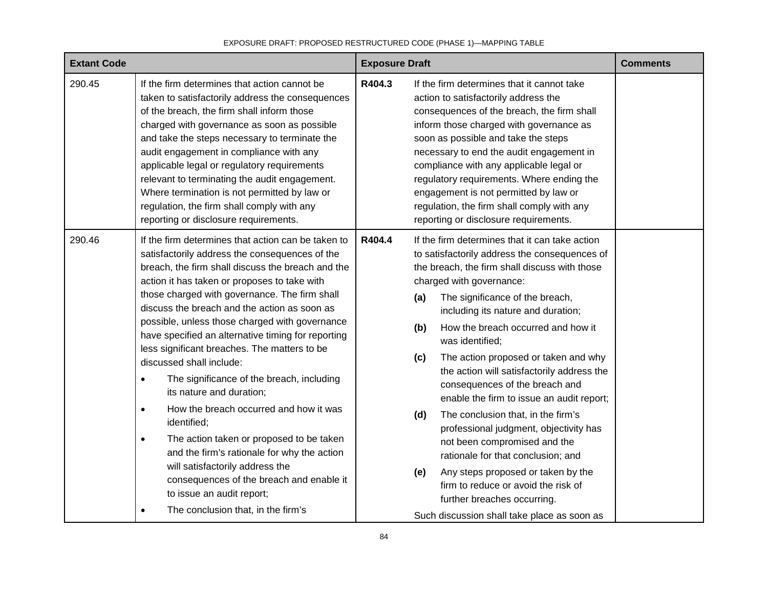| Extant Code | | Exposure Draft | | Comments |
|---|---|---|---|---|
| 290.45 | If the firm determines that action cannot be taken to satisfactorily address the consequences of the breach, the firm shall inform those charged with governance as soon as possible and take the steps necessary to terminate the audit engagement in compliance with any applicable legal or regulatory requirements relevant to terminating the audit engagement. Where termination is not permitted by law or regulation, the firm shall comply with any reporting or disclosure requirements. | **R404.3** | If the firm determines that it cannot take action to satisfactorily address the consequences of the breach, the firm shall inform those charged with governance as soon as possible and take the steps necessary to end the audit engagement in compliance with any applicable legal or regulatory requirements. Where ending the engagement is not permitted by law or regulation, the firm shall comply with any reporting or disclosure requirements. | |
| 290.46 | If the firm determines that action can be taken to satisfactorily address the consequences of the breach, the firm shall discuss the breach and the action it has taken or proposes to take with those charged with governance. The firm shall discuss the breach and the action as soon as possible, unless those charged with governance have specified an alternative timing for reporting less significant breaches. The matters to be discussed shall include:<br>• The significance of the breach, including its nature and duration;<br>• How the breach occurred and how it was identified;<br>• The action taken or proposed to be taken and the firm's rationale for why the action will satisfactorily address the consequences of the breach and enable it to issue an audit report;<br>• The conclusion that, in the firm's | **R404.4** | If the firm determines that it can take action to satisfactorily address the consequences of the breach, the firm shall discuss with those charged with governance:<br>**(a)** The significance of the breach, including its nature and duration;<br>**(b)** How the breach occurred and how it was identified;<br>**(c)** The action proposed or taken and why the action will satisfactorily address the consequences of the breach and enable the firm to issue an audit report;<br>**(d)** The conclusion that, in the firm's professional judgment, objectivity has not been compromised and the rationale for that conclusion; and<br>**(e)** Any steps proposed or taken by the firm to reduce or avoid the risk of further breaches occurring.<br>Such discussion shall take place as soon as | |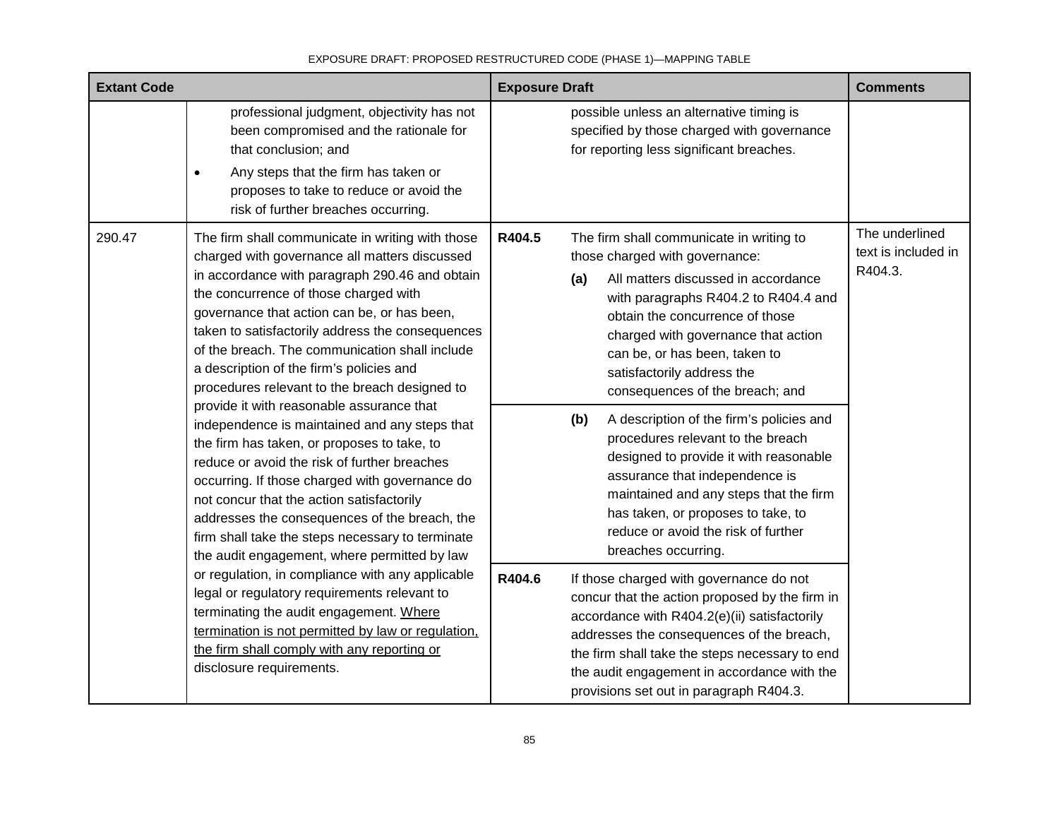| Extant Code | | Exposure Draft | | Comments |
|---|---|---|---|---|
| | professional judgment, objectivity has not been compromised and the rationale for that conclusion; and<br>• Any steps that the firm has taken or proposes to take to reduce or avoid the risk of further breaches occurring. | | possible unless an alternative timing is specified by those charged with governance for reporting less significant breaches. | |
| 290.47 | The firm shall communicate in writing with those charged with governance all matters discussed in accordance with paragraph 290.46 and obtain the concurrence of those charged with governance that action can be, or has been, taken to satisfactorily address the consequences of the breach. The communication shall include a description of the firm's policies and procedures relevant to the breach designed to provide it with reasonable assurance that independence is maintained and any steps that the firm has taken, or proposes to take, to reduce or avoid the risk of further breaches occurring. If those charged with governance do not concur that the action satisfactorily addresses the consequences of the breach, the firm shall take the steps necessary to terminate the audit engagement, where permitted by law or regulation, in compliance with any applicable legal or regulatory requirements relevant to terminating the audit engagement. <u>Where termination is not permitted by law or regulation, the firm shall comply with any reporting or</u> disclosure requirements. | **R404.5** | The firm shall communicate in writing to those charged with governance:<br>**(a)** All matters discussed in accordance with paragraphs R404.2 to R404.4 and obtain the concurrence of those charged with governance that action can be, or has been, taken to satisfactorily address the consequences of the breach; and<br>**(b)** A description of the firm's policies and procedures relevant to the breach designed to provide it with reasonable assurance that independence is maintained and any steps that the firm has taken, or proposes to take, to reduce or avoid the risk of further breaches occurring. | The underlined text is included in R404.3. |
| | | **R404.6** | If those charged with governance do not concur that the action proposed by the firm in accordance with R404.2(e)(ii) satisfactorily addresses the consequences of the breach, the firm shall take the steps necessary to end the audit engagement in accordance with the provisions set out in paragraph R404.3. | |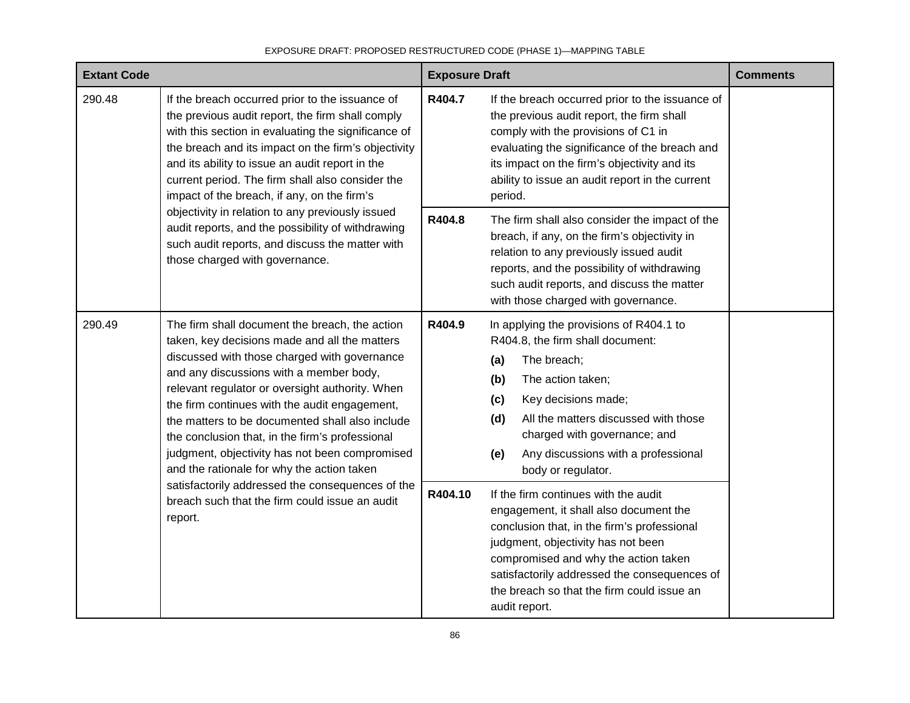| Extant Code | | Exposure Draft | | Comments |
|---|---|---|---|---|
| 290.48 | If the breach occurred prior to the issuance of the previous audit report, the firm shall comply with this section in evaluating the significance of the breach and its impact on the firm's objectivity and its ability to issue an audit report in the current period. The firm shall also consider the impact of the breach, if any, on the firm's objectivity in relation to any previously issued audit reports, and the possibility of withdrawing such audit reports, and discuss the matter with those charged with governance. | **R404.7** | If the breach occurred prior to the issuance of the previous audit report, the firm shall comply with the provisions of C1 in evaluating the significance of the breach and its impact on the firm's objectivity and its ability to issue an audit report in the current period. | |
| | | **R404.8** | The firm shall also consider the impact of the breach, if any, on the firm's objectivity in relation to any previously issued audit reports, and the possibility of withdrawing such audit reports, and discuss the matter with those charged with governance. | |
| 290.49 | The firm shall document the breach, the action taken, key decisions made and all the matters discussed with those charged with governance and any discussions with a member body, relevant regulator or oversight authority. When the firm continues with the audit engagement, the matters to be documented shall also include the conclusion that, in the firm's professional judgment, objectivity has not been compromised and the rationale for why the action taken satisfactorily addressed the consequences of the breach such that the firm could issue an audit report. | **R404.9** | In applying the provisions of R404.1 to R404.8, the firm shall document:<br>**(a)** The breach;<br>**(b)** The action taken;<br>**(c)** Key decisions made;<br>**(d)** All the matters discussed with those charged with governance; and<br>**(e)** Any discussions with a professional body or regulator. | |
| | | **R404.10** | If the firm continues with the audit engagement, it shall also document the conclusion that, in the firm's professional judgment, objectivity has not been compromised and why the action taken satisfactorily addressed the consequences of the breach so that the firm could issue an audit report. | |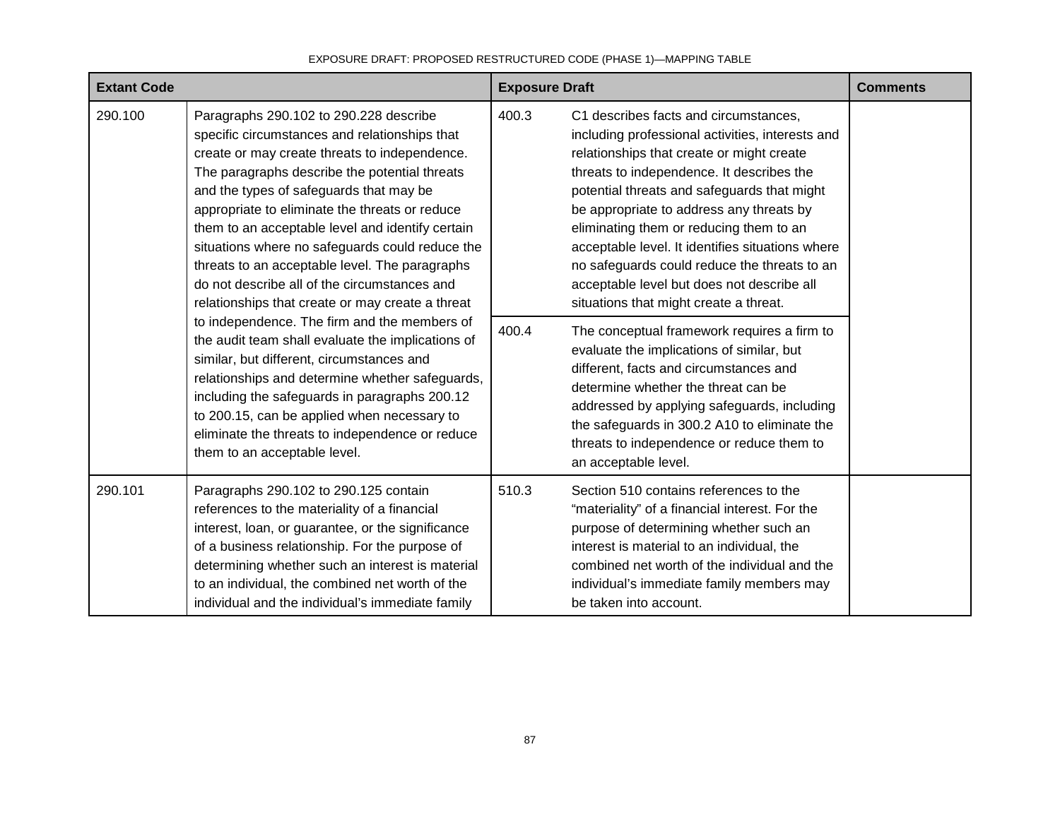| Extant Code | | Exposure Draft | | Comments |
|---|---|---|---|---|
| 290.100 | Paragraphs 290.102 to 290.228 describe specific circumstances and relationships that create or may create threats to independence. The paragraphs describe the potential threats and the types of safeguards that may be appropriate to eliminate the threats or reduce them to an acceptable level and identify certain situations where no safeguards could reduce the threats to an acceptable level. The paragraphs do not describe all of the circumstances and relationships that create or may create a threat to independence. The firm and the members of the audit team shall evaluate the implications of similar, but different, circumstances and relationships and determine whether safeguards, including the safeguards in paragraphs 200.12 to 200.15, can be applied when necessary to eliminate the threats to independence or reduce them to an acceptable level. | 400.3 | C1 describes facts and circumstances, including professional activities, interests and relationships that create or might create threats to independence. It describes the potential threats and safeguards that might be appropriate to address any threats by eliminating them or reducing them to an acceptable level. It identifies situations where no safeguards could reduce the threats to an acceptable level but does not describe all situations that might create a threat. | |
| | | 400.4 | The conceptual framework requires a firm to evaluate the implications of similar, but different, facts and circumstances and determine whether the threat can be addressed by applying safeguards, including the safeguards in 300.2 A10 to eliminate the threats to independence or reduce them to an acceptable level. | |
| 290.101 | Paragraphs 290.102 to 290.125 contain references to the materiality of a financial interest, loan, or guarantee, or the significance of a business relationship. For the purpose of determining whether such an interest is material to an individual, the combined net worth of the individual and the individual's immediate family | 510.3 | Section 510 contains references to the "materiality" of a financial interest. For the purpose of determining whether such an interest is material to an individual, the combined net worth of the individual and the individual's immediate family members may be taken into account. | |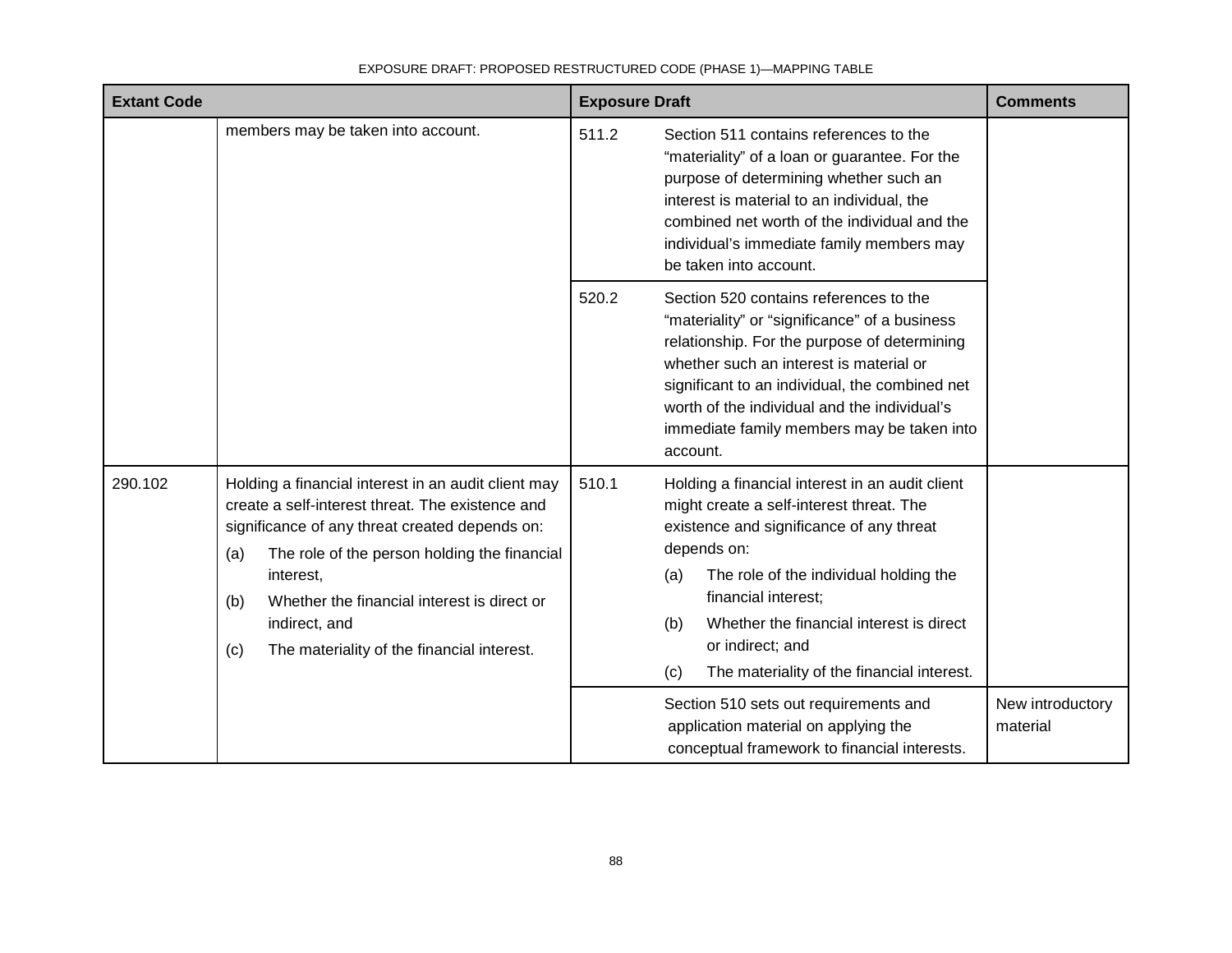| Extant Code | | Exposure Draft | | Comments |
|---|---|---|---|---|
| | members may be taken into account. | 511.2 | Section 511 contains references to the "materiality" of a loan or guarantee. For the purpose of determining whether such an interest is material to an individual, the combined net worth of the individual and the individual's immediate family members may be taken into account. | |
| | | 520.2 | Section 520 contains references to the "materiality" or "significance" of a business relationship. For the purpose of determining whether such an interest is material or significant to an individual, the combined net worth of the individual and the individual's immediate family members may be taken into account. | |
| 290.102 | Holding a financial interest in an audit client may create a self-interest threat. The existence and significance of any threat created depends on:<br>(a) The role of the person holding the financial interest,<br>(b) Whether the financial interest is direct or indirect, and<br>(c) The materiality of the financial interest. | 510.1 | Holding a financial interest in an audit client might create a self-interest threat. The existence and significance of any threat depends on:<br>(a) The role of the individual holding the financial interest;<br>(b) Whether the financial interest is direct or indirect; and<br>(c) The materiality of the financial interest. | |
| | | | Section 510 sets out requirements and application material on applying the conceptual framework to financial interests. | New introductory material |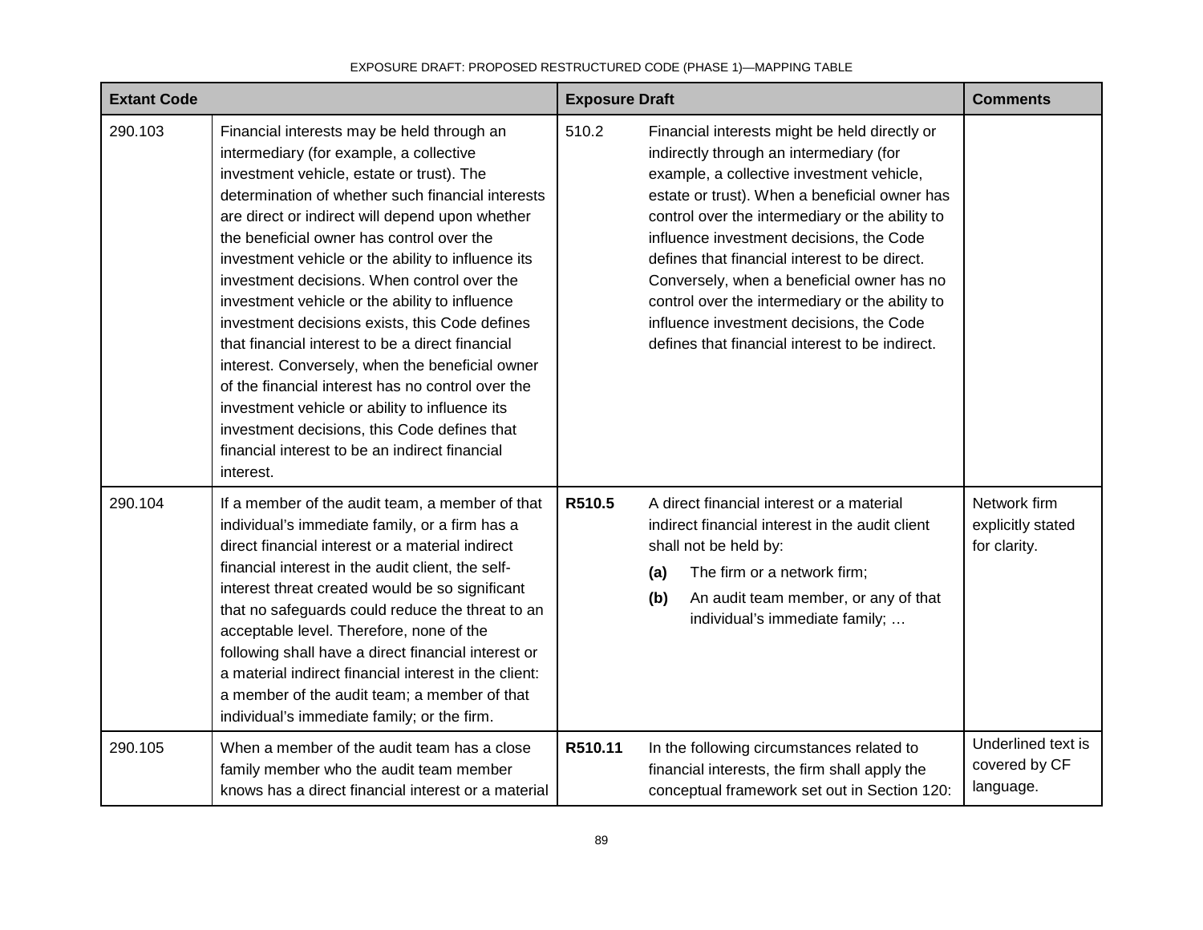| Extant Code | | Exposure Draft | | Comments |
|---|---|---|---|---|
| 290.103 | Financial interests may be held through an intermediary (for example, a collective investment vehicle, estate or trust). The determination of whether such financial interests are direct or indirect will depend upon whether the beneficial owner has control over the investment vehicle or the ability to influence its investment decisions. When control over the investment vehicle or the ability to influence investment decisions exists, this Code defines that financial interest to be a direct financial interest. Conversely, when the beneficial owner of the financial interest has no control over the investment vehicle or ability to influence its investment decisions, this Code defines that financial interest to be an indirect financial interest. | 510.2 | Financial interests might be held directly or indirectly through an intermediary (for example, a collective investment vehicle, estate or trust). When a beneficial owner has control over the intermediary or the ability to influence investment decisions, the Code defines that financial interest to be direct. Conversely, when a beneficial owner has no control over the intermediary or the ability to influence investment decisions, the Code defines that financial interest to be indirect. | |
| 290.104 | If a member of the audit team, a member of that individual's immediate family, or a firm has a direct financial interest or a material indirect financial interest in the audit client, the self-interest threat created would be so significant that no safeguards could reduce the threat to an acceptable level. Therefore, none of the following shall have a direct financial interest or a material indirect financial interest in the client: a member of the audit team; a member of that individual's immediate family; or the firm. | **R510.5** | A direct financial interest or a material indirect financial interest in the audit client shall not be held by:<br>**(a)** The firm or a network firm;<br>**(b)** An audit team member, or any of that individual's immediate family; … | Network firm explicitly stated for clarity. |
| 290.105 | When a member of the audit team has a close family member who the audit team member knows has a direct financial interest or a material | **R510.11** | In the following circumstances related to financial interests, the firm shall apply the conceptual framework set out in Section 120: | Underlined text is covered by CF language. |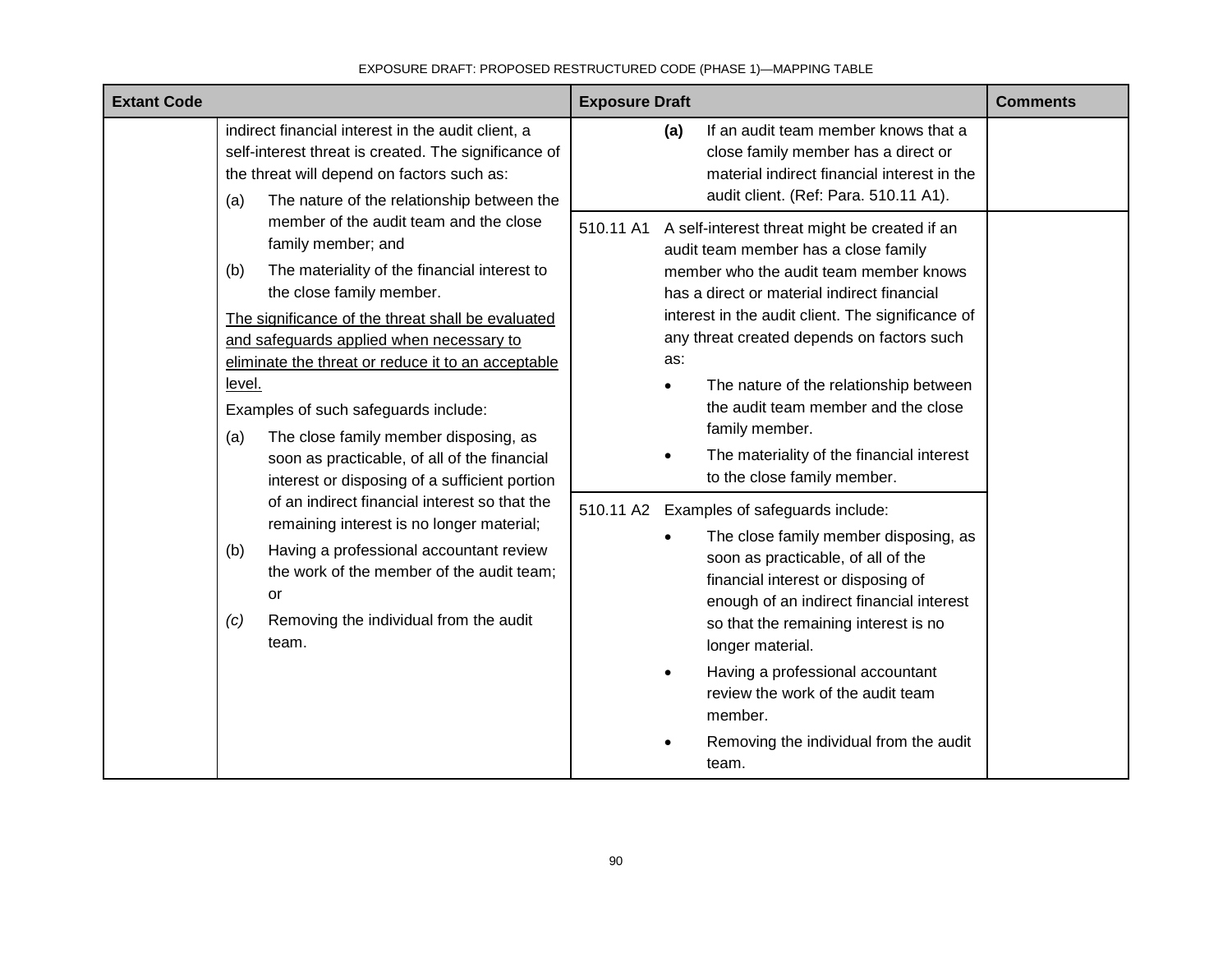| Extant Code | | Exposure Draft | | Comments |
|---|---|---|---|---|
| | indirect financial interest in the audit client, a self-interest threat is created. The significance of the threat will depend on factors such as:<br>(a) The nature of the relationship between the member of the audit team and the close family member; and<br>(b) The materiality of the financial interest to the close family member.<br><u>The significance of the threat shall be evaluated and safeguards applied when necessary to eliminate the threat or reduce it to an acceptable level.</u><br>Examples of such safeguards include:<br>(a) The close family member disposing, as soon as practicable, of all of the financial interest or disposing of a sufficient portion of an indirect financial interest so that the remaining interest is no longer material;<br>(b) Having a professional accountant review the work of the member of the audit team; or<br>*(c)* Removing the individual from the audit team. | | **(a)** If an audit team member knows that a close family member has a direct or material indirect financial interest in the audit client. (Ref: Para. 510.11 A1). | |
| | | 510.11 A1 | A self-interest threat might be created if an audit team member has a close family member who the audit team member knows has a direct or material indirect financial interest in the audit client. The significance of any threat created depends on factors such as:<br>• The nature of the relationship between the audit team member and the close family member.<br>• The materiality of the financial interest to the close family member. | |
| | | 510.11 A2 | Examples of safeguards include:<br>• The close family member disposing, as soon as practicable, of all of the financial interest or disposing of enough of an indirect financial interest so that the remaining interest is no longer material.<br>• Having a professional accountant review the work of the audit team member.<br>• Removing the individual from the audit team. | |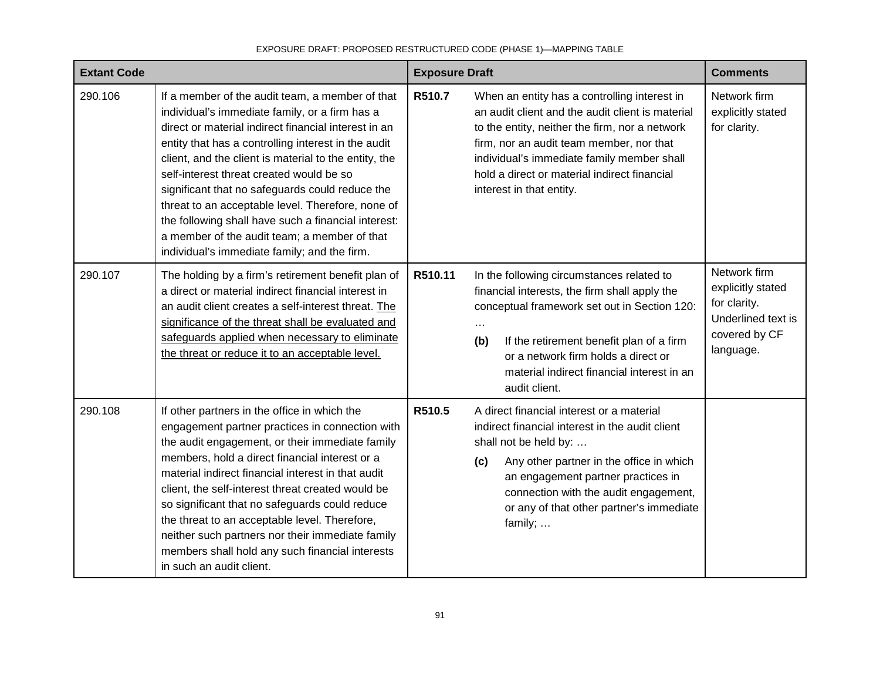| Extant Code | | Exposure Draft | | Comments |
|---|---|---|---|---|
| 290.106 | If a member of the audit team, a member of that individual's immediate family, or a firm has a direct or material indirect financial interest in an entity that has a controlling interest in the audit client, and the client is material to the entity, the self-interest threat created would be so significant that no safeguards could reduce the threat to an acceptable level. Therefore, none of the following shall have such a financial interest: a member of the audit team; a member of that individual's immediate family; and the firm. | **R510.7** | When an entity has a controlling interest in an audit client and the audit client is material to the entity, neither the firm, nor a network firm, nor an audit team member, nor that individual's immediate family member shall hold a direct or material indirect financial interest in that entity. | Network firm explicitly stated for clarity. |
| 290.107 | The holding by a firm's retirement benefit plan of a direct or material indirect financial interest in an audit client creates a self-interest threat. <u>The significance of the threat shall be evaluated and safeguards applied when necessary to eliminate the threat or reduce it to an acceptable level.</u> | **R510.11** | In the following circumstances related to financial interests, the firm shall apply the conceptual framework set out in Section 120: … **(b)** If the retirement benefit plan of a firm or a network firm holds a direct or material indirect financial interest in an audit client. | Network firm explicitly stated for clarity. Underlined text is covered by CF language. |
| 290.108 | If other partners in the office in which the engagement partner practices in connection with the audit engagement, or their immediate family members, hold a direct financial interest or a material indirect financial interest in that audit client, the self-interest threat created would be so significant that no safeguards could reduce the threat to an acceptable level. Therefore, neither such partners nor their immediate family members shall hold any such financial interests in such an audit client. | **R510.5** | A direct financial interest or a material indirect financial interest in the audit client shall not be held by: … **(c)** Any other partner in the office in which an engagement partner practices in connection with the audit engagement, or any of that other partner's immediate family; … | |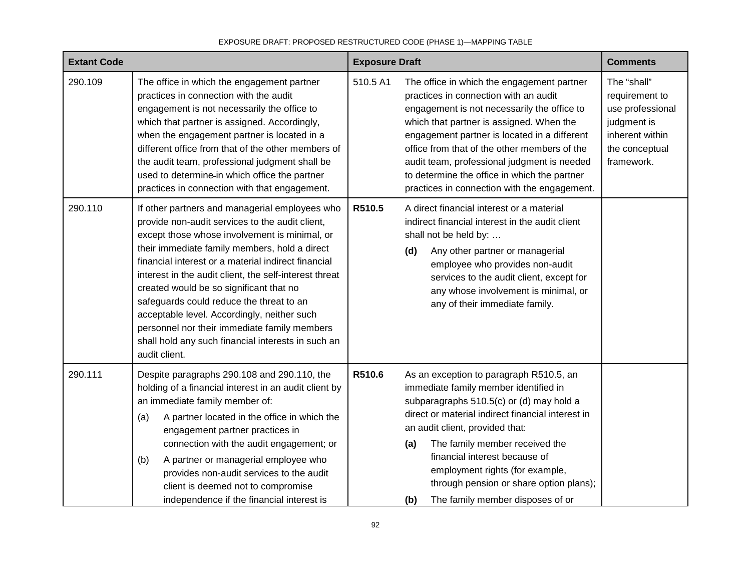| Extant Code | | Exposure Draft | | Comments |
|---|---|---|---|---|
| 290.109 | The office in which the engagement partner practices in connection with the audit engagement is not necessarily the office to which that partner is assigned. Accordingly, when the engagement partner is located in a different office from that of the other members of the audit team, professional judgment shall be used to determine in which office the partner practices in connection with that engagement. | 510.5 A1 | The office in which the engagement partner practices in connection with an audit engagement is not necessarily the office to which that partner is assigned. When the engagement partner is located in a different office from that of the other members of the audit team, professional judgment is needed to determine the office in which the partner practices in connection with the engagement. | The "shall" requirement to use professional judgment is inherent within the conceptual framework. |
| 290.110 | If other partners and managerial employees who provide non-audit services to the audit client, except those whose involvement is minimal, or their immediate family members, hold a direct financial interest or a material indirect financial interest in the audit client, the self-interest threat created would be so significant that no safeguards could reduce the threat to an acceptable level. Accordingly, neither such personnel nor their immediate family members shall hold any such financial interests in such an audit client. | **R510.5** | A direct financial interest or a material indirect financial interest in the audit client shall not be held by: …<br>**(d)** Any other partner or managerial employee who provides non-audit services to the audit client, except for any whose involvement is minimal, or any of their immediate family. | |
| 290.111 | Despite paragraphs 290.108 and 290.110, the holding of a financial interest in an audit client by an immediate family member of:<br>(a) A partner located in the office in which the engagement partner practices in connection with the audit engagement; or<br>(b) A partner or managerial employee who provides non-audit services to the audit client is deemed not to compromise independence if the financial interest is | **R510.6** | As an exception to paragraph R510.5, an immediate family member identified in subparagraphs 510.5(c) or (d) may hold a direct or material indirect financial interest in an audit client, provided that:<br>**(a)** The family member received the financial interest because of employment rights (for example, through pension or share option plans);<br>**(b)** The family member disposes of or | |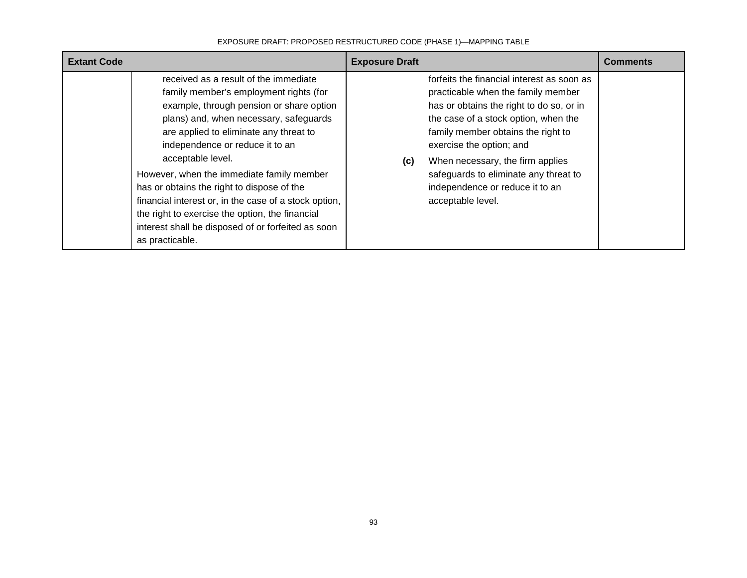| Extant Code | | Exposure Draft | Comments |
|---|---|---|---|
| | received as a result of the immediate family member's employment rights (for example, through pension or share option plans) and, when necessary, safeguards are applied to eliminate any threat to independence or reduce it to an acceptable level.<br><br>However, when the immediate family member has or obtains the right to dispose of the financial interest or, in the case of a stock option, the right to exercise the option, the financial interest shall be disposed of or forfeited as soon as practicable. | forfeits the financial interest as soon as practicable when the family member has or obtains the right to do so, or in the case of a stock option, when the family member obtains the right to exercise the option; and<br><br>**(c)** When necessary, the firm applies safeguards to eliminate any threat to independence or reduce it to an acceptable level. | |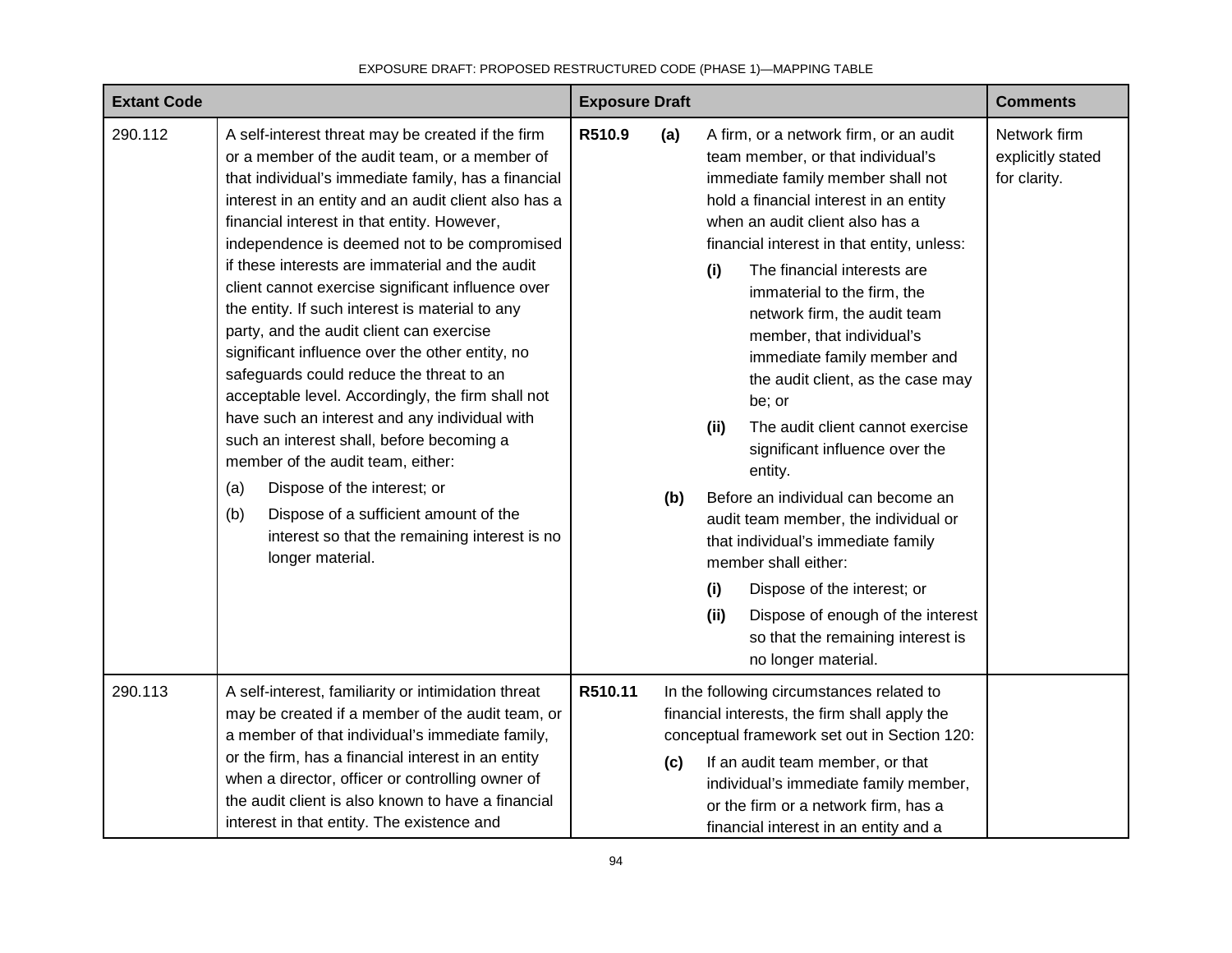| Extant Code | | Exposure Draft | | Comments |
|---|---|---|---|---|
| 290.112 | A self-interest threat may be created if the firm or a member of the audit team, or a member of that individual's immediate family, has a financial interest in an entity and an audit client also has a financial interest in that entity. However, independence is deemed not to be compromised if these interests are immaterial and the audit client cannot exercise significant influence over the entity. If such interest is material to any party, and the audit client can exercise significant influence over the other entity, no safeguards could reduce the threat to an acceptable level. Accordingly, the firm shall not have such an interest and any individual with such an interest shall, before becoming a member of the audit team, either:<br>(a) Dispose of the interest; or<br>(b) Dispose of a sufficient amount of the interest so that the remaining interest is no longer material. | **R510.9** | **(a)** A firm, or a network firm, or an audit team member, or that individual's immediate family member shall not hold a financial interest in an entity when an audit client also has a financial interest in that entity, unless:<br>**(i)** The financial interests are immaterial to the firm, the network firm, the audit team member, that individual's immediate family member and the audit client, as the case may be; or<br>**(ii)** The audit client cannot exercise significant influence over the entity.<br>**(b)** Before an individual can become an audit team member, the individual or that individual's immediate family member shall either:<br>**(i)** Dispose of the interest; or<br>**(ii)** Dispose of enough of the interest so that the remaining interest is no longer material. | Network firm explicitly stated for clarity. |
| 290.113 | A self-interest, familiarity or intimidation threat may be created if a member of the audit team, or a member of that individual's immediate family, or the firm, has a financial interest in an entity when a director, officer or controlling owner of the audit client is also known to have a financial interest in that entity. The existence and | **R510.11** | In the following circumstances related to financial interests, the firm shall apply the conceptual framework set out in Section 120:<br>**(c)** If an audit team member, or that individual's immediate family member, or the firm or a network firm, has a financial interest in an entity and a | |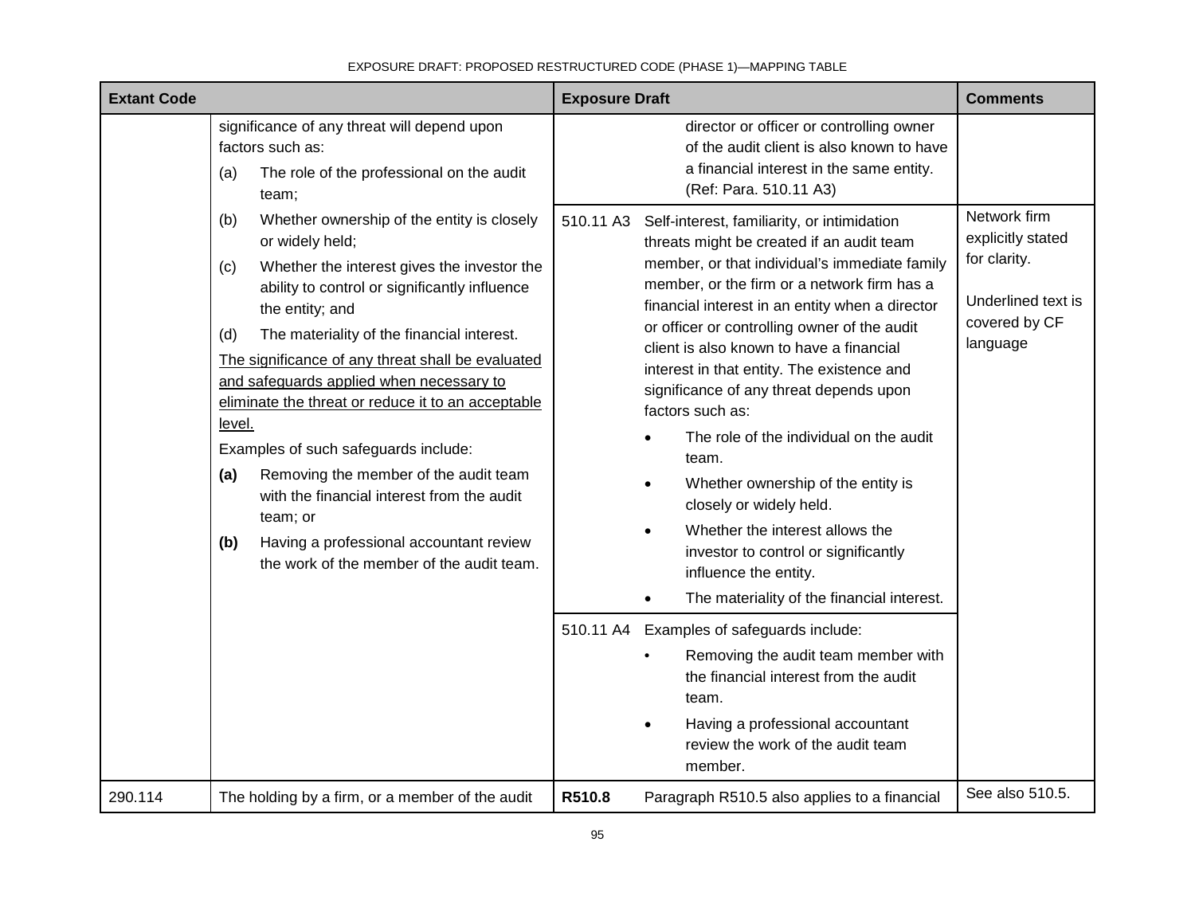| Extant Code | | Exposure Draft | | Comments |
|---|---|---|---|---|
| | significance of any threat will depend upon factors such as:<br>(a) The role of the professional on the audit team;<br>(b) Whether ownership of the entity is closely or widely held;<br>(c) Whether the interest gives the investor the ability to control or significantly influence the entity; and<br>(d) The materiality of the financial interest.<br><u>The significance of any threat shall be evaluated and safeguards applied when necessary to eliminate the threat or reduce it to an acceptable level.</u><br>Examples of such safeguards include:<br>**(a)** Removing the member of the audit team with the financial interest from the audit team; or<br>**(b)** Having a professional accountant review the work of the member of the audit team. | | director or officer or controlling owner of the audit client is also known to have a financial interest in the same entity. (Ref: Para. 510.11 A3) | |
| | | 510.11 A3 | Self-interest, familiarity, or intimidation threats might be created if an audit team member, or that individual's immediate family member, or the firm or a network firm has a financial interest in an entity when a director or officer or controlling owner of the audit client is also known to have a financial interest in that entity. The existence and significance of any threat depends upon factors such as:<br>• The role of the individual on the audit team.<br>• Whether ownership of the entity is closely or widely held.<br>• Whether the interest allows the investor to control or significantly influence the entity.<br>• The materiality of the financial interest. | Network firm explicitly stated for clarity.<br><br>Underlined text is covered by CF language |
| | | 510.11 A4 | Examples of safeguards include:<br>• Removing the audit team member with the financial interest from the audit team.<br>• Having a professional accountant review the work of the audit team member. | |
| 290.114 | The holding by a firm, or a member of the audit | **R510.8** | Paragraph R510.5 also applies to a financial | See also 510.5. |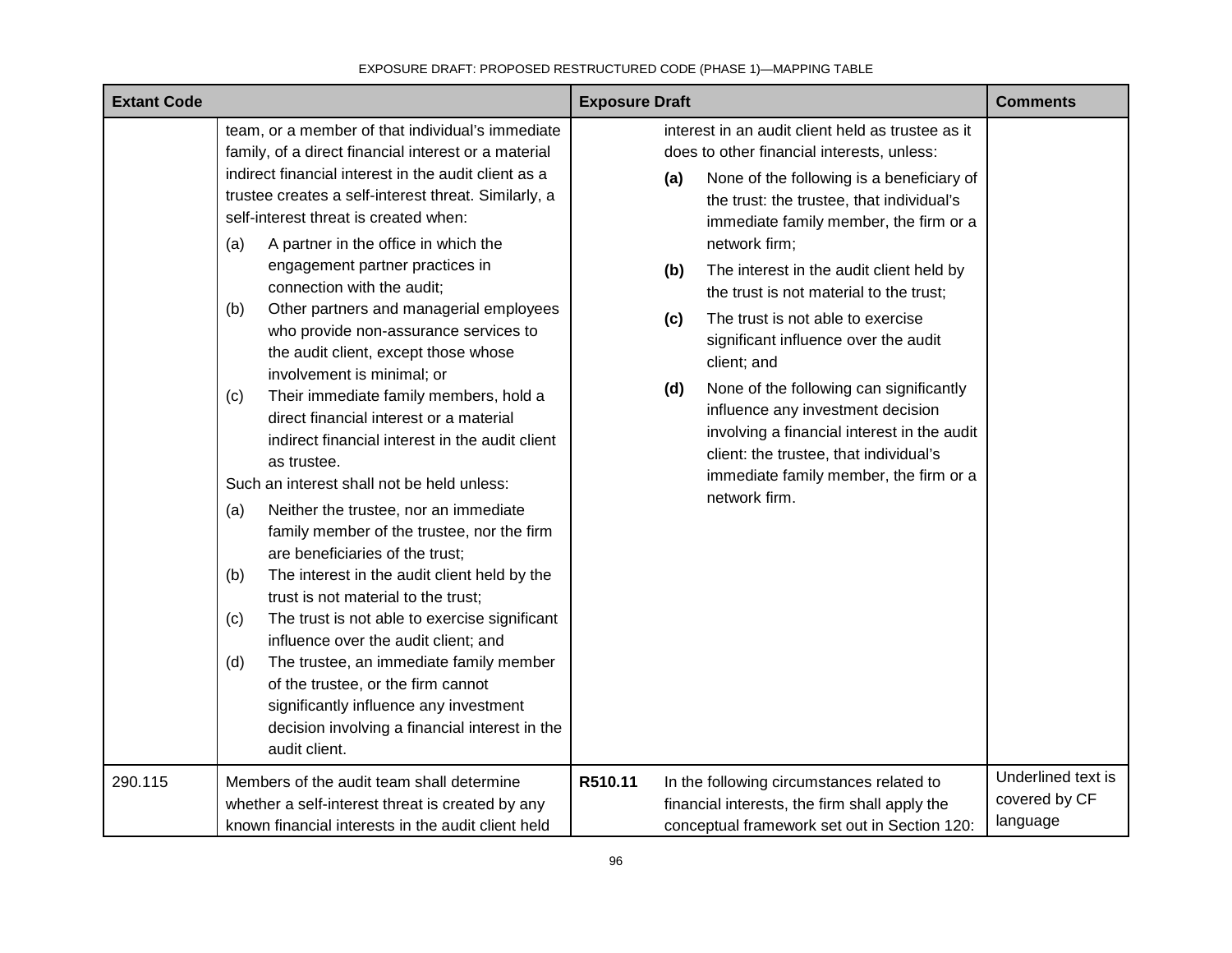| Extant Code | | Exposure Draft | | Comments |
|---|---|---|---|---|
| | team, or a member of that individual's immediate family, of a direct financial interest or a material indirect financial interest in the audit client as a trustee creates a self-interest threat. Similarly, a self-interest threat is created when:<br>(a) A partner in the office in which the engagement partner practices in connection with the audit;<br>(b) Other partners and managerial employees who provide non-assurance services to the audit client, except those whose involvement is minimal; or<br>(c) Their immediate family members, hold a direct financial interest or a material indirect financial interest in the audit client as trustee.<br>Such an interest shall not be held unless:<br>(a) Neither the trustee, nor an immediate family member of the trustee, nor the firm are beneficiaries of the trust;<br>(b) The interest in the audit client held by the trust is not material to the trust;<br>(c) The trust is not able to exercise significant influence over the audit client; and<br>(d) The trustee, an immediate family member of the trustee, or the firm cannot significantly influence any investment decision involving a financial interest in the audit client. | | interest in an audit client held as trustee as it does to other financial interests, unless:<br>**(a)** None of the following is a beneficiary of the trust: the trustee, that individual's immediate family member, the firm or a network firm;<br>**(b)** The interest in the audit client held by the trust is not material to the trust;<br>**(c)** The trust is not able to exercise significant influence over the audit client; and<br>**(d)** None of the following can significantly influence any investment decision involving a financial interest in the audit client: the trustee, that individual's immediate family member, the firm or a network firm. | |
| 290.115 | Members of the audit team shall determine whether a self-interest threat is created by any known financial interests in the audit client held | **R510.11** | In the following circumstances related to financial interests, the firm shall apply the conceptual framework set out in Section 120: | Underlined text is covered by CF language |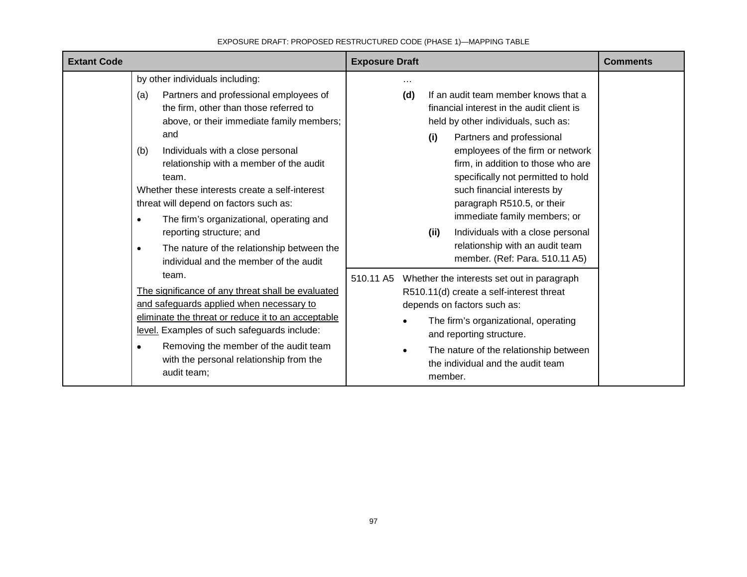EXPOSURE DRAFT: PROPOSED RESTRUCTURED CODE (PHASE 1)—MAPPING TABLE

| Extant Code | | Exposure Draft | | Comments |
|---|---|---|---|---|
| | by other individuals including:<br>(a) Partners and professional employees of the firm, other than those referred to above, or their immediate family members; and<br>(b) Individuals with a close personal relationship with a member of the audit team.<br>Whether these interests create a self-interest threat will depend on factors such as:<br>• The firm's organizational, operating and reporting structure; and<br>• The nature of the relationship between the individual and the member of the audit team.<br><u>The significance of any threat shall be evaluated and safeguards applied when necessary to eliminate the threat or reduce it to an acceptable level.</u> Examples of such safeguards include:<br>• Removing the member of the audit team with the personal relationship from the audit team; | | …<br>**(d)** If an audit team member knows that a financial interest in the audit client is held by other individuals, such as:<br>**(i)** Partners and professional employees of the firm or network firm, in addition to those who are specifically not permitted to hold such financial interests by paragraph R510.5, or their immediate family members; or<br>**(ii)** Individuals with a close personal relationship with an audit team member. (Ref: Para. 510.11 A5) | |
| | | 510.11 A5 | Whether the interests set out in paragraph R510.11(d) create a self-interest threat depends on factors such as:<br>• The firm's organizational, operating and reporting structure.<br>• The nature of the relationship between the individual and the audit team member. | |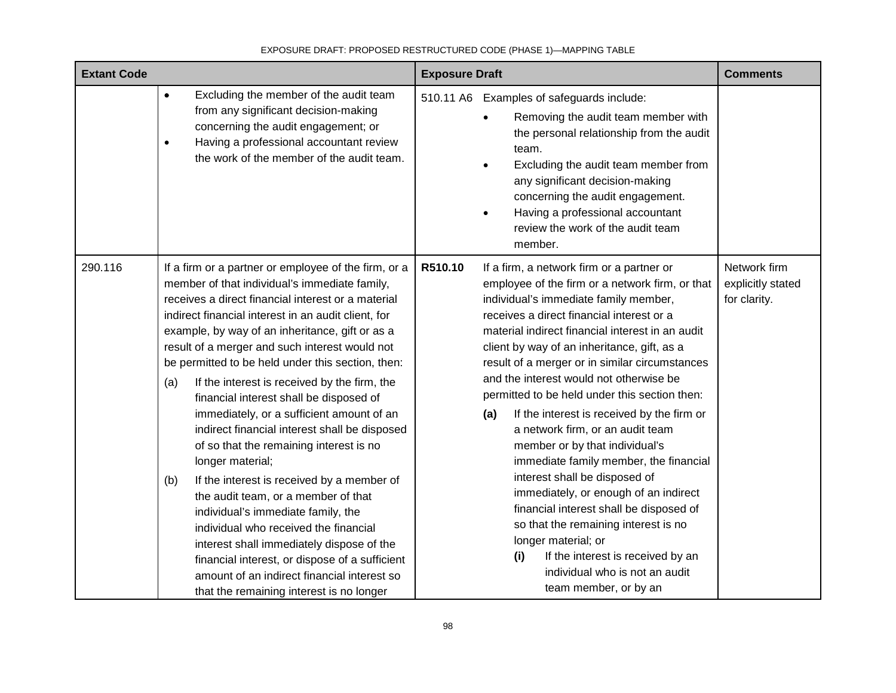| Extant Code | | Exposure Draft | | Comments |
|---|---|---|---|---|
| | • Excluding the member of the audit team from any significant decision-making concerning the audit engagement; or<br>• Having a professional accountant review the work of the member of the audit team. | 510.11 A6 | Examples of safeguards include:<br>• Removing the audit team member with the personal relationship from the audit team.<br>• Excluding the audit team member from any significant decision-making concerning the audit engagement.<br>• Having a professional accountant review the work of the audit team member. | |
| 290.116 | If a firm or a partner or employee of the firm, or a member of that individual's immediate family, receives a direct financial interest or a material indirect financial interest in an audit client, for example, by way of an inheritance, gift or as a result of a merger and such interest would not be permitted to be held under this section, then:<br>(a) If the interest is received by the firm, the financial interest shall be disposed of immediately, or a sufficient amount of an indirect financial interest shall be disposed of so that the remaining interest is no longer material;<br>(b) If the interest is received by a member of the audit team, or a member of that individual's immediate family, the individual who received the financial interest shall immediately dispose of the financial interest, or dispose of a sufficient amount of an indirect financial interest so that the remaining interest is no longer | **R510.10** | If a firm, a network firm or a partner or employee of the firm or a network firm, or that individual's immediate family member, receives a direct financial interest or a material indirect financial interest in an audit client by way of an inheritance, gift, as a result of a merger or in similar circumstances and the interest would not otherwise be permitted to be held under this section then:<br>**(a)** If the interest is received by the firm or a network firm, or an audit team member or by that individual's immediate family member, the financial interest shall be disposed of immediately, or enough of an indirect financial interest shall be disposed of so that the remaining interest is no longer material; or<br>**(i)** If the interest is received by an individual who is not an audit team member, or by an | Network firm explicitly stated for clarity. |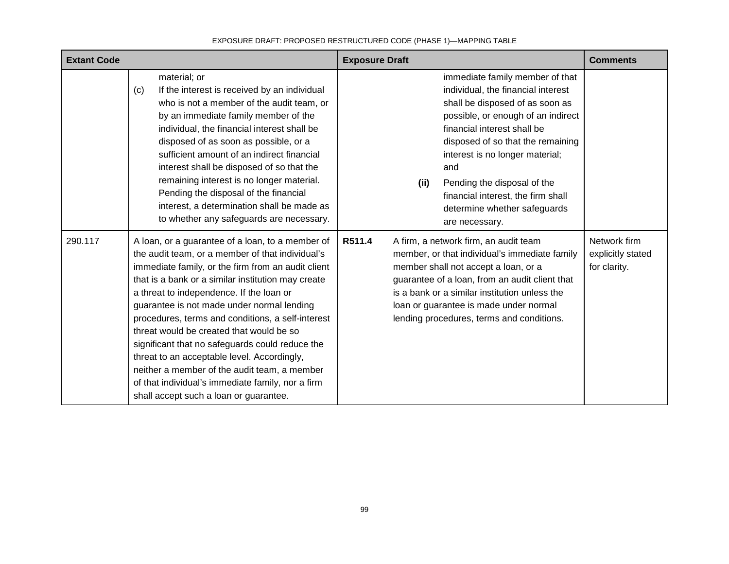| Extant Code | | Exposure Draft | | Comments |
|---|---|---|---|---|
| | material; or<br>(c) If the interest is received by an individual who is not a member of the audit team, or by an immediate family member of the individual, the financial interest shall be disposed of as soon as possible, or a sufficient amount of an indirect financial interest shall be disposed of so that the remaining interest is no longer material. Pending the disposal of the financial interest, a determination shall be made as to whether any safeguards are necessary. | | immediate family member of that individual, the financial interest shall be disposed of as soon as possible, or enough of an indirect financial interest shall be disposed of so that the remaining interest is no longer material; and<br>**(ii)** Pending the disposal of the financial interest, the firm shall determine whether safeguards are necessary. | |
| 290.117 | A loan, or a guarantee of a loan, to a member of the audit team, or a member of that individual's immediate family, or the firm from an audit client that is a bank or a similar institution may create a threat to independence. If the loan or guarantee is not made under normal lending procedures, terms and conditions, a self-interest threat would be created that would be so significant that no safeguards could reduce the threat to an acceptable level. Accordingly, neither a member of the audit team, a member of that individual's immediate family, nor a firm shall accept such a loan or guarantee. | **R511.4** | A firm, a network firm, an audit team member, or that individual's immediate family member shall not accept a loan, or a guarantee of a loan, from an audit client that is a bank or a similar institution unless the loan or guarantee is made under normal lending procedures, terms and conditions. | Network firm explicitly stated for clarity. |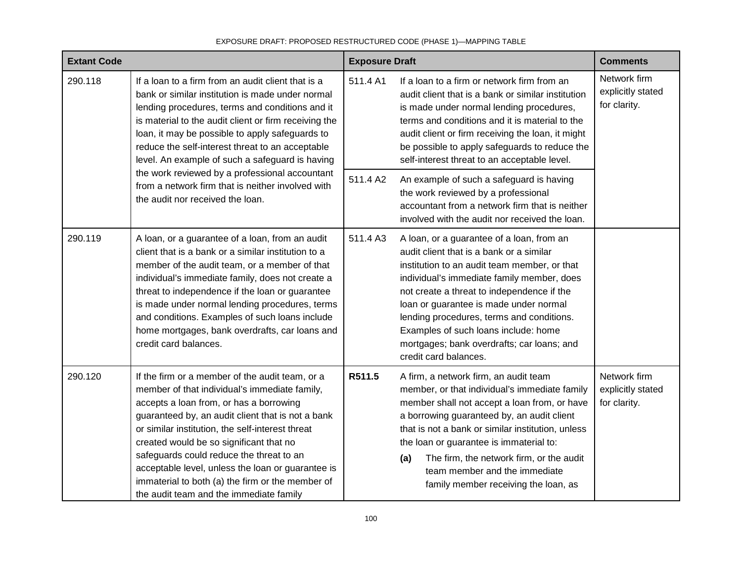| Extant Code | | Exposure Draft | | Comments |
|---|---|---|---|---|
| 290.118 | If a loan to a firm from an audit client that is a bank or similar institution is made under normal lending procedures, terms and conditions and it is material to the audit client or firm receiving the loan, it may be possible to apply safeguards to reduce the self-interest threat to an acceptable level. An example of such a safeguard is having the work reviewed by a professional accountant from a network firm that is neither involved with the audit nor received the loan. | 511.4 A1 | If a loan to a firm or network firm from an audit client that is a bank or similar institution is made under normal lending procedures, terms and conditions and it is material to the audit client or firm receiving the loan, it might be possible to apply safeguards to reduce the self-interest threat to an acceptable level. | Network firm explicitly stated for clarity. |
| | | 511.4 A2 | An example of such a safeguard is having the work reviewed by a professional accountant from a network firm that is neither involved with the audit nor received the loan. | |
| 290.119 | A loan, or a guarantee of a loan, from an audit client that is a bank or a similar institution to a member of the audit team, or a member of that individual's immediate family, does not create a threat to independence if the loan or guarantee is made under normal lending procedures, terms and conditions. Examples of such loans include home mortgages, bank overdrafts, car loans and credit card balances. | 511.4 A3 | A loan, or a guarantee of a loan, from an audit client that is a bank or a similar institution to an audit team member, or that individual's immediate family member, does not create a threat to independence if the loan or guarantee is made under normal lending procedures, terms and conditions. Examples of such loans include: home mortgages; bank overdrafts; car loans; and credit card balances. | |
| 290.120 | If the firm or a member of the audit team, or a member of that individual's immediate family, accepts a loan from, or has a borrowing guaranteed by, an audit client that is not a bank or similar institution, the self-interest threat created would be so significant that no safeguards could reduce the threat to an acceptable level, unless the loan or guarantee is immaterial to both (a) the firm or the member of the audit team and the immediate family | **R511.5** | A firm, a network firm, an audit team member, or that individual's immediate family member shall not accept a loan from, or have a borrowing guaranteed by, an audit client that is not a bank or similar institution, unless the loan or guarantee is immaterial to:<br>**(a)** The firm, the network firm, or the audit team member and the immediate family member receiving the loan, as | Network firm explicitly stated for clarity. |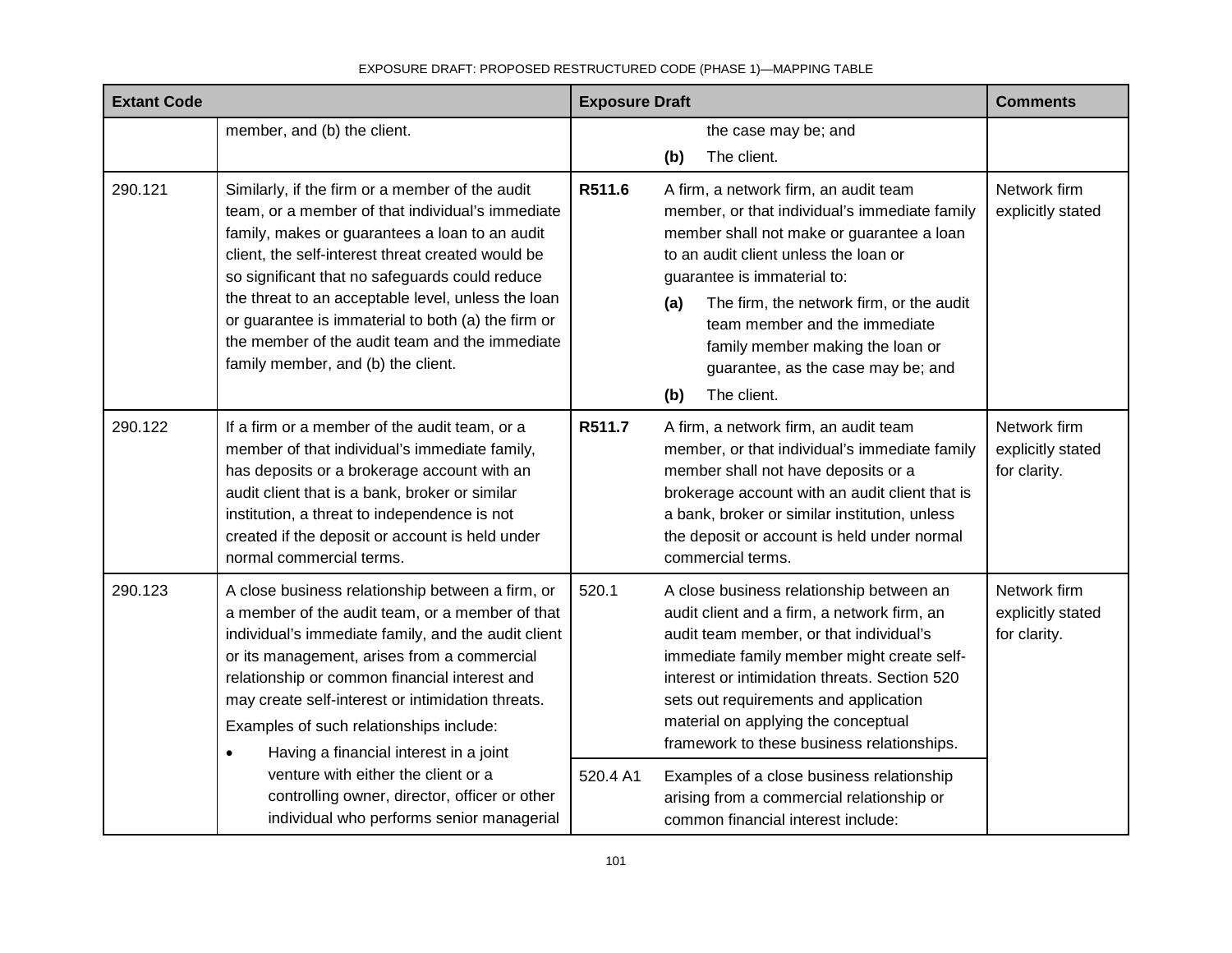| Extant Code | | Exposure Draft | | Comments |
|---|---|---|---|---|
| | member, and (b) the client. | | the case may be; and<br>**(b)** The client. | |
| 290.121 | Similarly, if the firm or a member of the audit team, or a member of that individual's immediate family, makes or guarantees a loan to an audit client, the self-interest threat created would be so significant that no safeguards could reduce the threat to an acceptable level, unless the loan or guarantee is immaterial to both (a) the firm or the member of the audit team and the immediate family member, and (b) the client. | **R511.6** | A firm, a network firm, an audit team member, or that individual's immediate family member shall not make or guarantee a loan to an audit client unless the loan or guarantee is immaterial to:<br>**(a)** The firm, the network firm, or the audit team member and the immediate family member making the loan or guarantee, as the case may be; and<br>**(b)** The client. | Network firm explicitly stated |
| 290.122 | If a firm or a member of the audit team, or a member of that individual's immediate family, has deposits or a brokerage account with an audit client that is a bank, broker or similar institution, a threat to independence is not created if the deposit or account is held under normal commercial terms. | **R511.7** | A firm, a network firm, an audit team member, or that individual's immediate family member shall not have deposits or a brokerage account with an audit client that is a bank, broker or similar institution, unless the deposit or account is held under normal commercial terms. | Network firm explicitly stated for clarity. |
| 290.123 | A close business relationship between a firm, or a member of the audit team, or a member of that individual's immediate family, and the audit client or its management, arises from a commercial relationship or common financial interest and may create self-interest or intimidation threats.<br>Examples of such relationships include:<br>• Having a financial interest in a joint venture with either the client or a controlling owner, director, officer or other individual who performs senior managerial | 520.1 | A close business relationship between an audit client and a firm, a network firm, an audit team member, or that individual's immediate family member might create self-interest or intimidation threats. Section 520 sets out requirements and application material on applying the conceptual framework to these business relationships. | Network firm explicitly stated for clarity. |
| | | 520.4 A1 | Examples of a close business relationship arising from a commercial relationship or common financial interest include: | |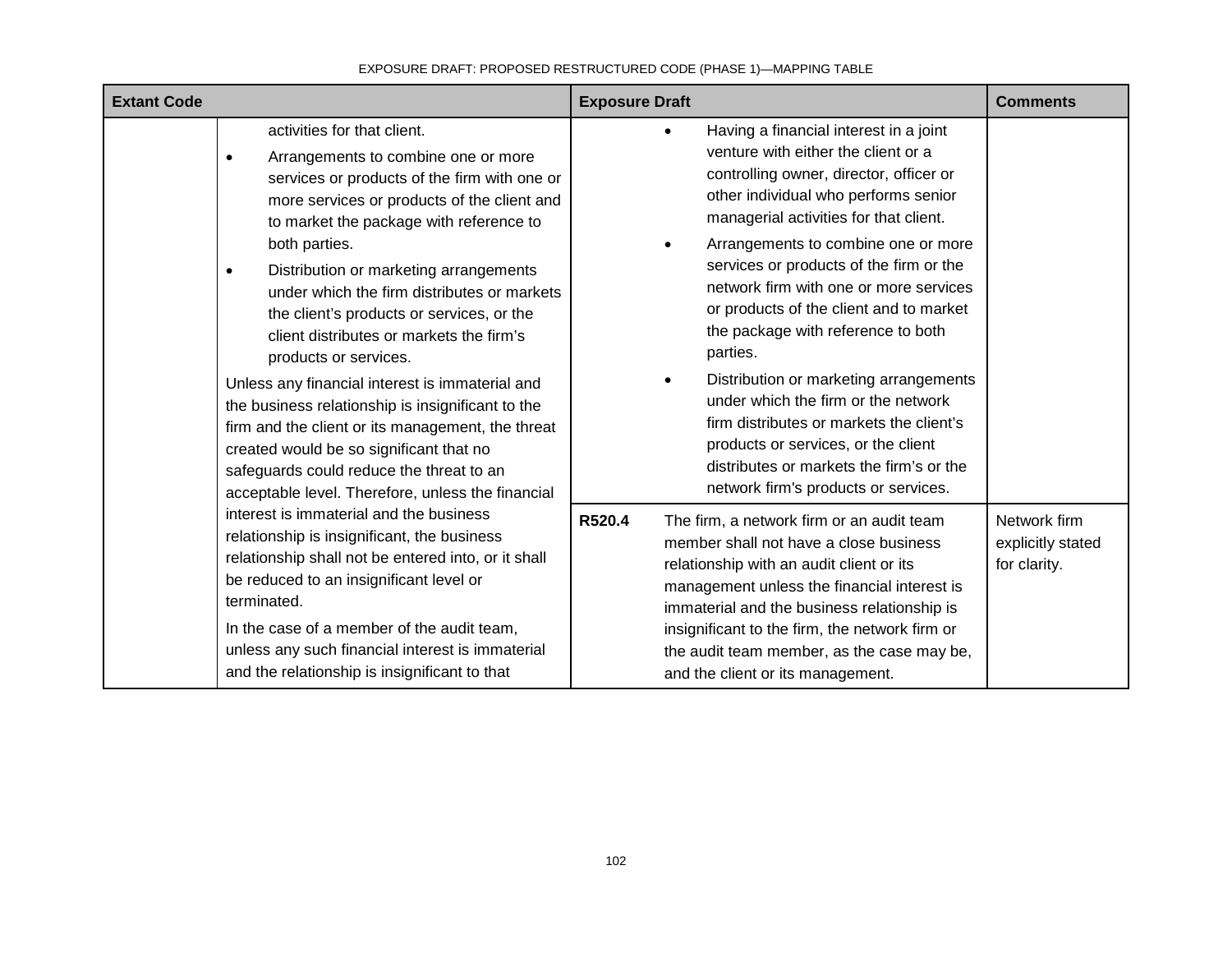| Extant Code | | Exposure Draft | | Comments |
|---|---|---|---|---|
| | activities for that client.<br>• Arrangements to combine one or more services or products of the firm with one or more services or products of the client and to market the package with reference to both parties.<br>• Distribution or marketing arrangements under which the firm distributes or markets the client's products or services, or the client distributes or markets the firm's products or services.<br>Unless any financial interest is immaterial and the business relationship is insignificant to the firm and the client or its management, the threat created would be so significant that no safeguards could reduce the threat to an acceptable level. Therefore, unless the financial interest is immaterial and the business relationship is insignificant, the business relationship shall not be entered into, or it shall be reduced to an insignificant level or terminated.<br>In the case of a member of the audit team, unless any such financial interest is immaterial and the relationship is insignificant to that | | • Having a financial interest in a joint venture with either the client or a controlling owner, director, officer or other individual who performs senior managerial activities for that client.<br>• Arrangements to combine one or more services or products of the firm or the network firm with one or more services or products of the client and to market the package with reference to both parties.<br>• Distribution or marketing arrangements under which the firm or the network firm distributes or markets the client's products or services, or the client distributes or markets the firm's or the network firm's products or services. | |
| | | **R520.4** | The firm, a network firm or an audit team member shall not have a close business relationship with an audit client or its management unless the financial interest is immaterial and the business relationship is insignificant to the firm, the network firm or the audit team member, as the case may be, and the client or its management. | Network firm explicitly stated for clarity. |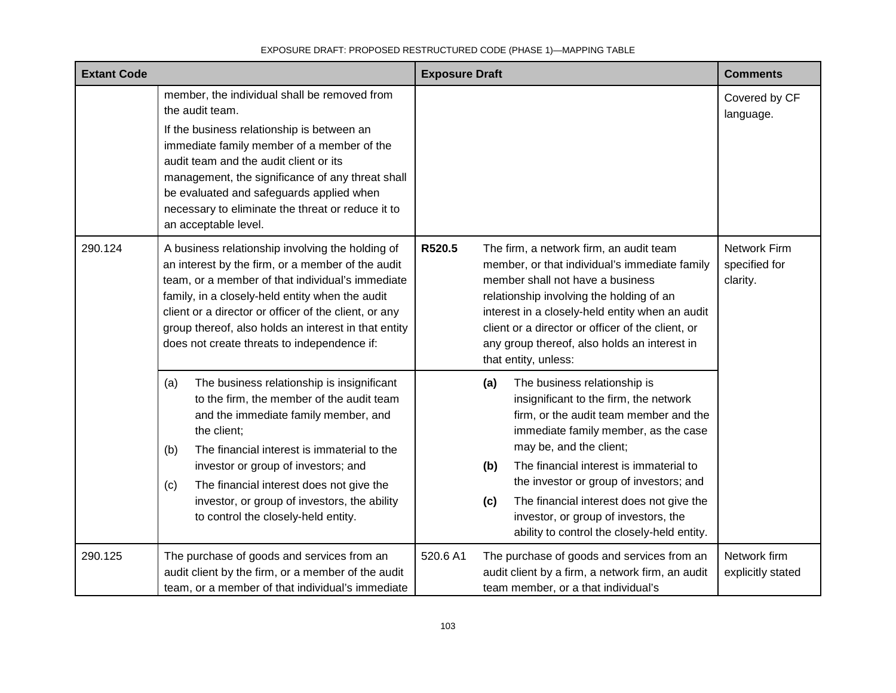| Extant Code | | Exposure Draft | | Comments |
|---|---|---|---|---|
| | member, the individual shall be removed from the audit team.<br><br>If the business relationship is between an immediate family member of a member of the audit team and the audit client or its management, the significance of any threat shall be evaluated and safeguards applied when necessary to eliminate the threat or reduce it to an acceptable level. | | | Covered by CF language. |
| 290.124 | A business relationship involving the holding of an interest by the firm, or a member of the audit team, or a member of that individual's immediate family, in a closely-held entity when the audit client or a director or officer of the client, or any group thereof, also holds an interest in that entity does not create threats to independence if: | **R520.5** | The firm, a network firm, an audit team member, or that individual's immediate family member shall not have a business relationship involving the holding of an interest in a closely-held entity when an audit client or a director or officer of the client, or any group thereof, also holds an interest in that entity, unless: | Network Firm specified for clarity. |
| | (a) The business relationship is insignificant to the firm, the member of the audit team and the immediate family member, and the client;<br>(b) The financial interest is immaterial to the investor or group of investors; and<br>(c) The financial interest does not give the investor, or group of investors, the ability to control the closely-held entity. | | **(a)** The business relationship is insignificant to the firm, the network firm, or the audit team member and the immediate family member, as the case may be, and the client;<br>**(b)** The financial interest is immaterial to the investor or group of investors; and<br>**(c)** The financial interest does not give the investor, or group of investors, the ability to control the closely-held entity. | |
| 290.125 | The purchase of goods and services from an audit client by the firm, or a member of the audit team, or a member of that individual's immediate | 520.6 A1 | The purchase of goods and services from an audit client by a firm, a network firm, an audit team member, or a that individual's | Network firm explicitly stated |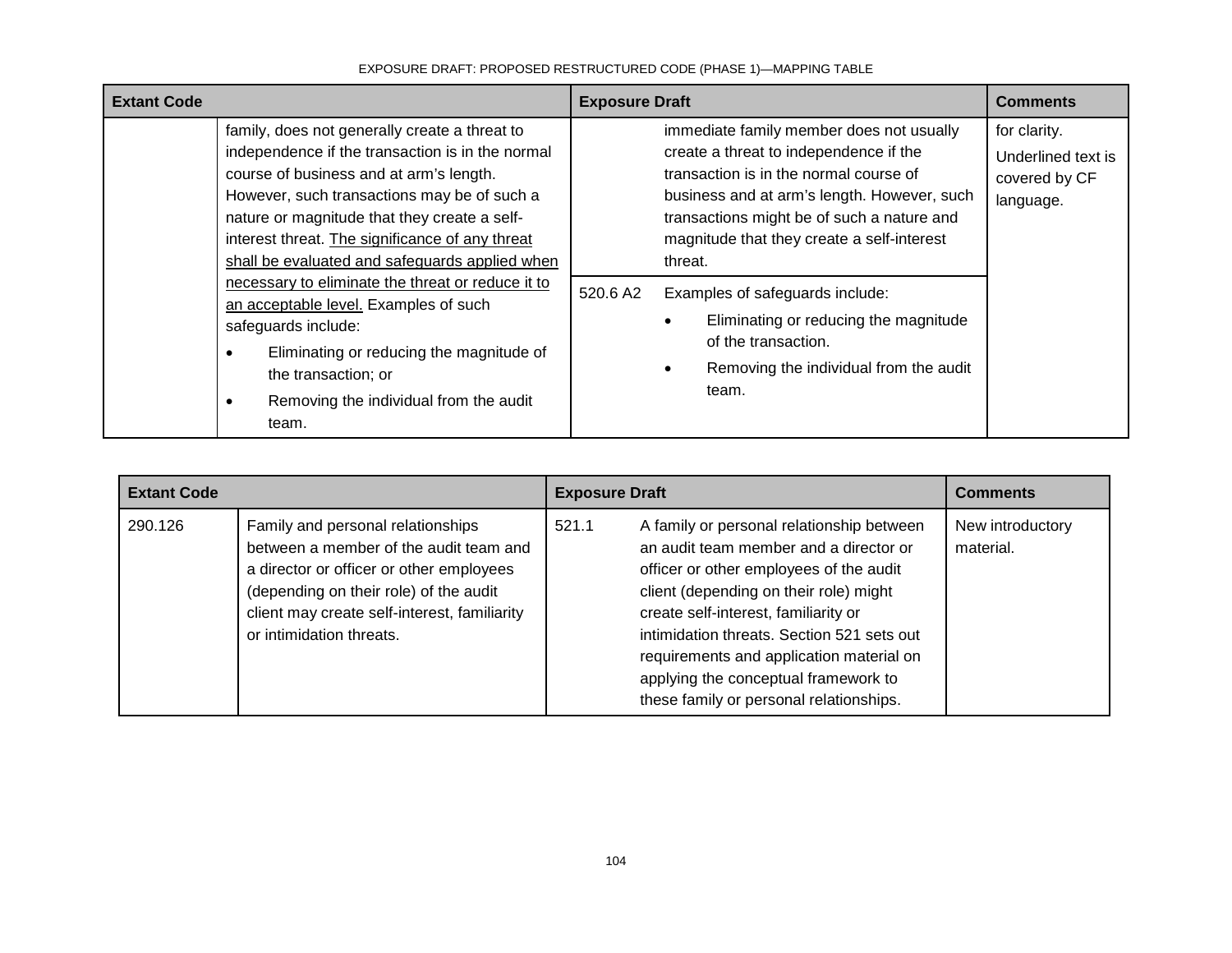| Extant Code | | Exposure Draft | | Comments |
|---|---|---|---|---|
| | family, does not generally create a threat to independence if the transaction is in the normal course of business and at arm's length. However, such transactions may be of such a nature or magnitude that they create a self-interest threat. <u>The significance of any threat shall be evaluated and safeguards applied when necessary to eliminate the threat or reduce it to an acceptable level.</u> Examples of such safeguards include:<br>• Eliminating or reducing the magnitude of the transaction; or<br>• Removing the individual from the audit team. | | immediate family member does not usually create a threat to independence if the transaction is in the normal course of business and at arm's length. However, such transactions might be of such a nature and magnitude that they create a self-interest threat. | for clarity.<br>Underlined text is covered by CF language. |
| | | 520.6 A2 | Examples of safeguards include:<br>• Eliminating or reducing the magnitude of the transaction.<br>• Removing the individual from the audit team. | |

| Extant Code | | Exposure Draft | | Comments |
|---|---|---|---|---|
| 290.126 | Family and personal relationships between a member of the audit team and a director or officer or other employees (depending on their role) of the audit client may create self-interest, familiarity or intimidation threats. | 521.1 | A family or personal relationship between an audit team member and a director or officer or other employees of the audit client (depending on their role) might create self-interest, familiarity or intimidation threats. Section 521 sets out requirements and application material on applying the conceptual framework to these family or personal relationships. | New introductory material. |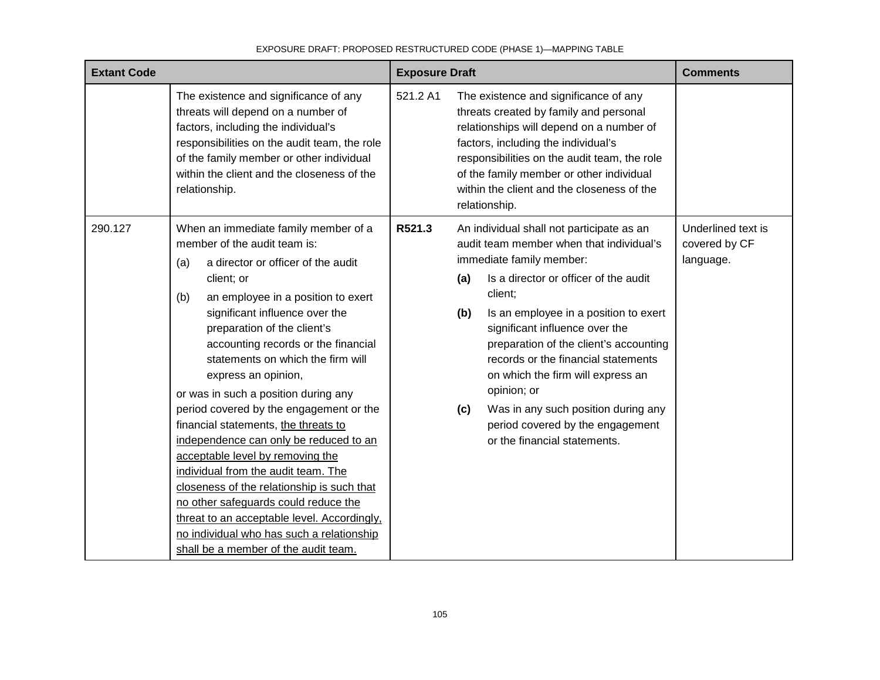| Extant Code | | Exposure Draft | | Comments |
|---|---|---|---|---|
| | The existence and significance of any threats will depend on a number of factors, including the individual's responsibilities on the audit team, the role of the family member or other individual within the client and the closeness of the relationship. | 521.2 A1 | The existence and significance of any threats created by family and personal relationships will depend on a number of factors, including the individual's responsibilities on the audit team, the role of the family member or other individual within the client and the closeness of the relationship. | |
| 290.127 | When an immediate family member of a member of the audit team is:<br>(a) a director or officer of the audit client; or<br>(b) an employee in a position to exert significant influence over the preparation of the client's accounting records or the financial statements on which the firm will express an opinion,<br>or was in such a position during any period covered by the engagement or the financial statements, <u>the threats to independence can only be reduced to an acceptable level by removing the individual from the audit team. The closeness of the relationship is such that no other safeguards could reduce the threat to an acceptable level. Accordingly, no individual who has such a relationship shall be a member of the audit team.</u> | **R521.3** | An individual shall not participate as an audit team member when that individual's immediate family member:<br>**(a)** Is a director or officer of the audit client;<br>**(b)** Is an employee in a position to exert significant influence over the preparation of the client's accounting records or the financial statements on which the firm will express an opinion; or<br>**(c)** Was in any such position during any period covered by the engagement or the financial statements. | Underlined text is covered by CF language. |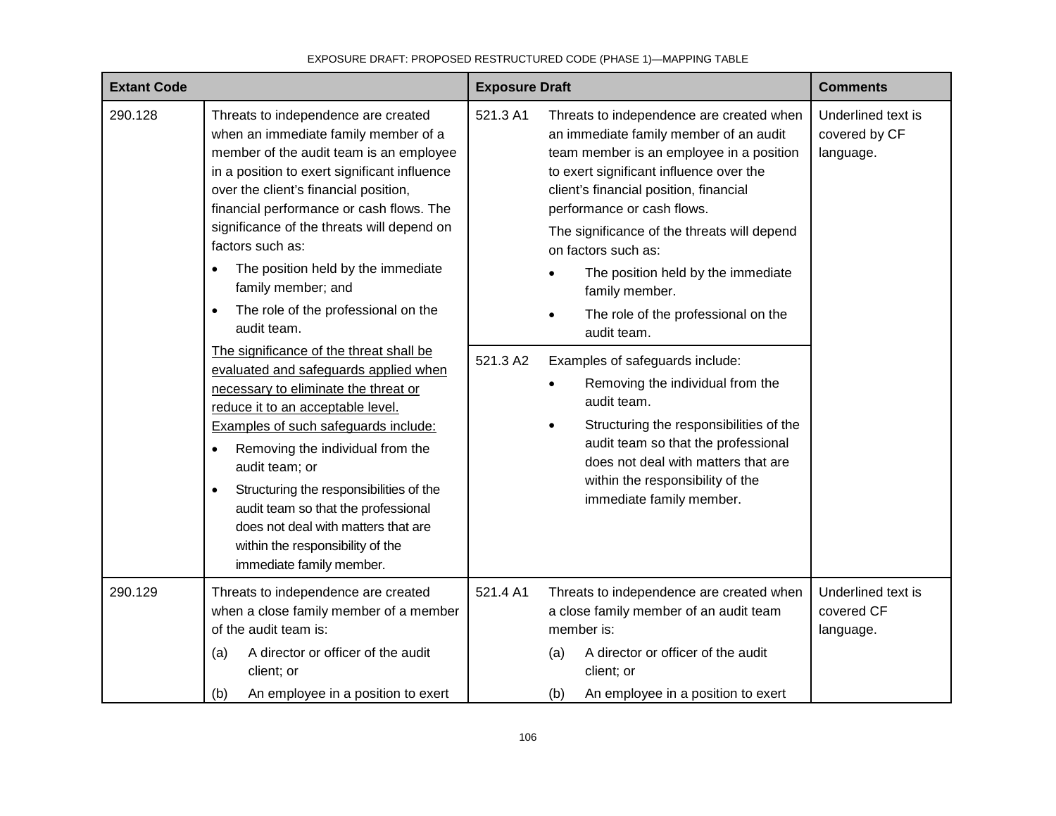| Extant Code | | Exposure Draft | | Comments |
|---|---|---|---|---|
| 290.128 | Threats to independence are created when an immediate family member of a member of the audit team is an employee in a position to exert significant influence over the client's financial position, financial performance or cash flows. The significance of the threats will depend on factors such as:<br>• The position held by the immediate family member; and<br>• The role of the professional on the audit team.<br><u>The significance of the threat shall be evaluated and safeguards applied when necessary to eliminate the threat or reduce it to an acceptable level.</u> <u>Examples of such safeguards include:</u><br>• Removing the individual from the audit team; or<br>• Structuring the responsibilities of the audit team so that the professional does not deal with matters that are within the responsibility of the immediate family member. | 521.3 A1 | Threats to independence are created when an immediate family member of an audit team member is an employee in a position to exert significant influence over the client's financial position, financial performance or cash flows.<br>The significance of the threats will depend on factors such as:<br>• The position held by the immediate family member.<br>• The role of the professional on the audit team. | Underlined text is covered by CF language. |
| | | 521.3 A2 | Examples of safeguards include:<br>• Removing the individual from the audit team.<br>• Structuring the responsibilities of the audit team so that the professional does not deal with matters that are within the responsibility of the immediate family member. | |
| 290.129 | Threats to independence are created when a close family member of a member of the audit team is:<br>(a) A director or officer of the audit client; or<br>(b) An employee in a position to exert | 521.4 A1 | Threats to independence are created when a close family member of an audit team member is:<br>(a) A director or officer of the audit client; or<br>(b) An employee in a position to exert | Underlined text is covered CF language. |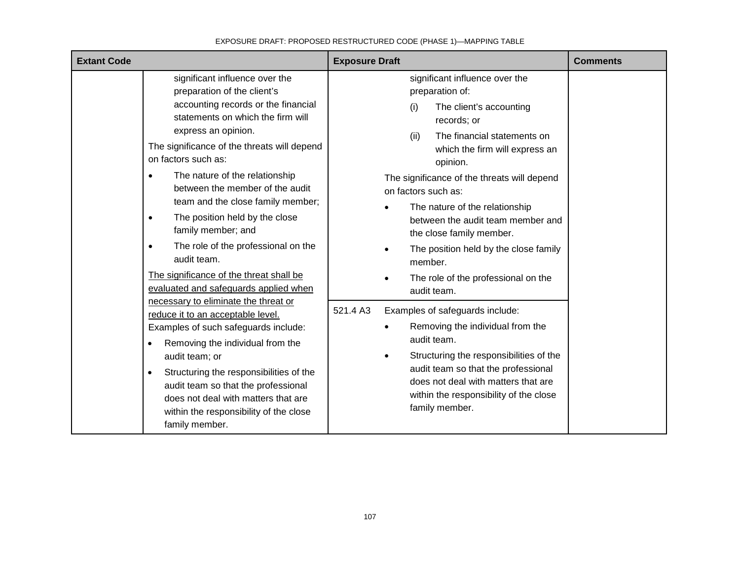| Extant Code | | Exposure Draft | | Comments |
|---|---|---|---|---|
| | significant influence over the preparation of the client's accounting records or the financial statements on which the firm will express an opinion.<br><br>The significance of the threats will depend on factors such as:<br><br>• The nature of the relationship between the member of the audit team and the close family member;<br>• The position held by the close family member; and<br>• The role of the professional on the audit team.<br><br><u>The significance of the threat shall be evaluated and safeguards applied when necessary to eliminate the threat or reduce it to an acceptable level.</u> Examples of such safeguards include:<br><br>• Removing the individual from the audit team; or<br>• Structuring the responsibilities of the audit team so that the professional does not deal with matters that are within the responsibility of the close family member. | | significant influence over the preparation of:<br><br>(i) The client's accounting records; or<br>(ii) The financial statements on which the firm will express an opinion.<br><br>The significance of the threats will depend on factors such as:<br><br>• The nature of the relationship between the audit team member and the close family member.<br>• The position held by the close family member.<br>• The role of the professional on the audit team. | |
| | | 521.4 A3 | Examples of safeguards include:<br><br>• Removing the individual from the audit team.<br>• Structuring the responsibilities of the audit team so that the professional does not deal with matters that are within the responsibility of the close family member. | |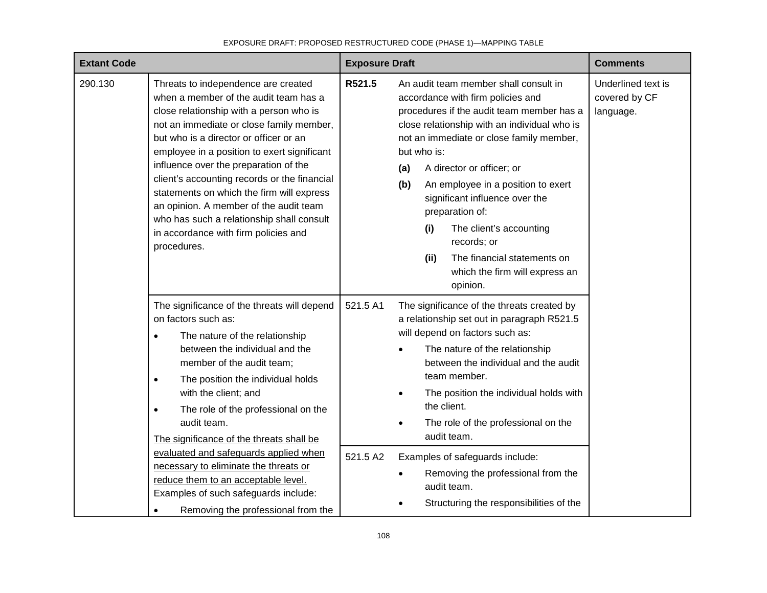| Extant Code | | Exposure Draft | | Comments |
|---|---|---|---|---|
| 290.130 | Threats to independence are created when a member of the audit team has a close relationship with a person who is not an immediate or close family member, but who is a director or officer or an employee in a position to exert significant influence over the preparation of the client's accounting records or the financial statements on which the firm will express an opinion. A member of the audit team who has such a relationship shall consult in accordance with firm policies and procedures. | **R521.5** | An audit team member shall consult in accordance with firm policies and procedures if the audit team member has a close relationship with an individual who is not an immediate or close family member, but who is:<br>**(a)** A director or officer; or<br>**(b)** An employee in a position to exert significant influence over the preparation of:<br>**(i)** The client's accounting records; or<br>**(ii)** The financial statements on which the firm will express an opinion. | Underlined text is covered by CF language. |
| | The significance of the threats will depend on factors such as:<br>• The nature of the relationship between the individual and the member of the audit team;<br>• The position the individual holds with the client; and<br>• The role of the professional on the audit team.<br><u>The significance of the threats shall be evaluated and safeguards applied when necessary to eliminate the threats or reduce them to an acceptable level.</u> Examples of such safeguards include:<br>• Removing the professional from the | 521.5 A1 | The significance of the threats created by a relationship set out in paragraph R521.5 will depend on factors such as:<br>• The nature of the relationship between the individual and the audit team member.<br>• The position the individual holds with the client.<br>• The role of the professional on the audit team. | |
| | | 521.5 A2 | Examples of safeguards include:<br>• Removing the professional from the audit team.<br>• Structuring the responsibilities of the | |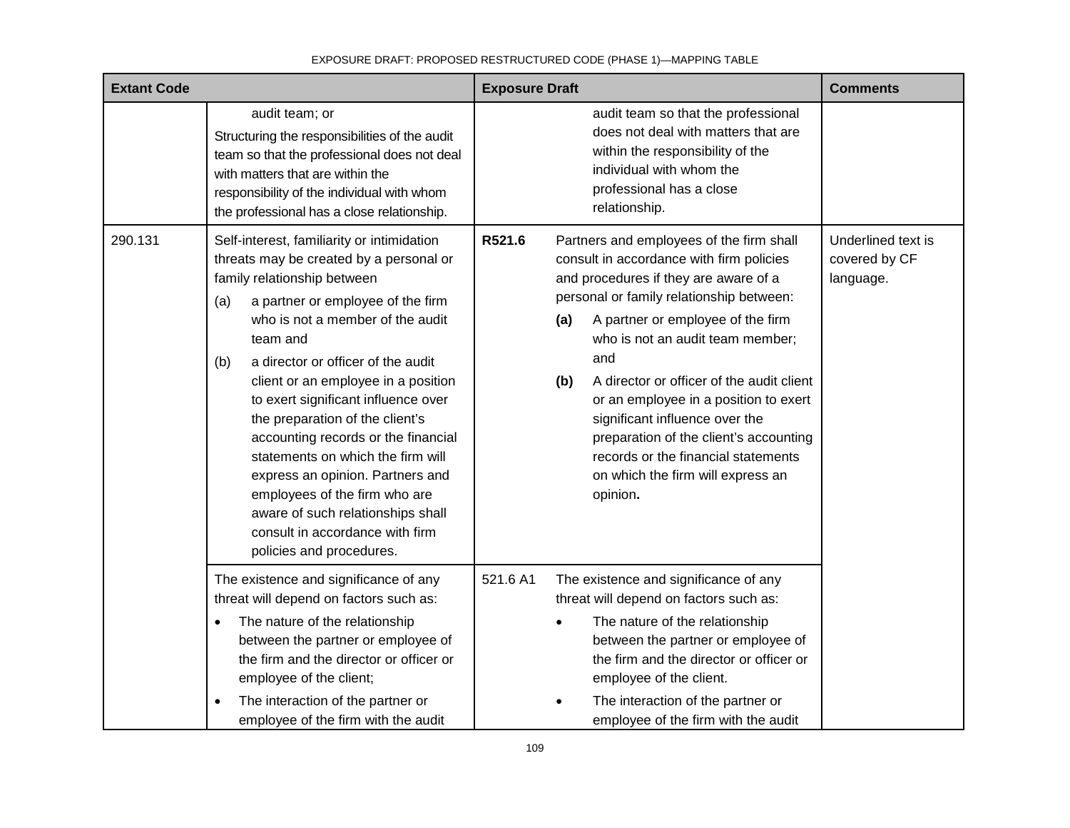| Extant Code | | Exposure Draft | | Comments |
|---|---|---|---|---|
| | audit team; or<br>Structuring the responsibilities of the audit team so that the professional does not deal with matters that are within the responsibility of the individual with whom the professional has a close relationship. | | audit team so that the professional does not deal with matters that are within the responsibility of the individual with whom the professional has a close relationship. | |
| 290.131 | Self-interest, familiarity or intimidation threats may be created by a personal or family relationship between<br>(a) a partner or employee of the firm who is not a member of the audit team and<br>(b) a director or officer of the audit client or an employee in a position to exert significant influence over the preparation of the client's accounting records or the financial statements on which the firm will express an opinion. Partners and employees of the firm who are aware of such relationships shall consult in accordance with firm policies and procedures. | **R521.6** | Partners and employees of the firm shall consult in accordance with firm policies and procedures if they are aware of a personal or family relationship between:<br>**(a)** A partner or employee of the firm who is not an audit team member; and<br>**(b)** A director or officer of the audit client or an employee in a position to exert significant influence over the preparation of the client's accounting records or the financial statements on which the firm will express an opinion**.** | Underlined text is covered by CF language. |
| | The existence and significance of any threat will depend on factors such as:<br>• The nature of the relationship between the partner or employee of the firm and the director or officer or employee of the client;<br>• The interaction of the partner or employee of the firm with the audit | 521.6 A1 | The existence and significance of any threat will depend on factors such as:<br>• The nature of the relationship between the partner or employee of the firm and the director or officer or employee of the client.<br>• The interaction of the partner or employee of the firm with the audit | |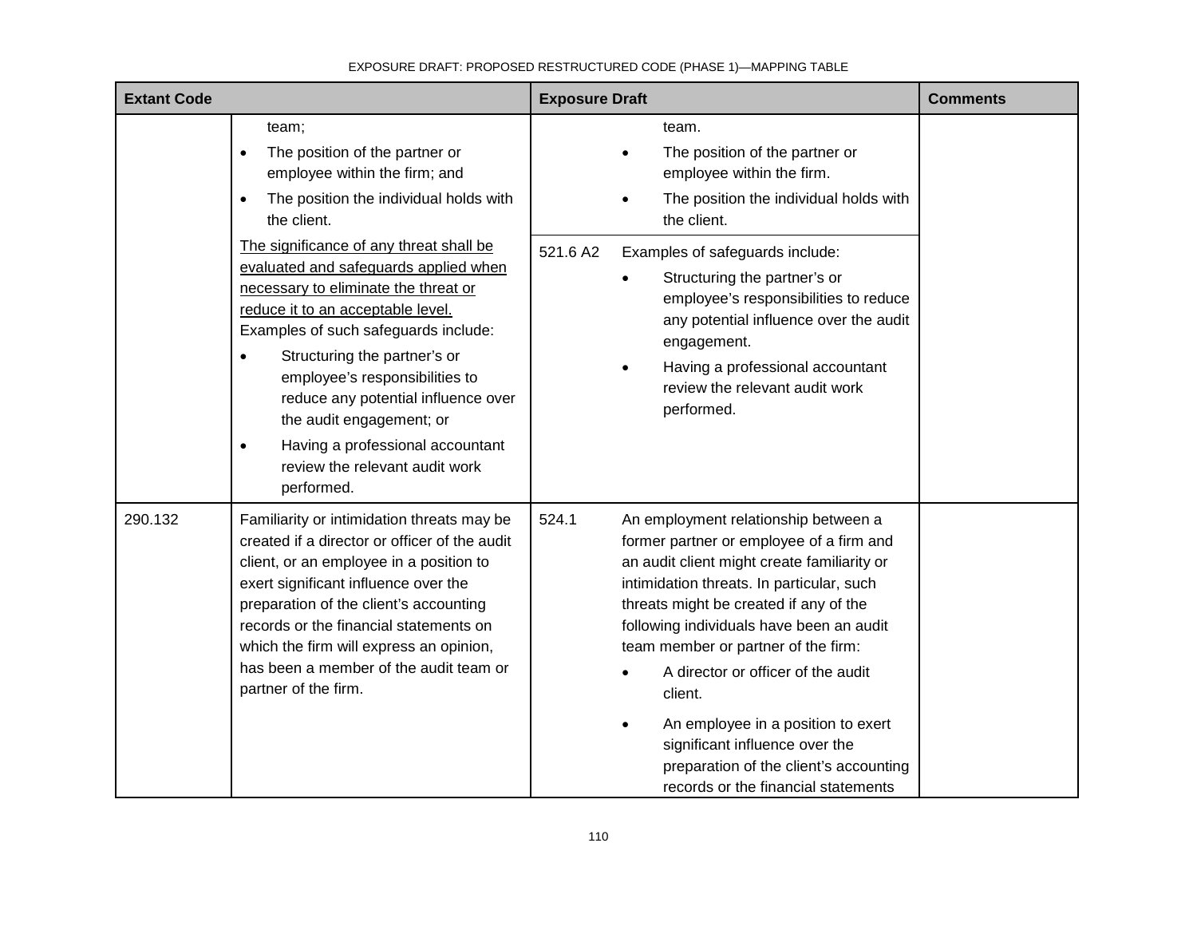| Extant Code | | Exposure Draft | | Comments |
|---|---|---|---|---|
| | team;<br>• The position of the partner or employee within the firm; and<br>• The position the individual holds with the client.<br><u>The significance of any threat shall be evaluated and safeguards applied when necessary to eliminate the threat or reduce it to an acceptable level.</u> Examples of such safeguards include:<br>• Structuring the partner's or employee's responsibilities to reduce any potential influence over the audit engagement; or<br>• Having a professional accountant review the relevant audit work performed. | | team.<br>• The position of the partner or employee within the firm.<br>• The position the individual holds with the client. | |
| | | 521.6 A2 | Examples of safeguards include:<br>• Structuring the partner's or employee's responsibilities to reduce any potential influence over the audit engagement.<br>• Having a professional accountant review the relevant audit work performed. | |
| 290.132 | Familiarity or intimidation threats may be created if a director or officer of the audit client, or an employee in a position to exert significant influence over the preparation of the client's accounting records or the financial statements on which the firm will express an opinion, has been a member of the audit team or partner of the firm. | 524.1 | An employment relationship between a former partner or employee of a firm and an audit client might create familiarity or intimidation threats. In particular, such threats might be created if any of the following individuals have been an audit team member or partner of the firm:<br>• A director or officer of the audit client.<br>• An employee in a position to exert significant influence over the preparation of the client's accounting records or the financial statements | |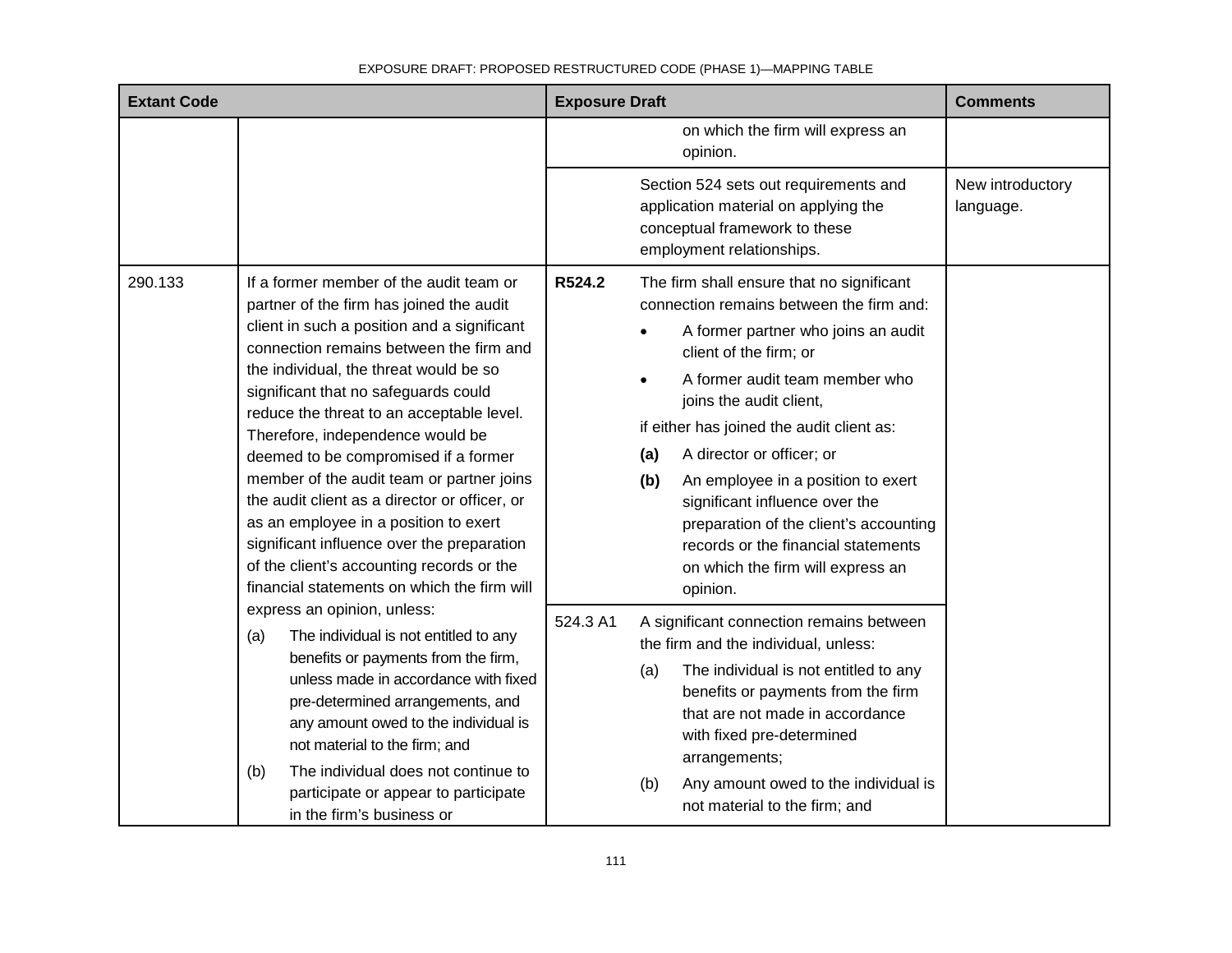| Extant Code | | Exposure Draft | | Comments |
|---|---|---|---|---|
| | | | on which the firm will express an opinion. | |
| | | | Section 524 sets out requirements and application material on applying the conceptual framework to these employment relationships. | New introductory language. |
| 290.133 | If a former member of the audit team or partner of the firm has joined the audit client in such a position and a significant connection remains between the firm and the individual, the threat would be so significant that no safeguards could reduce the threat to an acceptable level. Therefore, independence would be deemed to be compromised if a former member of the audit team or partner joins the audit client as a director or officer, or as an employee in a position to exert significant influence over the preparation of the client's accounting records or the financial statements on which the firm will express an opinion, unless: (a) The individual is not entitled to any benefits or payments from the firm, unless made in accordance with fixed pre-determined arrangements, and any amount owed to the individual is not material to the firm; and (b) The individual does not continue to participate or appear to participate in the firm's business or | **R524.2** | The firm shall ensure that no significant connection remains between the firm and: • A former partner who joins an audit client of the firm; or • A former audit team member who joins the audit client, if either has joined the audit client as: **(a)** A director or officer; or **(b)** An employee in a position to exert significant influence over the preparation of the client's accounting records or the financial statements on which the firm will express an opinion. | |
| | | 524.3 A1 | A significant connection remains between the firm and the individual, unless: (a) The individual is not entitled to any benefits or payments from the firm that are not made in accordance with fixed pre-determined arrangements; (b) Any amount owed to the individual is not material to the firm; and | |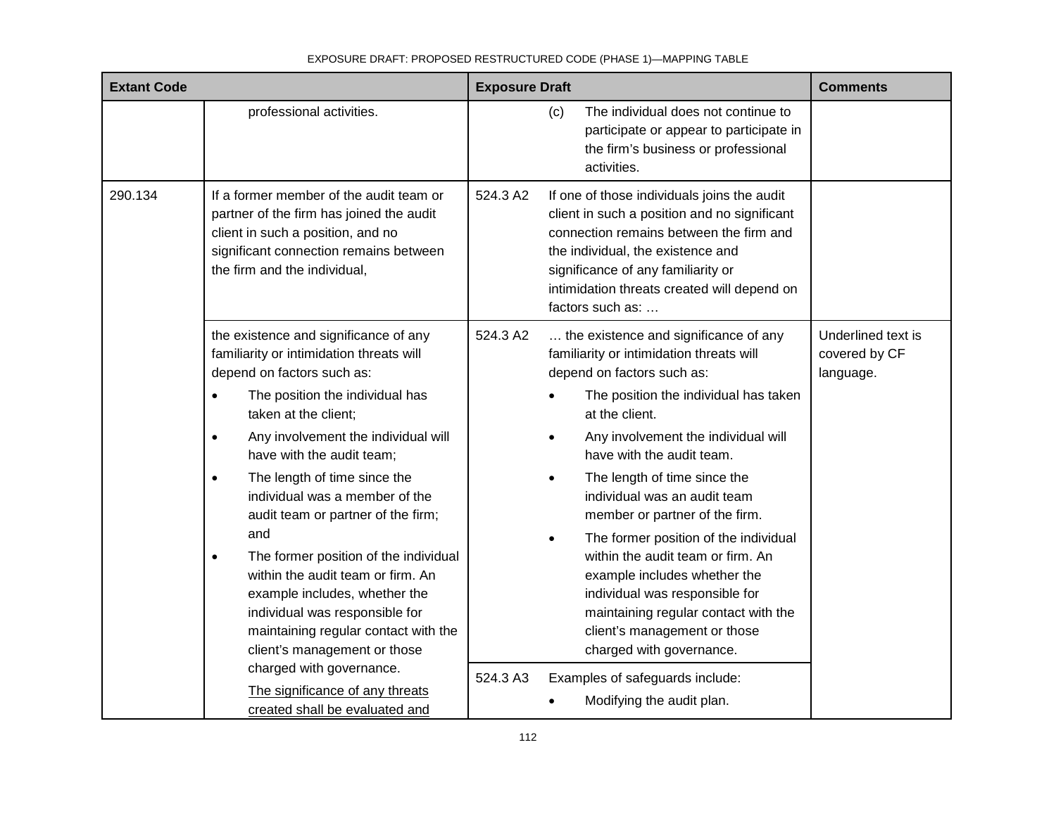EXPOSURE DRAFT: PROPOSED RESTRUCTURED CODE (PHASE 1)—MAPPING TABLE

| Extant Code | | Exposure Draft | | Comments |
|---|---|---|---|---|
| | professional activities. | | (c) The individual does not continue to participate or appear to participate in the firm's business or professional activities. | |
| 290.134 | If a former member of the audit team or partner of the firm has joined the audit client in such a position, and no significant connection remains between the firm and the individual, | 524.3 A2 | If one of those individuals joins the audit client in such a position and no significant connection remains between the firm and the individual, the existence and significance of any familiarity or intimidation threats created will depend on factors such as: … | |
| | the existence and significance of any familiarity or intimidation threats will depend on factors such as:<br>• The position the individual has taken at the client;<br>• Any involvement the individual will have with the audit team;<br>• The length of time since the individual was a member of the audit team or partner of the firm; and<br>• The former position of the individual within the audit team or firm. An example includes, whether the individual was responsible for maintaining regular contact with the client's management or those charged with governance.<br>The significance of any threats created shall be evaluated and | 524.3 A2 | … the existence and significance of any familiarity or intimidation threats will depend on factors such as:<br>• The position the individual has taken at the client.<br>• Any involvement the individual will have with the audit team.<br>• The length of time since the individual was an audit team member or partner of the firm.<br>• The former position of the individual within the audit team or firm. An example includes whether the individual was responsible for maintaining regular contact with the client's management or those charged with governance. | Underlined text is covered by CF language. |
| | | 524.3 A3 | Examples of safeguards include:<br>• Modifying the audit plan. | |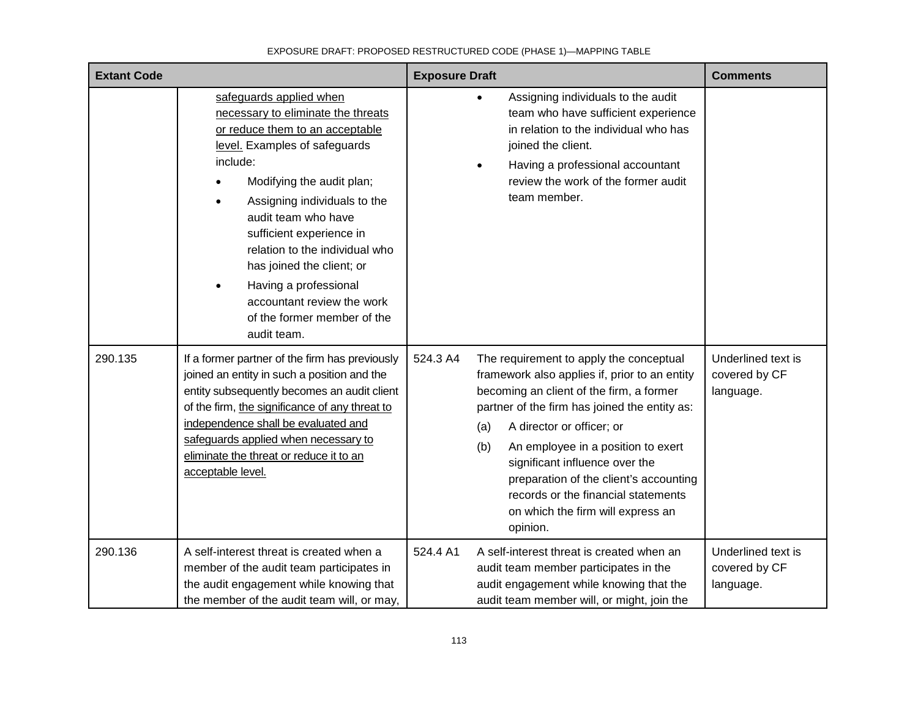| Extant Code | | Exposure Draft | | Comments |
|---|---|---|---|---|
| | <u>safeguards applied when necessary to eliminate the threats or reduce them to an acceptable level.</u> Examples of safeguards include:<br>• Modifying the audit plan;<br>• Assigning individuals to the audit team who have sufficient experience in relation to the individual who has joined the client; or<br>• Having a professional accountant review the work of the former member of the audit team. | | • Assigning individuals to the audit team who have sufficient experience in relation to the individual who has joined the client.<br>• Having a professional accountant review the work of the former audit team member. | |
| 290.135 | If a former partner of the firm has previously joined an entity in such a position and the entity subsequently becomes an audit client of the firm, <u>the significance of any threat to independence shall be evaluated and safeguards applied when necessary to eliminate the threat or reduce it to an acceptable level.</u> | 524.3 A4 | The requirement to apply the conceptual framework also applies if, prior to an entity becoming an client of the firm, a former partner of the firm has joined the entity as:<br>(a) A director or officer; or<br>(b) An employee in a position to exert significant influence over the preparation of the client's accounting records or the financial statements on which the firm will express an opinion. | Underlined text is covered by CF language. |
| 290.136 | A self-interest threat is created when a member of the audit team participates in the audit engagement while knowing that the member of the audit team will, or may, | 524.4 A1 | A self-interest threat is created when an audit team member participates in the audit engagement while knowing that the audit team member will, or might, join the | Underlined text is covered by CF language. |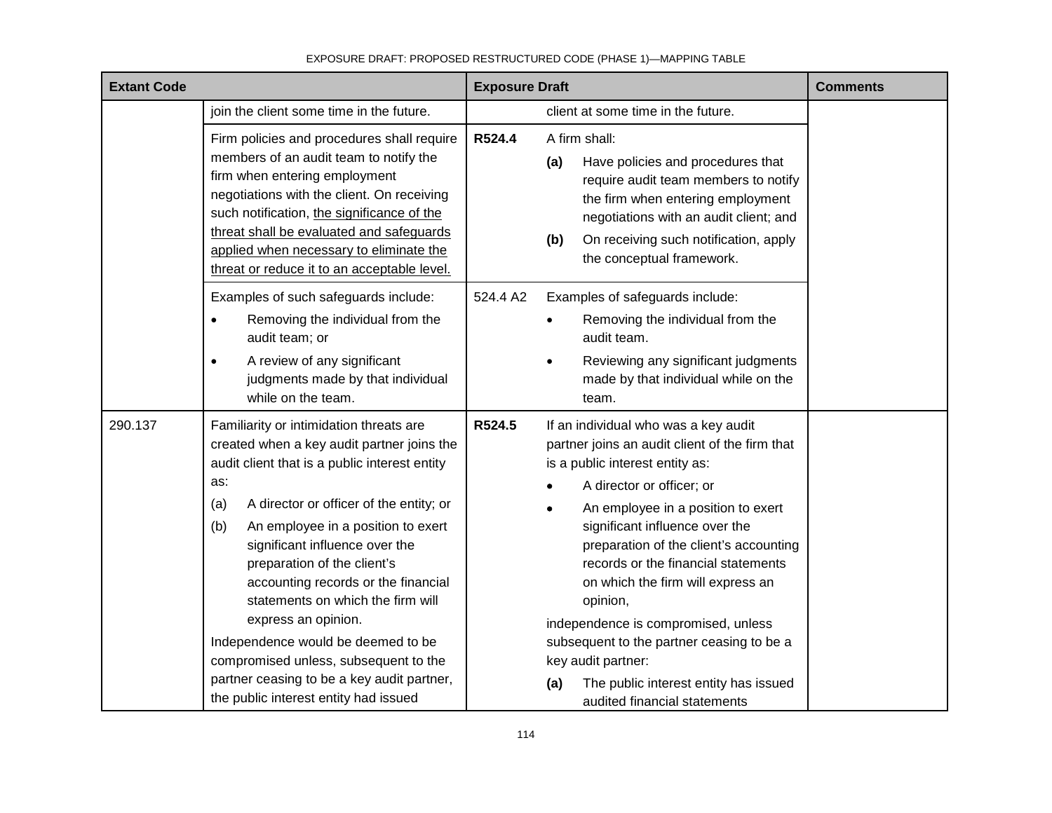| Extant Code | | Exposure Draft | | Comments |
|---|---|---|---|---|
| | join the client some time in the future. | | client at some time in the future. | |
| | Firm policies and procedures shall require members of an audit team to notify the firm when entering employment negotiations with the client. On receiving such notification, <u>the significance of the threat shall be evaluated and safeguards applied when necessary to eliminate the threat or reduce it to an acceptable level.</u> | **R524.4** | A firm shall:<br>**(a)** Have policies and procedures that require audit team members to notify the firm when entering employment negotiations with an audit client; and<br>**(b)** On receiving such notification, apply the conceptual framework. | |
| | Examples of such safeguards include:<br>• Removing the individual from the audit team; or<br>• A review of any significant judgments made by that individual while on the team. | 524.4 A2 | Examples of safeguards include:<br>• Removing the individual from the audit team.<br>• Reviewing any significant judgments made by that individual while on the team. | |
| 290.137 | Familiarity or intimidation threats are created when a key audit partner joins the audit client that is a public interest entity as:<br>(a) A director or officer of the entity; or<br>(b) An employee in a position to exert significant influence over the preparation of the client's accounting records or the financial statements on which the firm will express an opinion.<br>Independence would be deemed to be compromised unless, subsequent to the partner ceasing to be a key audit partner, the public interest entity had issued | **R524.5** | If an individual who was a key audit partner joins an audit client of the firm that is a public interest entity as:<br>• A director or officer; or<br>• An employee in a position to exert significant influence over the preparation of the client's accounting records or the financial statements on which the firm will express an opinion,<br>independence is compromised, unless subsequent to the partner ceasing to be a key audit partner:<br>**(a)** The public interest entity has issued audited financial statements | |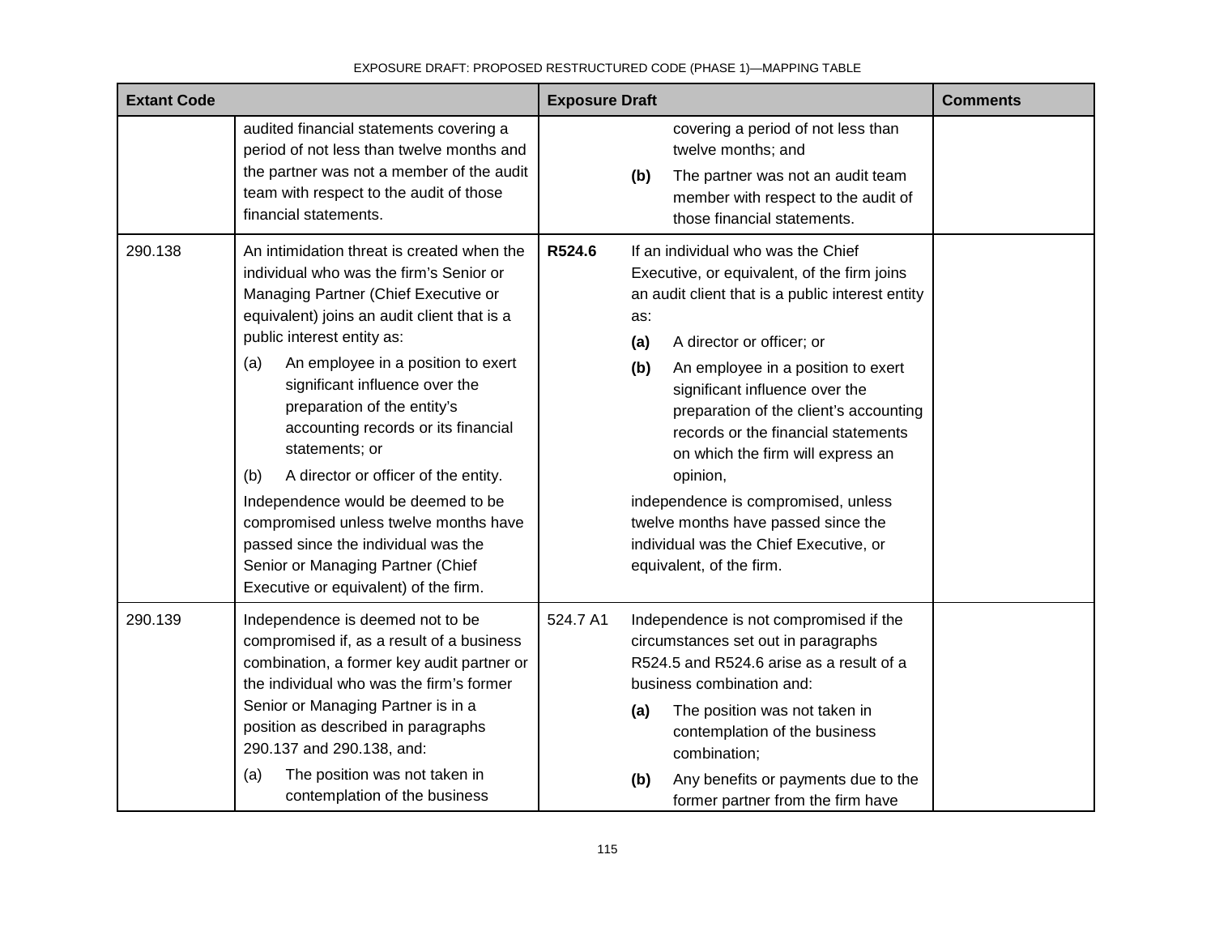| Extant Code | | Exposure Draft | | Comments |
|---|---|---|---|---|
| | audited financial statements covering a period of not less than twelve months and the partner was not a member of the audit team with respect to the audit of those financial statements. | | covering a period of not less than twelve months; and<br>**(b)** The partner was not an audit team member with respect to the audit of those financial statements. | |
| 290.138 | An intimidation threat is created when the individual who was the firm's Senior or Managing Partner (Chief Executive or equivalent) joins an audit client that is a public interest entity as:<br>(a) An employee in a position to exert significant influence over the preparation of the entity's accounting records or its financial statements; or<br>(b) A director or officer of the entity.<br>Independence would be deemed to be compromised unless twelve months have passed since the individual was the Senior or Managing Partner (Chief Executive or equivalent) of the firm. | **R524.6** | If an individual who was the Chief Executive, or equivalent, of the firm joins an audit client that is a public interest entity as:<br>**(a)** A director or officer; or<br>**(b)** An employee in a position to exert significant influence over the preparation of the client's accounting records or the financial statements on which the firm will express an opinion,<br>independence is compromised, unless twelve months have passed since the individual was the Chief Executive, or equivalent, of the firm. | |
| 290.139 | Independence is deemed not to be compromised if, as a result of a business combination, a former key audit partner or the individual who was the firm's former Senior or Managing Partner is in a position as described in paragraphs 290.137 and 290.138, and:<br>(a) The position was not taken in contemplation of the business | 524.7 A1 | Independence is not compromised if the circumstances set out in paragraphs R524.5 and R524.6 arise as a result of a business combination and:<br>**(a)** The position was not taken in contemplation of the business combination;<br>**(b)** Any benefits or payments due to the former partner from the firm have | |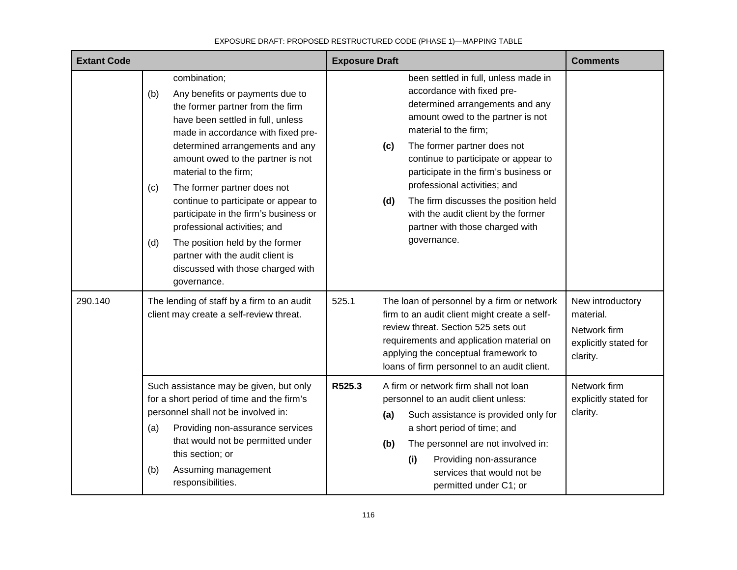| Extant Code | | Exposure Draft | | Comments |
|---|---|---|---|---|
| | combination;<br>(b) Any benefits or payments due to the former partner from the firm have been settled in full, unless made in accordance with fixed pre-determined arrangements and any amount owed to the partner is not material to the firm;<br>(c) The former partner does not continue to participate or appear to participate in the firm's business or professional activities; and<br>(d) The position held by the former partner with the audit client is discussed with those charged with governance. | | been settled in full, unless made in accordance with fixed pre-determined arrangements and any amount owed to the partner is not material to the firm;<br>**(c)** The former partner does not continue to participate or appear to participate in the firm's business or professional activities; and<br>**(d)** The firm discusses the position held with the audit client by the former partner with those charged with governance. | |
| 290.140 | The lending of staff by a firm to an audit client may create a self-review threat. | 525.1 | The loan of personnel by a firm or network firm to an audit client might create a self-review threat. Section 525 sets out requirements and application material on applying the conceptual framework to loans of firm personnel to an audit client. | New introductory material.<br>Network firm explicitly stated for clarity. |
| | Such assistance may be given, but only for a short period of time and the firm's personnel shall not be involved in:<br>(a) Providing non-assurance services that would not be permitted under this section; or<br>(b) Assuming management responsibilities. | **R525.3** | A firm or network firm shall not loan personnel to an audit client unless:<br>**(a)** Such assistance is provided only for a short period of time; and<br>**(b)** The personnel are not involved in:<br>**(i)** Providing non-assurance services that would not be permitted under C1; or | Network firm explicitly stated for clarity. |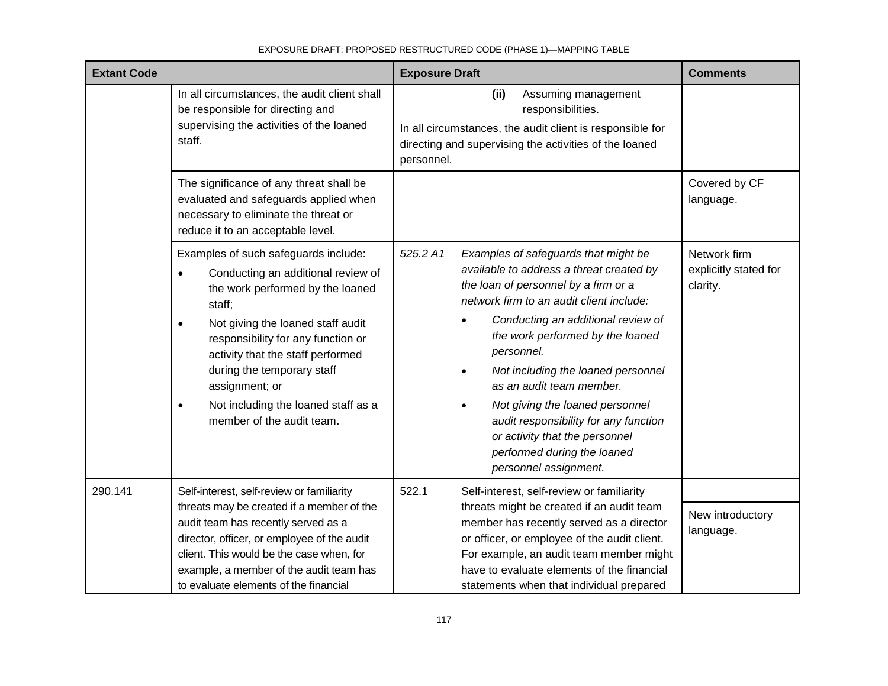| Extant Code | | Exposure Draft | | Comments |
|---|---|---|---|---|
| | In all circumstances, the audit client shall be responsible for directing and supervising the activities of the loaned staff. | | **(ii)** Assuming management responsibilities.<br><br>In all circumstances, the audit client is responsible for directing and supervising the activities of the loaned personnel. | |
| | The significance of any threat shall be evaluated and safeguards applied when necessary to eliminate the threat or reduce it to an acceptable level. | | | Covered by CF language. |
| | Examples of such safeguards include:<br>• Conducting an additional review of the work performed by the loaned staff;<br>• Not giving the loaned staff audit responsibility for any function or activity that the staff performed during the temporary staff assignment; or<br>• Not including the loaned staff as a member of the audit team. | *525.2 A1* | *Examples of safeguards that might be available to address a threat created by the loan of personnel by a firm or a network firm to an audit client include:*<br>• *Conducting an additional review of the work performed by the loaned personnel.*<br>• *Not including the loaned personnel as an audit team member.*<br>• *Not giving the loaned personnel audit responsibility for any function or activity that the personnel performed during the loaned personnel assignment.* | Network firm explicitly stated for clarity. |
| 290.141 | Self-interest, self-review or familiarity threats may be created if a member of the audit team has recently served as a director, officer, or employee of the audit client. This would be the case when, for example, a member of the audit team has to evaluate elements of the financial | 522.1 | Self-interest, self-review or familiarity threats might be created if an audit team member has recently served as a director or officer, or employee of the audit client. For example, an audit team member might have to evaluate elements of the financial statements when that individual prepared | New introductory language. |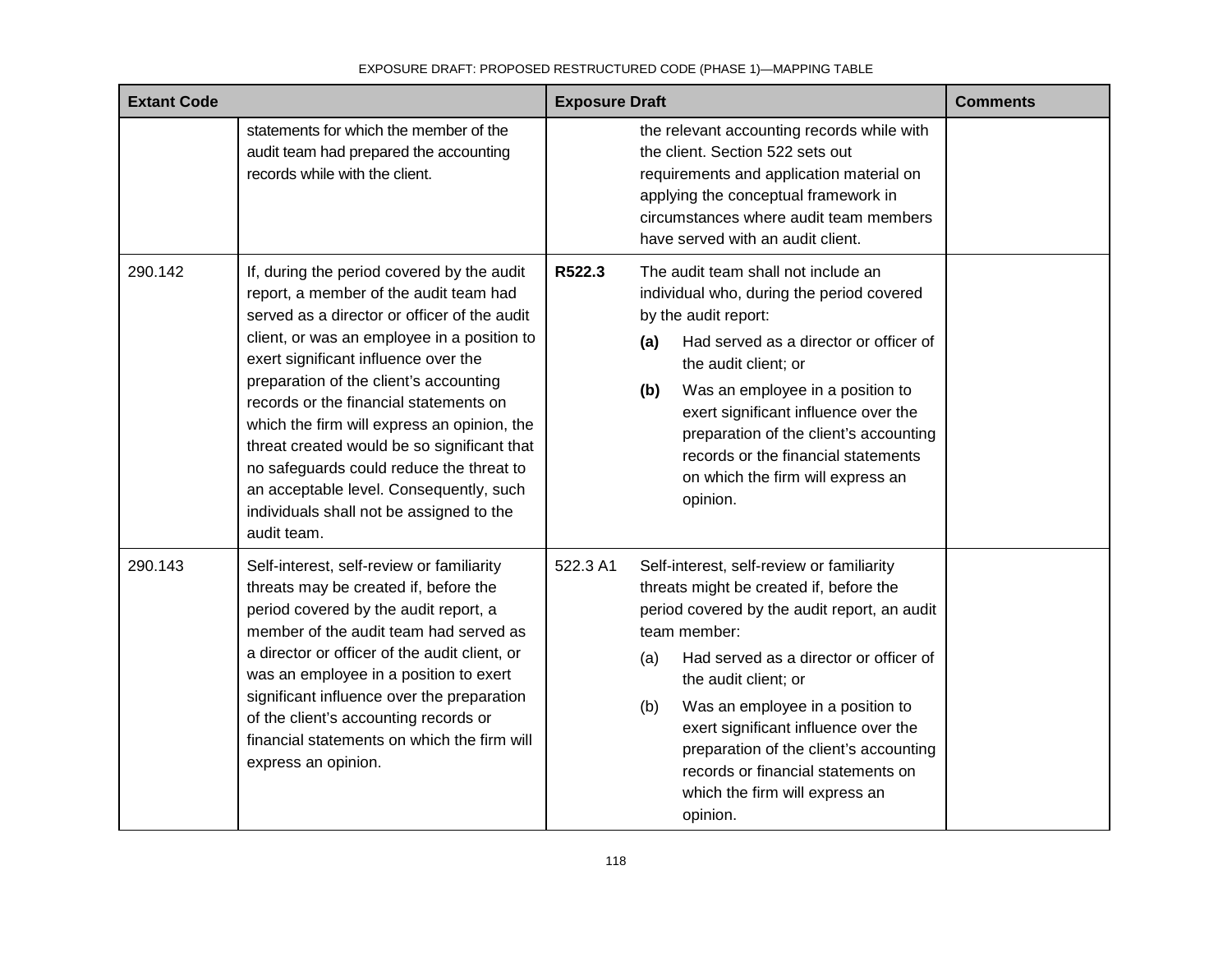| Extant Code | | Exposure Draft | | Comments |
|---|---|---|---|---|
| | statements for which the member of the audit team had prepared the accounting records while with the client. | | the relevant accounting records while with the client. Section 522 sets out requirements and application material on applying the conceptual framework in circumstances where audit team members have served with an audit client. | |
| 290.142 | If, during the period covered by the audit report, a member of the audit team had served as a director or officer of the audit client, or was an employee in a position to exert significant influence over the preparation of the client's accounting records or the financial statements on which the firm will express an opinion, the threat created would be so significant that no safeguards could reduce the threat to an acceptable level. Consequently, such individuals shall not be assigned to the audit team. | **R522.3** | The audit team shall not include an individual who, during the period covered by the audit report:<br>**(a)** Had served as a director or officer of the audit client; or<br>**(b)** Was an employee in a position to exert significant influence over the preparation of the client's accounting records or the financial statements on which the firm will express an opinion. | |
| 290.143 | Self-interest, self-review or familiarity threats may be created if, before the period covered by the audit report, a member of the audit team had served as a director or officer of the audit client, or was an employee in a position to exert significant influence over the preparation of the client's accounting records or financial statements on which the firm will express an opinion. | 522.3 A1 | Self-interest, self-review or familiarity threats might be created if, before the period covered by the audit report, an audit team member:<br>(a) Had served as a director or officer of the audit client; or<br>(b) Was an employee in a position to exert significant influence over the preparation of the client's accounting records or financial statements on which the firm will express an opinion. | |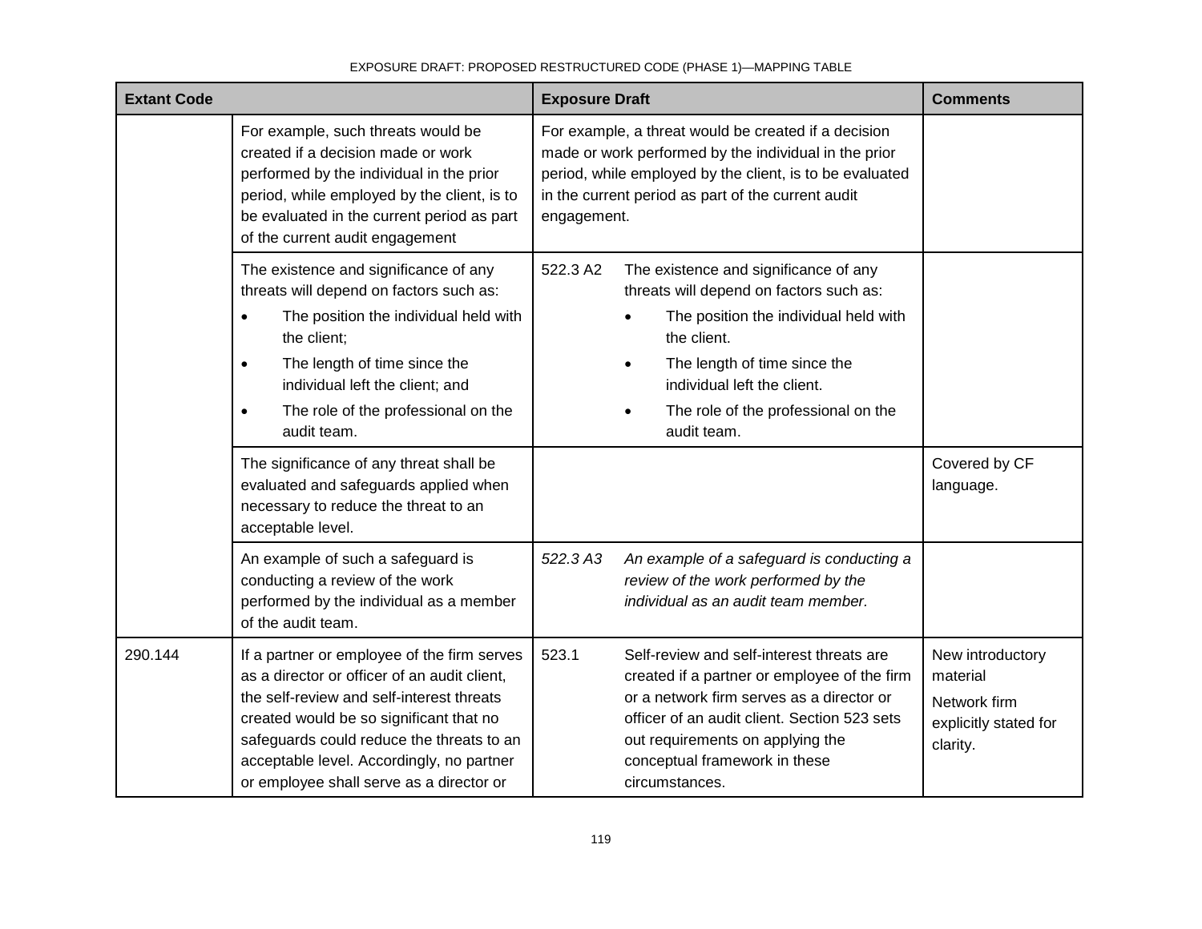| Extant Code | | Exposure Draft | | Comments |
|---|---|---|---|---|
| | For example, such threats would be created if a decision made or work performed by the individual in the prior period, while employed by the client, is to be evaluated in the current period as part of the current audit engagement | For example, a threat would be created if a decision made or work performed by the individual in the prior period, while employed by the client, is to be evaluated in the current period as part of the current audit engagement. | | |
| | The existence and significance of any threats will depend on factors such as:<br>• The position the individual held with the client;<br>• The length of time since the individual left the client; and<br>• The role of the professional on the audit team. | 522.3 A2 | The existence and significance of any threats will depend on factors such as:<br>• The position the individual held with the client.<br>• The length of time since the individual left the client.<br>• The role of the professional on the audit team. | |
| | The significance of any threat shall be evaluated and safeguards applied when necessary to reduce the threat to an acceptable level. | | | Covered by CF language. |
| | An example of such a safeguard is conducting a review of the work performed by the individual as a member of the audit team. | *522.3 A3* | *An example of a safeguard is conducting a review of the work performed by the individual as an audit team member.* | |
| 290.144 | If a partner or employee of the firm serves as a director or officer of an audit client, the self-review and self-interest threats created would be so significant that no safeguards could reduce the threats to an acceptable level. Accordingly, no partner or employee shall serve as a director or | 523.1 | Self-review and self-interest threats are created if a partner or employee of the firm or a network firm serves as a director or officer of an audit client. Section 523 sets out requirements on applying the conceptual framework in these circumstances. | New introductory material<br>Network firm explicitly stated for clarity. |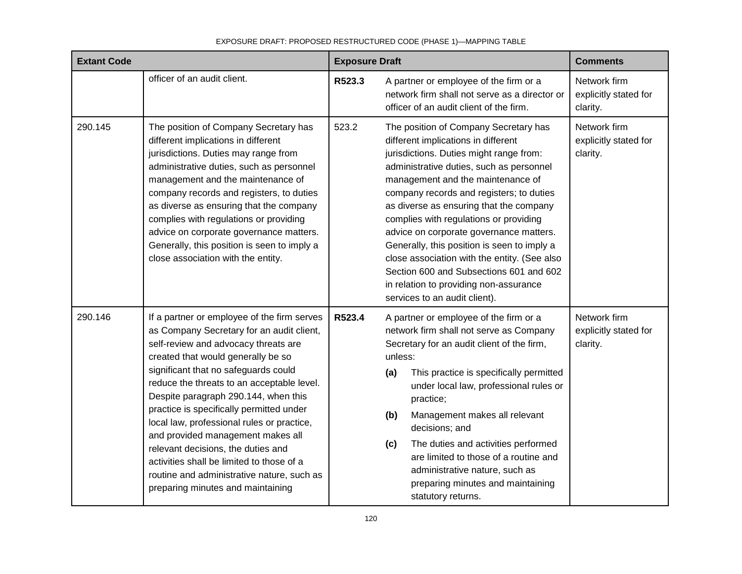| Extant Code | | Exposure Draft | | Comments |
|---|---|---|---|---|
| | officer of an audit client. | **R523.3** | A partner or employee of the firm or a network firm shall not serve as a director or officer of an audit client of the firm. | Network firm explicitly stated for clarity. |
| 290.145 | The position of Company Secretary has different implications in different jurisdictions. Duties may range from administrative duties, such as personnel management and the maintenance of company records and registers, to duties as diverse as ensuring that the company complies with regulations or providing advice on corporate governance matters. Generally, this position is seen to imply a close association with the entity. | 523.2 | The position of Company Secretary has different implications in different jurisdictions. Duties might range from: administrative duties, such as personnel management and the maintenance of company records and registers; to duties as diverse as ensuring that the company complies with regulations or providing advice on corporate governance matters. Generally, this position is seen to imply a close association with the entity. (See also Section 600 and Subsections 601 and 602 in relation to providing non-assurance services to an audit client). | Network firm explicitly stated for clarity. |
| 290.146 | If a partner or employee of the firm serves as Company Secretary for an audit client, self-review and advocacy threats are created that would generally be so significant that no safeguards could reduce the threats to an acceptable level. Despite paragraph 290.144, when this practice is specifically permitted under local law, professional rules or practice, and provided management makes all relevant decisions, the duties and activities shall be limited to those of a routine and administrative nature, such as preparing minutes and maintaining | **R523.4** | A partner or employee of the firm or a network firm shall not serve as Company Secretary for an audit client of the firm, unless:<br>**(a)** This practice is specifically permitted under local law, professional rules or practice;<br>**(b)** Management makes all relevant decisions; and<br>**(c)** The duties and activities performed are limited to those of a routine and administrative nature, such as preparing minutes and maintaining statutory returns. | Network firm explicitly stated for clarity. |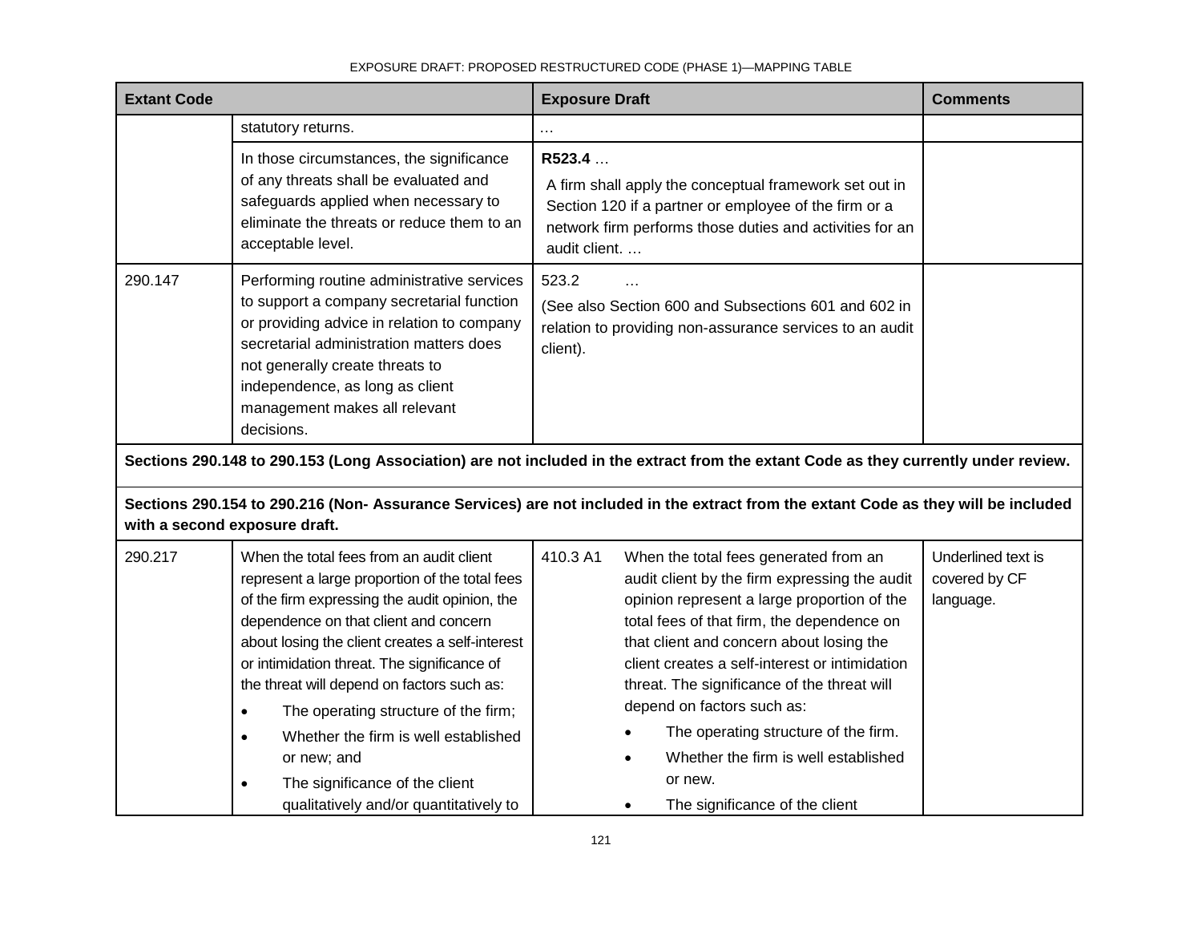| Extant Code | | Exposure Draft | | Comments |
|---|---|---|---|---|
| | statutory returns. | … | | |
| | In those circumstances, the significance of any threats shall be evaluated and safeguards applied when necessary to eliminate the threats or reduce them to an acceptable level. | **R523.4** … A firm shall apply the conceptual framework set out in Section 120 if a partner or employee of the firm or a network firm performs those duties and activities for an audit client. … | | |
| 290.147 | Performing routine administrative services to support a company secretarial function or providing advice in relation to company secretarial administration matters does not generally create threats to independence, as long as client management makes all relevant decisions. | 523.2 … (See also Section 600 and Subsections 601 and 602 in relation to providing non-assurance services to an audit client). | | |
| **Sections 290.148 to 290.153 (Long Association) are not included in the extract from the extant Code as they currently under review.** | | | | |
| **Sections 290.154 to 290.216 (Non- Assurance Services) are not included in the extract from the extant Code as they will be included with a second exposure draft.** | | | | |
| 290.217 | When the total fees from an audit client represent a large proportion of the total fees of the firm expressing the audit opinion, the dependence on that client and concern about losing the client creates a self-interest or intimidation threat. The significance of the threat will depend on factors such as:<br>• The operating structure of the firm;<br>• Whether the firm is well established or new; and<br>• The significance of the client qualitatively and/or quantitatively to | 410.3 A1 | When the total fees generated from an audit client by the firm expressing the audit opinion represent a large proportion of the total fees of that firm, the dependence on that client and concern about losing the client creates a self-interest or intimidation threat. The significance of the threat will depend on factors such as:<br>• The operating structure of the firm.<br>• Whether the firm is well established or new.<br>• The significance of the client | Underlined text is covered by CF language. |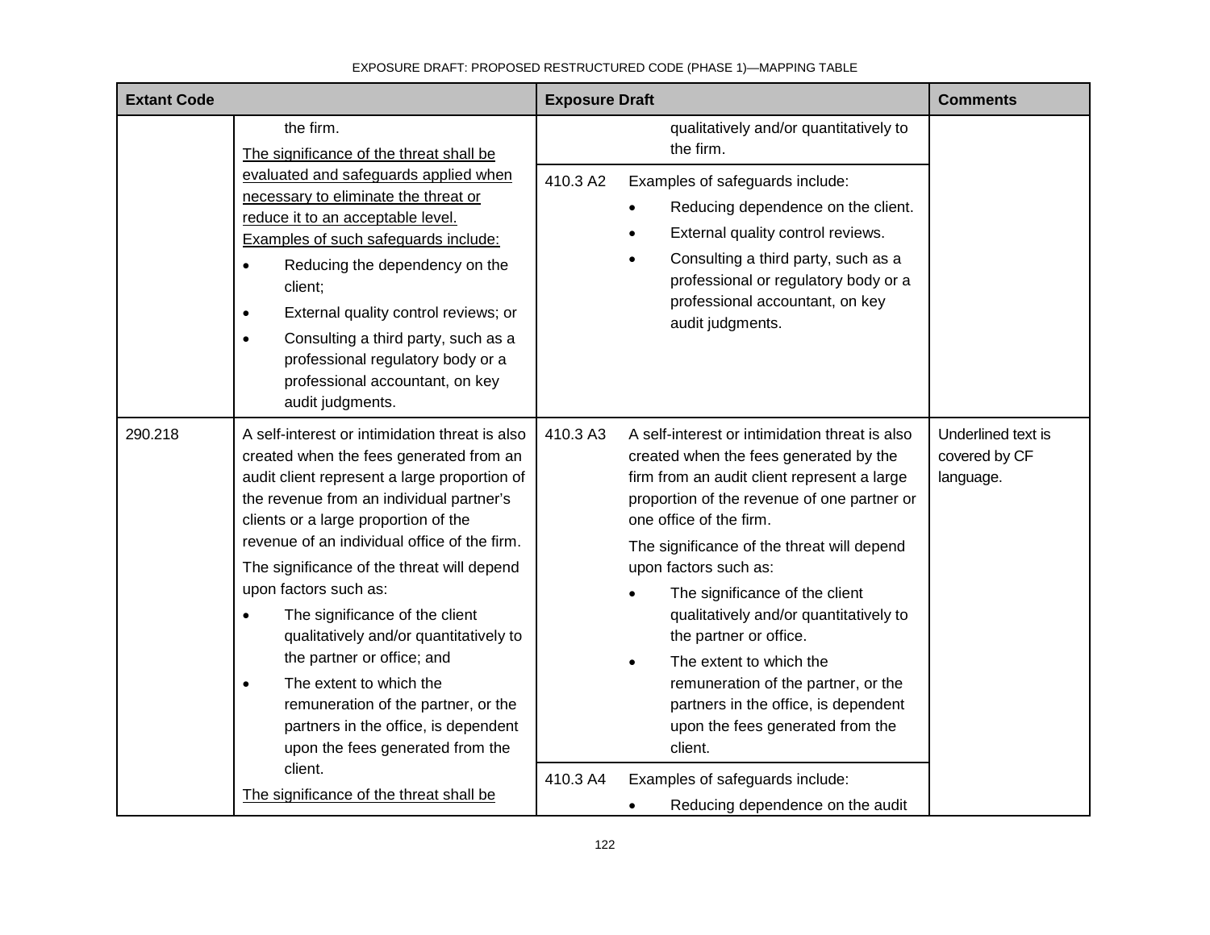| Extant Code | | Exposure Draft | | Comments |
|---|---|---|---|---|
| | the firm.<br><u>The significance of the threat shall be evaluated and safeguards applied when necessary to eliminate the threat or reduce it to an acceptable level. Examples of such safeguards include:</u><br>• Reducing the dependency on the client;<br>• External quality control reviews; or<br>• Consulting a third party, such as a professional regulatory body or a professional accountant, on key audit judgments. | | qualitatively and/or quantitatively to the firm. | |
| | | 410.3 A2 | Examples of safeguards include:<br>• Reducing dependence on the client.<br>• External quality control reviews.<br>• Consulting a third party, such as a professional or regulatory body or a professional accountant, on key audit judgments. | |
| 290.218 | A self-interest or intimidation threat is also created when the fees generated from an audit client represent a large proportion of the revenue from an individual partner's clients or a large proportion of the revenue of an individual office of the firm.<br>The significance of the threat will depend upon factors such as:<br>• The significance of the client qualitatively and/or quantitatively to the partner or office; and<br>• The extent to which the remuneration of the partner, or the partners in the office, is dependent upon the fees generated from the client.<br><u>The significance of the threat shall be</u> | 410.3 A3 | A self-interest or intimidation threat is also created when the fees generated by the firm from an audit client represent a large proportion of the revenue of one partner or one office of the firm.<br>The significance of the threat will depend upon factors such as:<br>• The significance of the client qualitatively and/or quantitatively to the partner or office.<br>• The extent to which the remuneration of the partner, or the partners in the office, is dependent upon the fees generated from the client. | Underlined text is covered by CF language. |
| | | 410.3 A4 | Examples of safeguards include:<br>• Reducing dependence on the audit | |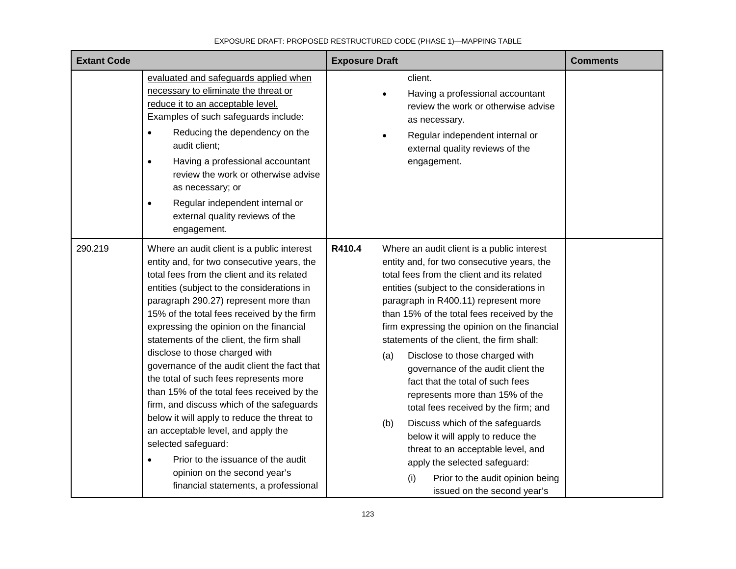| Extant Code | | Exposure Draft | | Comments |
|---|---|---|---|---|
| | <u>evaluated and safeguards applied when necessary to eliminate the threat or reduce it to an acceptable level.</u> Examples of such safeguards include:<br>• Reducing the dependency on the audit client;<br>• Having a professional accountant review the work or otherwise advise as necessary; or<br>• Regular independent internal or external quality reviews of the engagement. | | client.<br>• Having a professional accountant review the work or otherwise advise as necessary.<br>• Regular independent internal or external quality reviews of the engagement. | |
| 290.219 | Where an audit client is a public interest entity and, for two consecutive years, the total fees from the client and its related entities (subject to the considerations in paragraph 290.27) represent more than 15% of the total fees received by the firm expressing the opinion on the financial statements of the client, the firm shall disclose to those charged with governance of the audit client the fact that the total of such fees represents more than 15% of the total fees received by the firm, and discuss which of the safeguards below it will apply to reduce the threat to an acceptable level, and apply the selected safeguard:<br>• Prior to the issuance of the audit opinion on the second year's financial statements, a professional | **R410.4** | Where an audit client is a public interest entity and, for two consecutive years, the total fees from the client and its related entities (subject to the considerations in paragraph in R400.11) represent more than 15% of the total fees received by the firm expressing the opinion on the financial statements of the client, the firm shall:<br>(a) Disclose to those charged with governance of the audit client the fact that the total of such fees represents more than 15% of the total fees received by the firm; and<br>(b) Discuss which of the safeguards below it will apply to reduce the threat to an acceptable level, and apply the selected safeguard:<br>(i) Prior to the audit opinion being issued on the second year's | |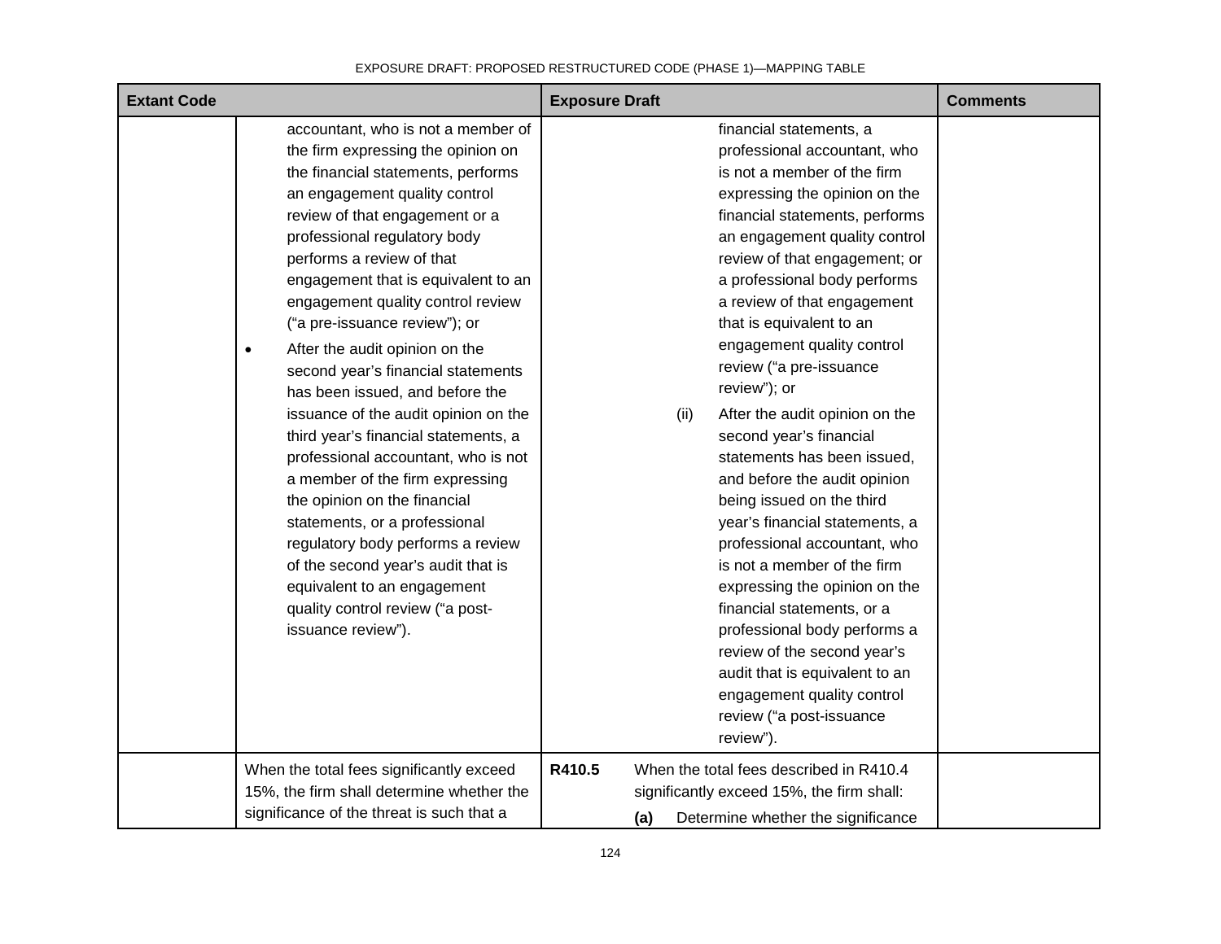| Extant Code | | Exposure Draft | | Comments |
| --- | --- | --- | --- | --- |
| | accountant, who is not a member of the firm expressing the opinion on the financial statements, performs an engagement quality control review of that engagement or a professional regulatory body performs a review of that engagement that is equivalent to an engagement quality control review ("a pre-issuance review"); or<br>• After the audit opinion on the second year's financial statements has been issued, and before the issuance of the audit opinion on the third year's financial statements, a professional accountant, who is not a member of the firm expressing the opinion on the financial statements, or a professional regulatory body performs a review of the second year's audit that is equivalent to an engagement quality control review ("a post-issuance review"). | | financial statements, a professional accountant, who is not a member of the firm expressing the opinion on the financial statements, performs an engagement quality control review of that engagement; or a professional body performs a review of that engagement that is equivalent to an engagement quality control review ("a pre-issuance review"); or<br>(ii) After the audit opinion on the second year's financial statements has been issued, and before the audit opinion being issued on the third year's financial statements, a professional accountant, who is not a member of the firm expressing the opinion on the financial statements, or a professional body performs a review of the second year's audit that is equivalent to an engagement quality control review ("a post-issuance review"). | |
| | When the total fees significantly exceed 15%, the firm shall determine whether the significance of the threat is such that a | **R410.5** | When the total fees described in R410.4 significantly exceed 15%, the firm shall:<br>**(a)** Determine whether the significance | |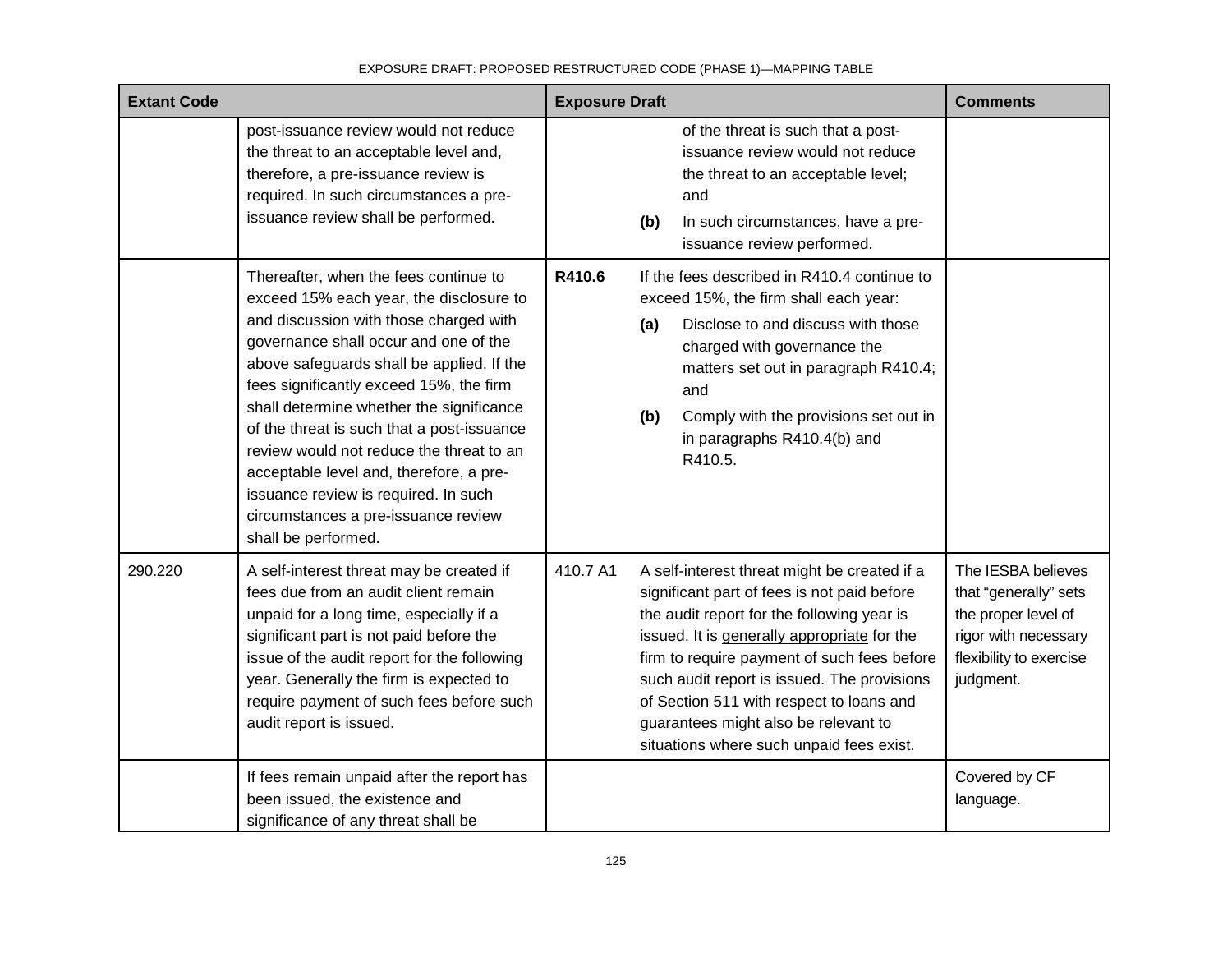| Extant Code | | Exposure Draft | | Comments |
|---|---|---|---|---|
| | post-issuance review would not reduce the threat to an acceptable level and, therefore, a pre-issuance review is required. In such circumstances a pre-issuance review shall be performed. | | of the threat is such that a post-issuance review would not reduce the threat to an acceptable level; and<br>**(b)** In such circumstances, have a pre-issuance review performed. | |
| | Thereafter, when the fees continue to exceed 15% each year, the disclosure to and discussion with those charged with governance shall occur and one of the above safeguards shall be applied. If the fees significantly exceed 15%, the firm shall determine whether the significance of the threat is such that a post-issuance review would not reduce the threat to an acceptable level and, therefore, a pre-issuance review is required. In such circumstances a pre-issuance review shall be performed. | **R410.6** | If the fees described in R410.4 continue to exceed 15%, the firm shall each year:<br>**(a)** Disclose to and discuss with those charged with governance the matters set out in paragraph R410.4; and<br>**(b)** Comply with the provisions set out in in paragraphs R410.4(b) and R410.5. | |
| 290.220 | A self-interest threat may be created if fees due from an audit client remain unpaid for a long time, especially if a significant part is not paid before the issue of the audit report for the following year. Generally the firm is expected to require payment of such fees before such audit report is issued. | 410.7 A1 | A self-interest threat might be created if a significant part of fees is not paid before the audit report for the following year is issued. It is generally appropriate for the firm to require payment of such fees before such audit report is issued. The provisions of Section 511 with respect to loans and guarantees might also be relevant to situations where such unpaid fees exist. | The IESBA believes that "generally" sets the proper level of rigor with necessary flexibility to exercise judgment. |
| | If fees remain unpaid after the report has been issued, the existence and significance of any threat shall be | | | Covered by CF language. |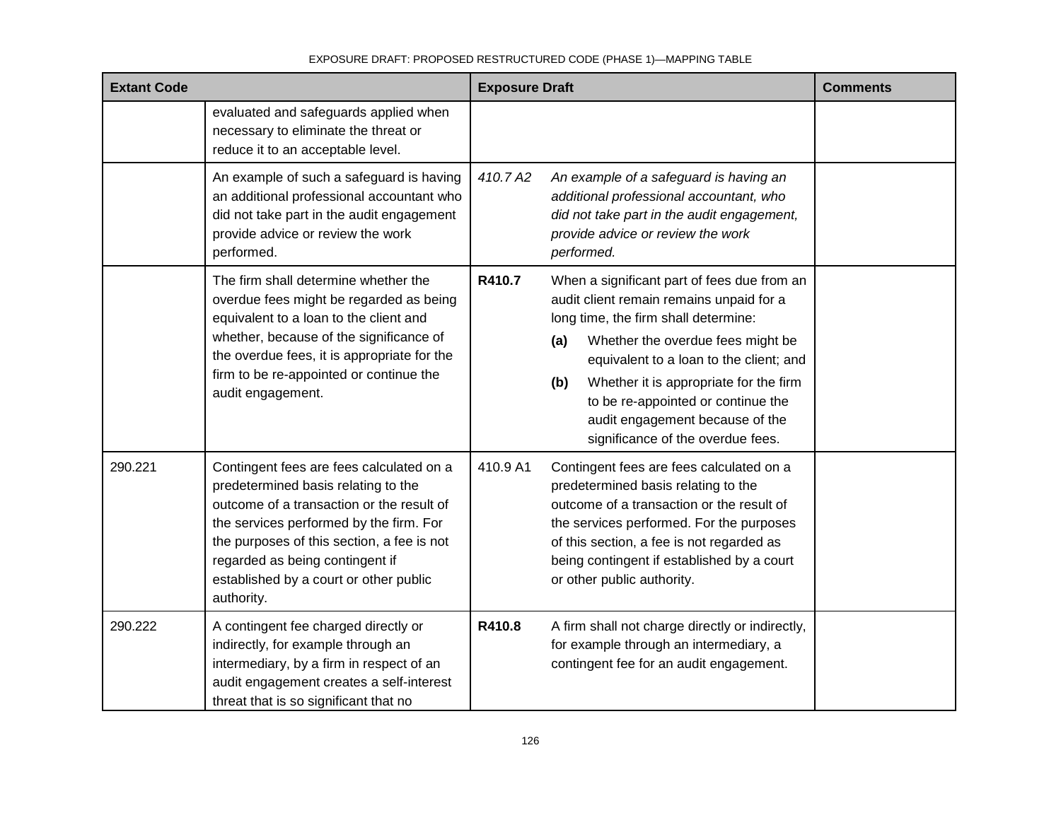| Extant Code | | Exposure Draft | | Comments |
|---|---|---|---|---|
| | evaluated and safeguards applied when necessary to eliminate the threat or reduce it to an acceptable level. | | | |
| | An example of such a safeguard is having an additional professional accountant who did not take part in the audit engagement provide advice or review the work performed. | *410.7 A2* | *An example of a safeguard is having an additional professional accountant, who did not take part in the audit engagement, provide advice or review the work performed.* | |
| | The firm shall determine whether the overdue fees might be regarded as being equivalent to a loan to the client and whether, because of the significance of the overdue fees, it is appropriate for the firm to be re-appointed or continue the audit engagement. | **R410.7** | When a significant part of fees due from an audit client remain remains unpaid for a long time, the firm shall determine:<br>**(a)** Whether the overdue fees might be equivalent to a loan to the client; and<br>**(b)** Whether it is appropriate for the firm to be re-appointed or continue the audit engagement because of the significance of the overdue fees. | |
| 290.221 | Contingent fees are fees calculated on a predetermined basis relating to the outcome of a transaction or the result of the services performed by the firm. For the purposes of this section, a fee is not regarded as being contingent if established by a court or other public authority. | 410.9 A1 | Contingent fees are fees calculated on a predetermined basis relating to the outcome of a transaction or the result of the services performed. For the purposes of this section, a fee is not regarded as being contingent if established by a court or other public authority. | |
| 290.222 | A contingent fee charged directly or indirectly, for example through an intermediary, by a firm in respect of an audit engagement creates a self-interest threat that is so significant that no | **R410.8** | A firm shall not charge directly or indirectly, for example through an intermediary, a contingent fee for an audit engagement. | |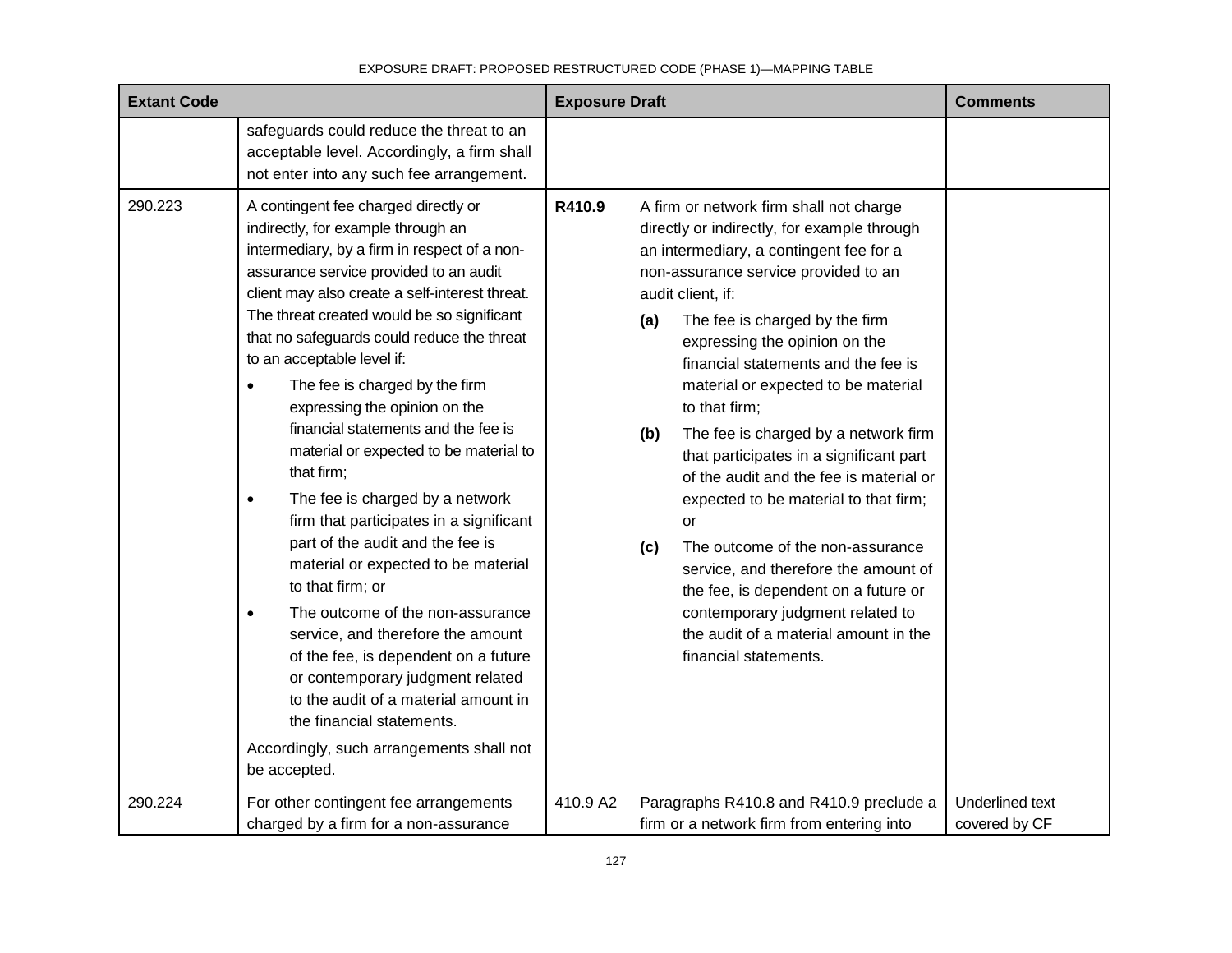| Extant Code | | Exposure Draft | | Comments |
|---|---|---|---|---|
| | safeguards could reduce the threat to an acceptable level. Accordingly, a firm shall not enter into any such fee arrangement. | | | |
| 290.223 | A contingent fee charged directly or indirectly, for example through an intermediary, by a firm in respect of a non-assurance service provided to an audit client may also create a self-interest threat. The threat created would be so significant that no safeguards could reduce the threat to an acceptable level if:<br>• The fee is charged by the firm expressing the opinion on the financial statements and the fee is material or expected to be material to that firm;<br>• The fee is charged by a network firm that participates in a significant part of the audit and the fee is material or expected to be material to that firm; or<br>• The outcome of the non-assurance service, and therefore the amount of the fee, is dependent on a future or contemporary judgment related to the audit of a material amount in the financial statements.<br>Accordingly, such arrangements shall not be accepted. | **R410.9** | A firm or network firm shall not charge directly or indirectly, for example through an intermediary, a contingent fee for a non-assurance service provided to an audit client, if:<br>**(a)** The fee is charged by the firm expressing the opinion on the financial statements and the fee is material or expected to be material to that firm;<br>**(b)** The fee is charged by a network firm that participates in a significant part of the audit and the fee is material or expected to be material to that firm; or<br>**(c)** The outcome of the non-assurance service, and therefore the amount of the fee, is dependent on a future or contemporary judgment related to the audit of a material amount in the financial statements. | |
| 290.224 | For other contingent fee arrangements charged by a firm for a non-assurance | 410.9 A2 | Paragraphs R410.8 and R410.9 preclude a firm or a network firm from entering into | Underlined text covered by CF |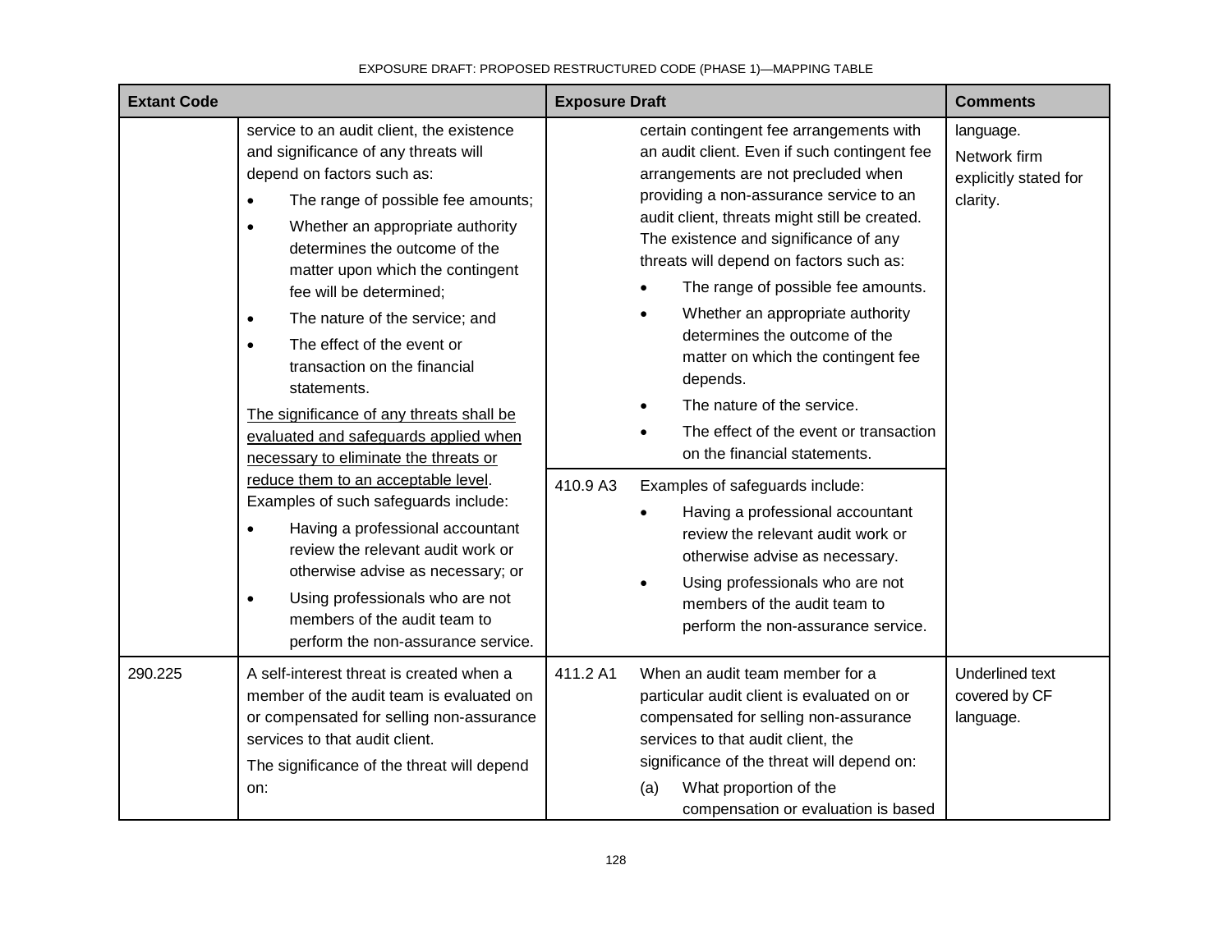| Extant Code | | Exposure Draft | | Comments |
|---|---|---|---|---|
| | service to an audit client, the existence and significance of any threats will depend on factors such as:<br>• The range of possible fee amounts;<br>• Whether an appropriate authority determines the outcome of the matter upon which the contingent fee will be determined;<br>• The nature of the service; and<br>• The effect of the event or transaction on the financial statements.<br><u>The significance of any threats shall be evaluated and safeguards applied when necessary to eliminate the threats or reduce them to an acceptable level</u>. Examples of such safeguards include:<br>• Having a professional accountant review the relevant audit work or otherwise advise as necessary; or<br>• Using professionals who are not members of the audit team to perform the non-assurance service. | | certain contingent fee arrangements with an audit client. Even if such contingent fee arrangements are not precluded when providing a non-assurance service to an audit client, threats might still be created. The existence and significance of any threats will depend on factors such as:<br>• The range of possible fee amounts.<br>• Whether an appropriate authority determines the outcome of the matter on which the contingent fee depends.<br>• The nature of the service.<br>• The effect of the event or transaction on the financial statements. | language.<br>Network firm explicitly stated for clarity. |
| | | 410.9 A3 | Examples of safeguards include:<br>• Having a professional accountant review the relevant audit work or otherwise advise as necessary.<br>• Using professionals who are not members of the audit team to perform the non-assurance service. | |
| 290.225 | A self-interest threat is created when a member of the audit team is evaluated on or compensated for selling non-assurance services to that audit client.<br>The significance of the threat will depend on: | 411.2 A1 | When an audit team member for a particular audit client is evaluated on or compensated for selling non-assurance services to that audit client, the significance of the threat will depend on:<br>(a) What proportion of the compensation or evaluation is based | Underlined text covered by CF language. |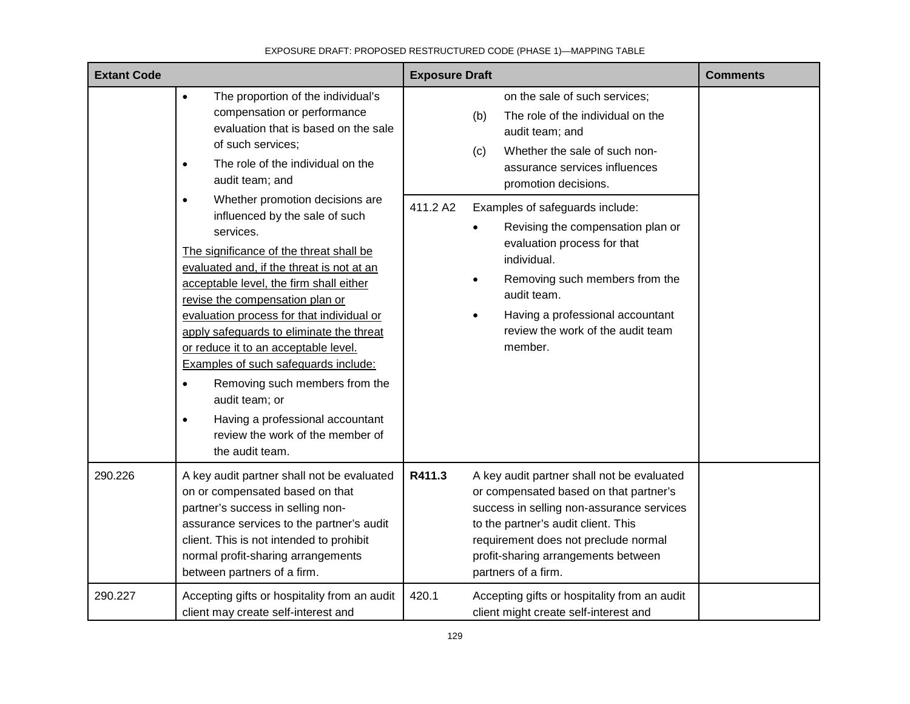| Extant Code | | Exposure Draft | | Comments |
|---|---|---|---|---|
| | • The proportion of the individual's compensation or performance evaluation that is based on the sale of such services;<br>• The role of the individual on the audit team; and<br>• Whether promotion decisions are influenced by the sale of such services.<br><u>The significance of the threat shall be evaluated and, if the threat is not at an acceptable level, the firm shall either revise the compensation plan or evaluation process for that individual or apply safeguards to eliminate the threat or reduce it to an acceptable level. Examples of such safeguards include:</u><br>• Removing such members from the audit team; or<br>• Having a professional accountant review the work of the member of the audit team. | | on the sale of such services;<br>(b) The role of the individual on the audit team; and<br>(c) Whether the sale of such non-assurance services influences promotion decisions. | |
| | | 411.2 A2 | Examples of safeguards include:<br>• Revising the compensation plan or evaluation process for that individual.<br>• Removing such members from the audit team.<br>• Having a professional accountant review the work of the audit team member. | |
| 290.226 | A key audit partner shall not be evaluated on or compensated based on that partner's success in selling non-assurance services to the partner's audit client. This is not intended to prohibit normal profit-sharing arrangements between partners of a firm. | **R411.3** | A key audit partner shall not be evaluated or compensated based on that partner's success in selling non-assurance services to the partner's audit client. This requirement does not preclude normal profit-sharing arrangements between partners of a firm. | |
| 290.227 | Accepting gifts or hospitality from an audit client may create self-interest and | 420.1 | Accepting gifts or hospitality from an audit client might create self-interest and | |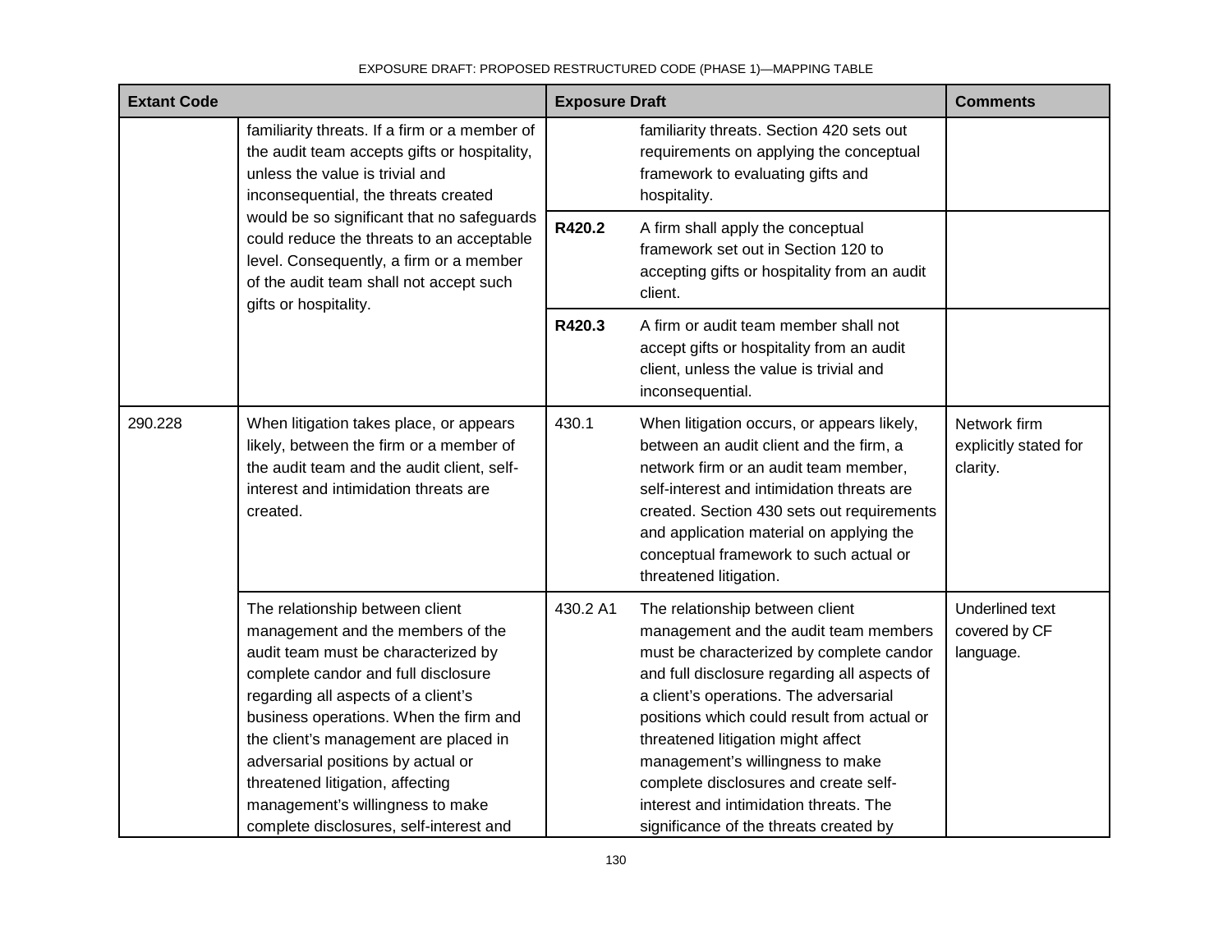| Extant Code | | Exposure Draft | | Comments |
|---|---|---|---|---|
| | familiarity threats. If a firm or a member of the audit team accepts gifts or hospitality, unless the value is trivial and inconsequential, the threats created would be so significant that no safeguards could reduce the threats to an acceptable level. Consequently, a firm or a member of the audit team shall not accept such gifts or hospitality. | | familiarity threats. Section 420 sets out requirements on applying the conceptual framework to evaluating gifts and hospitality. | |
| | | **R420.2** | A firm shall apply the conceptual framework set out in Section 120 to accepting gifts or hospitality from an audit client. | |
| | | **R420.3** | A firm or audit team member shall not accept gifts or hospitality from an audit client, unless the value is trivial and inconsequential. | |
| 290.228 | When litigation takes place, or appears likely, between the firm or a member of the audit team and the audit client, self-interest and intimidation threats are created. | 430.1 | When litigation occurs, or appears likely, between an audit client and the firm, a network firm or an audit team member, self-interest and intimidation threats are created. Section 430 sets out requirements and application material on applying the conceptual framework to such actual or threatened litigation. | Network firm explicitly stated for clarity. |
| | The relationship between client management and the members of the audit team must be characterized by complete candor and full disclosure regarding all aspects of a client's business operations. When the firm and the client's management are placed in adversarial positions by actual or threatened litigation, affecting management's willingness to make complete disclosures, self-interest and | 430.2 A1 | The relationship between client management and the audit team members must be characterized by complete candor and full disclosure regarding all aspects of a client's operations. The adversarial positions which could result from actual or threatened litigation might affect management's willingness to make complete disclosures and create self-interest and intimidation threats. The significance of the threats created by | Underlined text covered by CF language. |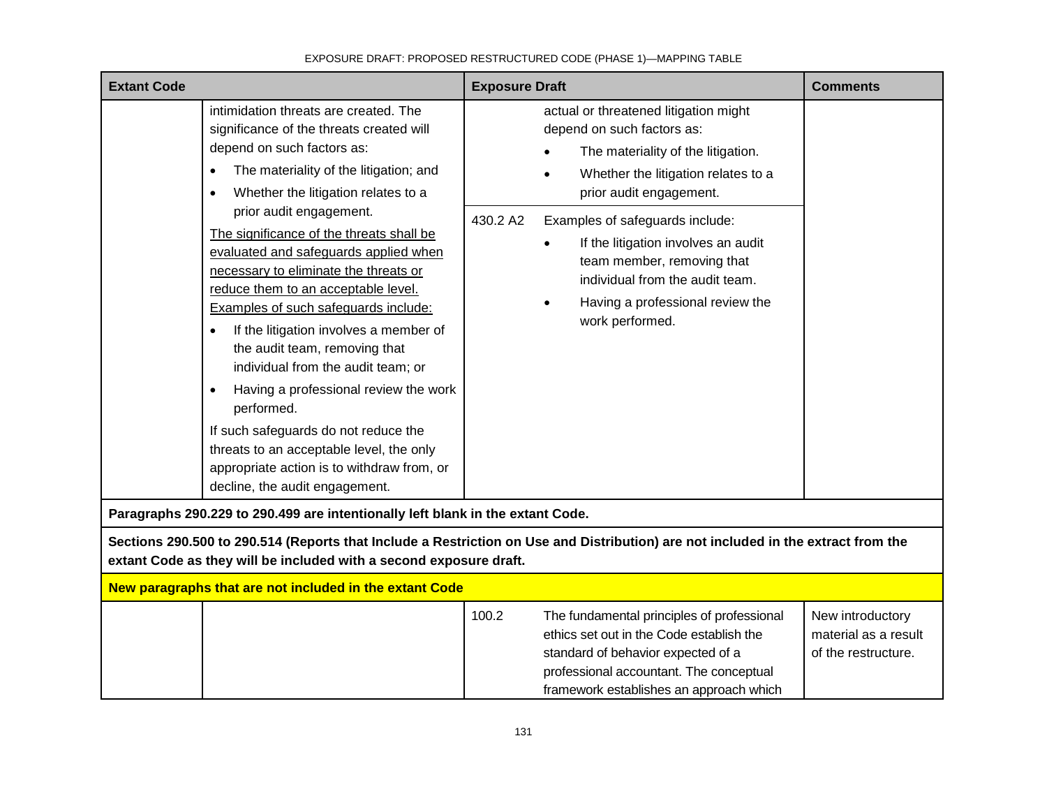| Extant Code | | Exposure Draft | | Comments |
|---|---|---|---|---|
| | intimidation threats are created. The significance of the threats created will depend on such factors as:<br>• The materiality of the litigation; and<br>• Whether the litigation relates to a prior audit engagement.<br><u>The significance of the threats shall be evaluated and safeguards applied when necessary to eliminate the threats or reduce them to an acceptable level. Examples of such safeguards include:</u><br>• If the litigation involves a member of the audit team, removing that individual from the audit team; or<br>• Having a professional review the work performed.<br>If such safeguards do not reduce the threats to an acceptable level, the only appropriate action is to withdraw from, or decline, the audit engagement. | | actual or threatened litigation might depend on such factors as:<br>• The materiality of the litigation.<br>• Whether the litigation relates to a prior audit engagement. | |
| | | 430.2 A2 | Examples of safeguards include:<br>• If the litigation involves an audit team member, removing that individual from the audit team.<br>• Having a professional review the work performed. | |
| **Paragraphs 290.229 to 290.499 are intentionally left blank in the extant Code.** | | | | |
| **Sections 290.500 to 290.514 (Reports that Include a Restriction on Use and Distribution) are not included in the extract from the extant Code as they will be included with a second exposure draft.** | | | | |
| **New paragraphs that are not included in the extant Code** | | | | |
| | | 100.2 | The fundamental principles of professional ethics set out in the Code establish the standard of behavior expected of a professional accountant. The conceptual framework establishes an approach which | New introductory material as a result of the restructure. |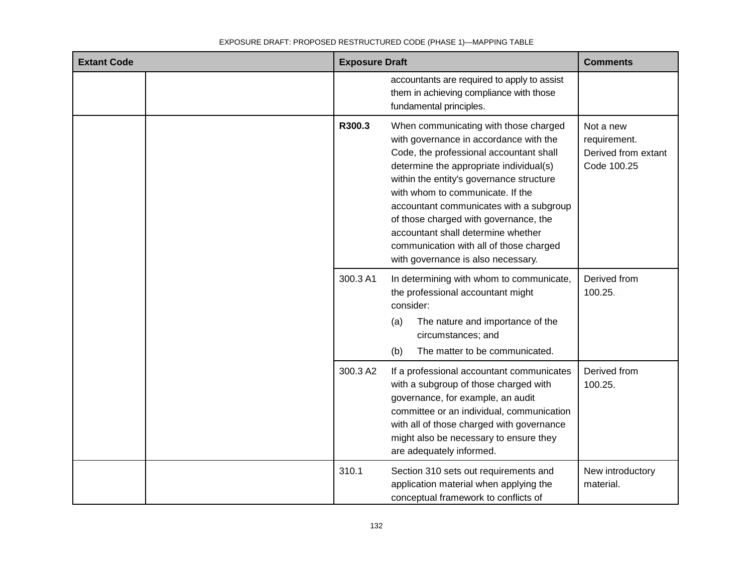| Extant Code | | Exposure Draft | | Comments |
|---|---|---|---|---|
| | | | accountants are required to apply to assist them in achieving compliance with those fundamental principles. | |
| | | **R300.3** | When communicating with those charged with governance in accordance with the Code, the professional accountant shall determine the appropriate individual(s) within the entity's governance structure with whom to communicate. If the accountant communicates with a subgroup of those charged with governance, the accountant shall determine whether communication with all of those charged with governance is also necessary. | Not a new requirement. Derived from extant Code 100.25 |
| | | 300.3 A1 | In determining with whom to communicate, the professional accountant might consider: (a) The nature and importance of the circumstances; and (b) The matter to be communicated. | Derived from 100.25. |
| | | 300.3 A2 | If a professional accountant communicates with a subgroup of those charged with governance, for example, an audit committee or an individual, communication with all of those charged with governance might also be necessary to ensure they are adequately informed. | Derived from 100.25. |
| | | 310.1 | Section 310 sets out requirements and application material when applying the conceptual framework to conflicts of | New introductory material. |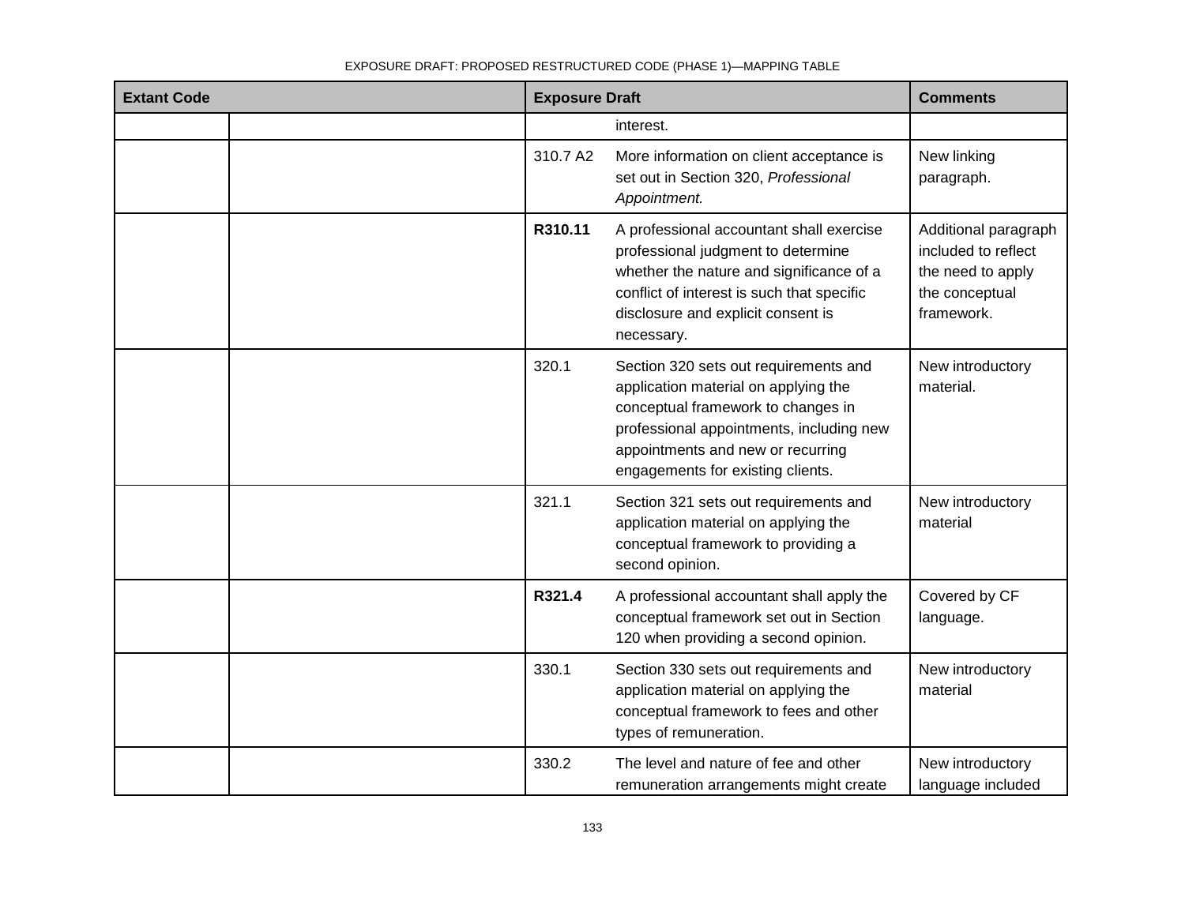| Extant Code | | Exposure Draft | | Comments |
|---|---|---|---|---|
| | | | interest. | |
| | | 310.7 A2 | More information on client acceptance is set out in Section 320, *Professional Appointment.* | New linking paragraph. |
| | | **R310.11** | A professional accountant shall exercise professional judgment to determine whether the nature and significance of a conflict of interest is such that specific disclosure and explicit consent is necessary. | Additional paragraph included to reflect the need to apply the conceptual framework. |
| | | 320.1 | Section 320 sets out requirements and application material on applying the conceptual framework to changes in professional appointments, including new appointments and new or recurring engagements for existing clients. | New introductory material. |
| | | 321.1 | Section 321 sets out requirements and application material on applying the conceptual framework to providing a second opinion. | New introductory material |
| | | **R321.4** | A professional accountant shall apply the conceptual framework set out in Section 120 when providing a second opinion. | Covered by CF language. |
| | | 330.1 | Section 330 sets out requirements and application material on applying the conceptual framework to fees and other types of remuneration. | New introductory material |
| | | 330.2 | The level and nature of fee and other remuneration arrangements might create | New introductory language included |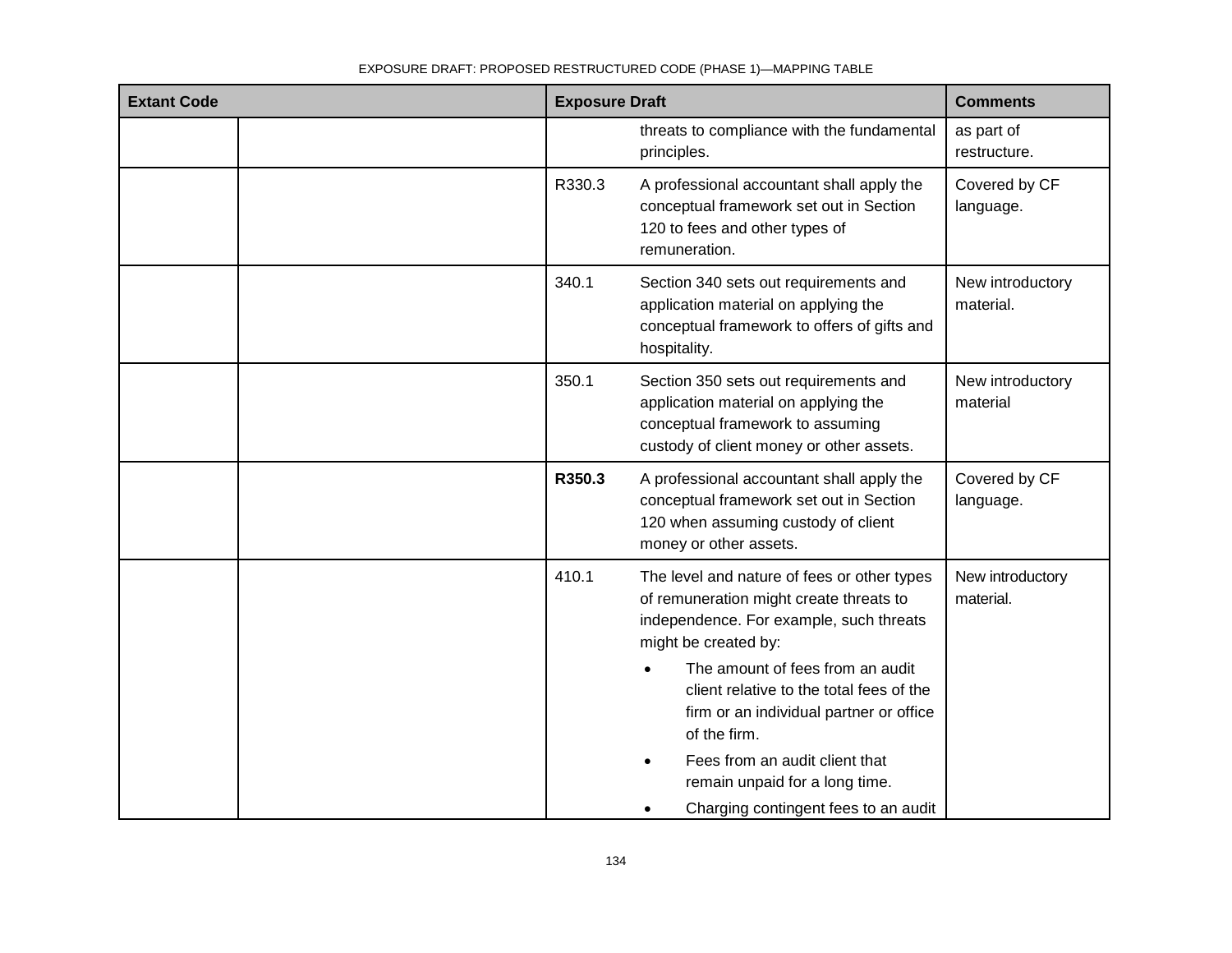| Extant Code | | Exposure Draft | | Comments |
|---|---|---|---|---|
| | | | threats to compliance with the fundamental principles. | as part of restructure. |
| | | R330.3 | A professional accountant shall apply the conceptual framework set out in Section 120 to fees and other types of remuneration. | Covered by CF language. |
| | | 340.1 | Section 340 sets out requirements and application material on applying the conceptual framework to offers of gifts and hospitality. | New introductory material. |
| | | 350.1 | Section 350 sets out requirements and application material on applying the conceptual framework to assuming custody of client money or other assets. | New introductory material |
| | | **R350.3** | A professional accountant shall apply the conceptual framework set out in Section 120 when assuming custody of client money or other assets. | Covered by CF language. |
| | | 410.1 | The level and nature of fees or other types of remuneration might create threats to independence. For example, such threats might be created by:<br>• The amount of fees from an audit client relative to the total fees of the firm or an individual partner or office of the firm.<br>• Fees from an audit client that remain unpaid for a long time.<br>• Charging contingent fees to an audit | New introductory material. |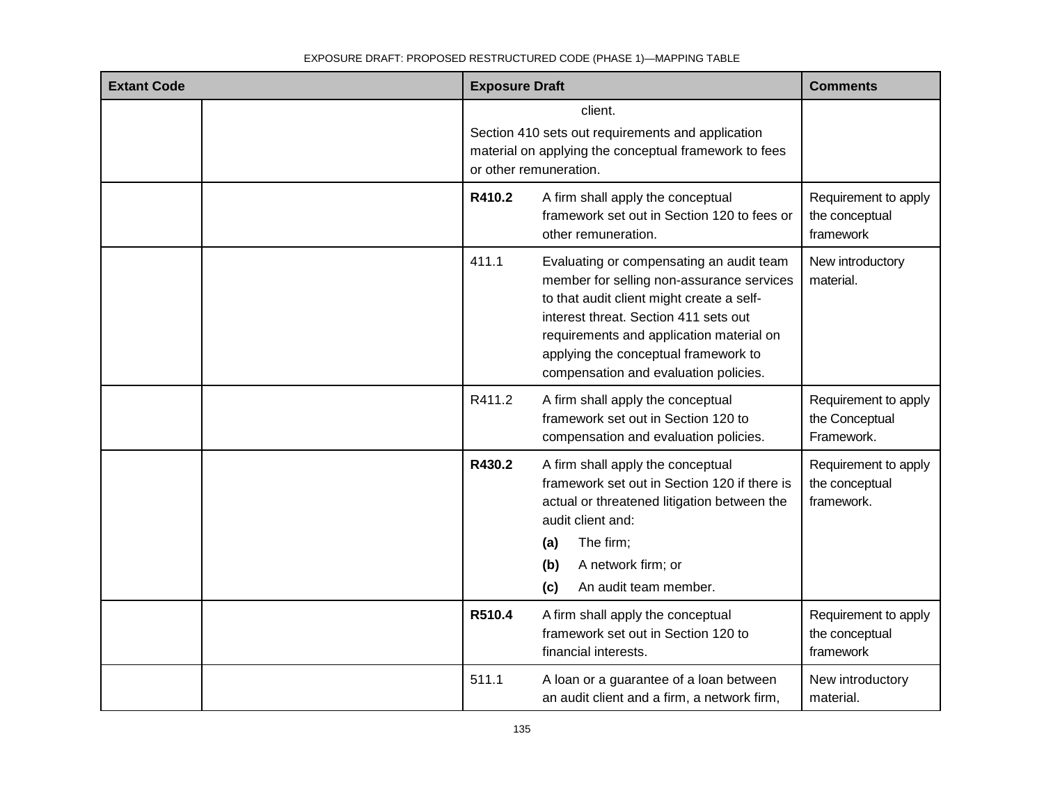| Extant Code | | Exposure Draft | | Comments |
|---|---|---|---|---|
| | | | client.<br>Section 410 sets out requirements and application material on applying the conceptual framework to fees or other remuneration. | |
| | | **R410.2** | A firm shall apply the conceptual framework set out in Section 120 to fees or other remuneration. | Requirement to apply the conceptual framework |
| | | 411.1 | Evaluating or compensating an audit team member for selling non-assurance services to that audit client might create a self-interest threat. Section 411 sets out requirements and application material on applying the conceptual framework to compensation and evaluation policies. | New introductory material. |
| | | R411.2 | A firm shall apply the conceptual framework set out in Section 120 to compensation and evaluation policies. | Requirement to apply the Conceptual Framework. |
| | | **R430.2** | A firm shall apply the conceptual framework set out in Section 120 if there is actual or threatened litigation between the audit client and:<br>**(a)** The firm;<br>**(b)** A network firm; or<br>**(c)** An audit team member. | Requirement to apply the conceptual framework. |
| | | **R510.4** | A firm shall apply the conceptual framework set out in Section 120 to financial interests. | Requirement to apply the conceptual framework |
| | | 511.1 | A loan or a guarantee of a loan between an audit client and a firm, a network firm, | New introductory material. |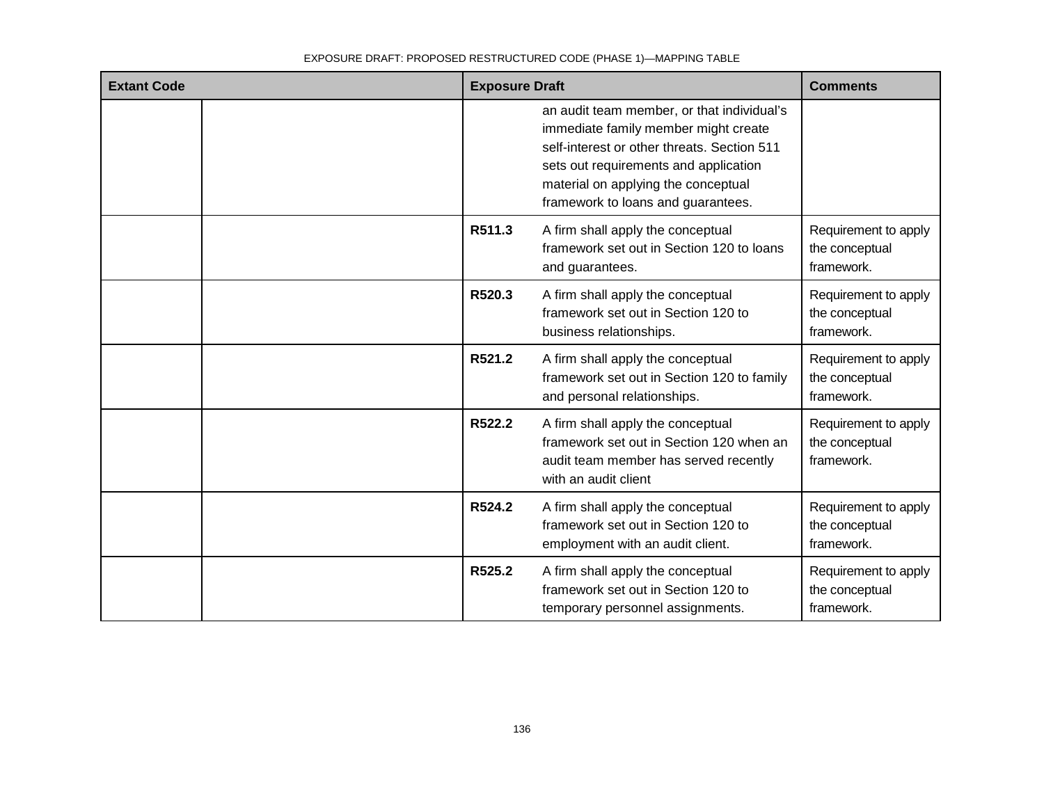| Extant Code | | Exposure Draft | | Comments |
|---|---|---|---|---|
| | | | an audit team member, or that individual's immediate family member might create self-interest or other threats. Section 511 sets out requirements and application material on applying the conceptual framework to loans and guarantees. | |
| | | **R511.3** | A firm shall apply the conceptual framework set out in Section 120 to loans and guarantees. | Requirement to apply the conceptual framework. |
| | | **R520.3** | A firm shall apply the conceptual framework set out in Section 120 to business relationships. | Requirement to apply the conceptual framework. |
| | | **R521.2** | A firm shall apply the conceptual framework set out in Section 120 to family and personal relationships. | Requirement to apply the conceptual framework. |
| | | **R522.2** | A firm shall apply the conceptual framework set out in Section 120 when an audit team member has served recently with an audit client | Requirement to apply the conceptual framework. |
| | | **R524.2** | A firm shall apply the conceptual framework set out in Section 120 to employment with an audit client. | Requirement to apply the conceptual framework. |
| | | **R525.2** | A firm shall apply the conceptual framework set out in Section 120 to temporary personnel assignments. | Requirement to apply the conceptual framework. |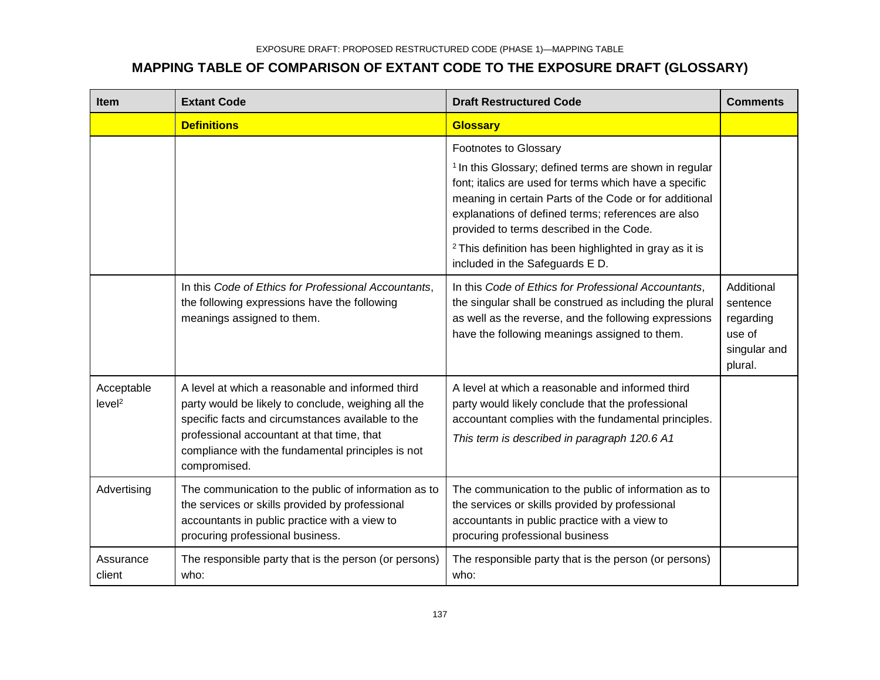## MAPPING TABLE OF COMPARISON OF EXTANT CODE TO THE EXPOSURE DRAFT (GLOSSARY)

| Item | Extant Code | Draft Restructured Code | Comments |
|---|---|---|---|
| | **Definitions** | **Glossary** | |
| | | Footnotes to Glossary<br>[1] In this Glossary; defined terms are shown in regular font; italics are used for terms which have a specific meaning in certain Parts of the Code or for additional explanations of defined terms; references are also provided to terms described in the Code.<br>[2] This definition has been highlighted in gray as it is included in the Safeguards E D. | |
| | In this *Code of Ethics for Professional Accountants*, the following expressions have the following meanings assigned to them. | In this *Code of Ethics for Professional Accountants*, the singular shall be construed as including the plural as well as the reverse, and the following expressions have the following meanings assigned to them. | Additional sentence regarding use of singular and plural. |
| Acceptable level[2] | A level at which a reasonable and informed third party would be likely to conclude, weighing all the specific facts and circumstances available to the professional accountant at that time, that compliance with the fundamental principles is not compromised. | A level at which a reasonable and informed third party would likely conclude that the professional accountant complies with the fundamental principles.<br>*This term is described in paragraph 120.6 A1* | |
| Advertising | The communication to the public of information as to the services or skills provided by professional accountants in public practice with a view to procuring professional business. | The communication to the public of information as to the services or skills provided by professional accountants in public practice with a view to procuring professional business | |
| Assurance client | The responsible party that is the person (or persons) who: | The responsible party that is the person (or persons) who: | |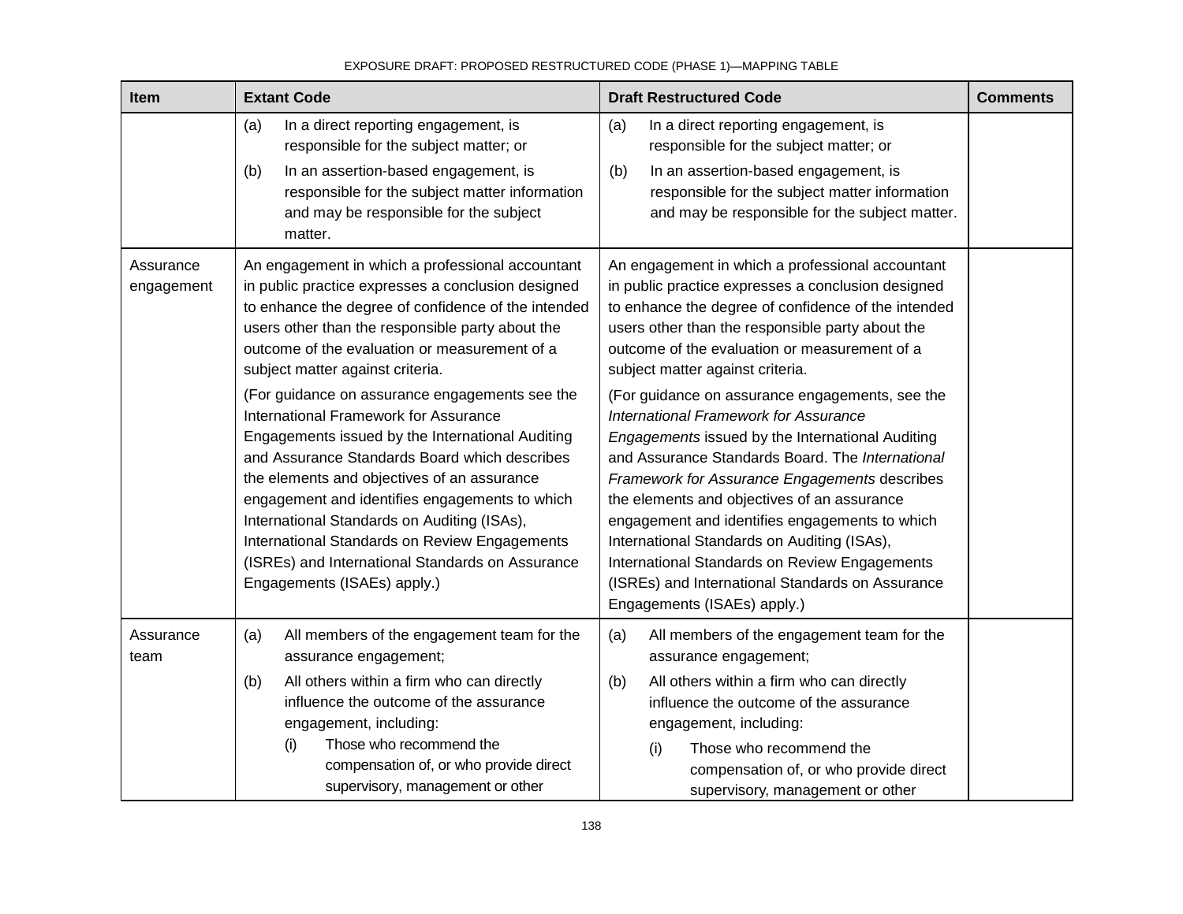| Item | Extant Code | Draft Restructured Code | Comments |
|---|---|---|---|
| | (a) In a direct reporting engagement, is responsible for the subject matter; or<br><br>(b) In an assertion-based engagement, is responsible for the subject matter information and may be responsible for the subject matter. | (a) In a direct reporting engagement, is responsible for the subject matter; or<br><br>(b) In an assertion-based engagement, is responsible for the subject matter information and may be responsible for the subject matter. | |
| Assurance engagement | An engagement in which a professional accountant in public practice expresses a conclusion designed to enhance the degree of confidence of the intended users other than the responsible party about the outcome of the evaluation or measurement of a subject matter against criteria.<br><br>(For guidance on assurance engagements see the International Framework for Assurance Engagements issued by the International Auditing and Assurance Standards Board which describes the elements and objectives of an assurance engagement and identifies engagements to which International Standards on Auditing (ISAs), International Standards on Review Engagements (ISREs) and International Standards on Assurance Engagements (ISAEs) apply.) | An engagement in which a professional accountant in public practice expresses a conclusion designed to enhance the degree of confidence of the intended users other than the responsible party about the outcome of the evaluation or measurement of a subject matter against criteria.<br><br>(For guidance on assurance engagements, see the *International Framework for Assurance Engagements* issued by the International Auditing and Assurance Standards Board. The *International Framework for Assurance Engagements* describes the elements and objectives of an assurance engagement and identifies engagements to which International Standards on Auditing (ISAs), International Standards on Review Engagements (ISREs) and International Standards on Assurance Engagements (ISAEs) apply.) | |
| Assurance team | (a) All members of the engagement team for the assurance engagement;<br><br>(b) All others within a firm who can directly influence the outcome of the assurance engagement, including:<br><br>(i) Those who recommend the compensation of, or who provide direct supervisory, management or other | (a) All members of the engagement team for the assurance engagement;<br><br>(b) All others within a firm who can directly influence the outcome of the assurance engagement, including:<br><br>(i) Those who recommend the compensation of, or who provide direct supervisory, management or other | |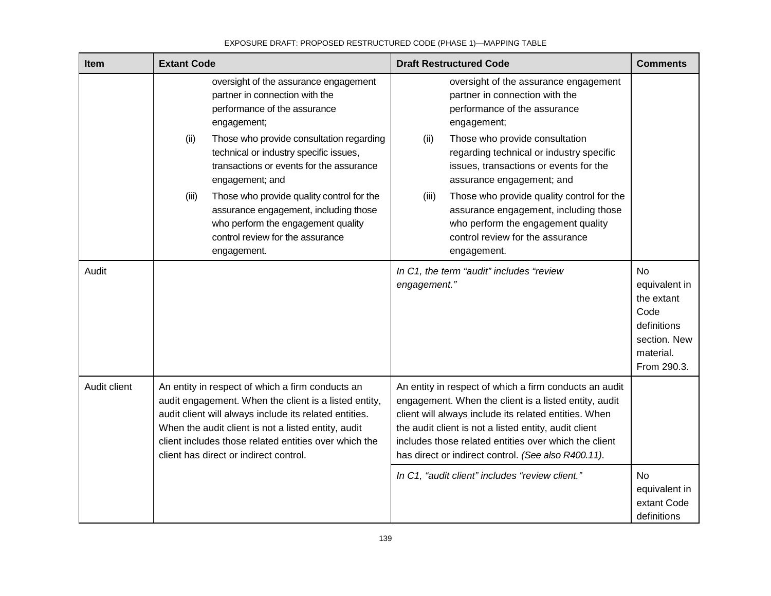| Item | Extant Code | Draft Restructured Code | Comments |
|---|---|---|---|
| | oversight of the assurance engagement partner in connection with the performance of the assurance engagement;<br>(ii) Those who provide consultation regarding technical or industry specific issues, transactions or events for the assurance engagement; and<br>(iii) Those who provide quality control for the assurance engagement, including those who perform the engagement quality control review for the assurance engagement. | oversight of the assurance engagement partner in connection with the performance of the assurance engagement;<br>(ii) Those who provide consultation regarding technical or industry specific issues, transactions or events for the assurance engagement; and<br>(iii) Those who provide quality control for the assurance engagement, including those who perform the engagement quality control review for the assurance engagement. | |
| Audit | | *In C1, the term "audit" includes "review engagement."* | No equivalent in the extant Code definitions section. New material. From 290.3. |
| Audit client | An entity in respect of which a firm conducts an audit engagement. When the client is a listed entity, audit client will always include its related entities. When the audit client is not a listed entity, audit client includes those related entities over which the client has direct or indirect control. | An entity in respect of which a firm conducts an audit engagement. When the client is a listed entity, audit client will always include its related entities. When the audit client is not a listed entity, audit client includes those related entities over which the client has direct or indirect control. *(See also R400.11)*. | |
| | | *In C1, "audit client" includes "review client."* | No equivalent in extant Code definitions |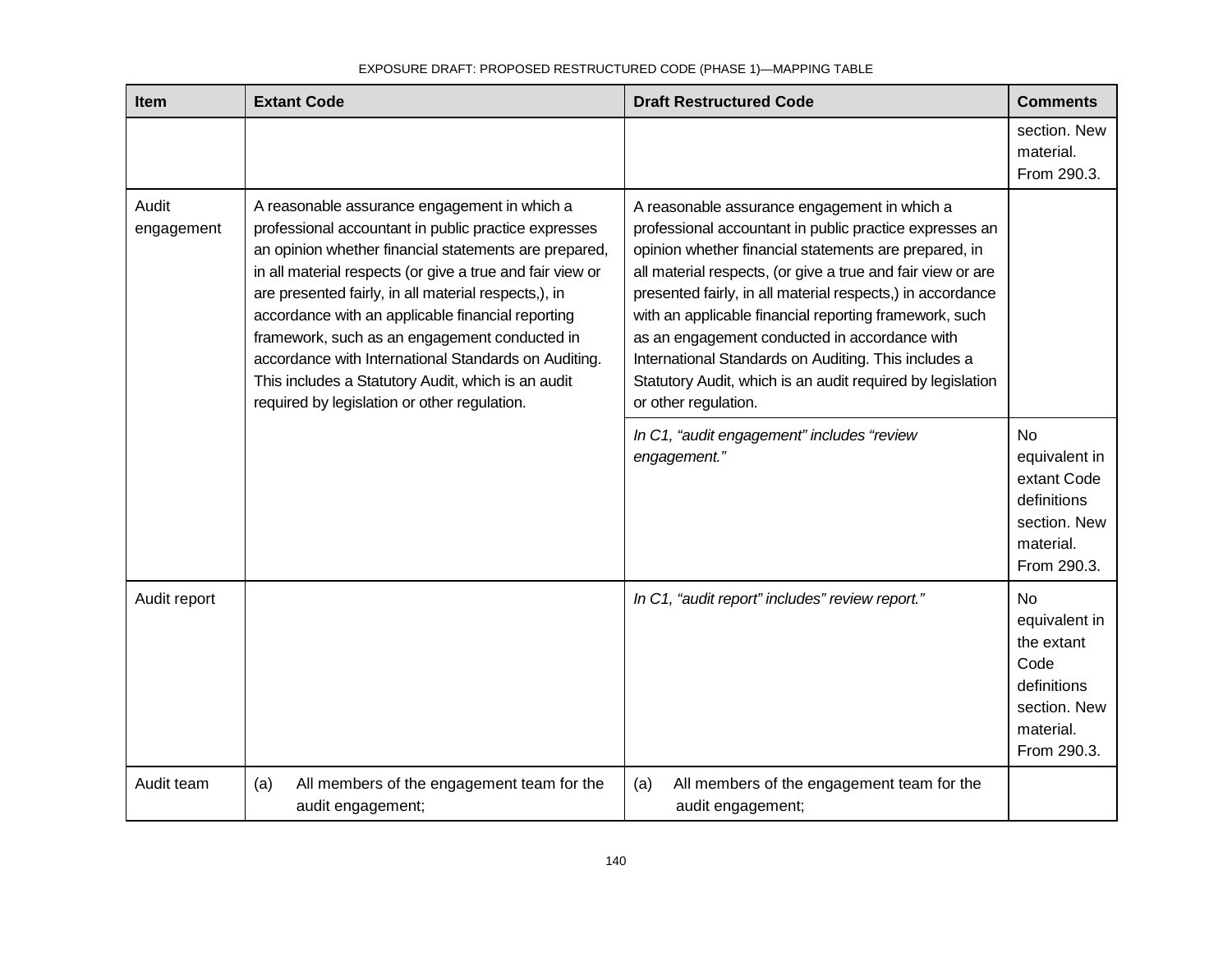| Item | Extant Code | Draft Restructured Code | Comments |
|---|---|---|---|
| | | | section. New material. From 290.3. |
| Audit engagement | A reasonable assurance engagement in which a professional accountant in public practice expresses an opinion whether financial statements are prepared, in all material respects (or give a true and fair view or are presented fairly, in all material respects,), in accordance with an applicable financial reporting framework, such as an engagement conducted in accordance with International Standards on Auditing. This includes a Statutory Audit, which is an audit required by legislation or other regulation. | A reasonable assurance engagement in which a professional accountant in public practice expresses an opinion whether financial statements are prepared, in all material respects, (or give a true and fair view or are presented fairly, in all material respects,) in accordance with an applicable financial reporting framework, such as an engagement conducted in accordance with International Standards on Auditing. This includes a Statutory Audit, which is an audit required by legislation or other regulation. | |
| | | *In C1, "audit engagement" includes "review engagement."* | No equivalent in extant Code definitions section. New material. From 290.3. |
| Audit report | | *In C1, "audit report" includes" review report."* | No equivalent in the extant Code definitions section. New material. From 290.3. |
| Audit team | (a) All members of the engagement team for the audit engagement; | (a) All members of the engagement team for the audit engagement; | |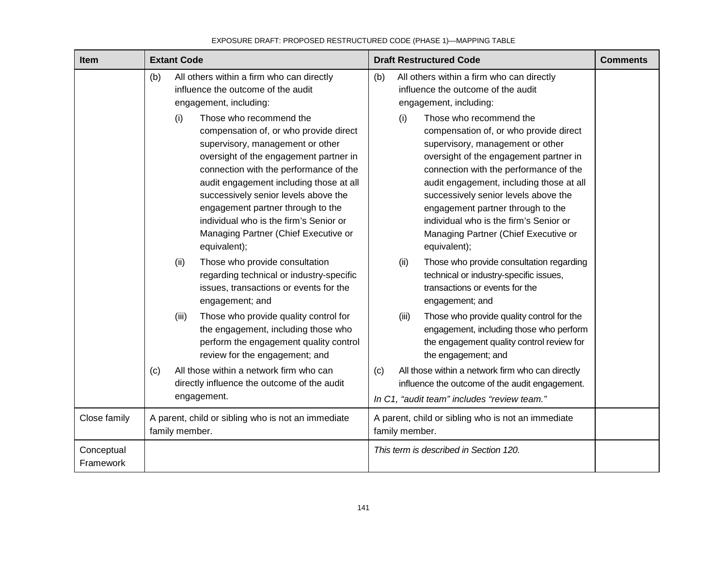| Item | Extant Code | Draft Restructured Code | Comments |
|---|---|---|---|
| | (b) All others within a firm who can directly influence the outcome of the audit engagement, including:<br><br>(i) Those who recommend the compensation of, or who provide direct supervisory, management or other oversight of the engagement partner in connection with the performance of the audit engagement including those at all successively senior levels above the engagement partner through to the individual who is the firm's Senior or Managing Partner (Chief Executive or equivalent);<br><br>(ii) Those who provide consultation regarding technical or industry-specific issues, transactions or events for the engagement; and<br><br>(iii) Those who provide quality control for the engagement, including those who perform the engagement quality control review for the engagement; and<br><br>(c) All those within a network firm who can directly influence the outcome of the audit engagement. | (b) All others within a firm who can directly influence the outcome of the audit engagement, including:<br><br>(i) Those who recommend the compensation of, or who provide direct supervisory, management or other oversight of the engagement partner in connection with the performance of the audit engagement, including those at all successively senior levels above the engagement partner through to the individual who is the firm's Senior or Managing Partner (Chief Executive or equivalent);<br><br>(ii) Those who provide consultation regarding technical or industry-specific issues, transactions or events for the engagement; and<br><br>(iii) Those who provide quality control for the engagement, including those who perform the engagement quality control review for the engagement; and<br><br>(c) All those within a network firm who can directly influence the outcome of the audit engagement.<br><br>*In C1, "audit team" includes "review team."* | |
| Close family | A parent, child or sibling who is not an immediate family member. | A parent, child or sibling who is not an immediate family member. | |
| Conceptual Framework | | *This term is described in Section 120.* | |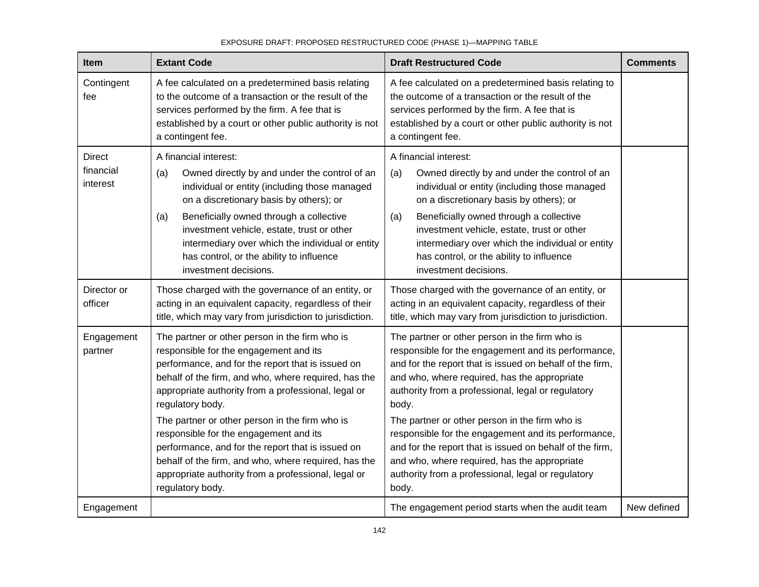| Item | Extant Code | Draft Restructured Code | Comments |
|---|---|---|---|
| Contingent fee | A fee calculated on a predetermined basis relating to the outcome of a transaction or the result of the services performed by the firm. A fee that is established by a court or other public authority is not a contingent fee. | A fee calculated on a predetermined basis relating to the outcome of a transaction or the result of the services performed by the firm. A fee that is established by a court or other public authority is not a contingent fee. | |
| Direct financial interest | A financial interest:<br>(a) Owned directly by and under the control of an individual or entity (including those managed on a discretionary basis by others); or<br>(a) Beneficially owned through a collective investment vehicle, estate, trust or other intermediary over which the individual or entity has control, or the ability to influence investment decisions. | A financial interest:<br>(a) Owned directly by and under the control of an individual or entity (including those managed on a discretionary basis by others); or<br>(a) Beneficially owned through a collective investment vehicle, estate, trust or other intermediary over which the individual or entity has control, or the ability to influence investment decisions. | |
| Director or officer | Those charged with the governance of an entity, or acting in an equivalent capacity, regardless of their title, which may vary from jurisdiction to jurisdiction. | Those charged with the governance of an entity, or acting in an equivalent capacity, regardless of their title, which may vary from jurisdiction to jurisdiction. | |
| Engagement partner | The partner or other person in the firm who is responsible for the engagement and its performance, and for the report that is issued on behalf of the firm, and who, where required, has the appropriate authority from a professional, legal or regulatory body.<br>The partner or other person in the firm who is responsible for the engagement and its performance, and for the report that is issued on behalf of the firm, and who, where required, has the appropriate authority from a professional, legal or regulatory body. | The partner or other person in the firm who is responsible for the engagement and its performance, and for the report that is issued on behalf of the firm, and who, where required, has the appropriate authority from a professional, legal or regulatory body.<br>The partner or other person in the firm who is responsible for the engagement and its performance, and for the report that is issued on behalf of the firm, and who, where required, has the appropriate authority from a professional, legal or regulatory body. | |
| Engagement | | The engagement period starts when the audit team | New defined |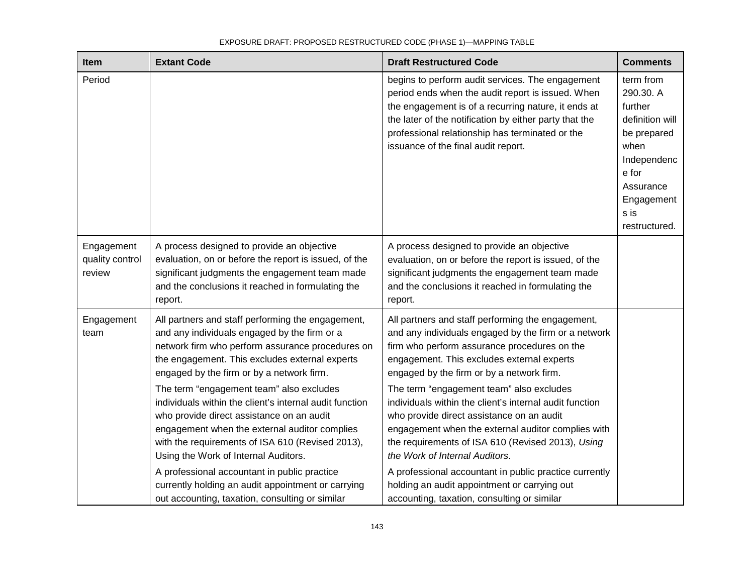| Item | Extant Code | Draft Restructured Code | Comments |
|---|---|---|---|
| Period | | begins to perform audit services. The engagement period ends when the audit report is issued. When the engagement is of a recurring nature, it ends at the later of the notification by either party that the professional relationship has terminated or the issuance of the final audit report. | term from 290.30. A further definition will be prepared when Independence for Assurance Engagements is restructured. |
| Engagement quality control review | A process designed to provide an objective evaluation, on or before the report is issued, of the significant judgments the engagement team made and the conclusions it reached in formulating the report. | A process designed to provide an objective evaluation, on or before the report is issued, of the significant judgments the engagement team made and the conclusions it reached in formulating the report. | |
| Engagement team | All partners and staff performing the engagement, and any individuals engaged by the firm or a network firm who perform assurance procedures on the engagement. This excludes external experts engaged by the firm or by a network firm.<br>The term “engagement team” also excludes individuals within the client’s internal audit function who provide direct assistance on an audit engagement when the external auditor complies with the requirements of ISA 610 (Revised 2013), Using the Work of Internal Auditors.<br>A professional accountant in public practice currently holding an audit appointment or carrying out accounting, taxation, consulting or similar | All partners and staff performing the engagement, and any individuals engaged by the firm or a network firm who perform assurance procedures on the engagement. This excludes external experts engaged by the firm or by a network firm.<br>The term “engagement team” also excludes individuals within the client’s internal audit function who provide direct assistance on an audit engagement when the external auditor complies with the requirements of ISA 610 (Revised 2013), *Using the Work of Internal Auditors*.<br>A professional accountant in public practice currently holding an audit appointment or carrying out accounting, taxation, consulting or similar | |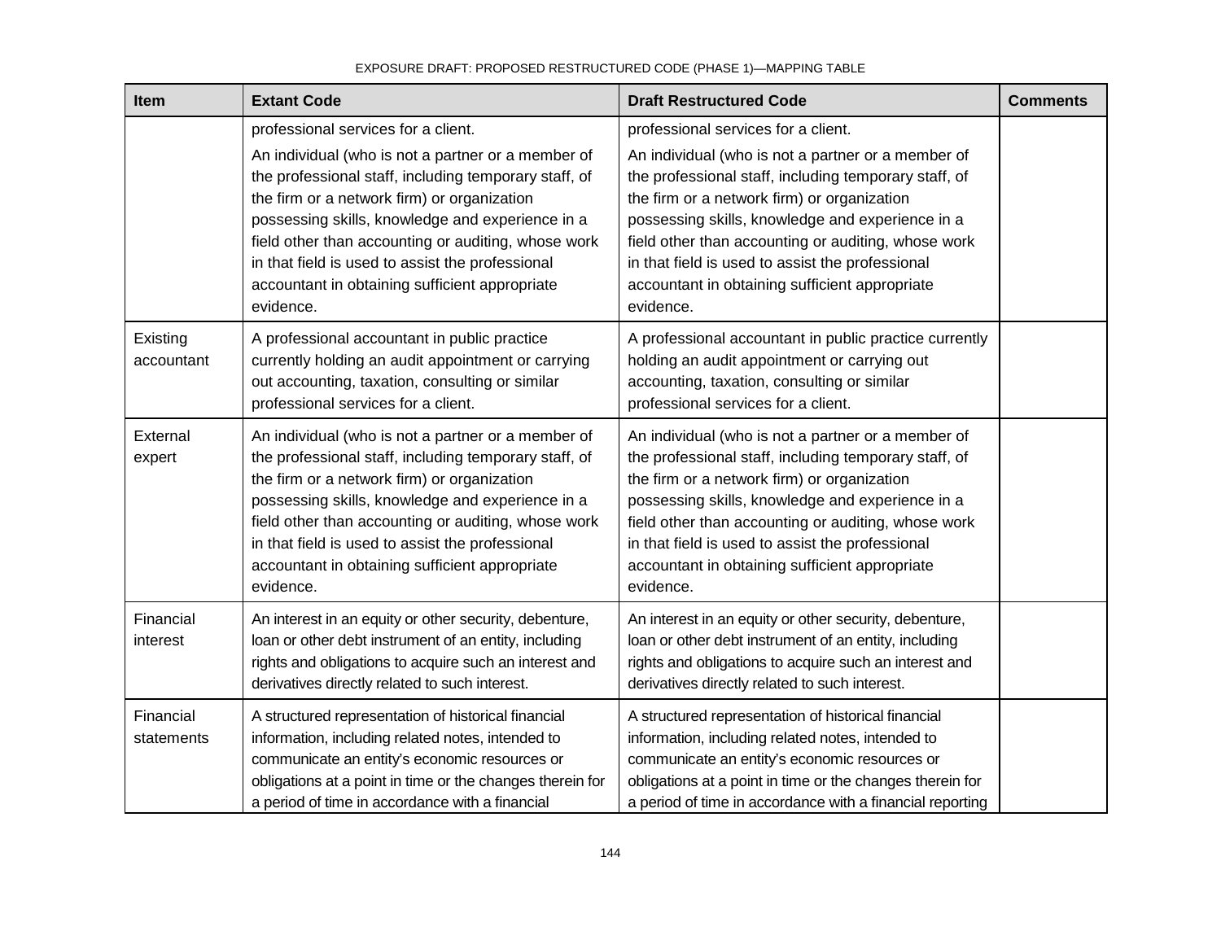| Item | Extant Code | Draft Restructured Code | Comments |
|---|---|---|---|
| | professional services for a client.<br>An individual (who is not a partner or a member of the professional staff, including temporary staff, of the firm or a network firm) or organization possessing skills, knowledge and experience in a field other than accounting or auditing, whose work in that field is used to assist the professional accountant in obtaining sufficient appropriate evidence. | professional services for a client.<br>An individual (who is not a partner or a member of the professional staff, including temporary staff, of the firm or a network firm) or organization possessing skills, knowledge and experience in a field other than accounting or auditing, whose work in that field is used to assist the professional accountant in obtaining sufficient appropriate evidence. | |
| Existing accountant | A professional accountant in public practice currently holding an audit appointment or carrying out accounting, taxation, consulting or similar professional services for a client. | A professional accountant in public practice currently holding an audit appointment or carrying out accounting, taxation, consulting or similar professional services for a client. | |
| External expert | An individual (who is not a partner or a member of the professional staff, including temporary staff, of the firm or a network firm) or organization possessing skills, knowledge and experience in a field other than accounting or auditing, whose work in that field is used to assist the professional accountant in obtaining sufficient appropriate evidence. | An individual (who is not a partner or a member of the professional staff, including temporary staff, of the firm or a network firm) or organization possessing skills, knowledge and experience in a field other than accounting or auditing, whose work in that field is used to assist the professional accountant in obtaining sufficient appropriate evidence. | |
| Financial interest | An interest in an equity or other security, debenture, loan or other debt instrument of an entity, including rights and obligations to acquire such an interest and derivatives directly related to such interest. | An interest in an equity or other security, debenture, loan or other debt instrument of an entity, including rights and obligations to acquire such an interest and derivatives directly related to such interest. | |
| Financial statements | A structured representation of historical financial information, including related notes, intended to communicate an entity's economic resources or obligations at a point in time or the changes therein for a period of time in accordance with a financial | A structured representation of historical financial information, including related notes, intended to communicate an entity's economic resources or obligations at a point in time or the changes therein for a period of time in accordance with a financial reporting | |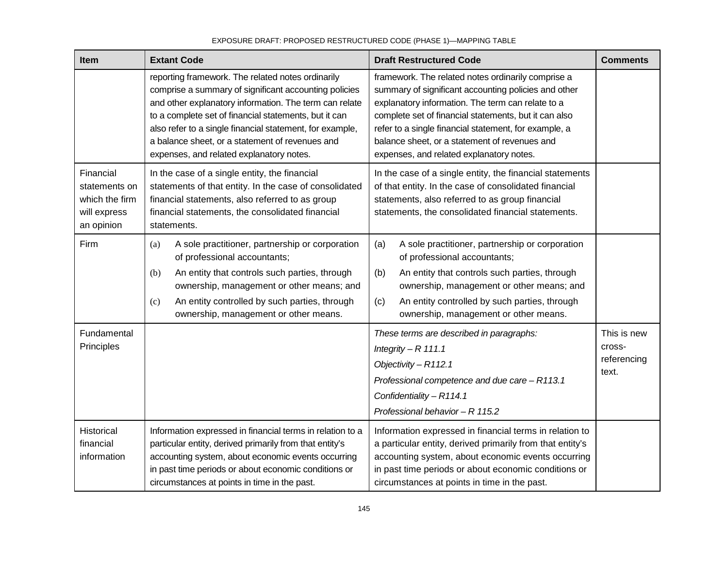| Item | Extant Code | Draft Restructured Code | Comments |
|---|---|---|---|
| | reporting framework. The related notes ordinarily comprise a summary of significant accounting policies and other explanatory information. The term can relate to a complete set of financial statements, but it can also refer to a single financial statement, for example, a balance sheet, or a statement of revenues and expenses, and related explanatory notes. | framework. The related notes ordinarily comprise a summary of significant accounting policies and other explanatory information. The term can relate to a complete set of financial statements, but it can also refer to a single financial statement, for example, a balance sheet, or a statement of revenues and expenses, and related explanatory notes. | |
| Financial statements on which the firm will express an opinion | In the case of a single entity, the financial statements of that entity. In the case of consolidated financial statements, also referred to as group financial statements, the consolidated financial statements. | In the case of a single entity, the financial statements of that entity. In the case of consolidated financial statements, also referred to as group financial statements, the consolidated financial statements. | |
| Firm | (a) A sole practitioner, partnership or corporation of professional accountants;<br>(b) An entity that controls such parties, through ownership, management or other means; and<br>(c) An entity controlled by such parties, through ownership, management or other means. | (a) A sole practitioner, partnership or corporation of professional accountants;<br>(b) An entity that controls such parties, through ownership, management or other means; and<br>(c) An entity controlled by such parties, through ownership, management or other means. | |
| Fundamental Principles | | *These terms are described in paragraphs:*<br>*Integrity – R 111.1*<br>*Objectivity – R112.1*<br>*Professional competence and due care – R113.1*<br>*Confidentiality – R114.1*<br>*Professional behavior – R 115.2* | This is new cross-referencing text. |
| Historical financial information | Information expressed in financial terms in relation to a particular entity, derived primarily from that entity's accounting system, about economic events occurring in past time periods or about economic conditions or circumstances at points in time in the past. | Information expressed in financial terms in relation to a particular entity, derived primarily from that entity's accounting system, about economic events occurring in past time periods or about economic conditions or circumstances at points in time in the past. | |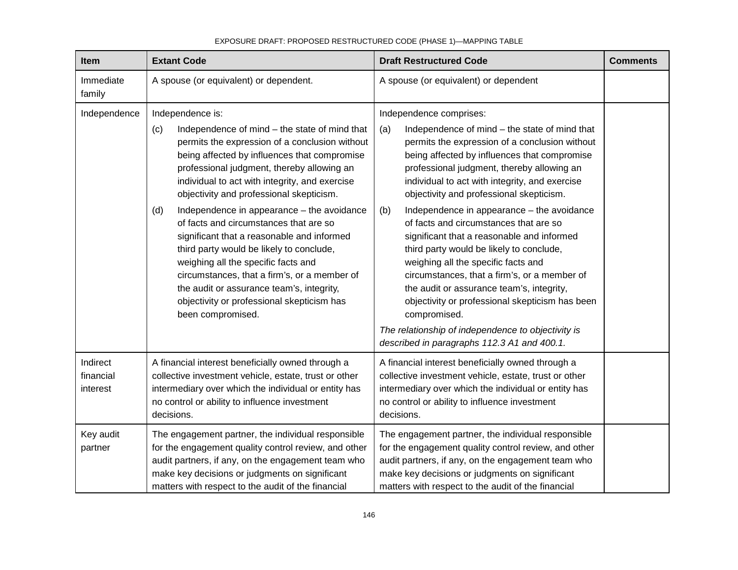| Item | Extant Code | Draft Restructured Code | Comments |
|---|---|---|---|
| Immediate family | A spouse (or equivalent) or dependent. | A spouse (or equivalent) or dependent | |
| Independence | Independence is:<br><br>(c) Independence of mind – the state of mind that permits the expression of a conclusion without being affected by influences that compromise professional judgment, thereby allowing an individual to act with integrity, and exercise objectivity and professional skepticism.<br><br>(d) Independence in appearance – the avoidance of facts and circumstances that are so significant that a reasonable and informed third party would be likely to conclude, weighing all the specific facts and circumstances, that a firm's, or a member of the audit or assurance team's, integrity, objectivity or professional skepticism has been compromised. | Independence comprises:<br><br>(a) Independence of mind – the state of mind that permits the expression of a conclusion without being affected by influences that compromise professional judgment, thereby allowing an individual to act with integrity, and exercise objectivity and professional skepticism.<br><br>(b) Independence in appearance – the avoidance of facts and circumstances that are so significant that a reasonable and informed third party would be likely to conclude, weighing all the specific facts and circumstances, that a firm's, or a member of the audit or assurance team's, integrity, objectivity or professional skepticism has been compromised.<br><br>*The relationship of independence to objectivity is described in paragraphs 112.3 A1 and 400.1.* | |
| Indirect financial interest | A financial interest beneficially owned through a collective investment vehicle, estate, trust or other intermediary over which the individual or entity has no control or ability to influence investment decisions. | A financial interest beneficially owned through a collective investment vehicle, estate, trust or other intermediary over which the individual or entity has no control or ability to influence investment decisions. | |
| Key audit partner | The engagement partner, the individual responsible for the engagement quality control review, and other audit partners, if any, on the engagement team who make key decisions or judgments on significant matters with respect to the audit of the financial | The engagement partner, the individual responsible for the engagement quality control review, and other audit partners, if any, on the engagement team who make key decisions or judgments on significant matters with respect to the audit of the financial | |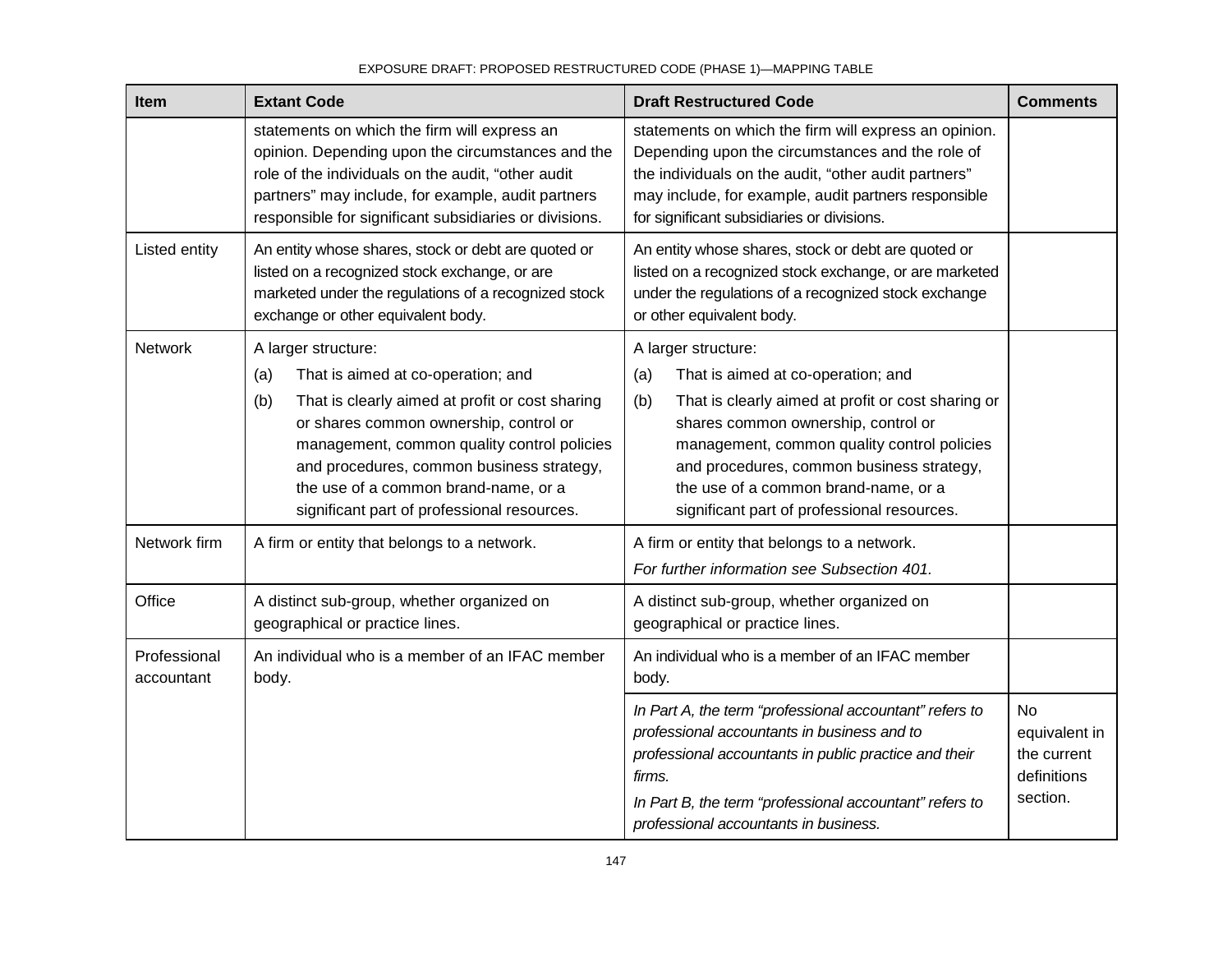| Item | Extant Code | Draft Restructured Code | Comments |
|---|---|---|---|
| | statements on which the firm will express an opinion. Depending upon the circumstances and the role of the individuals on the audit, "other audit partners" may include, for example, audit partners responsible for significant subsidiaries or divisions. | statements on which the firm will express an opinion. Depending upon the circumstances and the role of the individuals on the audit, "other audit partners" may include, for example, audit partners responsible for significant subsidiaries or divisions. | |
| Listed entity | An entity whose shares, stock or debt are quoted or listed on a recognized stock exchange, or are marketed under the regulations of a recognized stock exchange or other equivalent body. | An entity whose shares, stock or debt are quoted or listed on a recognized stock exchange, or are marketed under the regulations of a recognized stock exchange or other equivalent body. | |
| Network | A larger structure:<br>(a) That is aimed at co-operation; and<br>(b) That is clearly aimed at profit or cost sharing or shares common ownership, control or management, common quality control policies and procedures, common business strategy, the use of a common brand-name, or a significant part of professional resources. | A larger structure:<br>(a) That is aimed at co-operation; and<br>(b) That is clearly aimed at profit or cost sharing or shares common ownership, control or management, common quality control policies and procedures, common business strategy, the use of a common brand-name, or a significant part of professional resources. | |
| Network firm | A firm or entity that belongs to a network. | A firm or entity that belongs to a network.<br>*For further information see Subsection 401.* | |
| Office | A distinct sub-group, whether organized on geographical or practice lines. | A distinct sub-group, whether organized on geographical or practice lines. | |
| Professional accountant | An individual who is a member of an IFAC member body. | An individual who is a member of an IFAC member body. | |
| | | *In Part A, the term "professional accountant" refers to professional accountants in business and to professional accountants in public practice and their firms.*<br>*In Part B, the term "professional accountant" refers to professional accountants in business.* | No equivalent in the current definitions section. |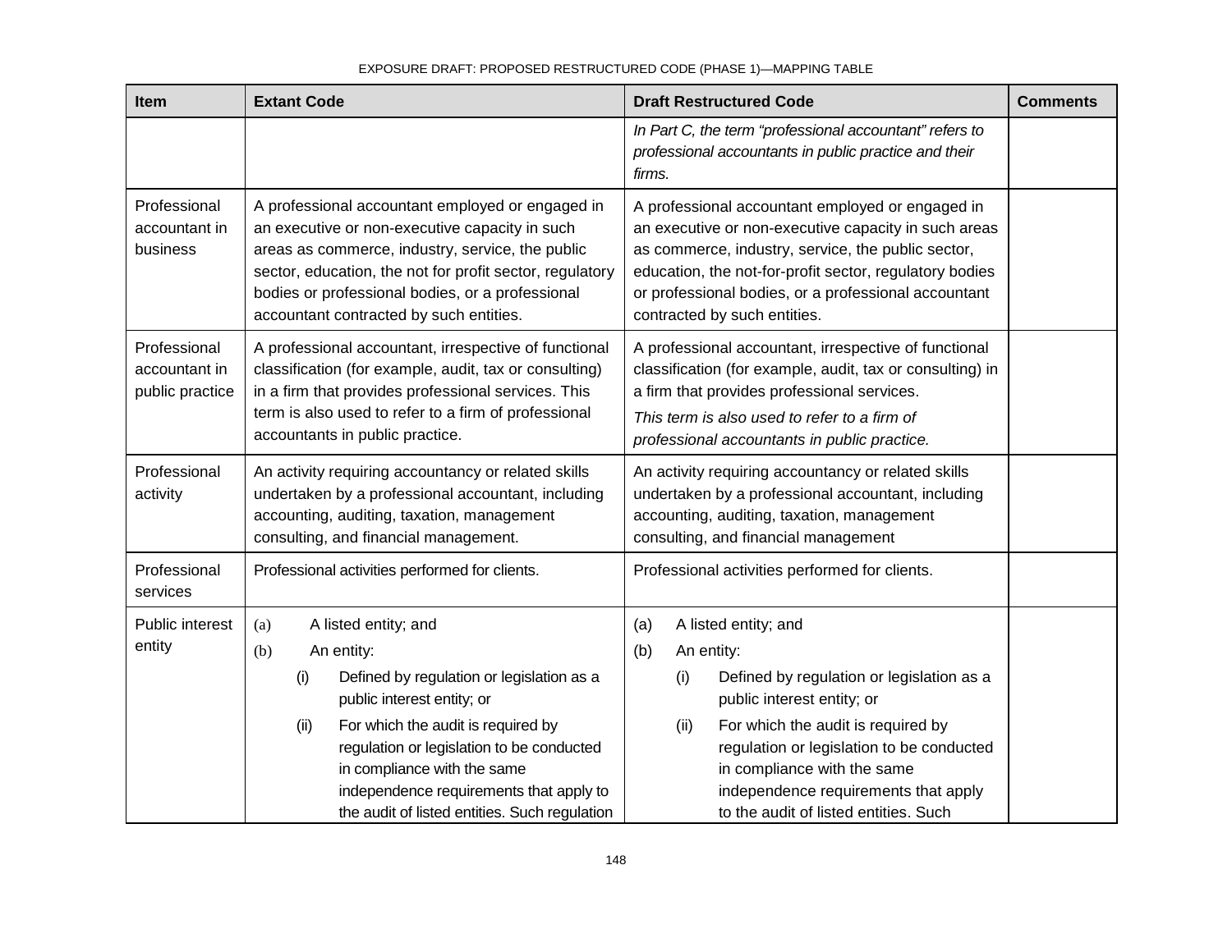| Item | Extant Code | Draft Restructured Code | Comments |
|---|---|---|---|
| | | *In Part C, the term "professional accountant" refers to professional accountants in public practice and their firms.* | |
| Professional accountant in business | A professional accountant employed or engaged in an executive or non-executive capacity in such areas as commerce, industry, service, the public sector, education, the not for profit sector, regulatory bodies or professional bodies, or a professional accountant contracted by such entities. | A professional accountant employed or engaged in an executive or non-executive capacity in such areas as commerce, industry, service, the public sector, education, the not-for-profit sector, regulatory bodies or professional bodies, or a professional accountant contracted by such entities. | |
| Professional accountant in public practice | A professional accountant, irrespective of functional classification (for example, audit, tax or consulting) in a firm that provides professional services. This term is also used to refer to a firm of professional accountants in public practice. | A professional accountant, irrespective of functional classification (for example, audit, tax or consulting) in a firm that provides professional services.<br>*This term is also used to refer to a firm of professional accountants in public practice.* | |
| Professional activity | An activity requiring accountancy or related skills undertaken by a professional accountant, including accounting, auditing, taxation, management consulting, and financial management. | An activity requiring accountancy or related skills undertaken by a professional accountant, including accounting, auditing, taxation, management consulting, and financial management | |
| Professional services | Professional activities performed for clients. | Professional activities performed for clients. | |
| Public interest entity | (a) A listed entity; and<br>(b) An entity:<br>(i) Defined by regulation or legislation as a public interest entity; or<br>(ii) For which the audit is required by regulation or legislation to be conducted in compliance with the same independence requirements that apply to the audit of listed entities. Such regulation | (a) A listed entity; and<br>(b) An entity:<br>(i) Defined by regulation or legislation as a public interest entity; or<br>(ii) For which the audit is required by regulation or legislation to be conducted in compliance with the same independence requirements that apply to the audit of listed entities. Such | |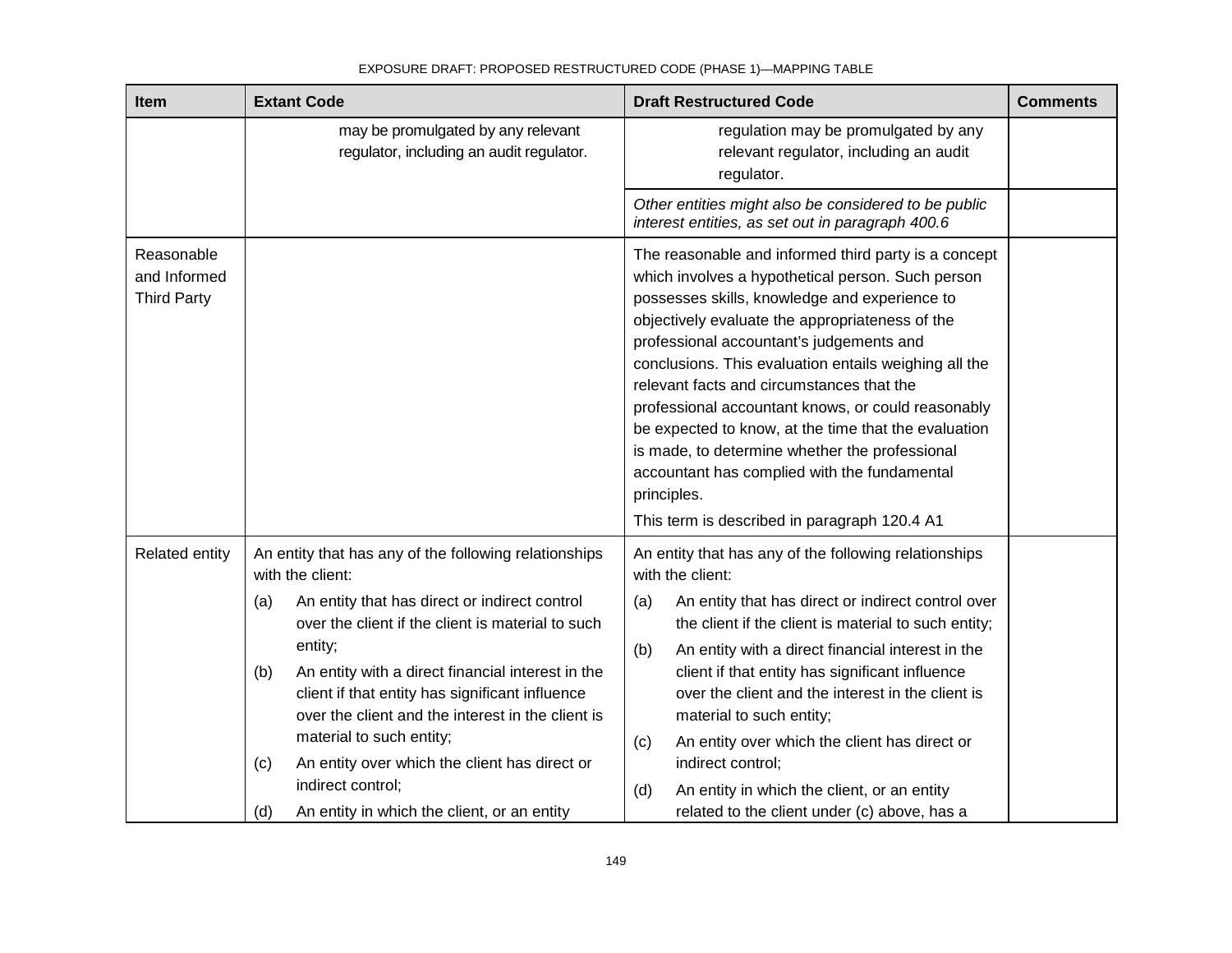| Item | Extant Code | Draft Restructured Code | Comments |
|---|---|---|---|
| | may be promulgated by any relevant regulator, including an audit regulator. | regulation may be promulgated by any relevant regulator, including an audit regulator. | |
| | | *Other entities might also be considered to be public interest entities, as set out in paragraph 400.6* | |
| Reasonable and Informed Third Party | | The reasonable and informed third party is a concept which involves a hypothetical person. Such person possesses skills, knowledge and experience to objectively evaluate the appropriateness of the professional accountant's judgements and conclusions. This evaluation entails weighing all the relevant facts and circumstances that the professional accountant knows, or could reasonably be expected to know, at the time that the evaluation is made, to determine whether the professional accountant has complied with the fundamental principles.<br>This term is described in paragraph 120.4 A1 | |
| Related entity | An entity that has any of the following relationships with the client:<br>(a) An entity that has direct or indirect control over the client if the client is material to such entity;<br>(b) An entity with a direct financial interest in the client if that entity has significant influence over the client and the interest in the client is material to such entity;<br>(c) An entity over which the client has direct or indirect control;<br>(d) An entity in which the client, or an entity | An entity that has any of the following relationships with the client:<br>(a) An entity that has direct or indirect control over the client if the client is material to such entity;<br>(b) An entity with a direct financial interest in the client if that entity has significant influence over the client and the interest in the client is material to such entity;<br>(c) An entity over which the client has direct or indirect control;<br>(d) An entity in which the client, or an entity related to the client under (c) above, has a | |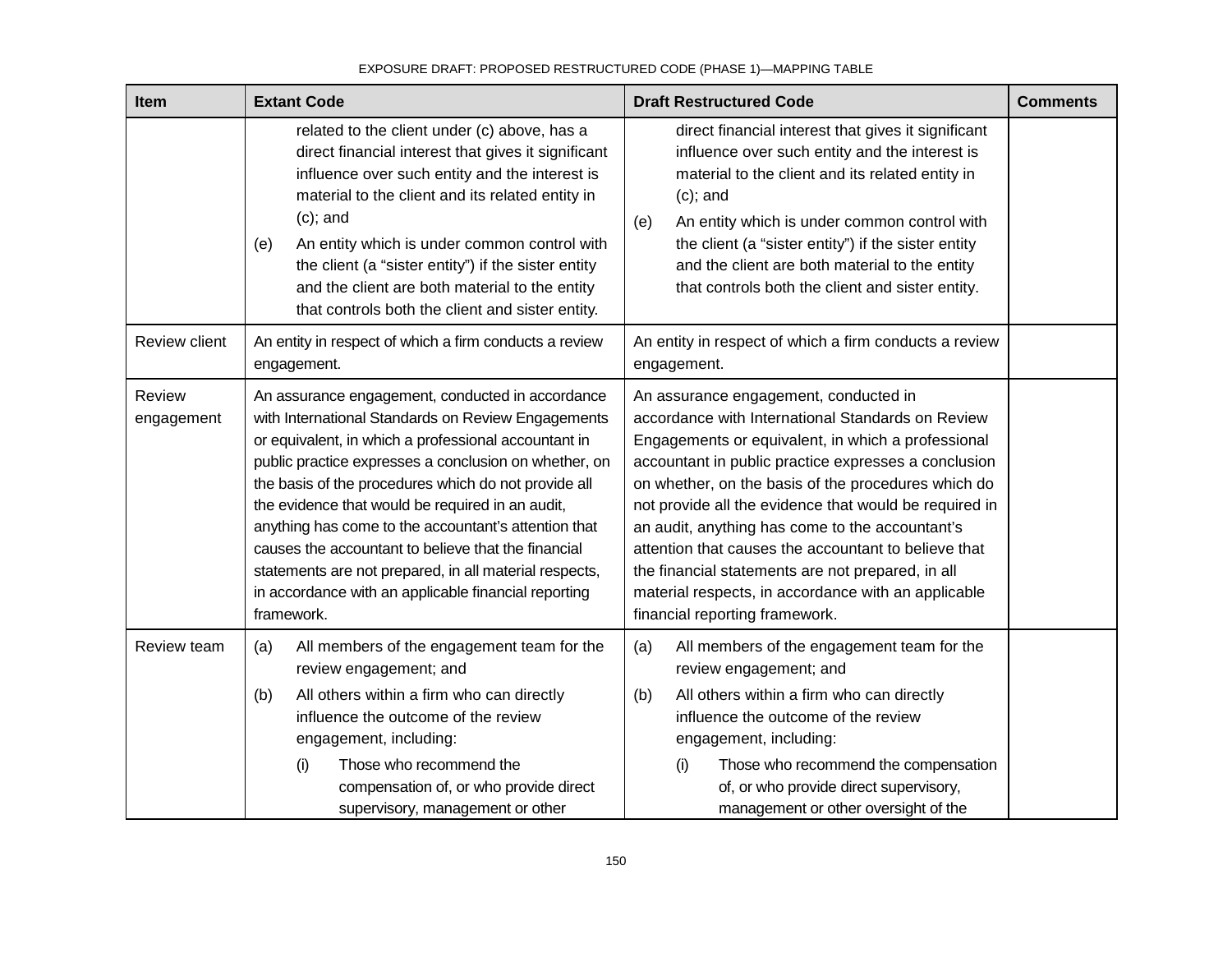| Item | Extant Code | Draft Restructured Code | Comments |
|---|---|---|---|
| | related to the client under (c) above, has a direct financial interest that gives it significant influence over such entity and the interest is material to the client and its related entity in (c); and<br>(e) An entity which is under common control with the client (a "sister entity") if the sister entity and the client are both material to the entity that controls both the client and sister entity. | direct financial interest that gives it significant influence over such entity and the interest is material to the client and its related entity in (c); and<br>(e) An entity which is under common control with the client (a "sister entity") if the sister entity and the client are both material to the entity that controls both the client and sister entity. | |
| Review client | An entity in respect of which a firm conducts a review engagement. | An entity in respect of which a firm conducts a review engagement. | |
| Review engagement | An assurance engagement, conducted in accordance with International Standards on Review Engagements or equivalent, in which a professional accountant in public practice expresses a conclusion on whether, on the basis of the procedures which do not provide all the evidence that would be required in an audit, anything has come to the accountant's attention that causes the accountant to believe that the financial statements are not prepared, in all material respects, in accordance with an applicable financial reporting framework. | An assurance engagement, conducted in accordance with International Standards on Review Engagements or equivalent, in which a professional accountant in public practice expresses a conclusion on whether, on the basis of the procedures which do not provide all the evidence that would be required in an audit, anything has come to the accountant's attention that causes the accountant to believe that the financial statements are not prepared, in all material respects, in accordance with an applicable financial reporting framework. | |
| Review team | (a) All members of the engagement team for the review engagement; and<br>(b) All others within a firm who can directly influence the outcome of the review engagement, including:<br>(i) Those who recommend the compensation of, or who provide direct supervisory, management or other | (a) All members of the engagement team for the review engagement; and<br>(b) All others within a firm who can directly influence the outcome of the review engagement, including:<br>(i) Those who recommend the compensation of, or who provide direct supervisory, management or other oversight of the | |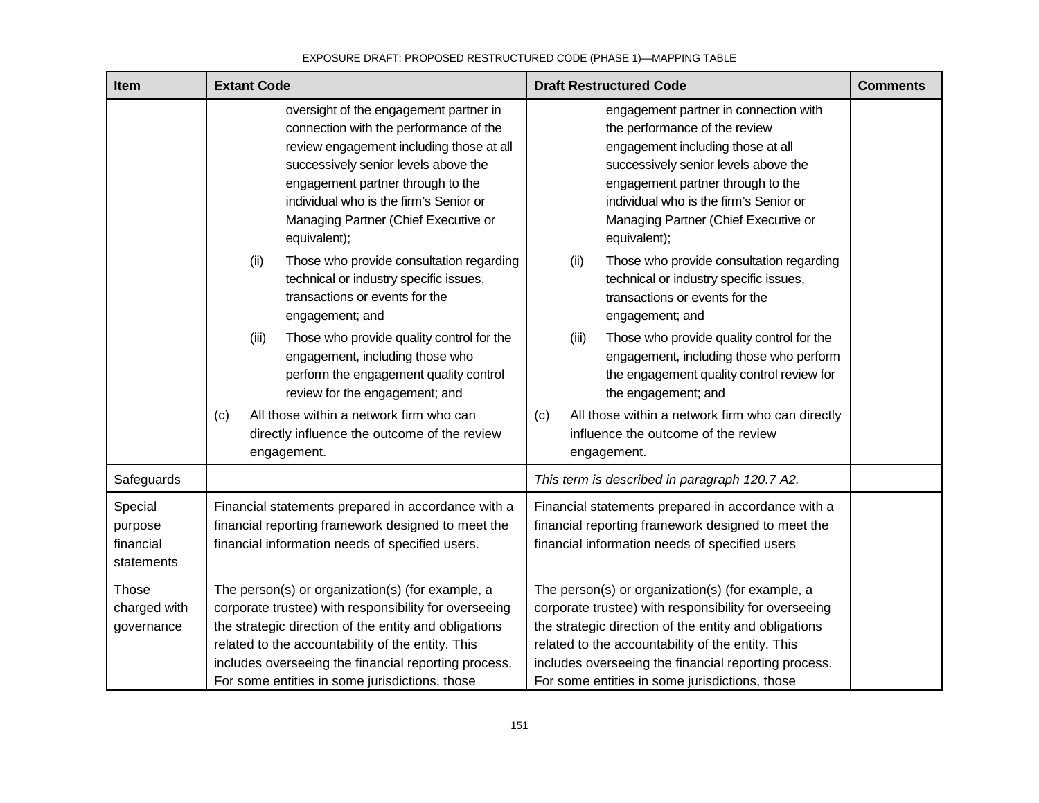| Item | Extant Code | Draft Restructured Code | Comments |
|---|---|---|---|
| | oversight of the engagement partner in connection with the performance of the review engagement including those at all successively senior levels above the engagement partner through to the individual who is the firm's Senior or Managing Partner (Chief Executive or equivalent);<br>(ii) Those who provide consultation regarding technical or industry specific issues, transactions or events for the engagement; and<br>(iii) Those who provide quality control for the engagement, including those who perform the engagement quality control review for the engagement; and<br>(c) All those within a network firm who can directly influence the outcome of the review engagement. | engagement partner in connection with the performance of the review engagement including those at all successively senior levels above the engagement partner through to the individual who is the firm's Senior or Managing Partner (Chief Executive or equivalent);<br>(ii) Those who provide consultation regarding technical or industry specific issues, transactions or events for the engagement; and<br>(iii) Those who provide quality control for the engagement, including those who perform the engagement quality control review for the engagement; and<br>(c) All those within a network firm who can directly influence the outcome of the review engagement. | |
| Safeguards | | *This term is described in paragraph 120.7 A2.* | |
| Special purpose financial statements | Financial statements prepared in accordance with a financial reporting framework designed to meet the financial information needs of specified users. | Financial statements prepared in accordance with a financial reporting framework designed to meet the financial information needs of specified users | |
| Those charged with governance | The person(s) or organization(s) (for example, a corporate trustee) with responsibility for overseeing the strategic direction of the entity and obligations related to the accountability of the entity. This includes overseeing the financial reporting process. For some entities in some jurisdictions, those | The person(s) or organization(s) (for example, a corporate trustee) with responsibility for overseeing the strategic direction of the entity and obligations related to the accountability of the entity. This includes overseeing the financial reporting process. For some entities in some jurisdictions, those | |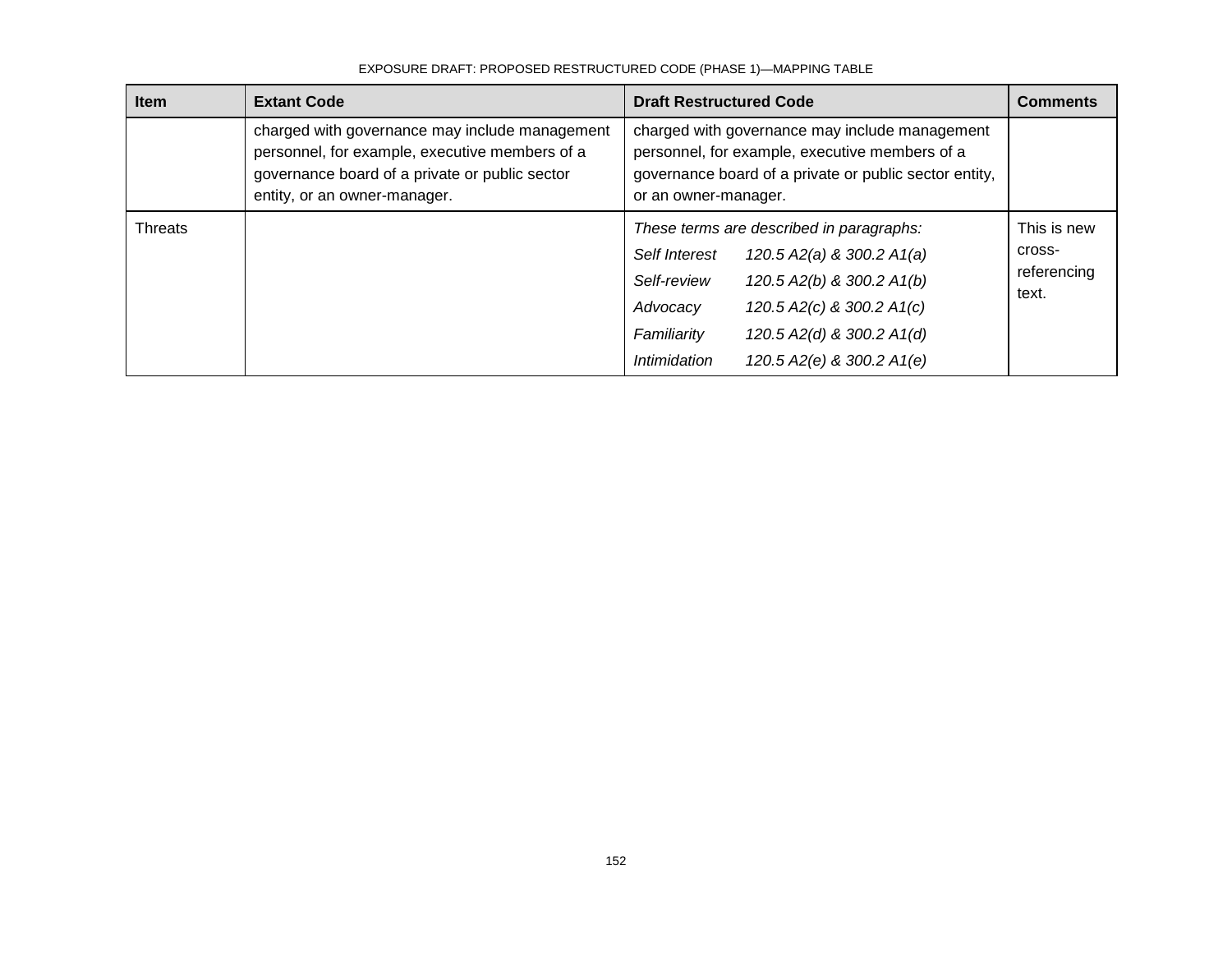| Item | Extant Code | Draft Restructured Code | Comments |
| --- | --- | --- | --- |
| | charged with governance may include management personnel, for example, executive members of a governance board of a private or public sector entity, or an owner-manager. | charged with governance may include management personnel, for example, executive members of a governance board of a private or public sector entity, or an owner-manager. | |
| Threats | | *These terms are described in paragraphs:*<br>*Self Interest 120.5 A2(a) & 300.2 A1(a)*<br>*Self-review 120.5 A2(b) & 300.2 A1(b)*<br>*Advocacy 120.5 A2(c) & 300.2 A1(c)*<br>*Familiarity 120.5 A2(d) & 300.2 A1(d)*<br>*Intimidation 120.5 A2(e) & 300.2 A1(e)* | This is new cross-referencing text. |